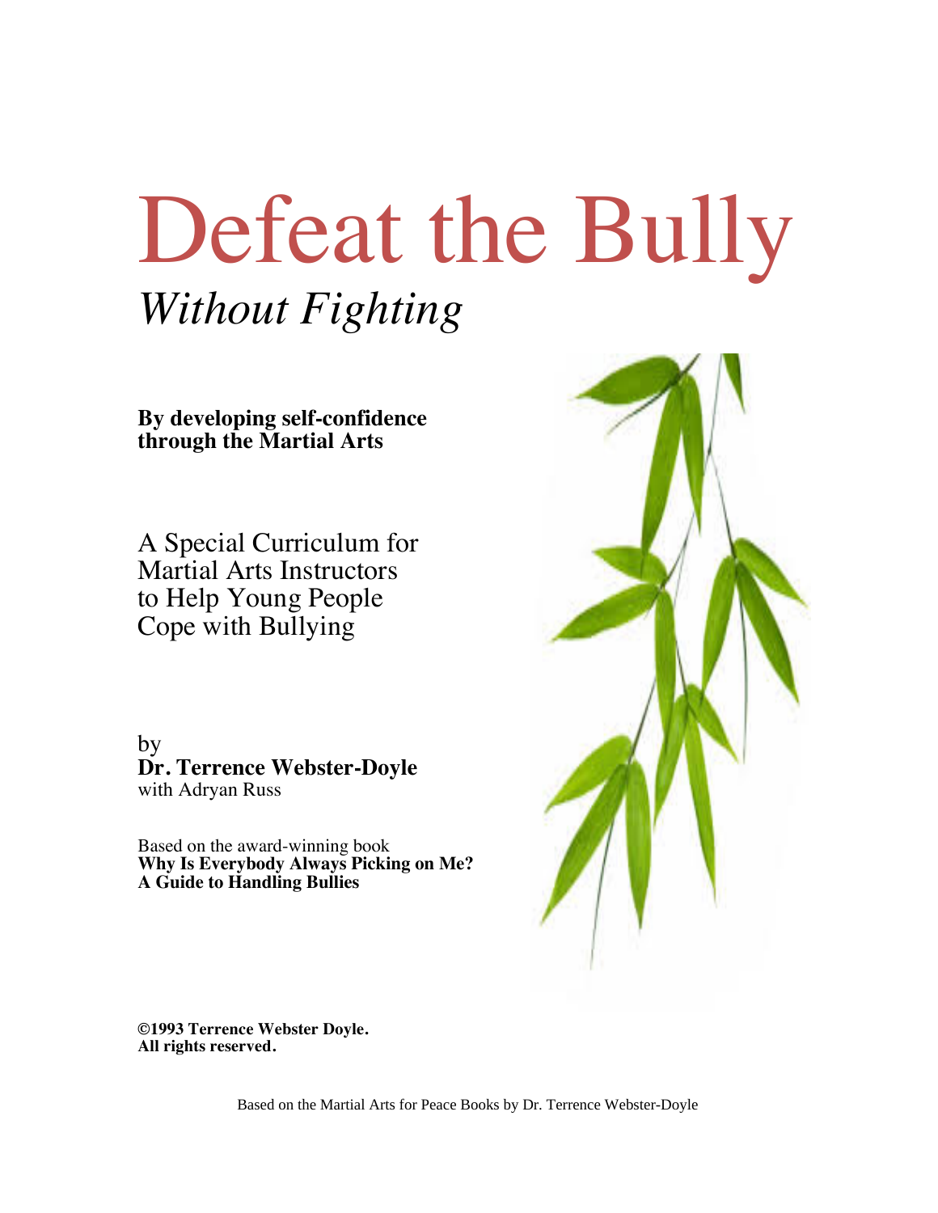# Defeat the Bully

## *Without Fighting*

**By developing self-confidence through the Martial Arts**

A Special Curriculum for Martial Arts Instructors to Help Young People Cope with Bullying

by
**Dr. Terrence Webster-Doyle**
with Adryan Russ

Based on the award-winning book
**Why Is Everybody Always Picking on Me?**
**A Guide to Handling Bullies**

**©1993 Terrence Webster Doyle.**
**All rights reserved.**

Based on the Martial Arts for Peace Books by Dr. Terrence Webster-Doyle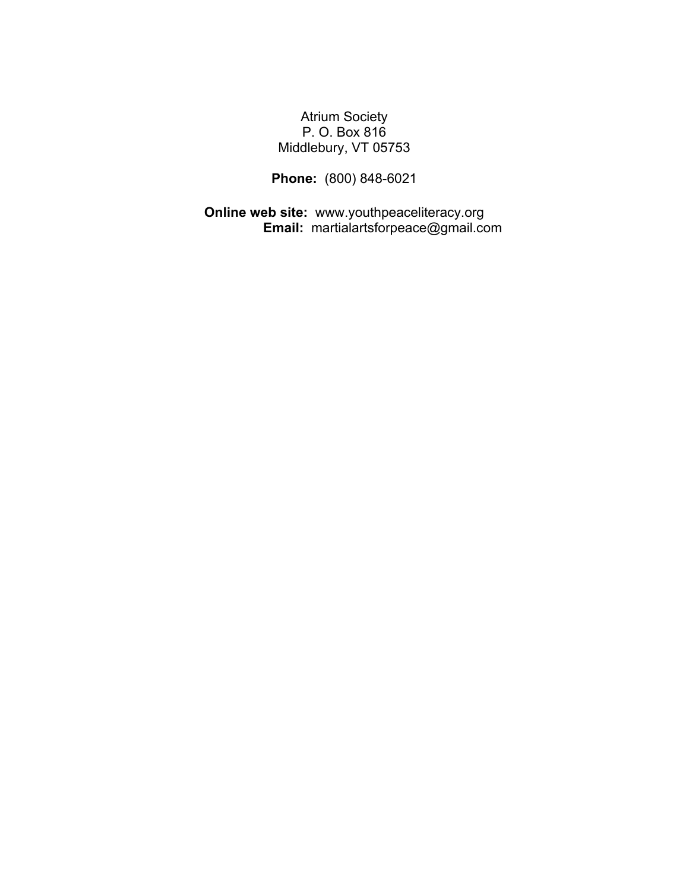Atrium Society
P. O. Box 816
Middlebury, VT 05753

**Phone:** (800) 848-6021

**Online web site:** www.youthpeaceliteracy.org
**Email:** martialartsforpeace@gmail.com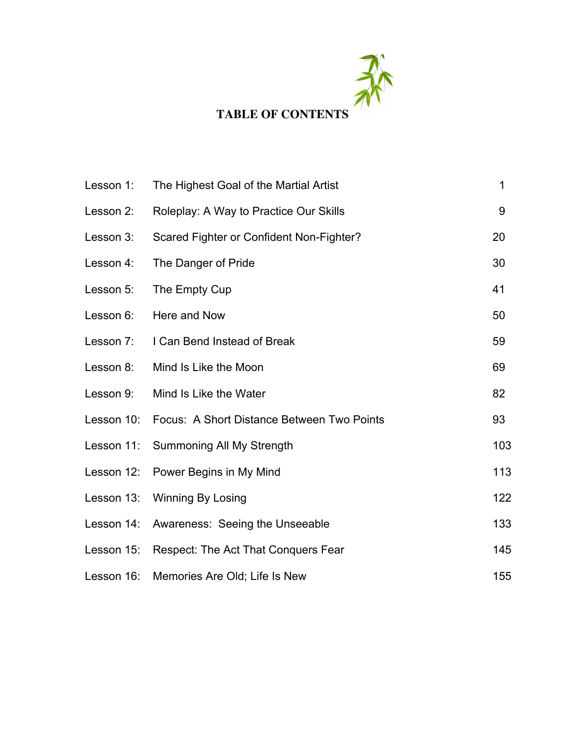# TABLE OF CONTENTS

| | | |
|---|---|---|
| Lesson 1: | The Highest Goal of the Martial Artist | 1 |
| Lesson 2: | Roleplay: A Way to Practice Our Skills | 9 |
| Lesson 3: | Scared Fighter or Confident Non-Fighter? | 20 |
| Lesson 4: | The Danger of Pride | 30 |
| Lesson 5: | The Empty Cup | 41 |
| Lesson 6: | Here and Now | 50 |
| Lesson 7: | I Can Bend Instead of Break | 59 |
| Lesson 8: | Mind Is Like the Moon | 69 |
| Lesson 9: | Mind Is Like the Water | 82 |
| Lesson 10: | Focus: A Short Distance Between Two Points | 93 |
| Lesson 11: | Summoning All My Strength | 103 |
| Lesson 12: | Power Begins in My Mind | 113 |
| Lesson 13: | Winning By Losing | 122 |
| Lesson 14: | Awareness: Seeing the Unseeable | 133 |
| Lesson 15: | Respect: The Act That Conquers Fear | 145 |
| Lesson 16: | Memories Are Old; Life Is New | 155 |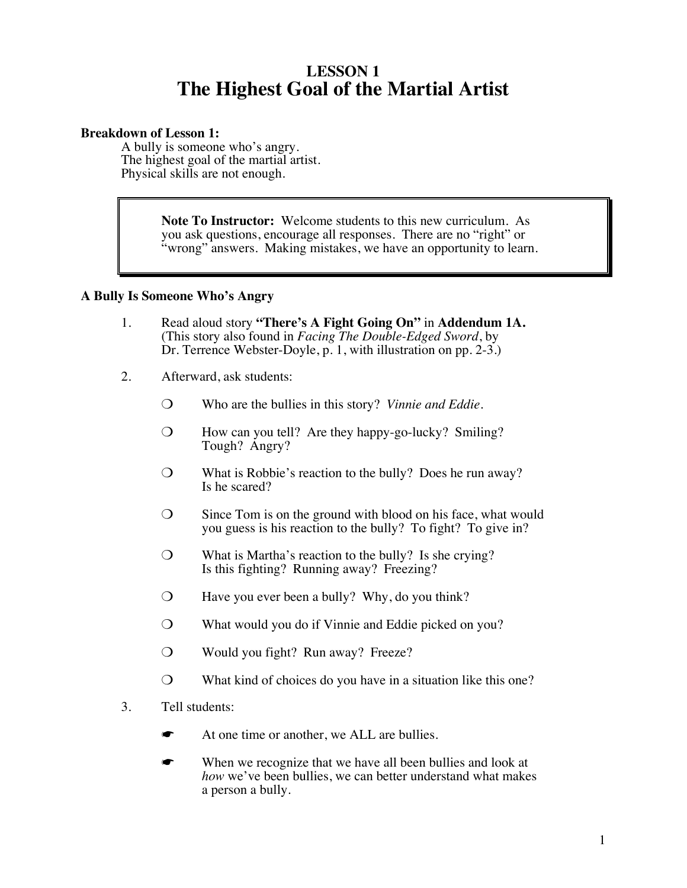# LESSON 1
# The Highest Goal of the Martial Artist

**Breakdown of Lesson 1:**

A bully is someone who's angry.
The highest goal of the martial artist.
Physical skills are not enough.

> **Note To Instructor:** Welcome students to this new curriculum. As you ask questions, encourage all responses. There are no "right" or "wrong" answers. Making mistakes, we have an opportunity to learn.

### A Bully Is Someone Who's Angry

1. Read aloud story **"There's A Fight Going On"** in **Addendum 1A.** (This story also found in *Facing The Double-Edged Sword*, by Dr. Terrence Webster-Doyle, p. 1, with illustration on pp. 2-3.)

2. Afterward, ask students:

   ❍ Who are the bullies in this story? *Vinnie and Eddie*.

   ❍ How can you tell? Are they happy-go-lucky? Smiling? Tough? Angry?

   ❍ What is Robbie's reaction to the bully? Does he run away? Is he scared?

   ❍ Since Tom is on the ground with blood on his face, what would you guess is his reaction to the bully? To fight? To give in?

   ❍ What is Martha's reaction to the bully? Is she crying? Is this fighting? Running away? Freezing?

   ❍ Have you ever been a bully? Why, do you think?

   ❍ What would you do if Vinnie and Eddie picked on you?

   ❍ Would you fight? Run away? Freeze?

   ❍ What kind of choices do you have in a situation like this one?

3. Tell students:

   ☛ At one time or another, we ALL are bullies.

   ☛ When we recognize that we have all been bullies and look at *how* we've been bullies, we can better understand what makes a person a bully.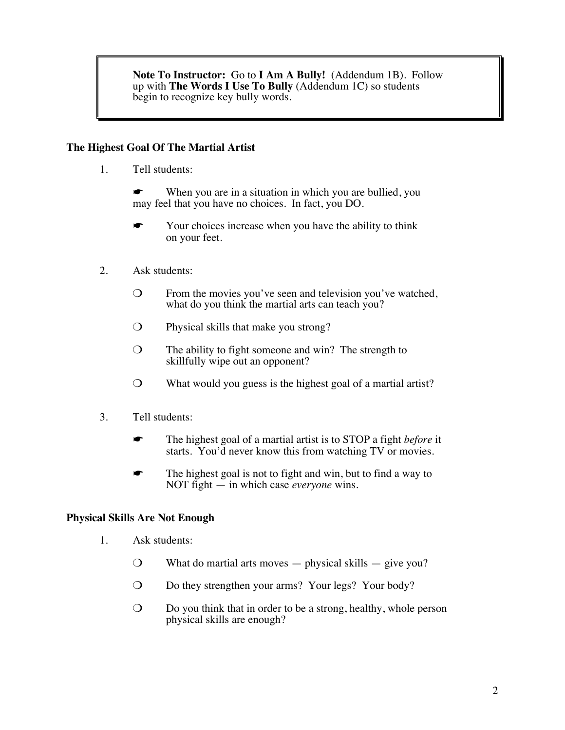> **Note To Instructor:** Go to **I Am A Bully!** (Addendum 1B). Follow up with **The Words I Use To Bully** (Addendum 1C) so students begin to recognize key bully words.

**The Highest Goal Of The Martial Artist**

1. Tell students:

   ☛ When you are in a situation in which you are bullied, you may feel that you have no choices. In fact, you DO.

   ☛ Your choices increase when you have the ability to think on your feet.

2. Ask students:

   ❍ From the movies you've seen and television you've watched, what do you think the martial arts can teach you?

   ❍ Physical skills that make you strong?

   ❍ The ability to fight someone and win? The strength to skillfully wipe out an opponent?

   ❍ What would you guess is the highest goal of a martial artist?

3. Tell students:

   ☛ The highest goal of a martial artist is to STOP a fight *before* it starts. You'd never know this from watching TV or movies.

   ☛ The highest goal is not to fight and win, but to find a way to NOT fight — in which case *everyone* wins.

**Physical Skills Are Not Enough**

1. Ask students:

   ❍ What do martial arts moves — physical skills — give you?

   ❍ Do they strengthen your arms? Your legs? Your body?

   ❍ Do you think that in order to be a strong, healthy, whole person physical skills are enough?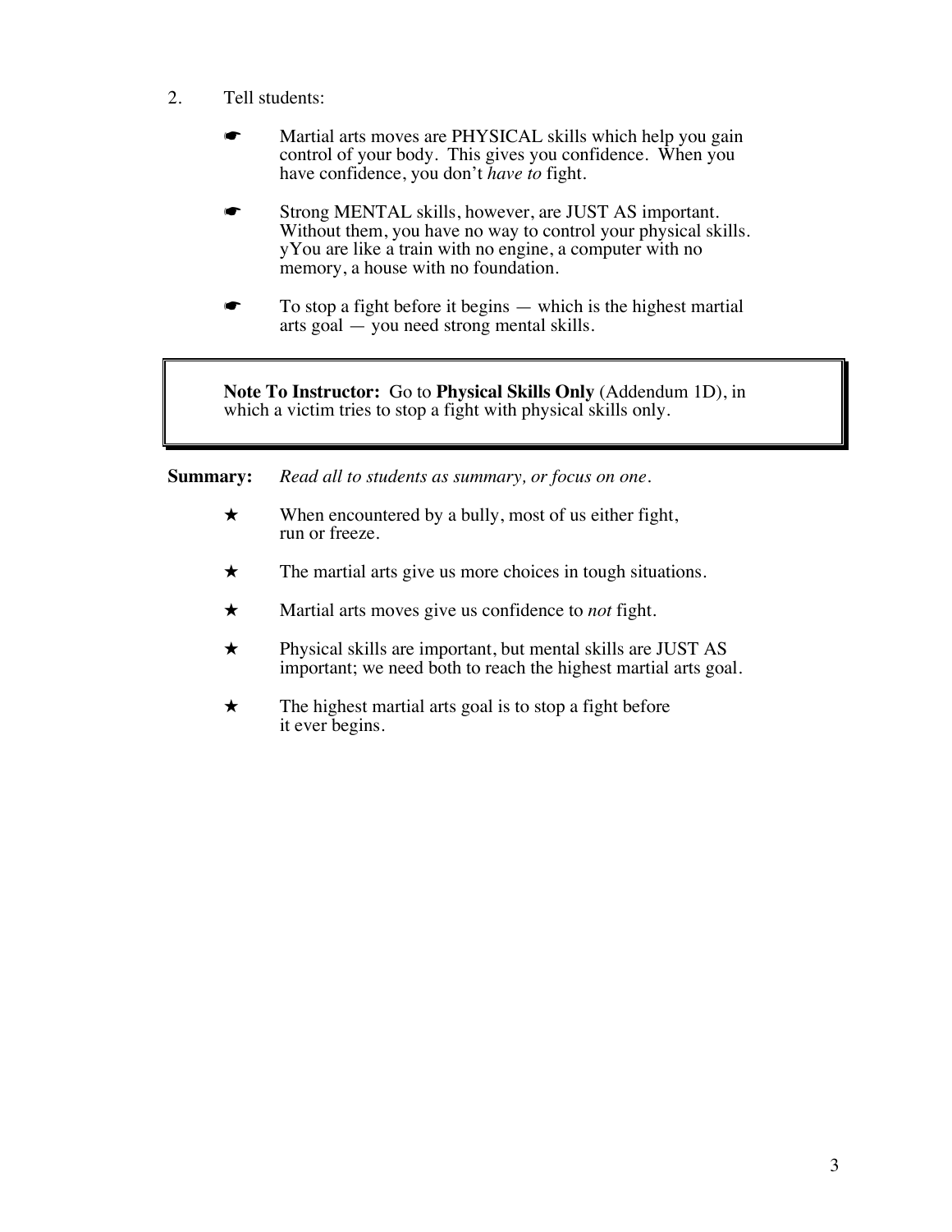2. Tell students:

   ☛ Martial arts moves are PHYSICAL skills which help you gain control of your body. This gives you confidence. When you have confidence, you don't *have to* fight.

   ☛ Strong MENTAL skills, however, are JUST AS important. Without them, you have no way to control your physical skills. yYou are like a train with no engine, a computer with no memory, a house with no foundation.

   ☛ To stop a fight before it begins — which is the highest martial arts goal — you need strong mental skills.

> **Note To Instructor:** Go to **Physical Skills Only** (Addendum 1D), in which a victim tries to stop a fight with physical skills only.

**Summary:** *Read all to students as summary, or focus on one.*

★ When encountered by a bully, most of us either fight, run or freeze.

★ The martial arts give us more choices in tough situations.

★ Martial arts moves give us confidence to *not* fight.

★ Physical skills are important, but mental skills are JUST AS important; we need both to reach the highest martial arts goal.

★ The highest martial arts goal is to stop a fight before it ever begins.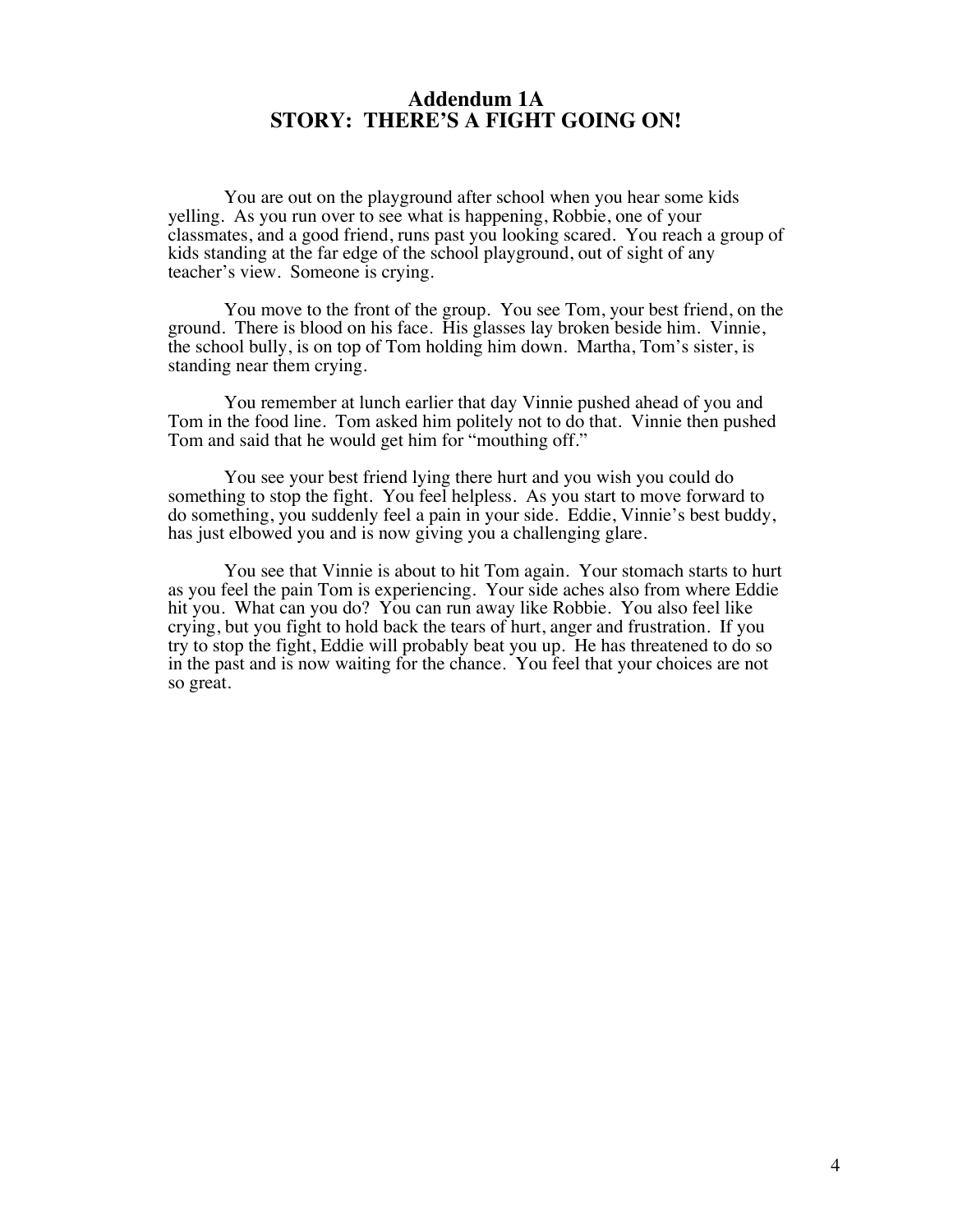## Addendum 1A
## STORY: THERE'S A FIGHT GOING ON!

You are out on the playground after school when you hear some kids yelling. As you run over to see what is happening, Robbie, one of your classmates, and a good friend, runs past you looking scared. You reach a group of kids standing at the far edge of the school playground, out of sight of any teacher's view. Someone is crying.

You move to the front of the group. You see Tom, your best friend, on the ground. There is blood on his face. His glasses lay broken beside him. Vinnie, the school bully, is on top of Tom holding him down. Martha, Tom's sister, is standing near them crying.

You remember at lunch earlier that day Vinnie pushed ahead of you and Tom in the food line. Tom asked him politely not to do that. Vinnie then pushed Tom and said that he would get him for "mouthing off."

You see your best friend lying there hurt and you wish you could do something to stop the fight. You feel helpless. As you start to move forward to do something, you suddenly feel a pain in your side. Eddie, Vinnie's best buddy, has just elbowed you and is now giving you a challenging glare.

You see that Vinnie is about to hit Tom again. Your stomach starts to hurt as you feel the pain Tom is experiencing. Your side aches also from where Eddie hit you. What can you do? You can run away like Robbie. You also feel like crying, but you fight to hold back the tears of hurt, anger and frustration. If you try to stop the fight, Eddie will probably beat you up. He has threatened to do so in the past and is now waiting for the chance. You feel that your choices are not so great.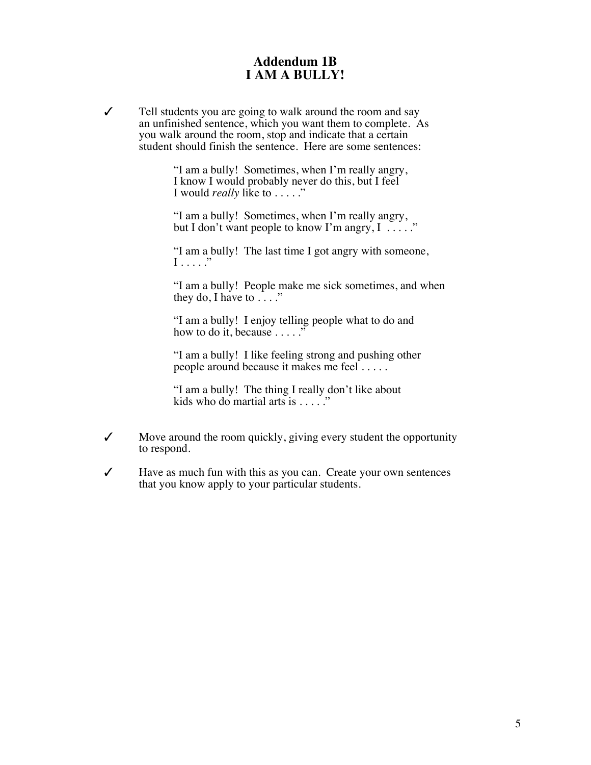# Addendum 1B
# I AM A BULLY!

✓ Tell students you are going to walk around the room and say an unfinished sentence, which you want them to complete. As you walk around the room, stop and indicate that a certain student should finish the sentence. Here are some sentences:

> "I am a bully! Sometimes, when I'm really angry, I know I would probably never do this, but I feel I would *really* like to . . . . ."
>
> "I am a bully! Sometimes, when I'm really angry, but I don't want people to know I'm angry, I . . . . ."
>
> "I am a bully! The last time I got angry with someone, I . . . . ."
>
> "I am a bully! People make me sick sometimes, and when they do, I have to . . . ."
>
> "I am a bully! I enjoy telling people what to do and how to do it, because . . . . ."
>
> "I am a bully! I like feeling strong and pushing other people around because it makes me feel . . . . .
>
> "I am a bully! The thing I really don't like about kids who do martial arts is . . . . ."

✓ Move around the room quickly, giving every student the opportunity to respond.

✓ Have as much fun with this as you can. Create your own sentences that you know apply to your particular students.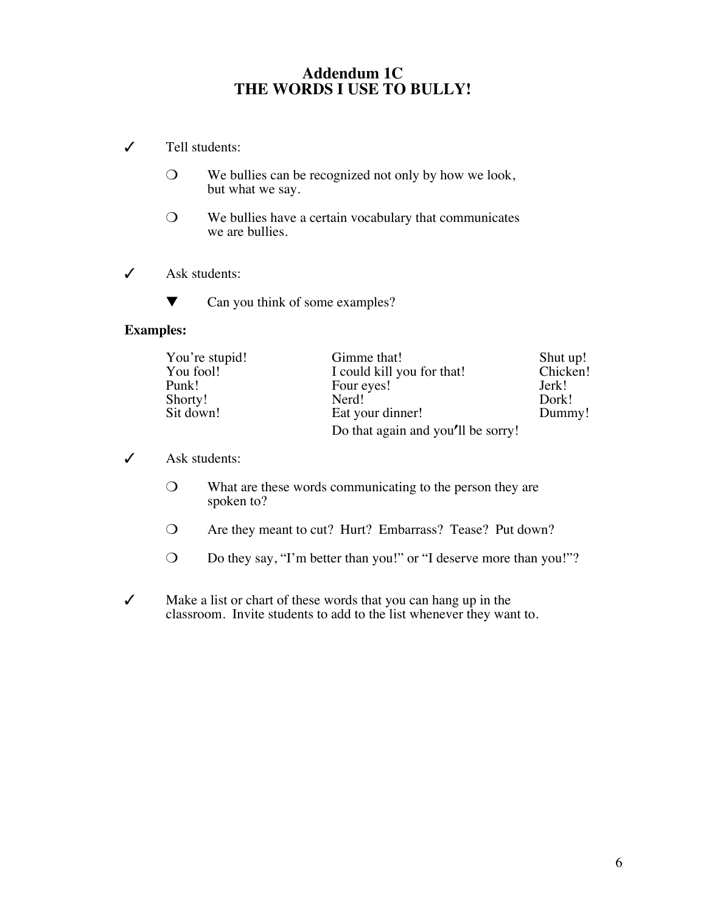# Addendum 1C
# THE WORDS I USE TO BULLY!

✓ Tell students:

- ❍ We bullies can be recognized not only by how we look, but what we say.
- ❍ We bullies have a certain vocabulary that communicates we are bullies.

✓ Ask students:

- ▼ Can you think of some examples?

**Examples:**

| | | |
|---|---|---|
| You're stupid! | Gimme that! | Shut up! |
| You fool! | I could kill you for that! | Chicken! |
| Punk! | Four eyes! | Jerk! |
| Shorty! | Nerd! | Dork! |
| Sit down! | Eat your dinner! | Dummy! |
| | Do that again and you'll be sorry! | |

✓ Ask students:

- ❍ What are these words communicating to the person they are spoken to?
- ❍ Are they meant to cut? Hurt? Embarrass? Tease? Put down?
- ❍ Do they say, "I'm better than you!" or "I deserve more than you!"?

✓ Make a list or chart of these words that you can hang up in the classroom. Invite students to add to the list whenever they want to.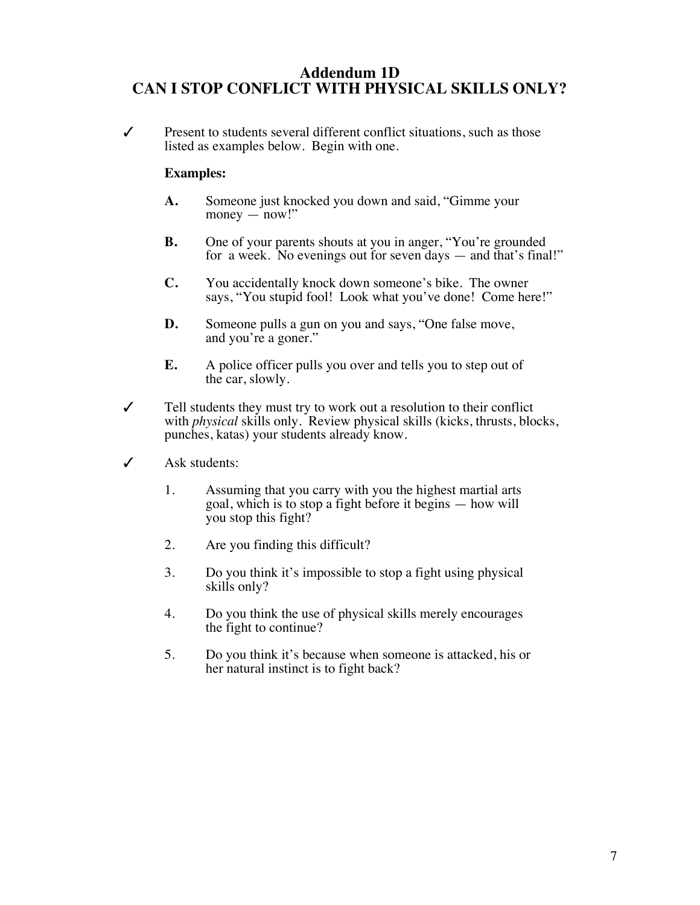# Addendum 1D
# CAN I STOP CONFLICT WITH PHYSICAL SKILLS ONLY?

✓ Present to students several different conflict situations, such as those listed as examples below. Begin with one.

**Examples:**

**A.** Someone just knocked you down and said, "Gimme your money — now!"

**B.** One of your parents shouts at you in anger, "You're grounded for a week. No evenings out for seven days — and that's final!"

**C.** You accidentally knock down someone's bike. The owner says, "You stupid fool! Look what you've done! Come here!"

**D.** Someone pulls a gun on you and says, "One false move, and you're a goner."

**E.** A police officer pulls you over and tells you to step out of the car, slowly.

✓ Tell students they must try to work out a resolution to their conflict with *physical* skills only. Review physical skills (kicks, thrusts, blocks, punches, katas) your students already know.

✓ Ask students:

1. Assuming that you carry with you the highest martial arts goal, which is to stop a fight before it begins — how will you stop this fight?

2. Are you finding this difficult?

3. Do you think it's impossible to stop a fight using physical skills only?

4. Do you think the use of physical skills merely encourages the fight to continue?

5. Do you think it's because when someone is attacked, his or her natural instinct is to fight back?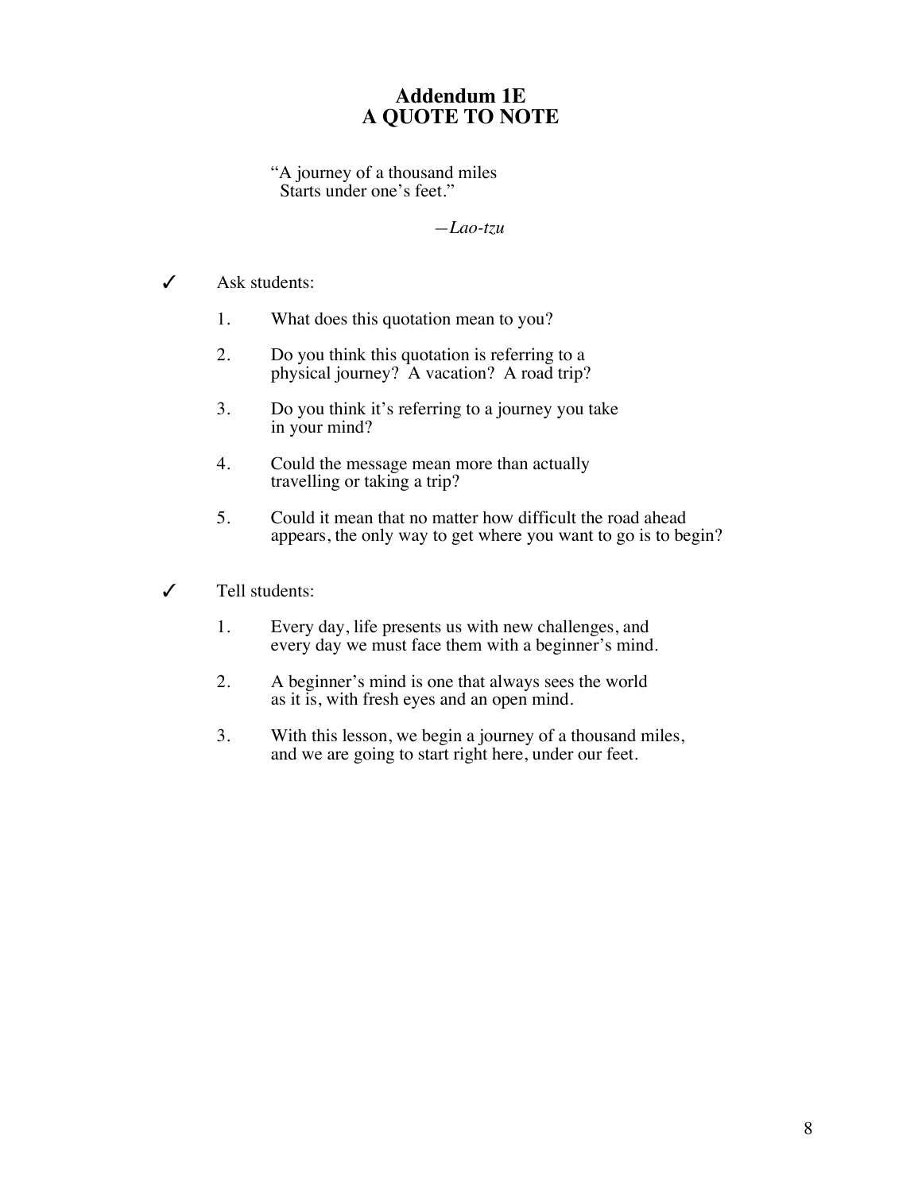# Addendum 1E
# A QUOTE TO NOTE

"A journey of a thousand miles
Starts under one's feet."

—*Lao-tzu*

✓ Ask students:

1. What does this quotation mean to you?
2. Do you think this quotation is referring to a physical journey? A vacation? A road trip?
3. Do you think it's referring to a journey you take in your mind?
4. Could the message mean more than actually travelling or taking a trip?
5. Could it mean that no matter how difficult the road ahead appears, the only way to get where you want to go is to begin?

✓ Tell students:

1. Every day, life presents us with new challenges, and every day we must face them with a beginner's mind.
2. A beginner's mind is one that always sees the world as it is, with fresh eyes and an open mind.
3. With this lesson, we begin a journey of a thousand miles, and we are going to start right here, under our feet.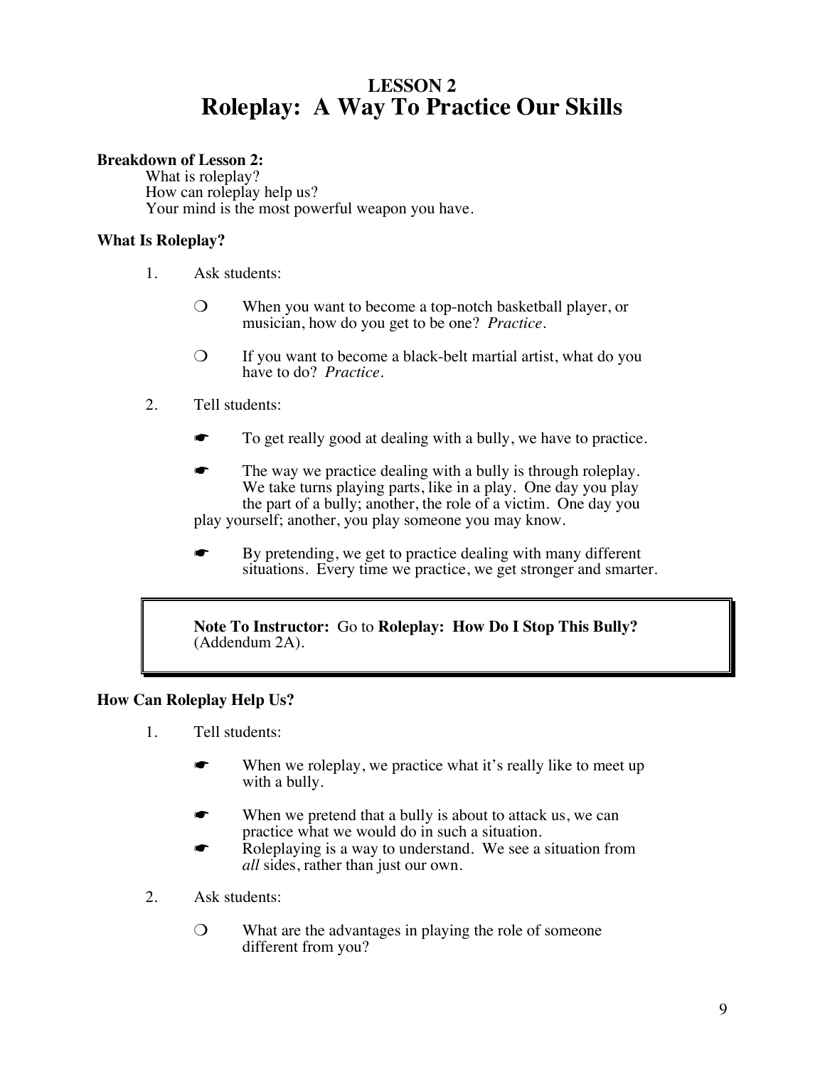# LESSON 2
# Roleplay: A Way To Practice Our Skills

**Breakdown of Lesson 2:**

What is roleplay?
How can roleplay help us?
Your mind is the most powerful weapon you have.

**What Is Roleplay?**

1. Ask students:

   ❍ When you want to become a top-notch basketball player, or musician, how do you get to be one? *Practice.*

   ❍ If you want to become a black-belt martial artist, what do you have to do? *Practice.*

2. Tell students:

   ☛ To get really good at dealing with a bully, we have to practice.

   ☛ The way we practice dealing with a bully is through roleplay. We take turns playing parts, like in a play. One day you play the part of a bully; another, the role of a victim. One day you play yourself; another, you play someone you may know.

   ☛ By pretending, we get to practice dealing with many different situations. Every time we practice, we get stronger and smarter.

> **Note To Instructor:** Go to **Roleplay: How Do I Stop This Bully?** (Addendum 2A).

**How Can Roleplay Help Us?**

1. Tell students:

   ☛ When we roleplay, we practice what it's really like to meet up with a bully.

   ☛ When we pretend that a bully is about to attack us, we can practice what we would do in such a situation.

   ☛ Roleplaying is a way to understand. We see a situation from *all* sides, rather than just our own.

2. Ask students:

   ❍ What are the advantages in playing the role of someone different from you?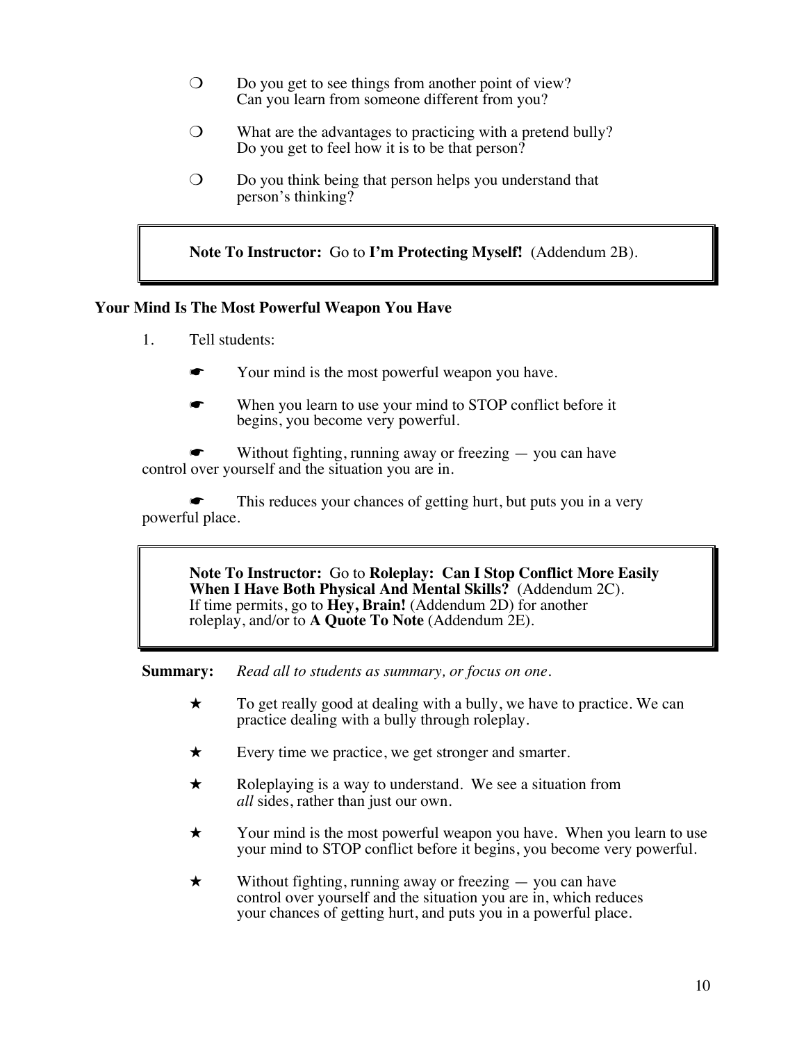- ❍ Do you get to see things from another point of view? Can you learn from someone different from you?
- ❍ What are the advantages to practicing with a pretend bully? Do you get to feel how it is to be that person?
- ❍ Do you think being that person helps you understand that person's thinking?

> **Note To Instructor:** Go to **I'm Protecting Myself!** (Addendum 2B).

### Your Mind Is The Most Powerful Weapon You Have

1. Tell students:

   - ☛ Your mind is the most powerful weapon you have.
   - ☛ When you learn to use your mind to STOP conflict before it begins, you become very powerful.
   - ☛ Without fighting, running away or freezing — you can have control over yourself and the situation you are in.
   - ☛ This reduces your chances of getting hurt, but puts you in a very powerful place.

> **Note To Instructor:** Go to **Roleplay: Can I Stop Conflict More Easily When I Have Both Physical And Mental Skills?** (Addendum 2C). If time permits, go to **Hey, Brain!** (Addendum 2D) for another roleplay, and/or to **A Quote To Note** (Addendum 2E).

**Summary:** *Read all to students as summary, or focus on one.*

- ★ To get really good at dealing with a bully, we have to practice. We can practice dealing with a bully through roleplay.
- ★ Every time we practice, we get stronger and smarter.
- ★ Roleplaying is a way to understand. We see a situation from *all* sides, rather than just our own.
- ★ Your mind is the most powerful weapon you have. When you learn to use your mind to STOP conflict before it begins, you become very powerful.
- ★ Without fighting, running away or freezing — you can have control over yourself and the situation you are in, which reduces your chances of getting hurt, and puts you in a powerful place.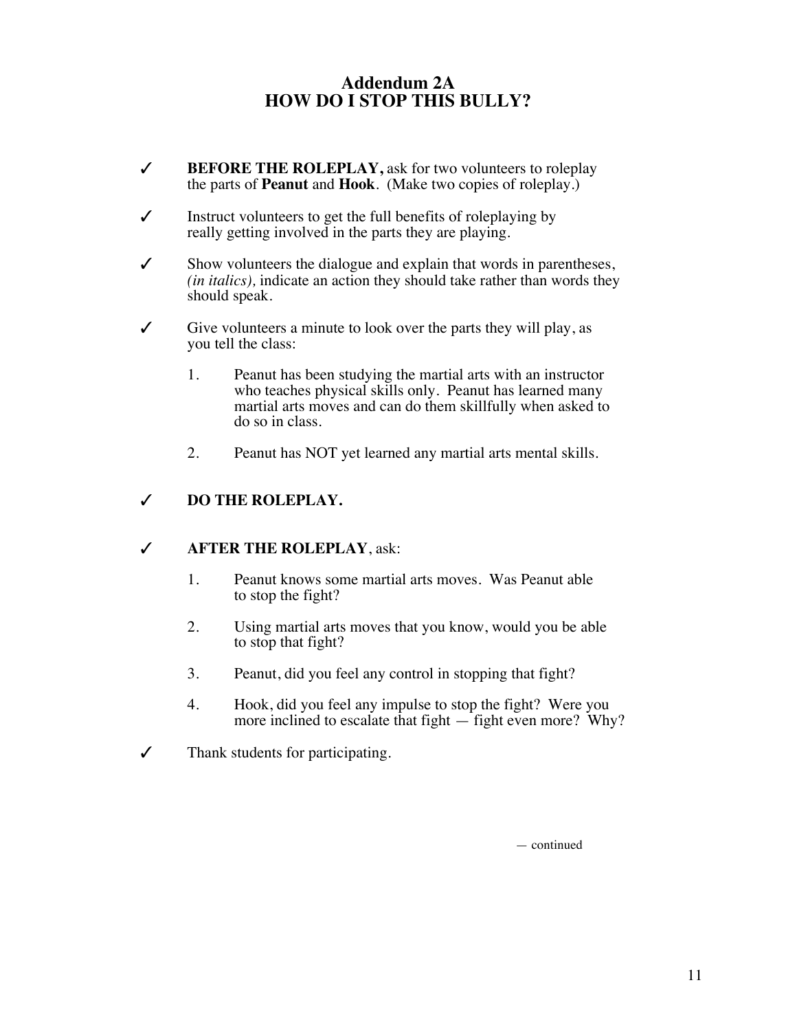## Addendum 2A
## HOW DO I STOP THIS BULLY?

✓ **BEFORE THE ROLEPLAY,** ask for two volunteers to roleplay the parts of **Peanut** and **Hook**. (Make two copies of roleplay.)

✓ Instruct volunteers to get the full benefits of roleplaying by really getting involved in the parts they are playing.

✓ Show volunteers the dialogue and explain that words in parentheses, *(in italics),* indicate an action they should take rather than words they should speak.

✓ Give volunteers a minute to look over the parts they will play, as you tell the class:

1. Peanut has been studying the martial arts with an instructor who teaches physical skills only. Peanut has learned many martial arts moves and can do them skillfully when asked to do so in class.
2. Peanut has NOT yet learned any martial arts mental skills.

✓ **DO THE ROLEPLAY.**

✓ **AFTER THE ROLEPLAY**, ask:

1. Peanut knows some martial arts moves. Was Peanut able to stop the fight?
2. Using martial arts moves that you know, would you be able to stop that fight?
3. Peanut, did you feel any control in stopping that fight?
4. Hook, did you feel any impulse to stop the fight? Were you more inclined to escalate that fight — fight even more? Why?

✓ Thank students for participating.

— continued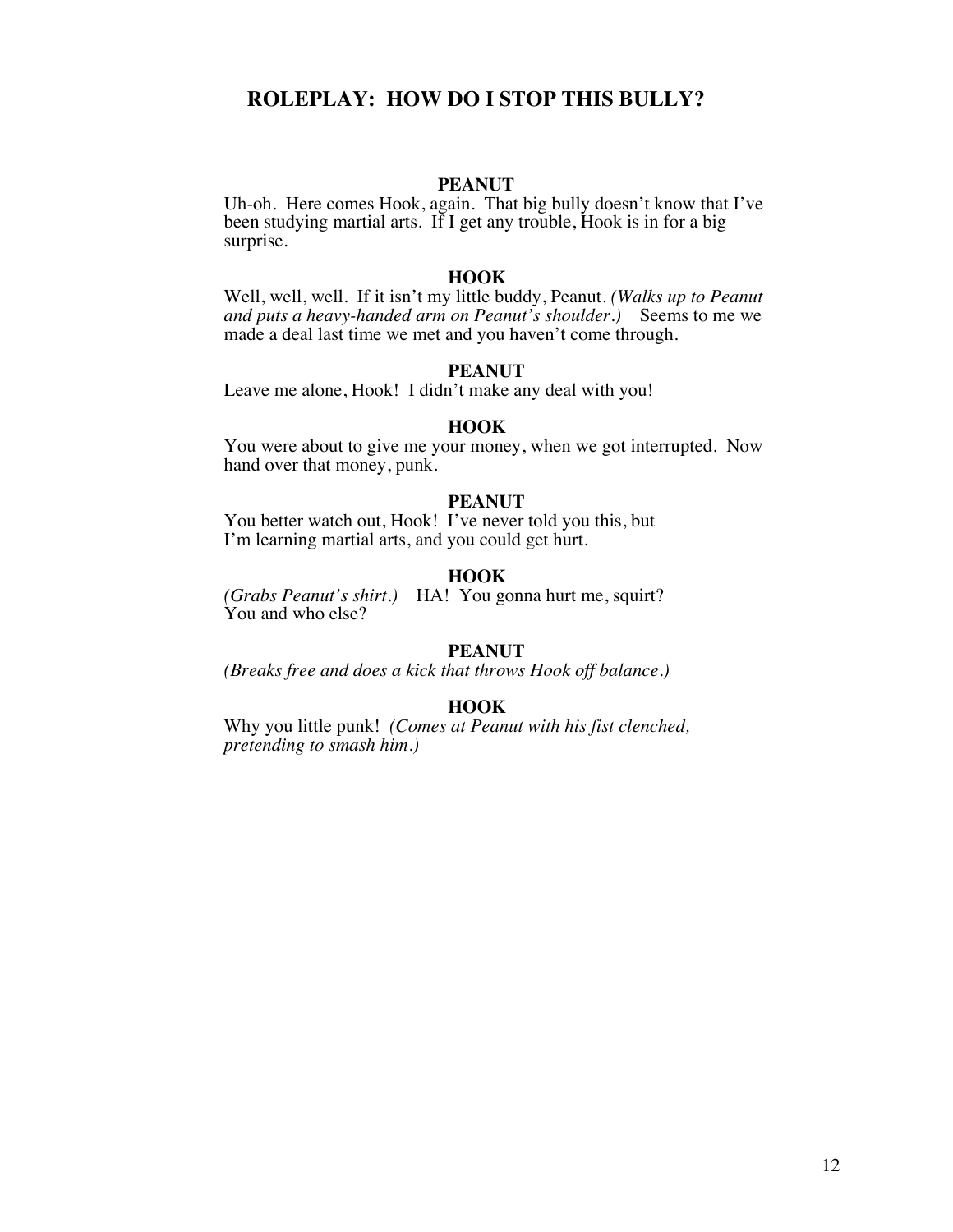## ROLEPLAY: HOW DO I STOP THIS BULLY?

**PEANUT**

Uh-oh. Here comes Hook, again. That big bully doesn't know that I've been studying martial arts. If I get any trouble, Hook is in for a big surprise.

**HOOK**

Well, well, well. If it isn't my little buddy, Peanut. *(Walks up to Peanut and puts a heavy-handed arm on Peanut's shoulder.)* Seems to me we made a deal last time we met and you haven't come through.

**PEANUT**

Leave me alone, Hook! I didn't make any deal with you!

**HOOK**

You were about to give me your money, when we got interrupted. Now hand over that money, punk.

**PEANUT**

You better watch out, Hook! I've never told you this, but I'm learning martial arts, and you could get hurt.

**HOOK**

*(Grabs Peanut's shirt.)* HA! You gonna hurt me, squirt? You and who else?

**PEANUT**

*(Breaks free and does a kick that throws Hook off balance.)*

**HOOK**

Why you little punk! *(Comes at Peanut with his fist clenched, pretending to smash him.)*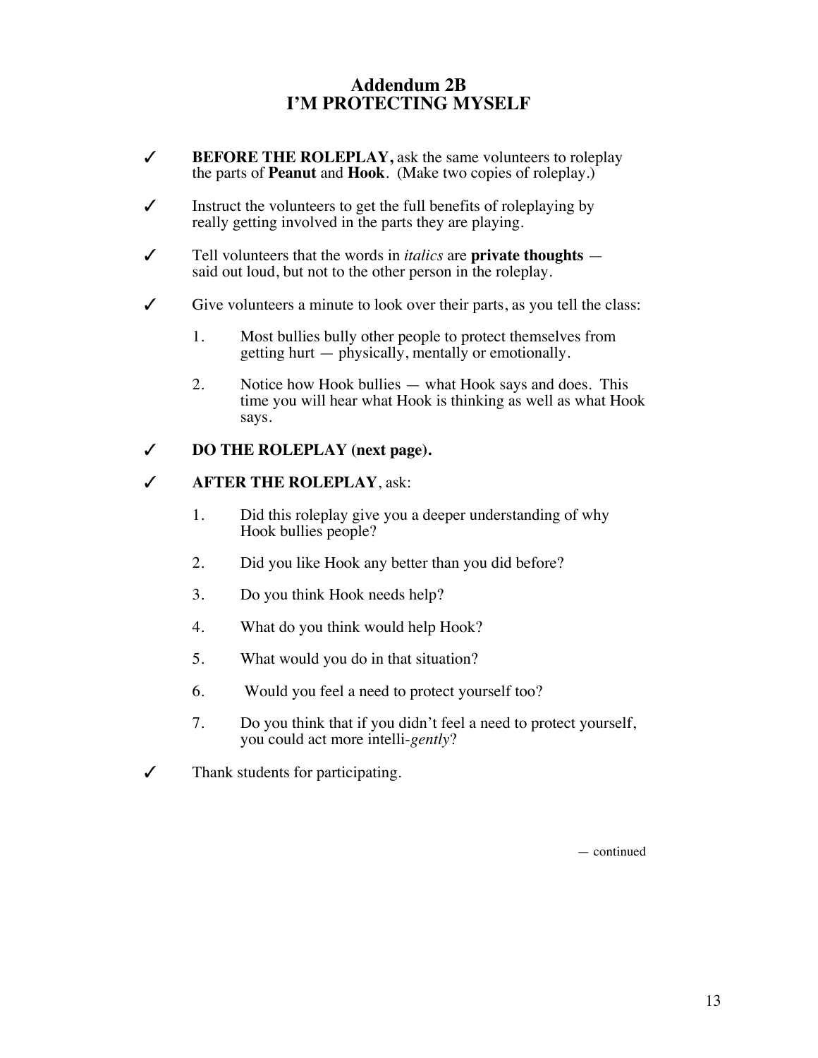## Addendum 2B
## I'M PROTECTING MYSELF

- ✓ **BEFORE THE ROLEPLAY,** ask the same volunteers to roleplay the parts of **Peanut** and **Hook**. (Make two copies of roleplay.)

- ✓ Instruct the volunteers to get the full benefits of roleplaying by really getting involved in the parts they are playing.

- ✓ Tell volunteers that the words in *italics* are **private thoughts** — said out loud, but not to the other person in the roleplay.

- ✓ Give volunteers a minute to look over their parts, as you tell the class:

  1. Most bullies bully other people to protect themselves from getting hurt — physically, mentally or emotionally.

  2. Notice how Hook bullies — what Hook says and does. This time you will hear what Hook is thinking as well as what Hook says.

- ✓ **DO THE ROLEPLAY (next page).**

- ✓ **AFTER THE ROLEPLAY**, ask:

  1. Did this roleplay give you a deeper understanding of why Hook bullies people?

  2. Did you like Hook any better than you did before?

  3. Do you think Hook needs help?

  4. What do you think would help Hook?

  5. What would you do in that situation?

  6. Would you feel a need to protect yourself too?

  7. Do you think that if you didn't feel a need to protect yourself, you could act more intelli-*gently*?

- ✓ Thank students for participating.

— continued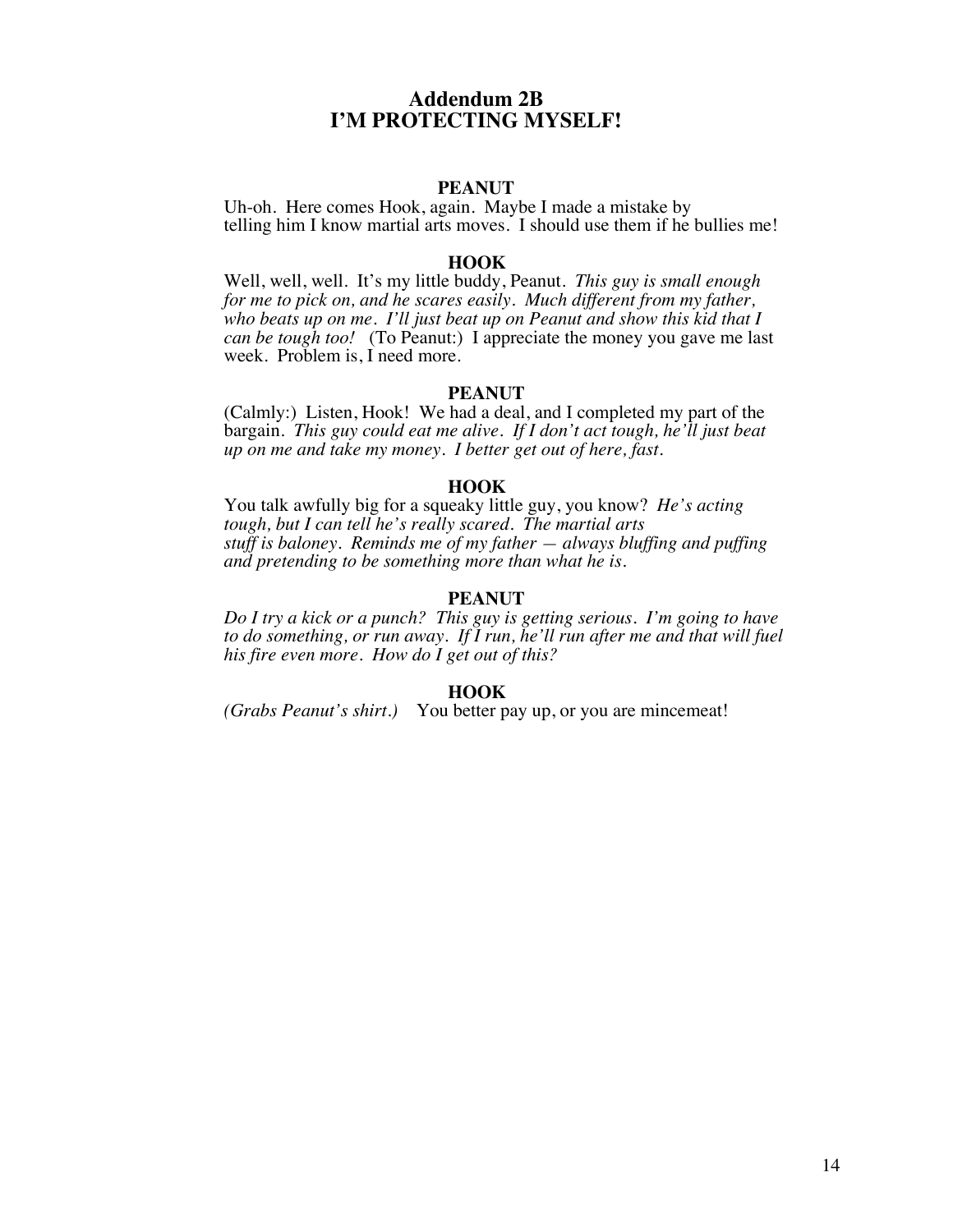## Addendum 2B
## I'M PROTECTING MYSELF!

**PEANUT**

Uh-oh. Here comes Hook, again. Maybe I made a mistake by telling him I know martial arts moves. I should use them if he bullies me!

**HOOK**

Well, well, well. It's my little buddy, Peanut. *This guy is small enough for me to pick on, and he scares easily. Much different from my father, who beats up on me. I'll just beat up on Peanut and show this kid that I can be tough too!* (To Peanut:) I appreciate the money you gave me last week. Problem is, I need more.

**PEANUT**

(Calmly:) Listen, Hook! We had a deal, and I completed my part of the bargain. *This guy could eat me alive. If I don't act tough, he'll just beat up on me and take my money. I better get out of here, fast.*

**HOOK**

You talk awfully big for a squeaky little guy, you know? *He's acting tough, but I can tell he's really scared. The martial arts stuff is baloney. Reminds me of my father — always bluffing and puffing and pretending to be something more than what he is.*

**PEANUT**

*Do I try a kick or a punch? This guy is getting serious. I'm going to have to do something, or run away. If I run, he'll run after me and that will fuel his fire even more. How do I get out of this?*

**HOOK**

*(Grabs Peanut's shirt.)* You better pay up, or you are mincemeat!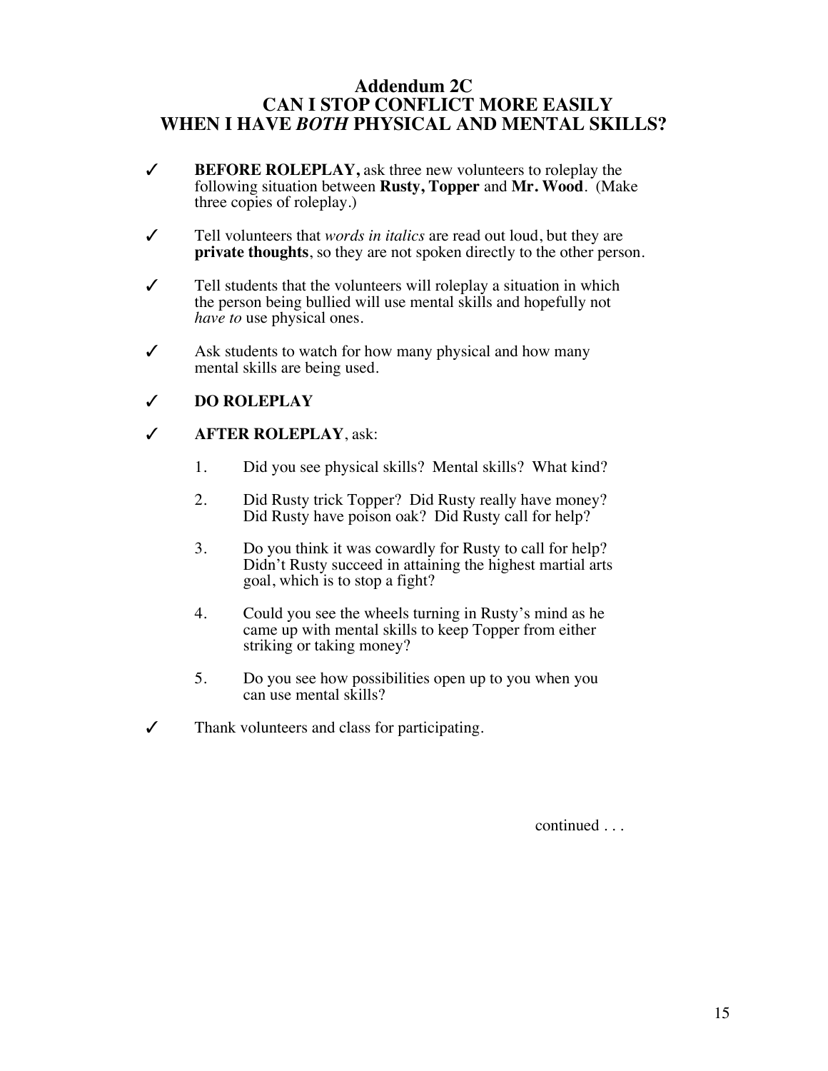# Addendum 2C
# CAN I STOP CONFLICT MORE EASILY WHEN I HAVE *BOTH* PHYSICAL AND MENTAL SKILLS?

✓ **BEFORE ROLEPLAY,** ask three new volunteers to roleplay the following situation between **Rusty, Topper** and **Mr. Wood**. (Make three copies of roleplay.)

✓ Tell volunteers that *words in italics* are read out loud, but they are **private thoughts**, so they are not spoken directly to the other person.

✓ Tell students that the volunteers will roleplay a situation in which the person being bullied will use mental skills and hopefully not *have to* use physical ones.

✓ Ask students to watch for how many physical and how many mental skills are being used.

✓ **DO ROLEPLAY**

✓ **AFTER ROLEPLAY**, ask:

1. Did you see physical skills? Mental skills? What kind?
2. Did Rusty trick Topper? Did Rusty really have money? Did Rusty have poison oak? Did Rusty call for help?
3. Do you think it was cowardly for Rusty to call for help? Didn't Rusty succeed in attaining the highest martial arts goal, which is to stop a fight?
4. Could you see the wheels turning in Rusty's mind as he came up with mental skills to keep Topper from either striking or taking money?
5. Do you see how possibilities open up to you when you can use mental skills?

✓ Thank volunteers and class for participating.

continued . . .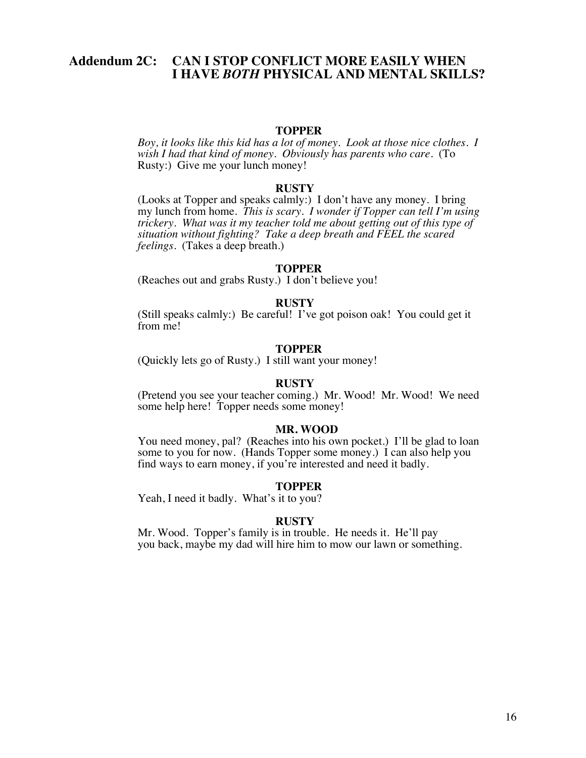## Addendum 2C: CAN I STOP CONFLICT MORE EASILY WHEN I HAVE *BOTH* PHYSICAL AND MENTAL SKILLS?

**TOPPER**

*Boy, it looks like this kid has a lot of money. Look at those nice clothes. I wish I had that kind of money. Obviously has parents who care.* (To Rusty:) Give me your lunch money!

**RUSTY**

(Looks at Topper and speaks calmly:) I don't have any money. I bring my lunch from home. *This is scary. I wonder if Topper can tell I'm using trickery. What was it my teacher told me about getting out of this type of situation without fighting? Take a deep breath and FEEL the scared feelings.* (Takes a deep breath.)

**TOPPER**

(Reaches out and grabs Rusty.) I don't believe you!

**RUSTY**

(Still speaks calmly:) Be careful! I've got poison oak! You could get it from me!

**TOPPER**

(Quickly lets go of Rusty.) I still want your money!

**RUSTY**

(Pretend you see your teacher coming.) Mr. Wood! Mr. Wood! We need some help here! Topper needs some money!

**MR. WOOD**

You need money, pal? (Reaches into his own pocket.) I'll be glad to loan some to you for now. (Hands Topper some money.) I can also help you find ways to earn money, if you're interested and need it badly.

**TOPPER**

Yeah, I need it badly. What's it to you?

**RUSTY**

Mr. Wood. Topper's family is in trouble. He needs it. He'll pay you back, maybe my dad will hire him to mow our lawn or something.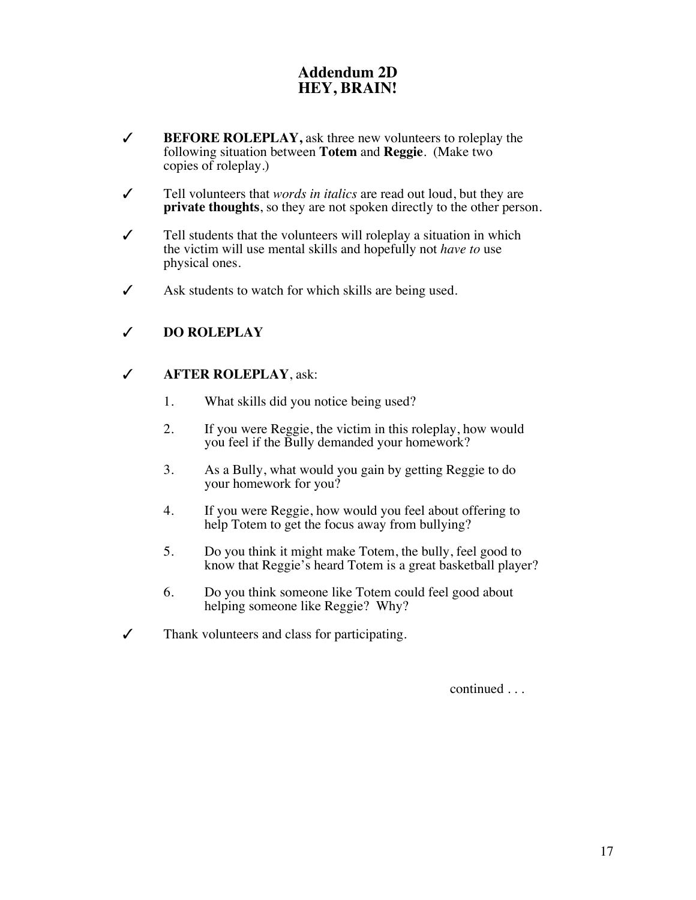# Addendum 2D
# HEY, BRAIN!

✓ **BEFORE ROLEPLAY,** ask three new volunteers to roleplay the following situation between **Totem** and **Reggie**. (Make two copies of roleplay.)

✓ Tell volunteers that *words in italics* are read out loud, but they are **private thoughts**, so they are not spoken directly to the other person.

✓ Tell students that the volunteers will roleplay a situation in which the victim will use mental skills and hopefully not *have to* use physical ones.

✓ Ask students to watch for which skills are being used.

✓ **DO ROLEPLAY**

✓ **AFTER ROLEPLAY**, ask:

1. What skills did you notice being used?

2. If you were Reggie, the victim in this roleplay, how would you feel if the Bully demanded your homework?

3. As a Bully, what would you gain by getting Reggie to do your homework for you?

4. If you were Reggie, how would you feel about offering to help Totem to get the focus away from bullying?

5. Do you think it might make Totem, the bully, feel good to know that Reggie's heard Totem is a great basketball player?

6. Do you think someone like Totem could feel good about helping someone like Reggie? Why?

✓ Thank volunteers and class for participating.

continued . . .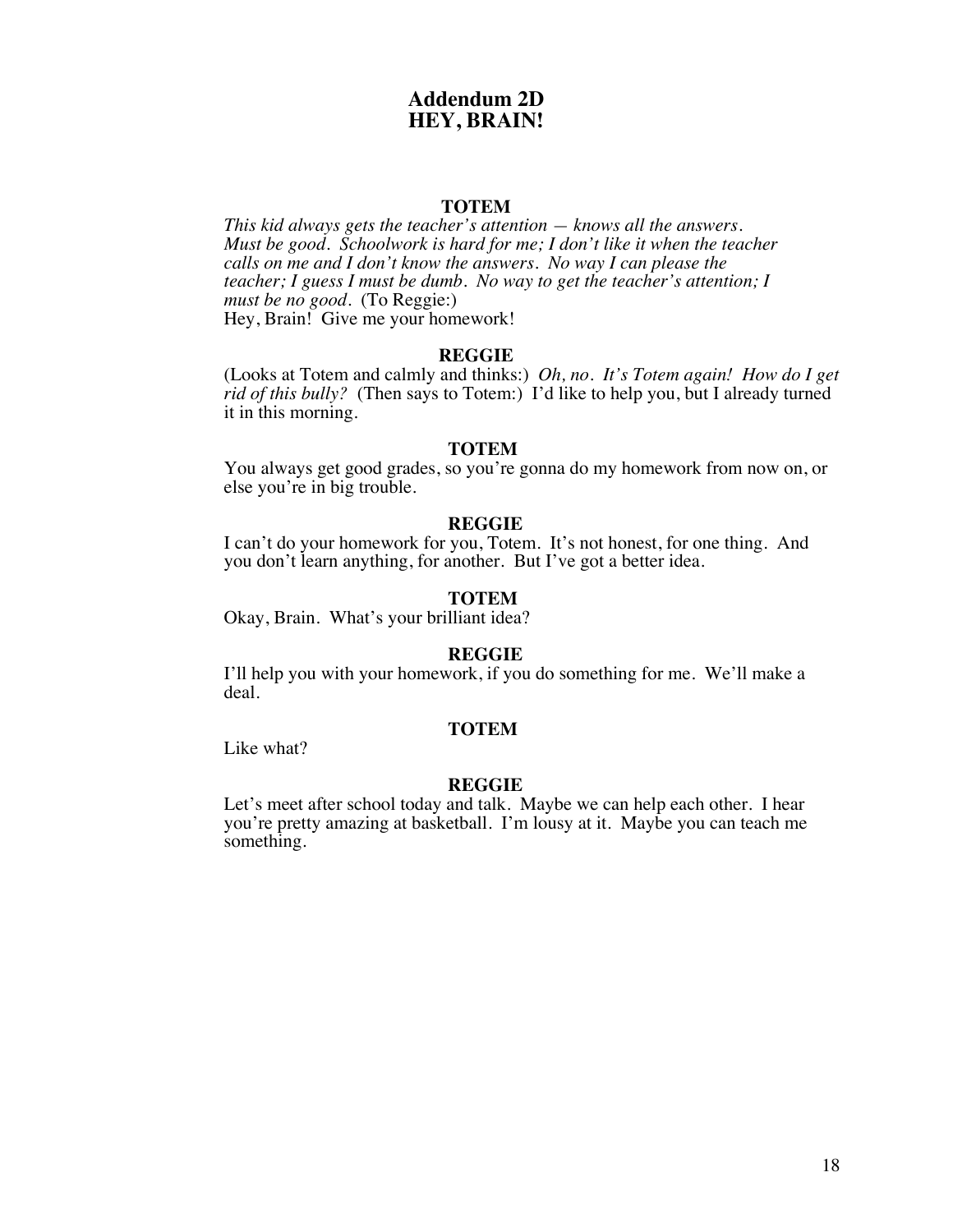# Addendum 2D
# HEY, BRAIN!

**TOTEM**

*This kid always gets the teacher's attention — knows all the answers. Must be good. Schoolwork is hard for me; I don't like it when the teacher calls on me and I don't know the answers. No way I can please the teacher; I guess I must be dumb. No way to get the teacher's attention; I must be no good.* (To Reggie:)
Hey, Brain! Give me your homework!

**REGGIE**

(Looks at Totem and calmly and thinks:) *Oh, no. It's Totem again! How do I get rid of this bully?* (Then says to Totem:) I'd like to help you, but I already turned it in this morning.

**TOTEM**

You always get good grades, so you're gonna do my homework from now on, or else you're in big trouble.

**REGGIE**

I can't do your homework for you, Totem. It's not honest, for one thing. And you don't learn anything, for another. But I've got a better idea.

**TOTEM**

Okay, Brain. What's your brilliant idea?

**REGGIE**

I'll help you with your homework, if you do something for me. We'll make a deal.

**TOTEM**

Like what?

**REGGIE**

Let's meet after school today and talk. Maybe we can help each other. I hear you're pretty amazing at basketball. I'm lousy at it. Maybe you can teach me something.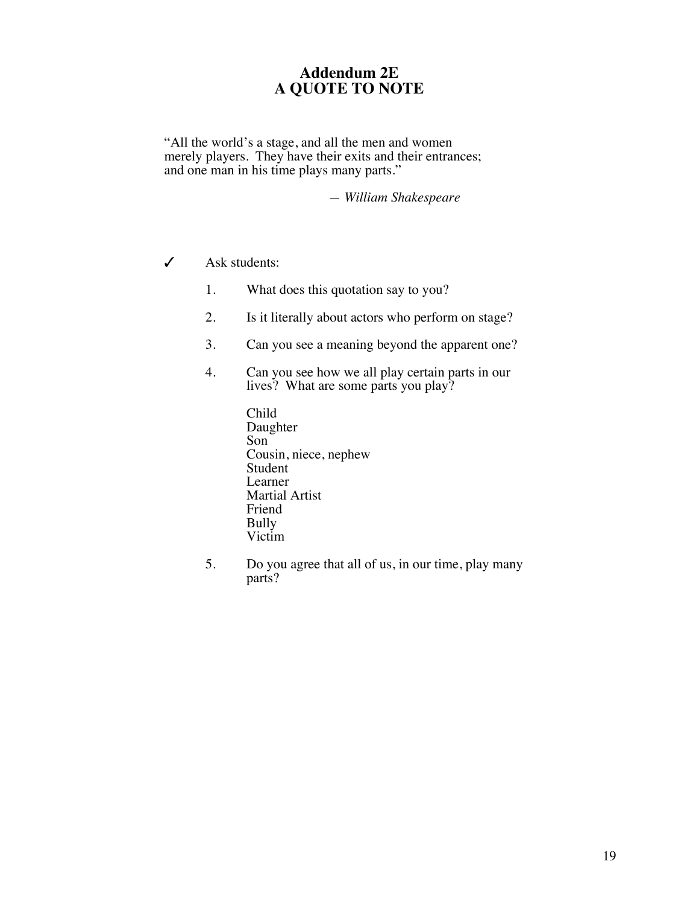# Addendum 2E
# A QUOTE TO NOTE

"All the world's a stage, and all the men and women merely players. They have their exits and their entrances; and one man in his time plays many parts."

— *William Shakespeare*

✓ Ask students:

1. What does this quotation say to you?

2. Is it literally about actors who perform on stage?

3. Can you see a meaning beyond the apparent one?

4. Can you see how we all play certain parts in our lives? What are some parts you play?

   Child
   Daughter
   Son
   Cousin, niece, nephew
   Student
   Learner
   Martial Artist
   Friend
   Bully
   Victim

5. Do you agree that all of us, in our time, play many parts?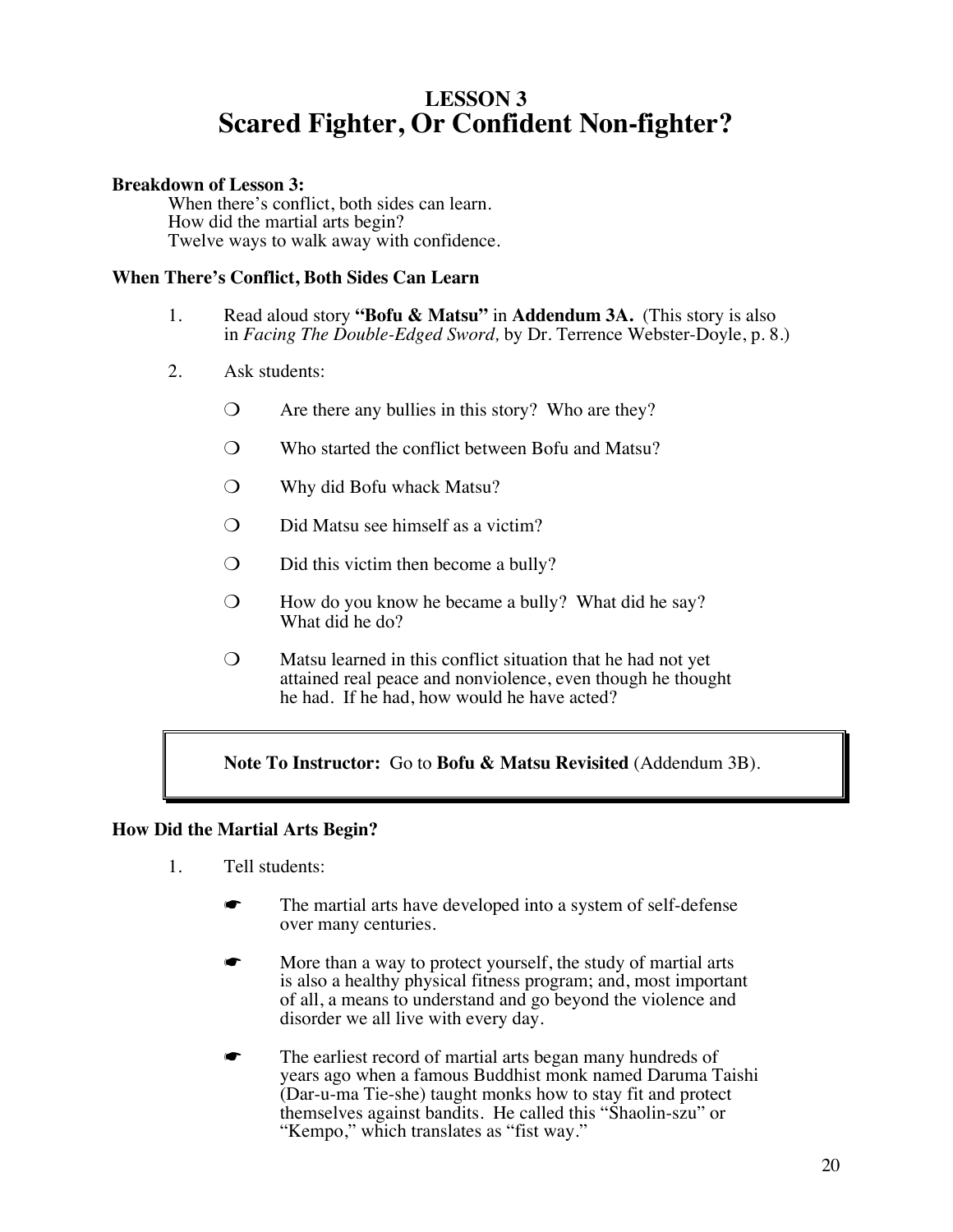# LESSON 3
# Scared Fighter, Or Confident Non-fighter?

**Breakdown of Lesson 3:**

When there's conflict, both sides can learn.
How did the martial arts begin?
Twelve ways to walk away with confidence.

### When There's Conflict, Both Sides Can Learn

1. Read aloud story **"Bofu & Matsu"** in **Addendum 3A.** (This story is also in *Facing The Double-Edged Sword,* by Dr. Terrence Webster-Doyle, p. 8.)

2. Ask students:

   - ❍ Are there any bullies in this story? Who are they?
   - ❍ Who started the conflict between Bofu and Matsu?
   - ❍ Why did Bofu whack Matsu?
   - ❍ Did Matsu see himself as a victim?
   - ❍ Did this victim then become a bully?
   - ❍ How do you know he became a bully? What did he say? What did he do?
   - ❍ Matsu learned in this conflict situation that he had not yet attained real peace and nonviolence, even though he thought he had. If he had, how would he have acted?

> **Note To Instructor:** Go to **Bofu & Matsu Revisited** (Addendum 3B).

### How Did the Martial Arts Begin?

1. Tell students:

   - ☛ The martial arts have developed into a system of self-defense over many centuries.
   - ☛ More than a way to protect yourself, the study of martial arts is also a healthy physical fitness program; and, most important of all, a means to understand and go beyond the violence and disorder we all live with every day.
   - ☛ The earliest record of martial arts began many hundreds of years ago when a famous Buddhist monk named Daruma Taishi (Dar-u-ma Tie-she) taught monks how to stay fit and protect themselves against bandits. He called this "Shaolin-szu" or "Kempo," which translates as "fist way."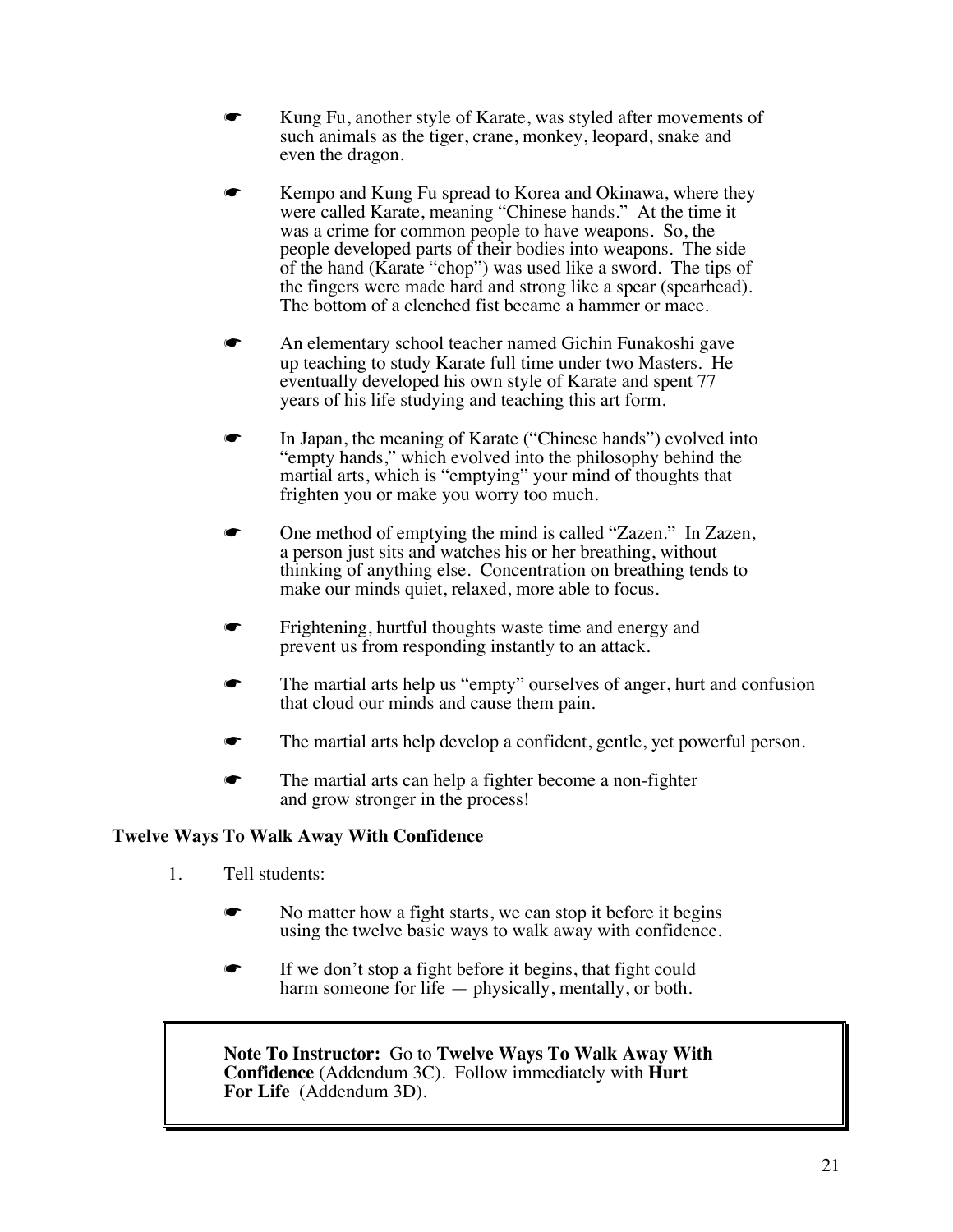- Kung Fu, another style of Karate, was styled after movements of such animals as the tiger, crane, monkey, leopard, snake and even the dragon.

- Kempo and Kung Fu spread to Korea and Okinawa, where they were called Karate, meaning "Chinese hands." At the time it was a crime for common people to have weapons. So, the people developed parts of their bodies into weapons. The side of the hand (Karate "chop") was used like a sword. The tips of the fingers were made hard and strong like a spear (spearhead). The bottom of a clenched fist became a hammer or mace.

- An elementary school teacher named Gichin Funakoshi gave up teaching to study Karate full time under two Masters. He eventually developed his own style of Karate and spent 77 years of his life studying and teaching this art form.

- In Japan, the meaning of Karate ("Chinese hands") evolved into "empty hands," which evolved into the philosophy behind the martial arts, which is "emptying" your mind of thoughts that frighten you or make you worry too much.

- One method of emptying the mind is called "Zazen." In Zazen, a person just sits and watches his or her breathing, without thinking of anything else. Concentration on breathing tends to make our minds quiet, relaxed, more able to focus.

- Frightening, hurtful thoughts waste time and energy and prevent us from responding instantly to an attack.

- The martial arts help us "empty" ourselves of anger, hurt and confusion that cloud our minds and cause them pain.

- The martial arts help develop a confident, gentle, yet powerful person.

- The martial arts can help a fighter become a non-fighter and grow stronger in the process!

**Twelve Ways To Walk Away With Confidence**

1. Tell students:

   - No matter how a fight starts, we can stop it before it begins using the twelve basic ways to walk away with confidence.

   - If we don't stop a fight before it begins, that fight could harm someone for life — physically, mentally, or both.

> **Note To Instructor:** Go to **Twelve Ways To Walk Away With Confidence** (Addendum 3C). Follow immediately with **Hurt For Life** (Addendum 3D).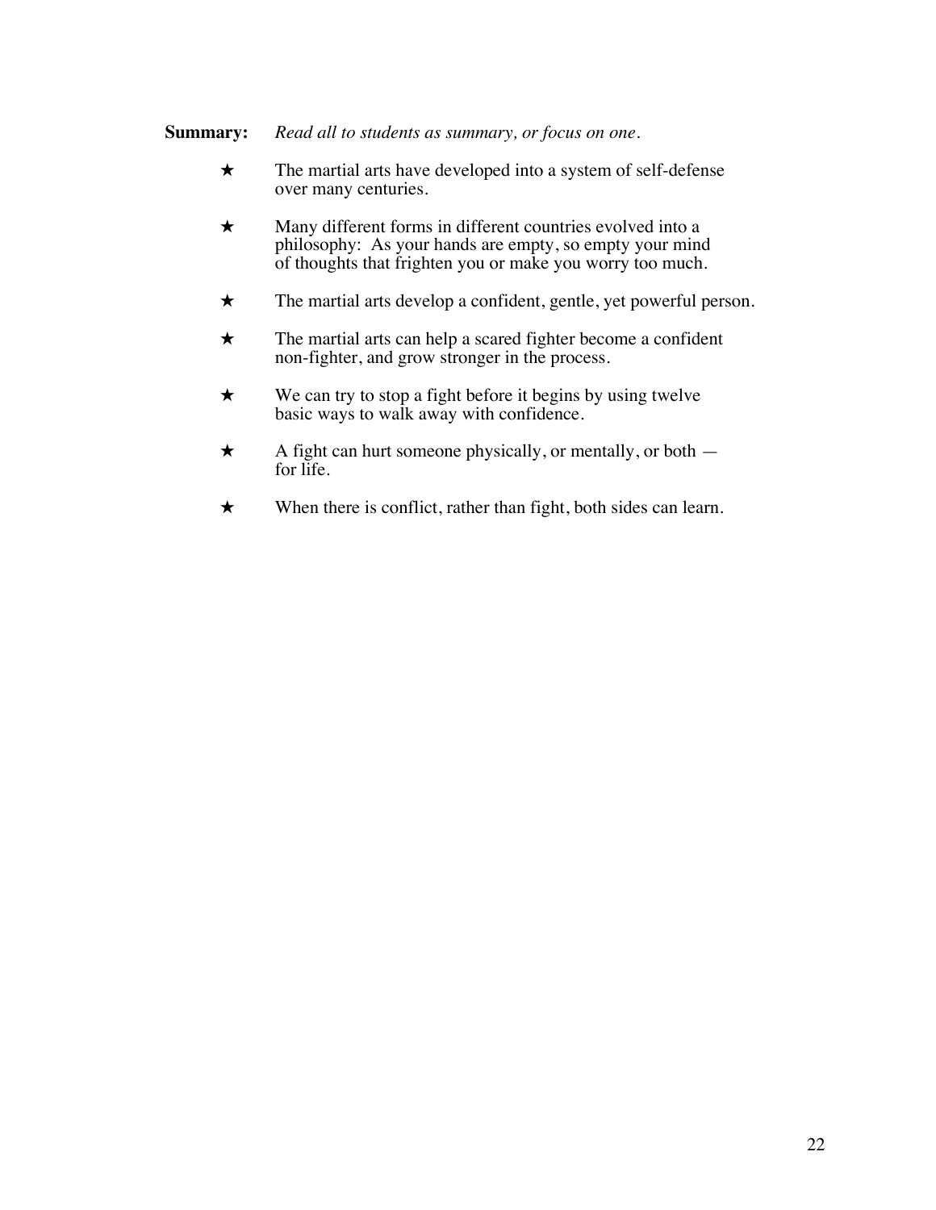**Summary:** *Read all to students as summary, or focus on one.*

- ★ The martial arts have developed into a system of self-defense over many centuries.
- ★ Many different forms in different countries evolved into a philosophy: As your hands are empty, so empty your mind of thoughts that frighten you or make you worry too much.
- ★ The martial arts develop a confident, gentle, yet powerful person.
- ★ The martial arts can help a scared fighter become a confident non-fighter, and grow stronger in the process.
- ★ We can try to stop a fight before it begins by using twelve basic ways to walk away with confidence.
- ★ A fight can hurt someone physically, or mentally, or both — for life.
- ★ When there is conflict, rather than fight, both sides can learn.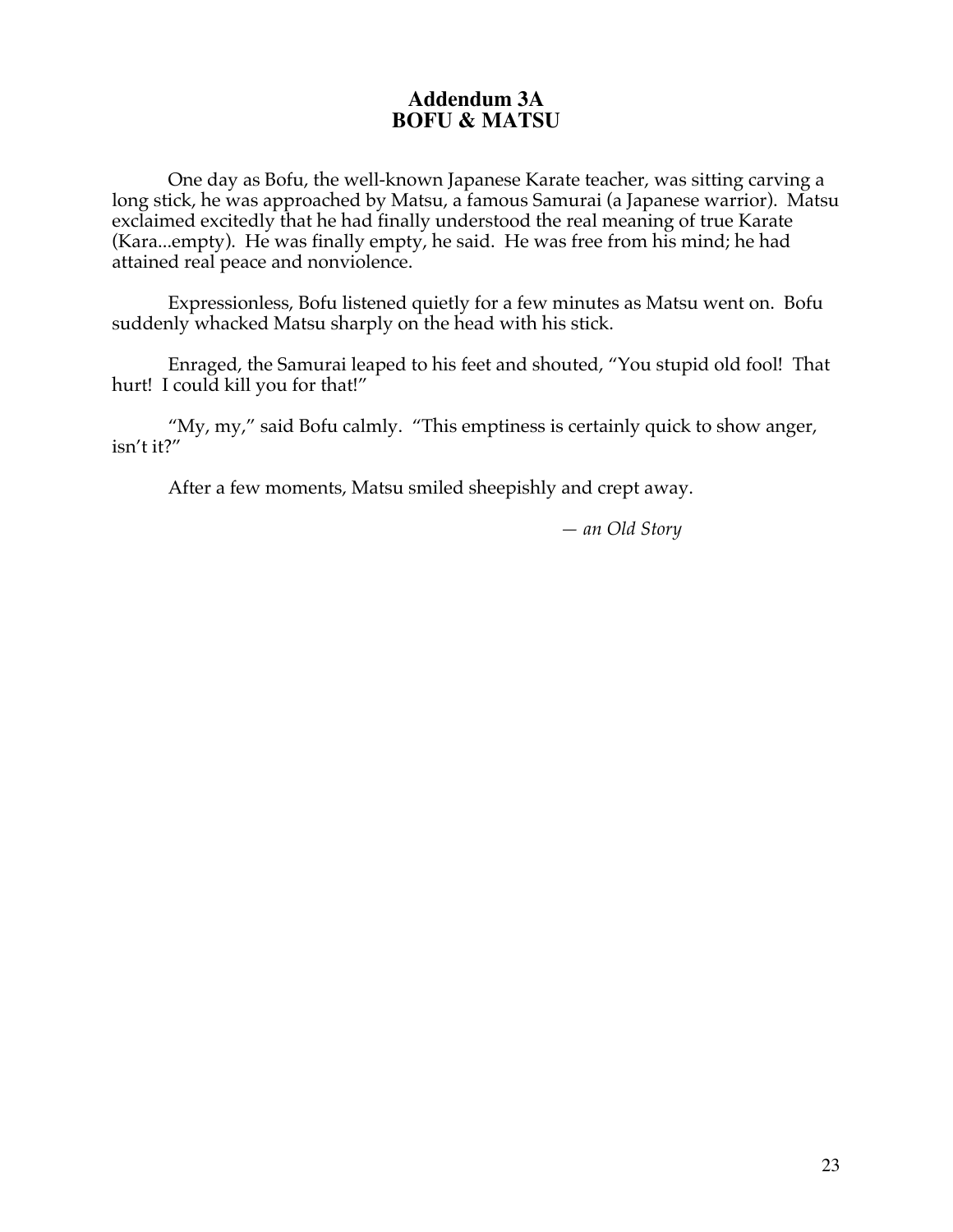## Addendum 3A
## BOFU & MATSU

One day as Bofu, the well-known Japanese Karate teacher, was sitting carving a long stick, he was approached by Matsu, a famous Samurai (a Japanese warrior). Matsu exclaimed excitedly that he had finally understood the real meaning of true Karate (Kara...empty). He was finally empty, he said. He was free from his mind; he had attained real peace and nonviolence.

Expressionless, Bofu listened quietly for a few minutes as Matsu went on. Bofu suddenly whacked Matsu sharply on the head with his stick.

Enraged, the Samurai leaped to his feet and shouted, “You stupid old fool! That hurt! I could kill you for that!”

“My, my,” said Bofu calmly. “This emptiness is certainly quick to show anger, isn’t it?”

After a few moments, Matsu smiled sheepishly and crept away.

*— an Old Story*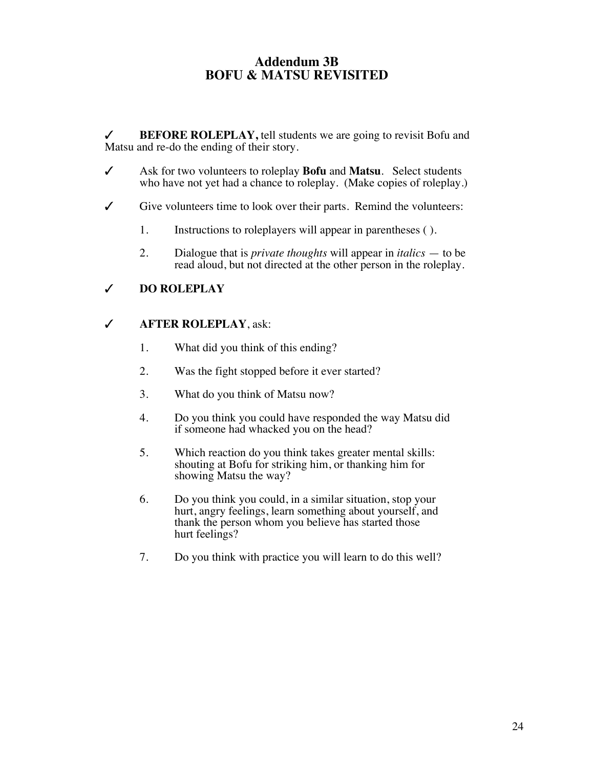# Addendum 3B
# BOFU & MATSU REVISITED

✓ **BEFORE ROLEPLAY,** tell students we are going to revisit Bofu and Matsu and re-do the ending of their story.

✓ Ask for two volunteers to roleplay **Bofu** and **Matsu**. Select students who have not yet had a chance to roleplay. (Make copies of roleplay.)

✓ Give volunteers time to look over their parts. Remind the volunteers:

1. Instructions to roleplayers will appear in parentheses ( ).
2. Dialogue that is *private thoughts* will appear in *italics* — to be read aloud, but not directed at the other person in the roleplay.

✓ **DO ROLEPLAY**

✓ **AFTER ROLEPLAY**, ask:

1. What did you think of this ending?
2. Was the fight stopped before it ever started?
3. What do you think of Matsu now?
4. Do you think you could have responded the way Matsu did if someone had whacked you on the head?
5. Which reaction do you think takes greater mental skills: shouting at Bofu for striking him, or thanking him for showing Matsu the way?
6. Do you think you could, in a similar situation, stop your hurt, angry feelings, learn something about yourself, and thank the person whom you believe has started those hurt feelings?
7. Do you think with practice you will learn to do this well?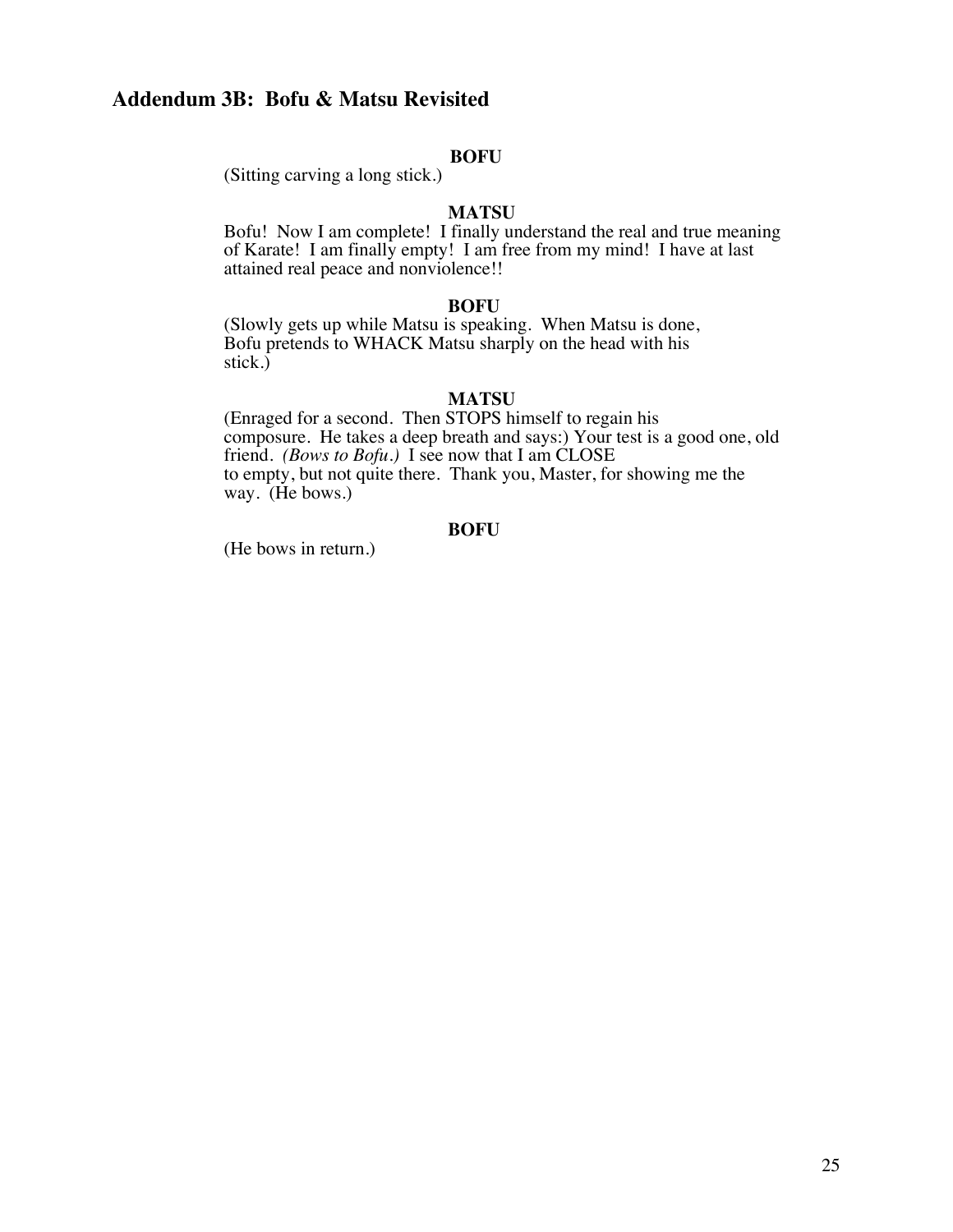## Addendum 3B: Bofu & Matsu Revisited

**BOFU**

(Sitting carving a long stick.)

**MATSU**

Bofu! Now I am complete! I finally understand the real and true meaning of Karate! I am finally empty! I am free from my mind! I have at last attained real peace and nonviolence!!

**BOFU**

(Slowly gets up while Matsu is speaking. When Matsu is done, Bofu pretends to WHACK Matsu sharply on the head with his stick.)

**MATSU**

(Enraged for a second. Then STOPS himself to regain his composure. He takes a deep breath and says:) Your test is a good one, old friend. *(Bows to Bofu.)* I see now that I am CLOSE to empty, but not quite there. Thank you, Master, for showing me the way. (He bows.)

**BOFU**

(He bows in return.)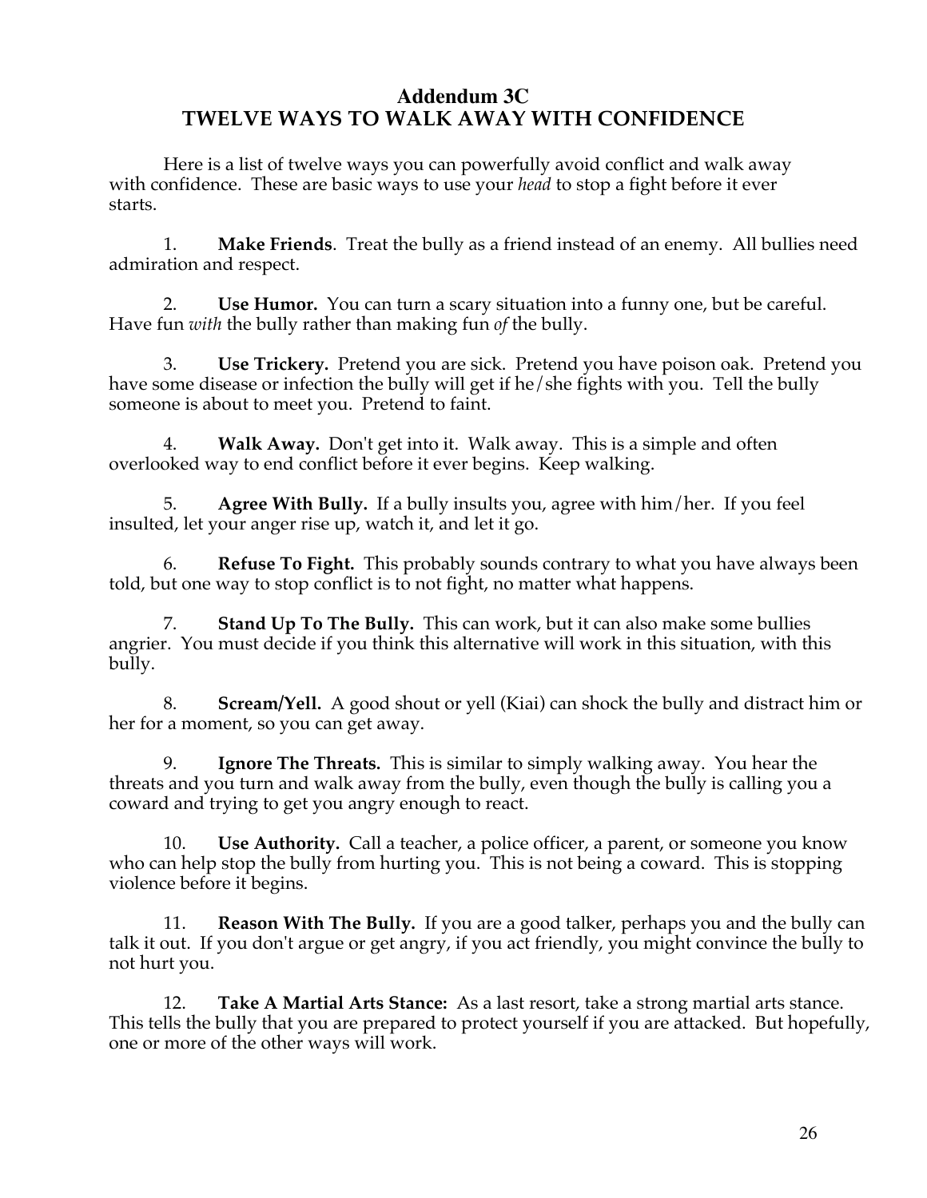## Addendum 3C
## TWELVE WAYS TO WALK AWAY WITH CONFIDENCE

Here is a list of twelve ways you can powerfully avoid conflict and walk away with confidence. These are basic ways to use your *head* to stop a fight before it ever starts.

1. **Make Friends**. Treat the bully as a friend instead of an enemy. All bullies need admiration and respect.

2. **Use Humor.** You can turn a scary situation into a funny one, but be careful. Have fun *with* the bully rather than making fun *of* the bully.

3. **Use Trickery.** Pretend you are sick. Pretend you have poison oak. Pretend you have some disease or infection the bully will get if he/she fights with you. Tell the bully someone is about to meet you. Pretend to faint.

4. **Walk Away.** Don't get into it. Walk away. This is a simple and often overlooked way to end conflict before it ever begins. Keep walking.

5. **Agree With Bully.** If a bully insults you, agree with him/her. If you feel insulted, let your anger rise up, watch it, and let it go.

6. **Refuse To Fight.** This probably sounds contrary to what you have always been told, but one way to stop conflict is to not fight, no matter what happens.

7. **Stand Up To The Bully.** This can work, but it can also make some bullies angrier. You must decide if you think this alternative will work in this situation, with this bully.

8. **Scream/Yell.** A good shout or yell (Kiai) can shock the bully and distract him or her for a moment, so you can get away.

9. **Ignore The Threats.** This is similar to simply walking away. You hear the threats and you turn and walk away from the bully, even though the bully is calling you a coward and trying to get you angry enough to react.

10. **Use Authority.** Call a teacher, a police officer, a parent, or someone you know who can help stop the bully from hurting you. This is not being a coward. This is stopping violence before it begins.

11. **Reason With The Bully.** If you are a good talker, perhaps you and the bully can talk it out. If you don't argue or get angry, if you act friendly, you might convince the bully to not hurt you.

12. **Take A Martial Arts Stance:** As a last resort, take a strong martial arts stance. This tells the bully that you are prepared to protect yourself if you are attacked. But hopefully, one or more of the other ways will work.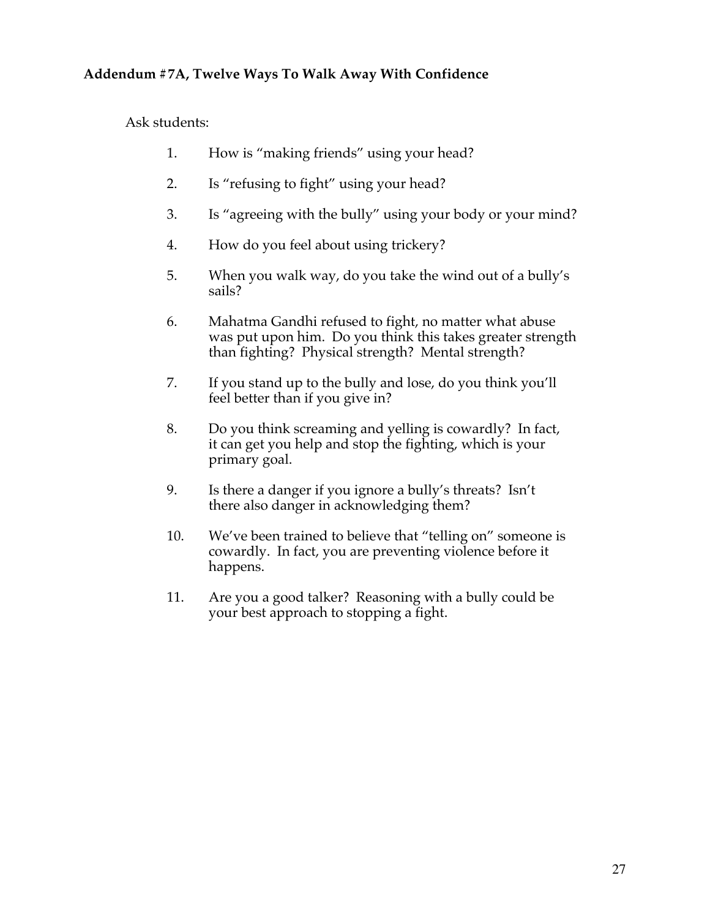**Addendum #7A, Twelve Ways To Walk Away With Confidence**

Ask students:

1. How is “making friends” using your head?

2. Is “refusing to fight” using your head?

3. Is “agreeing with the bully” using your body or your mind?

4. How do you feel about using trickery?

5. When you walk way, do you take the wind out of a bully’s sails?

6. Mahatma Gandhi refused to fight, no matter what abuse was put upon him. Do you think this takes greater strength than fighting? Physical strength? Mental strength?

7. If you stand up to the bully and lose, do you think you’ll feel better than if you give in?

8. Do you think screaming and yelling is cowardly? In fact, it can get you help and stop the fighting, which is your primary goal.

9. Is there a danger if you ignore a bully’s threats? Isn’t there also danger in acknowledging them?

10. We’ve been trained to believe that “telling on” someone is cowardly. In fact, you are preventing violence before it happens.

11. Are you a good talker? Reasoning with a bully could be your best approach to stopping a fight.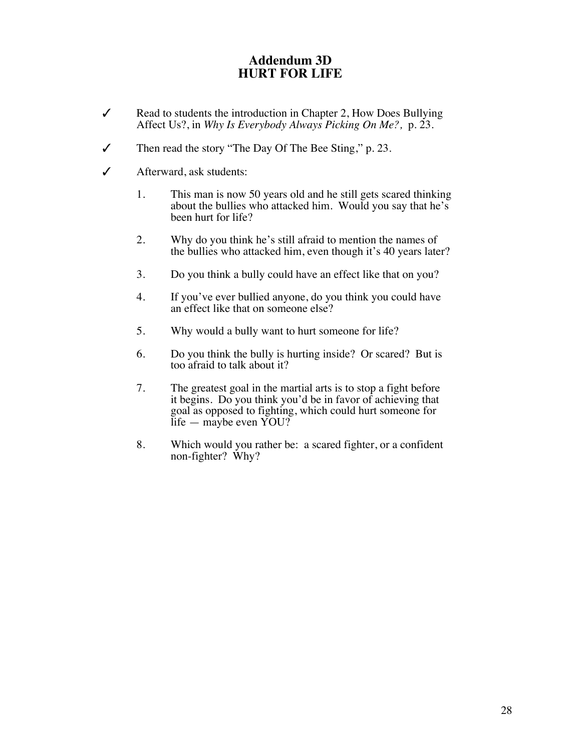## Addendum 3D
## HURT FOR LIFE

✓ Read to students the introduction in Chapter 2, How Does Bullying Affect Us?, in *Why Is Everybody Always Picking On Me?,* p. 23.

✓ Then read the story "The Day Of The Bee Sting," p. 23.

✓ Afterward, ask students:

1. This man is now 50 years old and he still gets scared thinking about the bullies who attacked him. Would you say that he's been hurt for life?

2. Why do you think he's still afraid to mention the names of the bullies who attacked him, even though it's 40 years later?

3. Do you think a bully could have an effect like that on you?

4. If you've ever bullied anyone, do you think you could have an effect like that on someone else?

5. Why would a bully want to hurt someone for life?

6. Do you think the bully is hurting inside? Or scared? But is too afraid to talk about it?

7. The greatest goal in the martial arts is to stop a fight before it begins. Do you think you'd be in favor of achieving that goal as opposed to fighting, which could hurt someone for life — maybe even YOU?

8. Which would you rather be: a scared fighter, or a confident non-fighter? Why?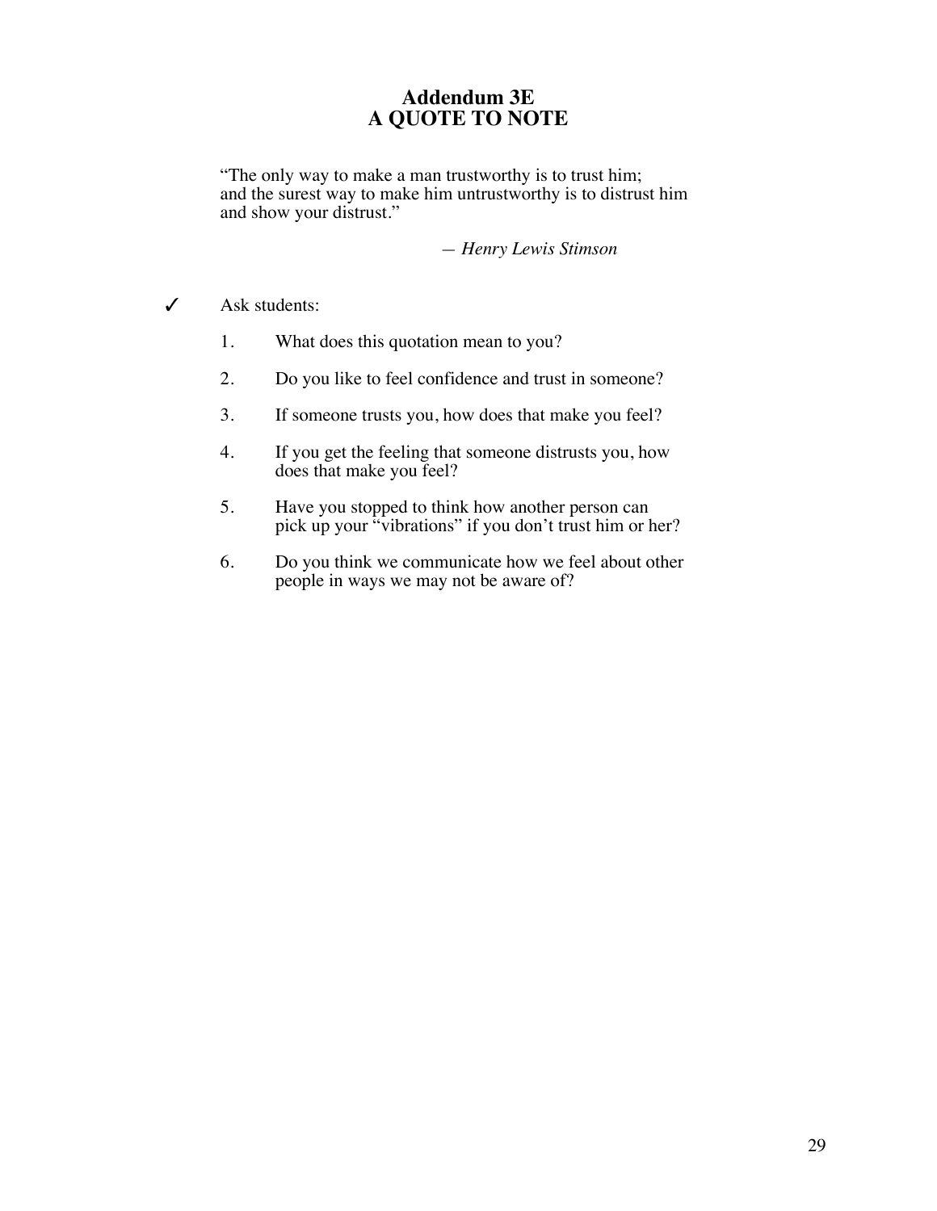# Addendum 3E
# A QUOTE TO NOTE

"The only way to make a man trustworthy is to trust him;
and the surest way to make him untrustworthy is to distrust him
and show your distrust."

— *Henry Lewis Stimson*

✓ Ask students:

1. What does this quotation mean to you?
2. Do you like to feel confidence and trust in someone?
3. If someone trusts you, how does that make you feel?
4. If you get the feeling that someone distrusts you, how does that make you feel?
5. Have you stopped to think how another person can pick up your "vibrations" if you don't trust him or her?
6. Do you think we communicate how we feel about other people in ways we may not be aware of?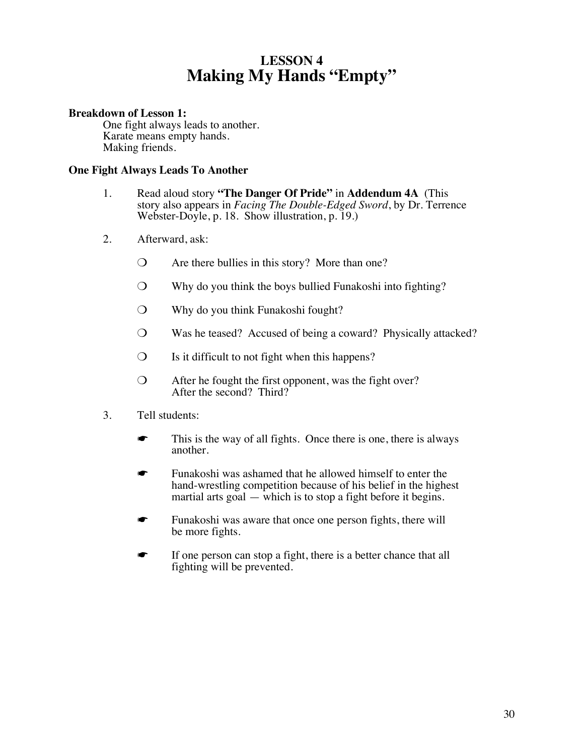# LESSON 4
# Making My Hands "Empty"

**Breakdown of Lesson 1:**

One fight always leads to another.
Karate means empty hands.
Making friends.

### One Fight Always Leads To Another

1. Read aloud story **"The Danger Of Pride"** in **Addendum 4A** (This story also appears in *Facing The Double-Edged Sword*, by Dr. Terrence Webster-Doyle, p. 18. Show illustration, p. 19.)

2. Afterward, ask:

   - ❍ Are there bullies in this story? More than one?
   - ❍ Why do you think the boys bullied Funakoshi into fighting?
   - ❍ Why do you think Funakoshi fought?
   - ❍ Was he teased? Accused of being a coward? Physically attacked?
   - ❍ Is it difficult to not fight when this happens?
   - ❍ After he fought the first opponent, was the fight over? After the second? Third?

3. Tell students:

   - ☛ This is the way of all fights. Once there is one, there is always another.
   - ☛ Funakoshi was ashamed that he allowed himself to enter the hand-wrestling competition because of his belief in the highest martial arts goal — which is to stop a fight before it begins.
   - ☛ Funakoshi was aware that once one person fights, there will be more fights.
   - ☛ If one person can stop a fight, there is a better chance that all fighting will be prevented.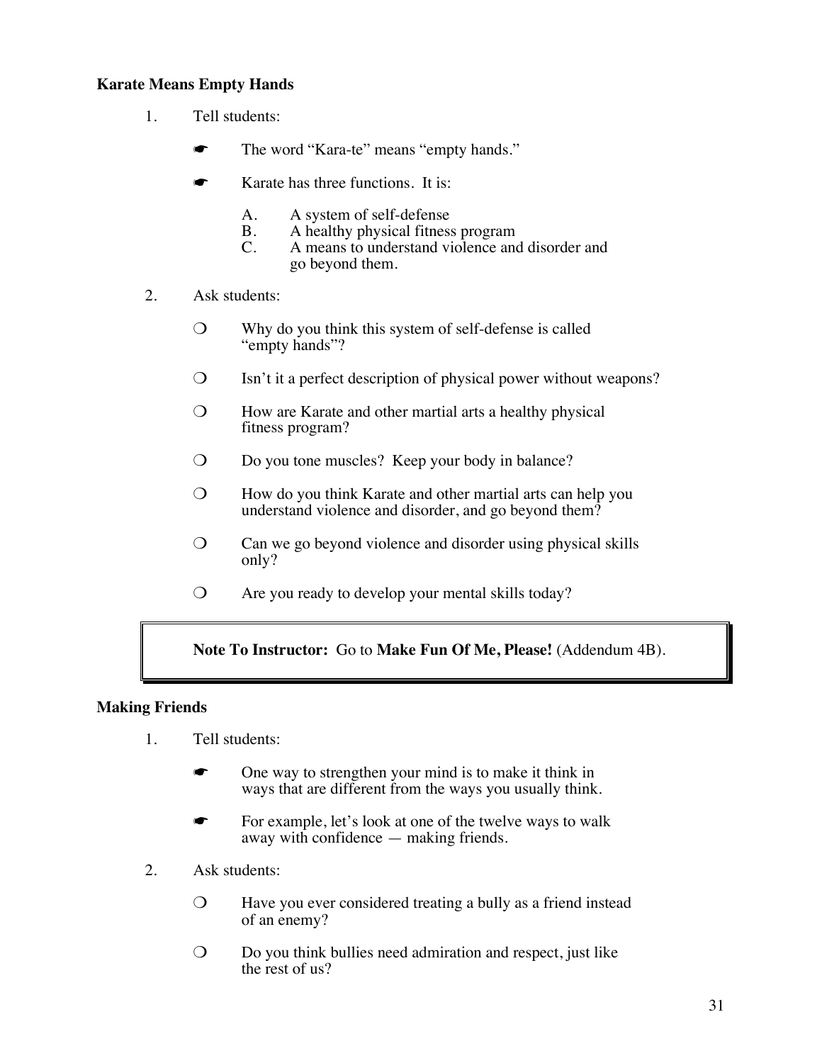**Karate Means Empty Hands**

1. Tell students:

   ☛ The word “Kara-te” means “empty hands.”

   ☛ Karate has three functions. It is:

      A. A system of self-defense
      B. A healthy physical fitness program
      C. A means to understand violence and disorder and go beyond them.

2. Ask students:

   ❍ Why do you think this system of self-defense is called “empty hands”?

   ❍ Isn’t it a perfect description of physical power without weapons?

   ❍ How are Karate and other martial arts a healthy physical fitness program?

   ❍ Do you tone muscles? Keep your body in balance?

   ❍ How do you think Karate and other martial arts can help you understand violence and disorder, and go beyond them?

   ❍ Can we go beyond violence and disorder using physical skills only?

   ❍ Are you ready to develop your mental skills today?

> **Note To Instructor:** Go to **Make Fun Of Me, Please!** (Addendum 4B).

**Making Friends**

1. Tell students:

   ☛ One way to strengthen your mind is to make it think in ways that are different from the ways you usually think.

   ☛ For example, let’s look at one of the twelve ways to walk away with confidence — making friends.

2. Ask students:

   ❍ Have you ever considered treating a bully as a friend instead of an enemy?

   ❍ Do you think bullies need admiration and respect, just like the rest of us?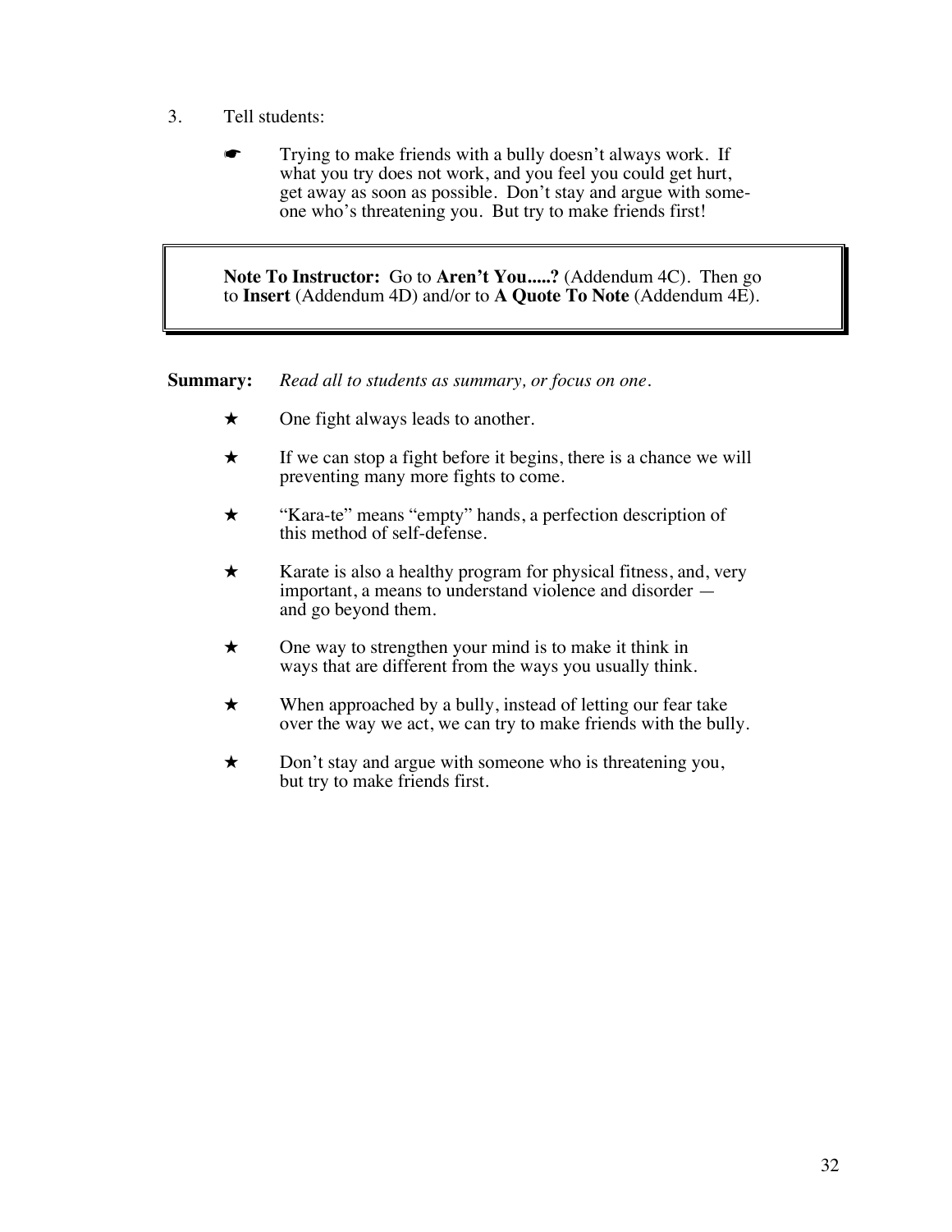3. Tell students:

   ☛ Trying to make friends with a bully doesn't always work. If what you try does not work, and you feel you could get hurt, get away as soon as possible. Don't stay and argue with someone who's threatening you. But try to make friends first!

> **Note To Instructor:** Go to **Aren't You.....?** (Addendum 4C). Then go to **Insert** (Addendum 4D) and/or to **A Quote To Note** (Addendum 4E).

**Summary:** *Read all to students as summary, or focus on one.*

★ One fight always leads to another.

★ If we can stop a fight before it begins, there is a chance we will preventing many more fights to come.

★ "Kara-te" means "empty" hands, a perfection description of this method of self-defense.

★ Karate is also a healthy program for physical fitness, and, very important, a means to understand violence and disorder — and go beyond them.

★ One way to strengthen your mind is to make it think in ways that are different from the ways you usually think.

★ When approached by a bully, instead of letting our fear take over the way we act, we can try to make friends with the bully.

★ Don't stay and argue with someone who is threatening you, but try to make friends first.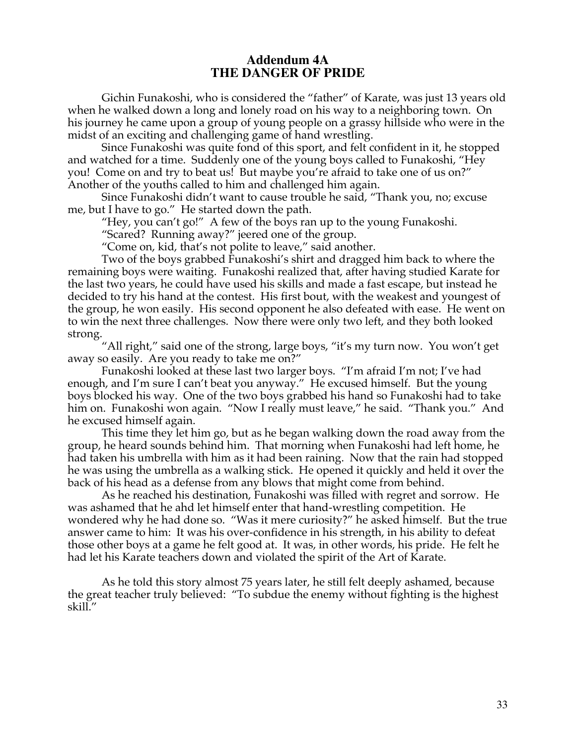## Addendum 4A
## THE DANGER OF PRIDE

Gichin Funakoshi, who is considered the "father" of Karate, was just 13 years old when he walked down a long and lonely road on his way to a neighboring town. On his journey he came upon a group of young people on a grassy hillside who were in the midst of an exciting and challenging game of hand wrestling.

Since Funakoshi was quite fond of this sport, and felt confident in it, he stopped and watched for a time. Suddenly one of the young boys called to Funakoshi, "Hey you! Come on and try to beat us! But maybe you're afraid to take one of us on?" Another of the youths called to him and challenged him again.

Since Funakoshi didn't want to cause trouble he said, "Thank you, no; excuse me, but I have to go." He started down the path.

"Hey, you can't go!" A few of the boys ran up to the young Funakoshi.

"Scared? Running away?" jeered one of the group.

"Come on, kid, that's not polite to leave," said another.

Two of the boys grabbed Funakoshi's shirt and dragged him back to where the remaining boys were waiting. Funakoshi realized that, after having studied Karate for the last two years, he could have used his skills and made a fast escape, but instead he decided to try his hand at the contest. His first bout, with the weakest and youngest of the group, he won easily. His second opponent he also defeated with ease. He went on to win the next three challenges. Now there were only two left, and they both looked strong.

"All right," said one of the strong, large boys, "it's my turn now. You won't get away so easily. Are you ready to take me on?"

Funakoshi looked at these last two larger boys. "I'm afraid I'm not; I've had enough, and I'm sure I can't beat you anyway." He excused himself. But the young boys blocked his way. One of the two boys grabbed his hand so Funakoshi had to take him on. Funakoshi won again. "Now I really must leave," he said. "Thank you." And he excused himself again.

This time they let him go, but as he began walking down the road away from the group, he heard sounds behind him. That morning when Funakoshi had left home, he had taken his umbrella with him as it had been raining. Now that the rain had stopped he was using the umbrella as a walking stick. He opened it quickly and held it over the back of his head as a defense from any blows that might come from behind.

As he reached his destination, Funakoshi was filled with regret and sorrow. He was ashamed that he ahd let himself enter that hand-wrestling competition. He wondered why he had done so. "Was it mere curiosity?" he asked himself. But the true answer came to him: It was his over-confidence in his strength, in his ability to defeat those other boys at a game he felt good at. It was, in other words, his pride. He felt he had let his Karate teachers down and violated the spirit of the Art of Karate.

As he told this story almost 75 years later, he still felt deeply ashamed, because the great teacher truly believed: "To subdue the enemy without fighting is the highest skill."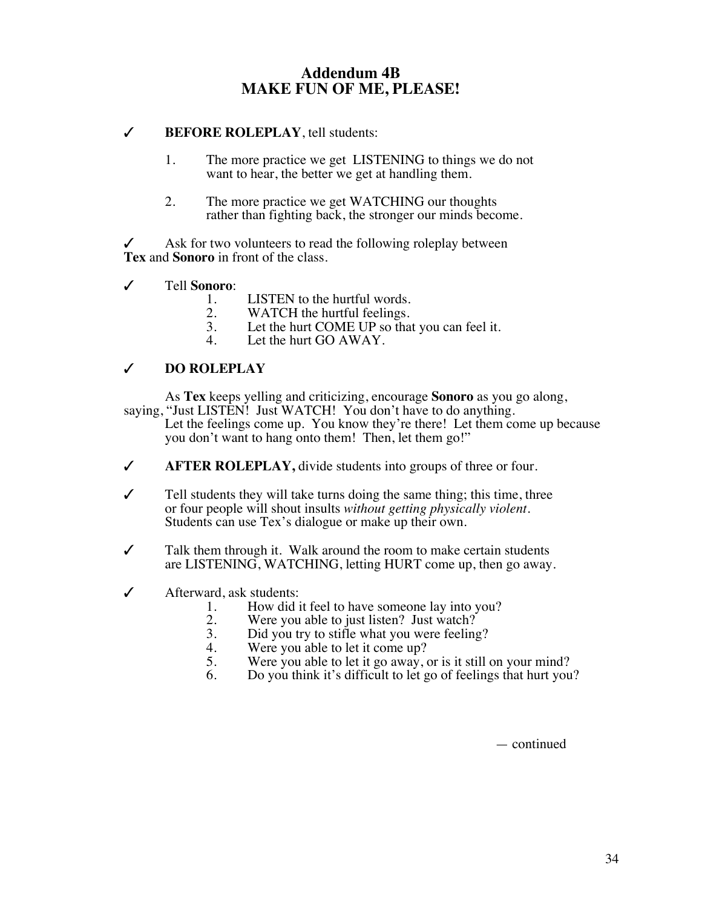# Addendum 4B
# MAKE FUN OF ME, PLEASE!

✓ **BEFORE ROLEPLAY**, tell students:

1. The more practice we get LISTENING to things we do not want to hear, the better we get at handling them.

2. The more practice we get WATCHING our thoughts rather than fighting back, the stronger our minds become.

✓ Ask for two volunteers to read the following roleplay between **Tex** and **Sonoro** in front of the class.

✓ Tell **Sonoro**:

1. LISTEN to the hurtful words.
2. WATCH the hurtful feelings.
3. Let the hurt COME UP so that you can feel it.
4. Let the hurt GO AWAY.

✓ **DO ROLEPLAY**

As **Tex** keeps yelling and criticizing, encourage **Sonoro** as you go along, saying, "Just LISTEN! Just WATCH! You don't have to do anything. Let the feelings come up. You know they're there! Let them come up because you don't want to hang onto them! Then, let them go!"

✓ **AFTER ROLEPLAY,** divide students into groups of three or four.

✓ Tell students they will take turns doing the same thing; this time, three or four people will shout insults *without getting physically violent*. Students can use Tex's dialogue or make up their own.

✓ Talk them through it. Walk around the room to make certain students are LISTENING, WATCHING, letting HURT come up, then go away.

✓ Afterward, ask students:

1. How did it feel to have someone lay into you?
2. Were you able to just listen? Just watch?
3. Did you try to stifle what you were feeling?
4. Were you able to let it come up?
5. Were you able to let it go away, or is it still on your mind?
6. Do you think it's difficult to let go of feelings that hurt you?

— continued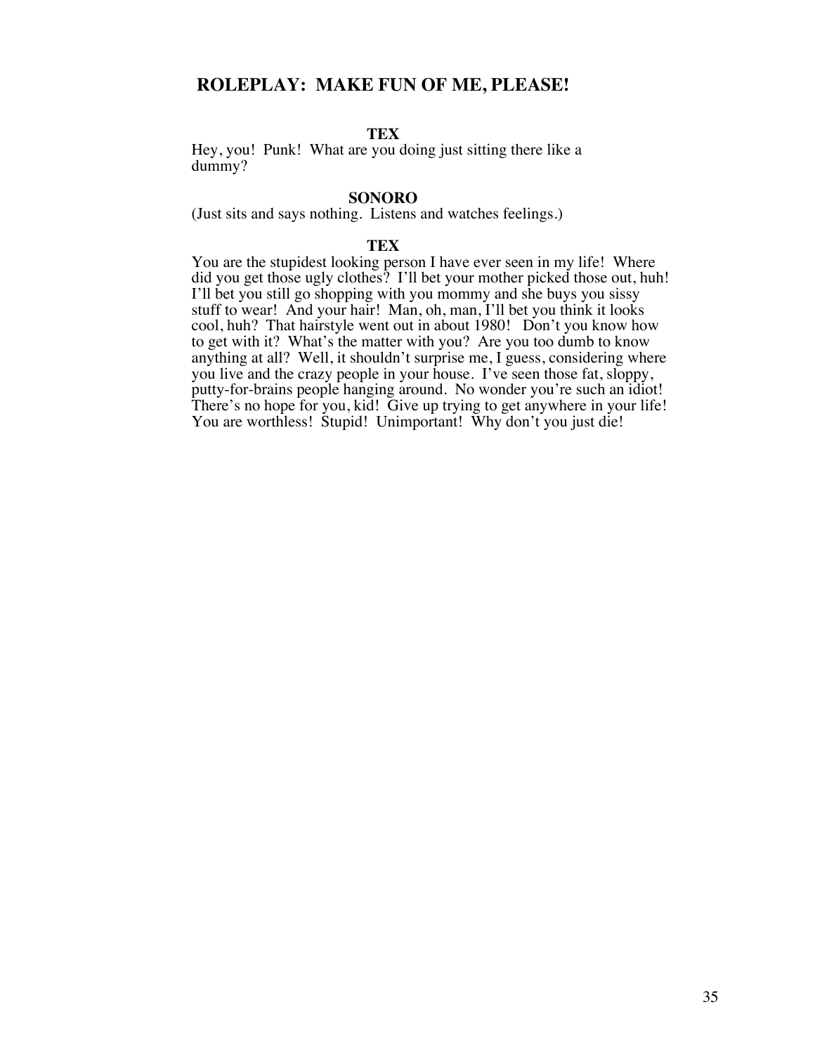## ROLEPLAY: MAKE FUN OF ME, PLEASE!

**TEX**

Hey, you! Punk! What are you doing just sitting there like a dummy?

**SONORO**

(Just sits and says nothing. Listens and watches feelings.)

**TEX**

You are the stupidest looking person I have ever seen in my life! Where did you get those ugly clothes? I'll bet your mother picked those out, huh! I'll bet you still go shopping with you mommy and she buys you sissy stuff to wear! And your hair! Man, oh, man, I'll bet you think it looks cool, huh? That hairstyle went out in about 1980! Don't you know how to get with it? What's the matter with you? Are you too dumb to know anything at all? Well, it shouldn't surprise me, I guess, considering where you live and the crazy people in your house. I've seen those fat, sloppy, putty-for-brains people hanging around. No wonder you're such an idiot! There's no hope for you, kid! Give up trying to get anywhere in your life! You are worthless! Stupid! Unimportant! Why don't you just die!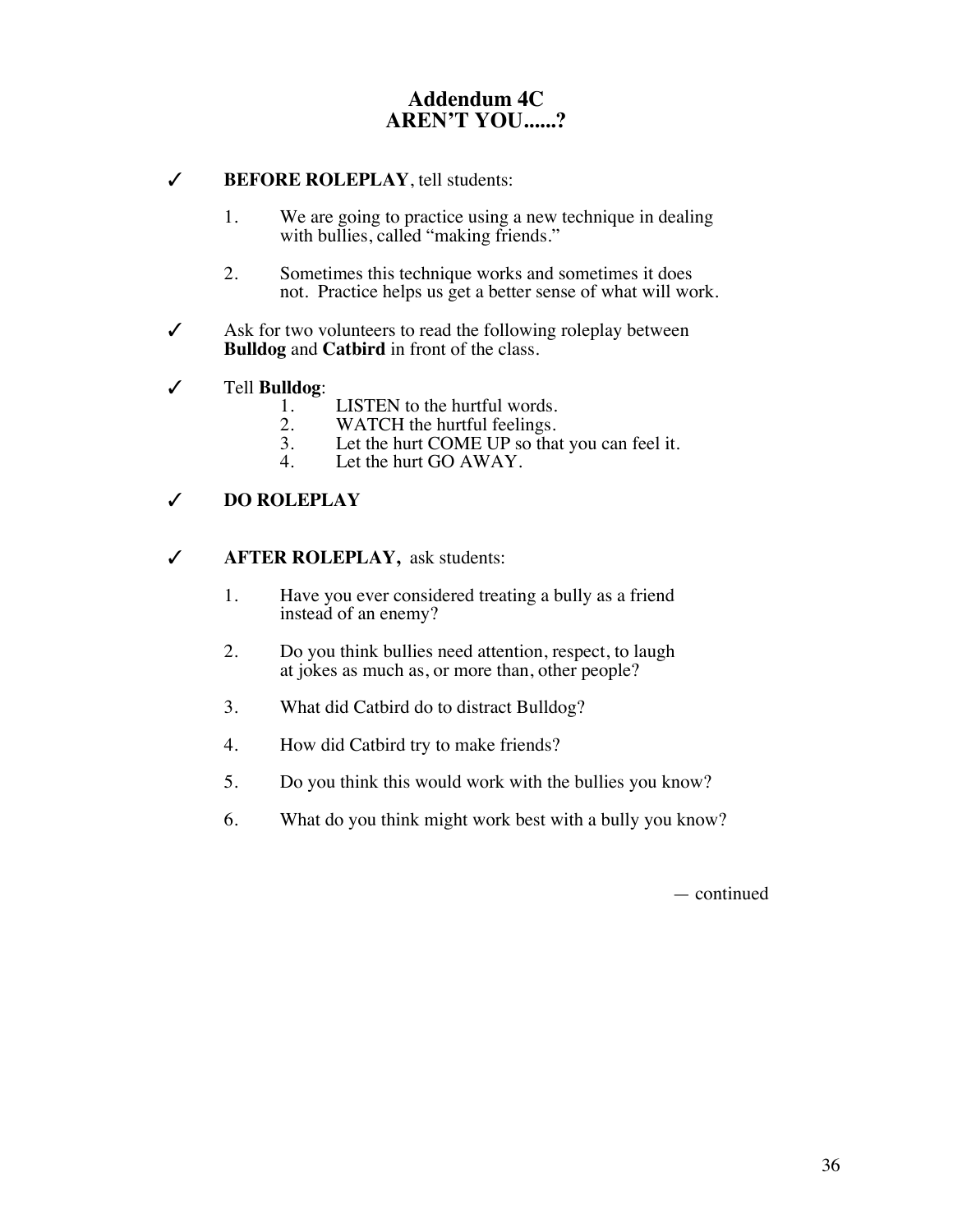# Addendum 4C
# AREN'T YOU......?

✓ **BEFORE ROLEPLAY**, tell students:

1. We are going to practice using a new technique in dealing with bullies, called "making friends."

2. Sometimes this technique works and sometimes it does not. Practice helps us get a better sense of what will work.

✓ Ask for two volunteers to read the following roleplay between **Bulldog** and **Catbird** in front of the class.

✓ Tell **Bulldog**:

1. LISTEN to the hurtful words.
2. WATCH the hurtful feelings.
3. Let the hurt COME UP so that you can feel it.
4. Let the hurt GO AWAY.

✓ **DO ROLEPLAY**

✓ **AFTER ROLEPLAY,** ask students:

1. Have you ever considered treating a bully as a friend instead of an enemy?

2. Do you think bullies need attention, respect, to laugh at jokes as much as, or more than, other people?

3. What did Catbird do to distract Bulldog?

4. How did Catbird try to make friends?

5. Do you think this would work with the bullies you know?

6. What do you think might work best with a bully you know?

— continued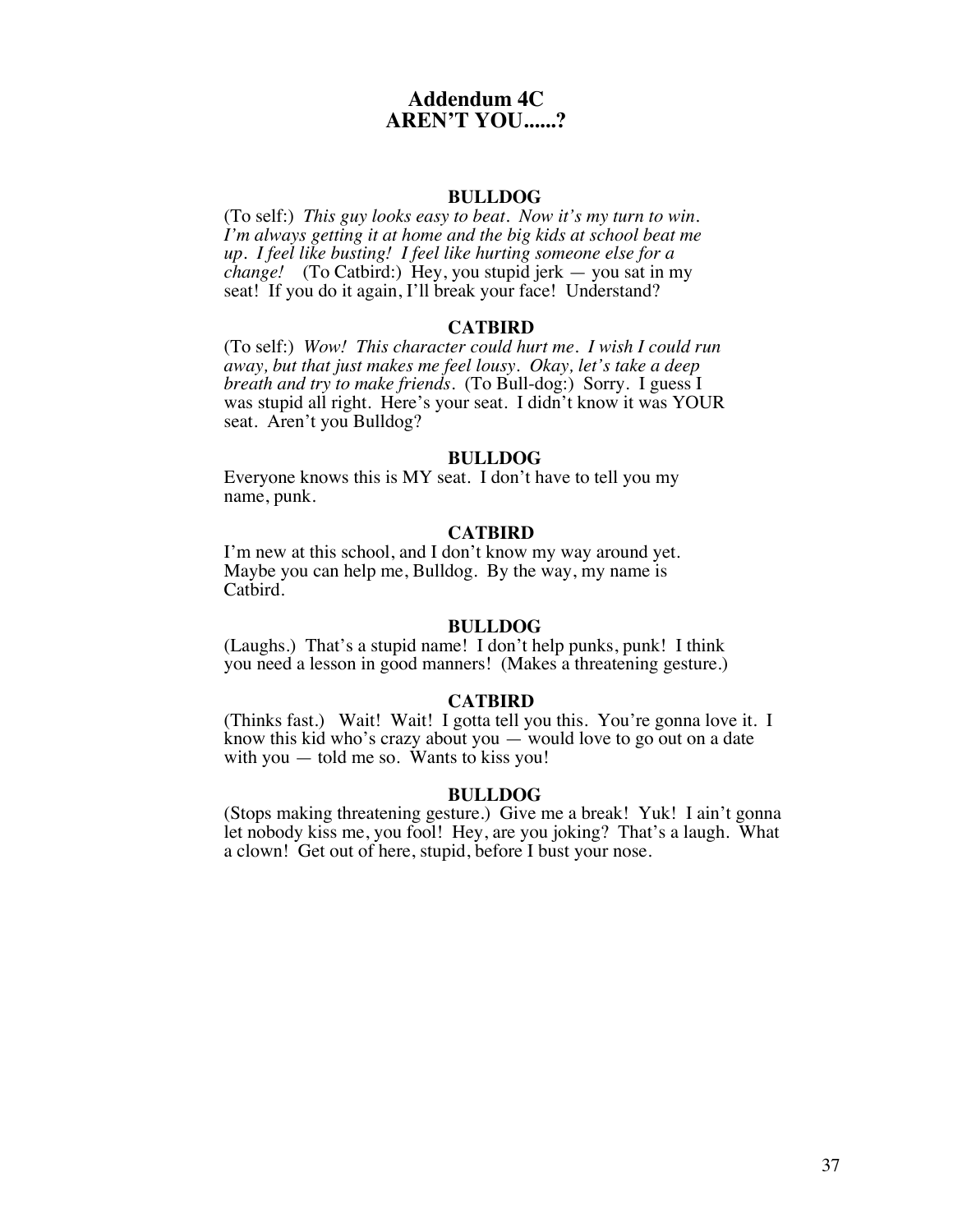# Addendum 4C
# AREN'T YOU......?

**BULLDOG**

(To self:) *This guy looks easy to beat. Now it's my turn to win. I'm always getting it at home and the big kids at school beat me up. I feel like busting! I feel like hurting someone else for a change!* (To Catbird:) Hey, you stupid jerk — you sat in my seat! If you do it again, I'll break your face! Understand?

**CATBIRD**

(To self:) *Wow! This character could hurt me. I wish I could run away, but that just makes me feel lousy. Okay, let's take a deep breath and try to make friends.* (To Bull-dog:) Sorry. I guess I was stupid all right. Here's your seat. I didn't know it was YOUR seat. Aren't you Bulldog?

**BULLDOG**

Everyone knows this is MY seat. I don't have to tell you my name, punk.

**CATBIRD**

I'm new at this school, and I don't know my way around yet. Maybe you can help me, Bulldog. By the way, my name is Catbird.

**BULLDOG**

(Laughs.) That's a stupid name! I don't help punks, punk! I think you need a lesson in good manners! (Makes a threatening gesture.)

**CATBIRD**

(Thinks fast.) Wait! Wait! I gotta tell you this. You're gonna love it. I know this kid who's crazy about you — would love to go out on a date with you — told me so. Wants to kiss you!

**BULLDOG**

(Stops making threatening gesture.) Give me a break! Yuk! I ain't gonna let nobody kiss me, you fool! Hey, are you joking? That's a laugh. What a clown! Get out of here, stupid, before I bust your nose.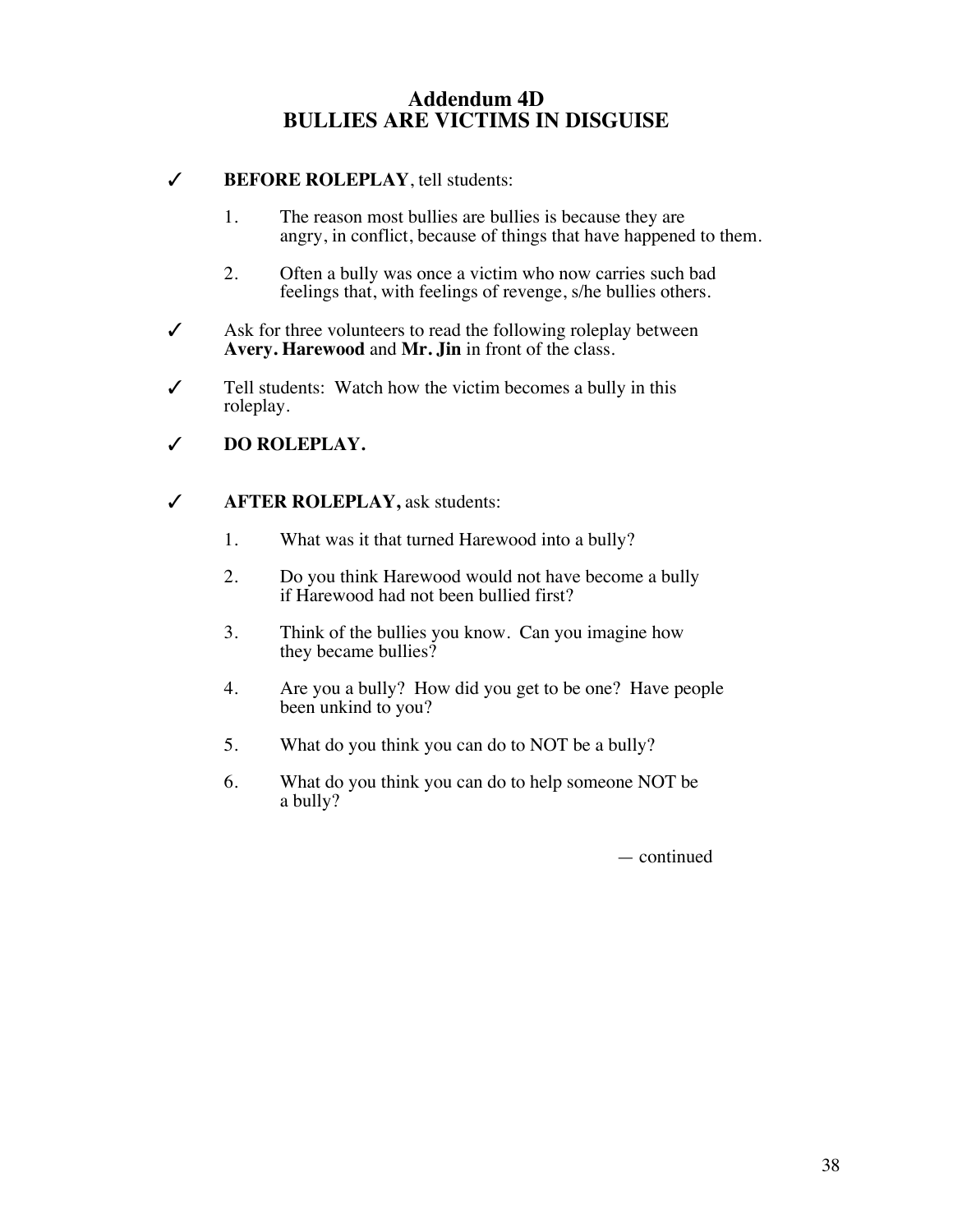# Addendum 4D
# BULLIES ARE VICTIMS IN DISGUISE

✓ **BEFORE ROLEPLAY**, tell students:

1. The reason most bullies are bullies is because they are angry, in conflict, because of things that have happened to them.

2. Often a bully was once a victim who now carries such bad feelings that, with feelings of revenge, s/he bullies others.

✓ Ask for three volunteers to read the following roleplay between **Avery. Harewood** and **Mr. Jin** in front of the class.

✓ Tell students: Watch how the victim becomes a bully in this roleplay.

✓ **DO ROLEPLAY.**

✓ **AFTER ROLEPLAY,** ask students:

1. What was it that turned Harewood into a bully?

2. Do you think Harewood would not have become a bully if Harewood had not been bullied first?

3. Think of the bullies you know. Can you imagine how they became bullies?

4. Are you a bully? How did you get to be one? Have people been unkind to you?

5. What do you think you can do to NOT be a bully?

6. What do you think you can do to help someone NOT be a bully?

— continued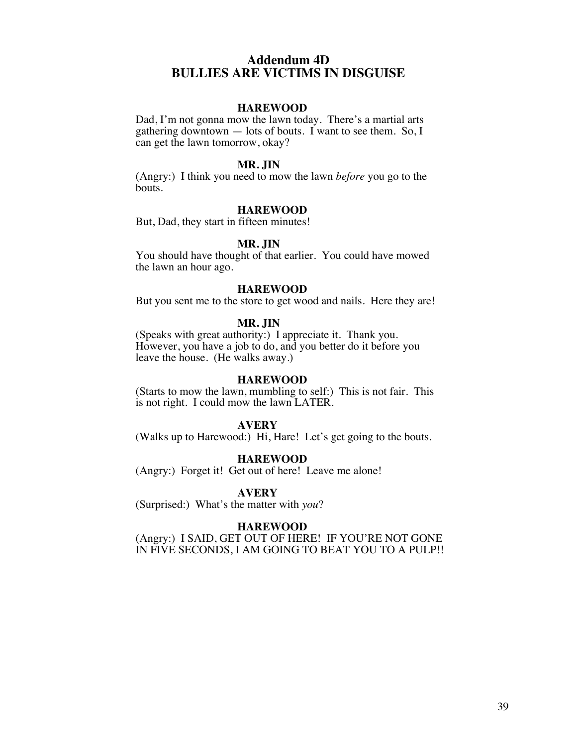## Addendum 4D
## BULLIES ARE VICTIMS IN DISGUISE

**HAREWOOD**

Dad, I'm not gonna mow the lawn today. There's a martial arts gathering downtown — lots of bouts. I want to see them. So, I can get the lawn tomorrow, okay?

**MR. JIN**

(Angry:) I think you need to mow the lawn *before* you go to the bouts.

**HAREWOOD**

But, Dad, they start in fifteen minutes!

**MR. JIN**

You should have thought of that earlier. You could have mowed the lawn an hour ago.

**HAREWOOD**

But you sent me to the store to get wood and nails. Here they are!

**MR. JIN**

(Speaks with great authority:) I appreciate it. Thank you. However, you have a job to do, and you better do it before you leave the house. (He walks away.)

**HAREWOOD**

(Starts to mow the lawn, mumbling to self:) This is not fair. This is not right. I could mow the lawn LATER.

**AVERY**

(Walks up to Harewood:) Hi, Hare! Let's get going to the bouts.

**HAREWOOD**

(Angry:) Forget it! Get out of here! Leave me alone!

**AVERY**

(Surprised:) What's the matter with *you*?

**HAREWOOD**

(Angry:) I SAID, GET OUT OF HERE! IF YOU'RE NOT GONE IN FIVE SECONDS, I AM GOING TO BEAT YOU TO A PULP!!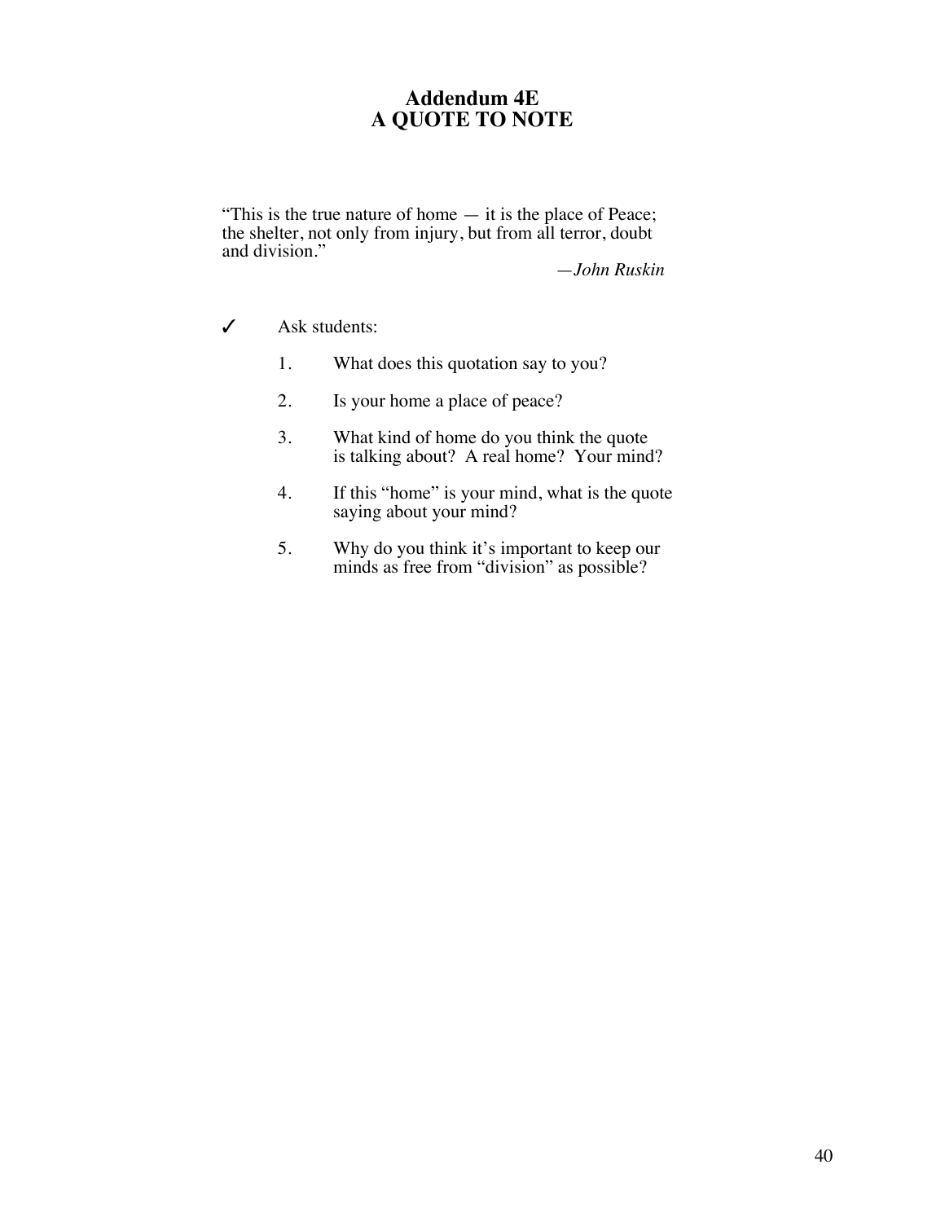# Addendum 4E
# A QUOTE TO NOTE

"This is the true nature of home — it is the place of Peace; the shelter, not only from injury, but from all terror, doubt and division."

*—John Ruskin*

✓ Ask students:

1. What does this quotation say to you?
2. Is your home a place of peace?
3. What kind of home do you think the quote is talking about? A real home? Your mind?
4. If this "home" is your mind, what is the quote saying about your mind?
5. Why do you think it's important to keep our minds as free from "division" as possible?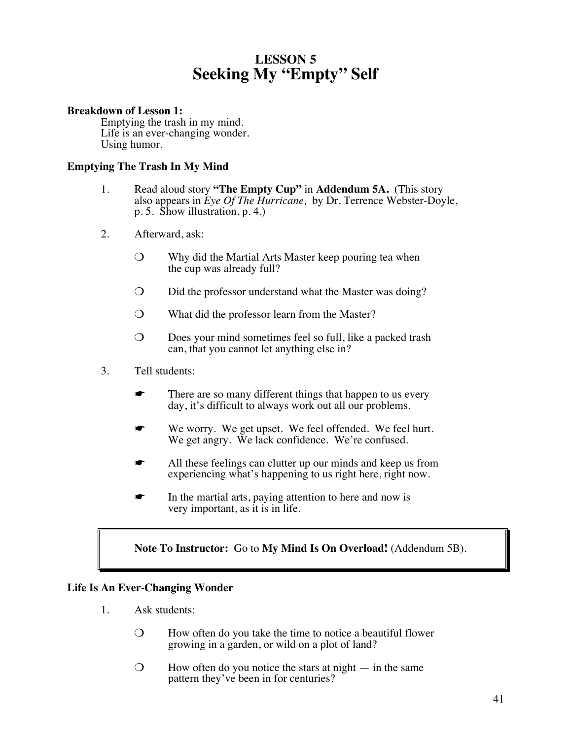# LESSON 5
# Seeking My "Empty" Self

**Breakdown of Lesson 1:**

Emptying the trash in my mind.
Life is an ever-changing wonder.
Using humor.

### Emptying The Trash In My Mind

1. Read aloud story **"The Empty Cup"** in **Addendum 5A.** (This story also appears in *Eye Of The Hurricane,* by Dr. Terrence Webster-Doyle, p. 5. Show illustration, p. 4.)

2. Afterward, ask:

   ❍ Why did the Martial Arts Master keep pouring tea when the cup was already full?

   ❍ Did the professor understand what the Master was doing?

   ❍ What did the professor learn from the Master?

   ❍ Does your mind sometimes feel so full, like a packed trash can, that you cannot let anything else in?

3. Tell students:

   ☛ There are so many different things that happen to us every day, it's difficult to always work out all our problems.

   ☛ We worry. We get upset. We feel offended. We feel hurt. We get angry. We lack confidence. We're confused.

   ☛ All these feelings can clutter up our minds and keep us from experiencing what's happening to us right here, right now.

   ☛ In the martial arts, paying attention to here and now is very important, as it is in life.

> **Note To Instructor:** Go to **My Mind Is On Overload!** (Addendum 5B).

### Life Is An Ever-Changing Wonder

1. Ask students:

   ❍ How often do you take the time to notice a beautiful flower growing in a garden, or wild on a plot of land?

   ❍ How often do you notice the stars at night — in the same pattern they've been in for centuries?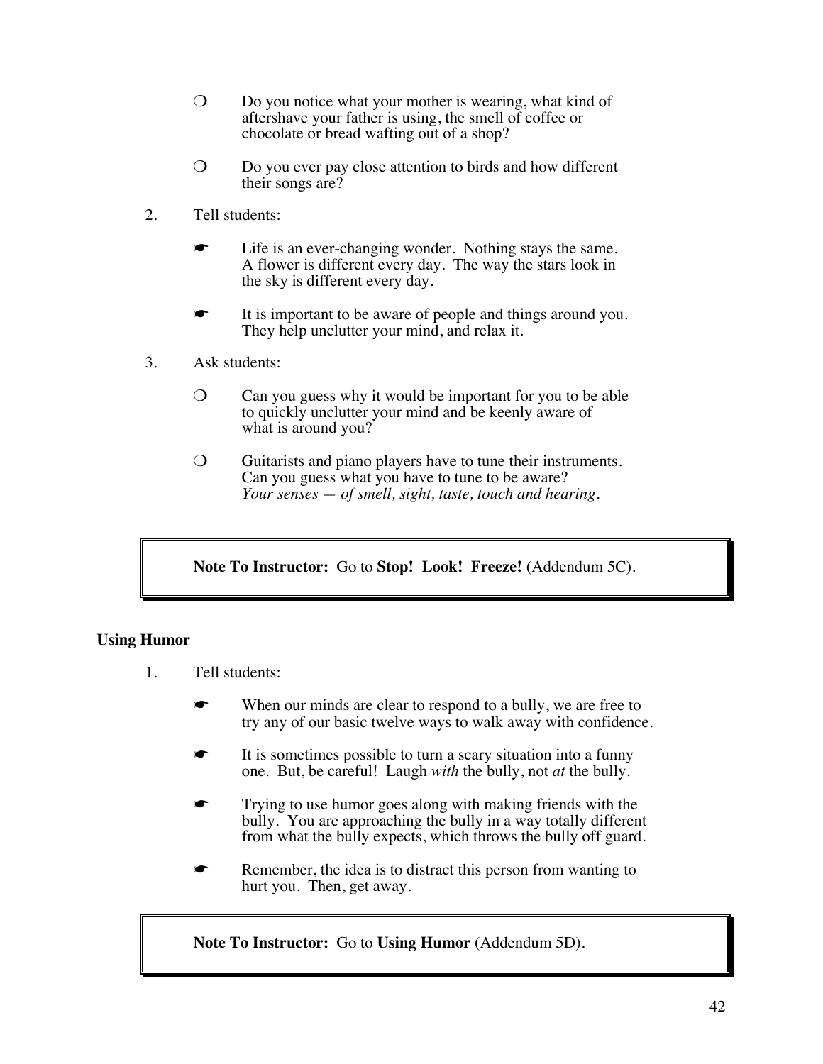- ❍ Do you notice what your mother is wearing, what kind of aftershave your father is using, the smell of coffee or chocolate or bread wafting out of a shop?

- ❍ Do you ever pay close attention to birds and how different their songs are?

2. Tell students:

   - ☛ Life is an ever-changing wonder. Nothing stays the same. A flower is different every day. The way the stars look in the sky is different every day.

   - ☛ It is important to be aware of people and things around you. They help unclutter your mind, and relax it.

3. Ask students:

   - ❍ Can you guess why it would be important for you to be able to quickly unclutter your mind and be keenly aware of what is around you?

   - ❍ Guitarists and piano players have to tune their instruments. Can you guess what you have to tune to be aware?
     *Your senses — of smell, sight, taste, touch and hearing.*

> **Note To Instructor:** Go to **Stop! Look! Freeze!** (Addendum 5C).

**Using Humor**

1. Tell students:

   - ☛ When our minds are clear to respond to a bully, we are free to try any of our basic twelve ways to walk away with confidence.

   - ☛ It is sometimes possible to turn a scary situation into a funny one. But, be careful! Laugh *with* the bully, not *at* the bully.

   - ☛ Trying to use humor goes along with making friends with the bully. You are approaching the bully in a way totally different from what the bully expects, which throws the bully off guard.

   - ☛ Remember, the idea is to distract this person from wanting to hurt you. Then, get away.

> **Note To Instructor:** Go to **Using Humor** (Addendum 5D).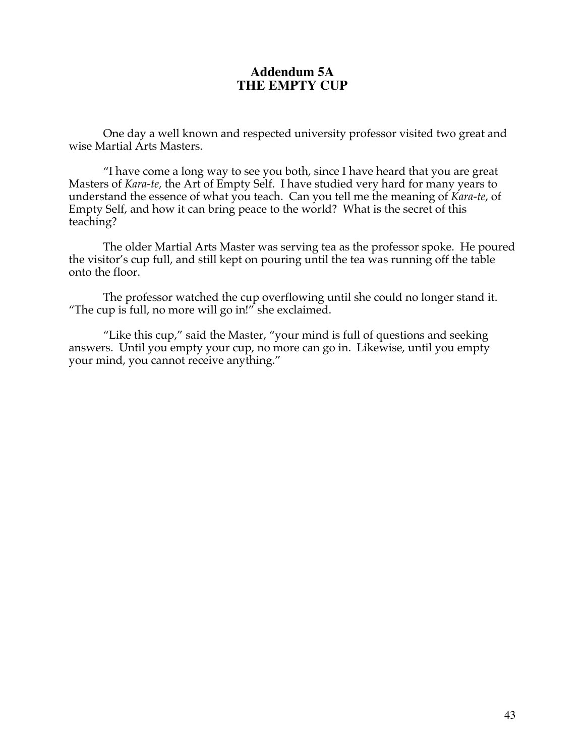# Addendum 5A
# THE EMPTY CUP

One day a well known and respected university professor visited two great and wise Martial Arts Masters.

"I have come a long way to see you both, since I have heard that you are great Masters of *Kara-te,* the Art of Empty Self. I have studied very hard for many years to understand the essence of what you teach. Can you tell me the meaning of *Kara-te*, of Empty Self, and how it can bring peace to the world? What is the secret of this teaching?

The older Martial Arts Master was serving tea as the professor spoke. He poured the visitor's cup full, and still kept on pouring until the tea was running off the table onto the floor.

The professor watched the cup overflowing until she could no longer stand it. "The cup is full, no more will go in!" she exclaimed.

"Like this cup," said the Master, "your mind is full of questions and seeking answers. Until you empty your cup, no more can go in. Likewise, until you empty your mind, you cannot receive anything."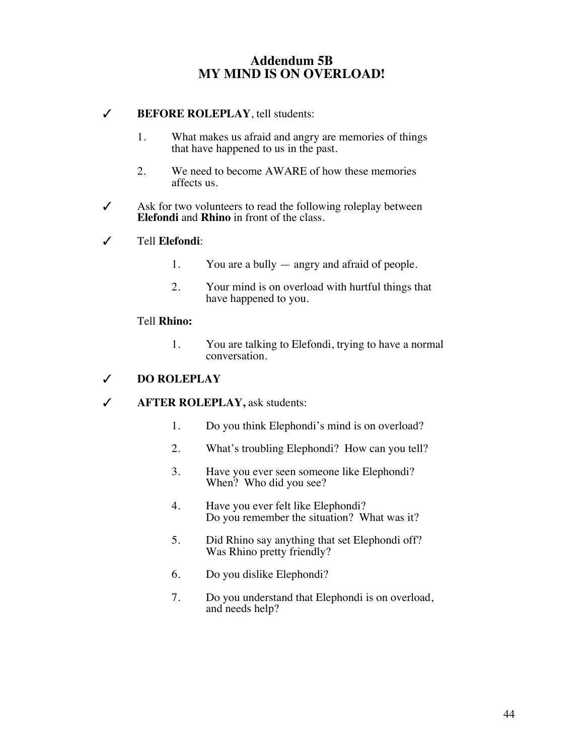# Addendum 5B
# MY MIND IS ON OVERLOAD!

✓ **BEFORE ROLEPLAY**, tell students:

1. What makes us afraid and angry are memories of things that have happened to us in the past.
2. We need to become AWARE of how these memories affects us.

✓ Ask for two volunteers to read the following roleplay between **Elefondi** and **Rhino** in front of the class.

✓ Tell **Elefondi**:

1. You are a bully — angry and afraid of people.
2. Your mind is on overload with hurtful things that have happened to you.

Tell **Rhino:**

1. You are talking to Elefondi, trying to have a normal conversation.

✓ **DO ROLEPLAY**

✓ **AFTER ROLEPLAY,** ask students:

1. Do you think Elephondi's mind is on overload?
2. What's troubling Elephondi? How can you tell?
3. Have you ever seen someone like Elephondi? When? Who did you see?
4. Have you ever felt like Elephondi? Do you remember the situation? What was it?
5. Did Rhino say anything that set Elephondi off? Was Rhino pretty friendly?
6. Do you dislike Elephondi?
7. Do you understand that Elephondi is on overload, and needs help?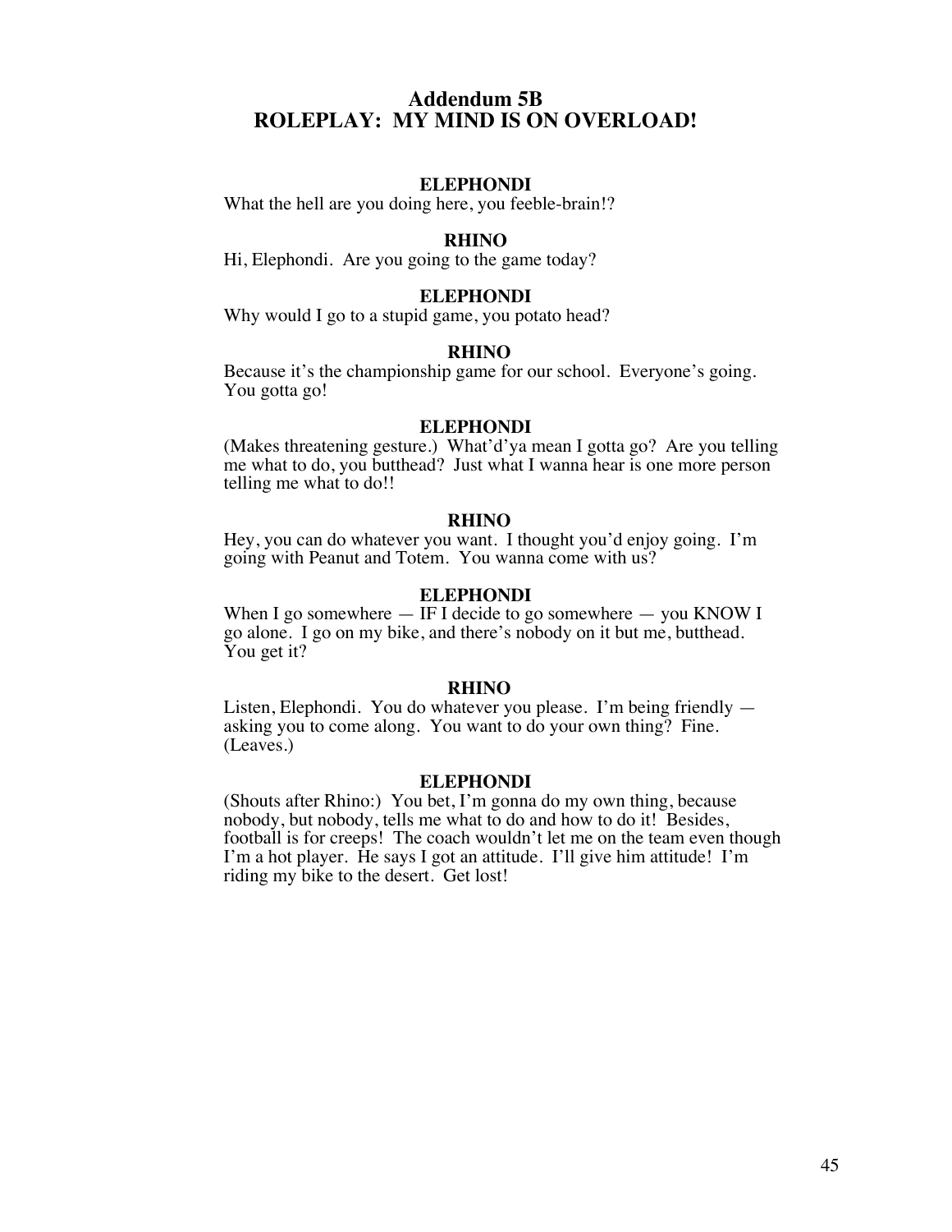## Addendum 5B
## ROLEPLAY: MY MIND IS ON OVERLOAD!

**ELEPHONDI**

What the hell are you doing here, you feeble-brain!?

**RHINO**

Hi, Elephondi. Are you going to the game today?

**ELEPHONDI**

Why would I go to a stupid game, you potato head?

**RHINO**

Because it's the championship game for our school. Everyone's going. You gotta go!

**ELEPHONDI**

(Makes threatening gesture.) What'd'ya mean I gotta go? Are you telling me what to do, you butthead? Just what I wanna hear is one more person telling me what to do!!

**RHINO**

Hey, you can do whatever you want. I thought you'd enjoy going. I'm going with Peanut and Totem. You wanna come with us?

**ELEPHONDI**

When I go somewhere — IF I decide to go somewhere — you KNOW I go alone. I go on my bike, and there's nobody on it but me, butthead. You get it?

**RHINO**

Listen, Elephondi. You do whatever you please. I'm being friendly — asking you to come along. You want to do your own thing? Fine. (Leaves.)

**ELEPHONDI**

(Shouts after Rhino:) You bet, I'm gonna do my own thing, because nobody, but nobody, tells me what to do and how to do it! Besides, football is for creeps! The coach wouldn't let me on the team even though I'm a hot player. He says I got an attitude. I'll give him attitude! I'm riding my bike to the desert. Get lost!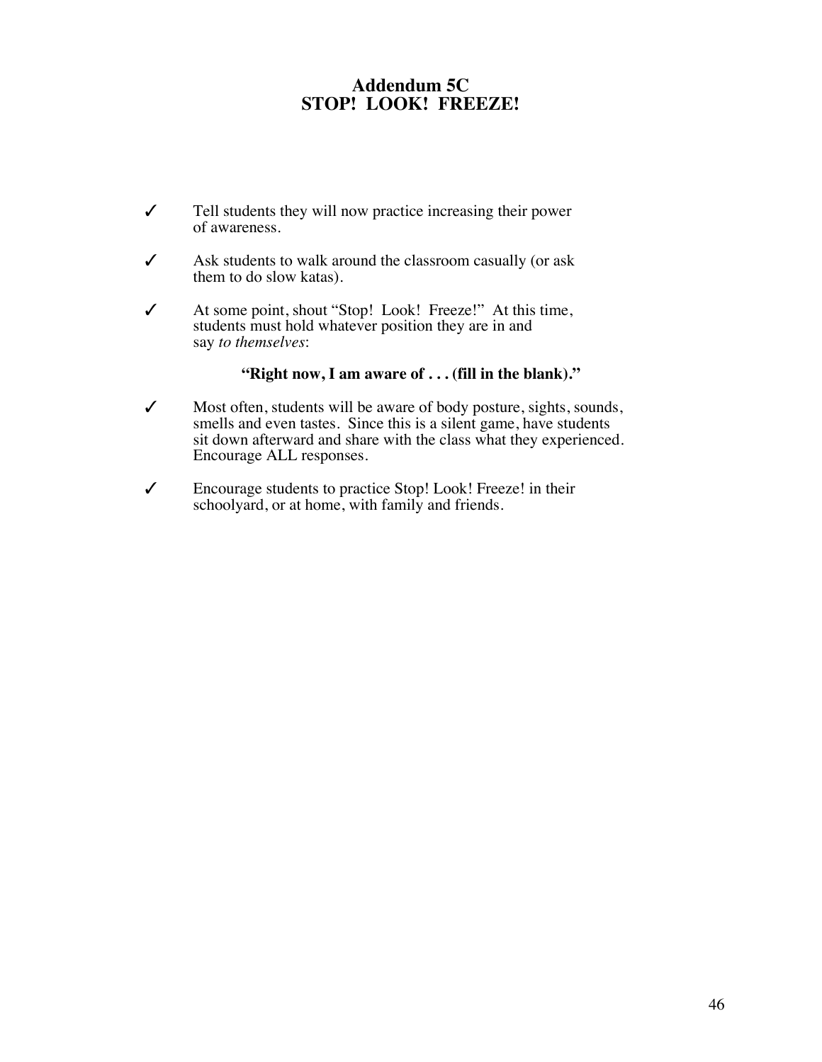## Addendum 5C
## STOP! LOOK! FREEZE!

- ✓ Tell students they will now practice increasing their power of awareness.
- ✓ Ask students to walk around the classroom casually (or ask them to do slow katas).
- ✓ At some point, shout "Stop! Look! Freeze!" At this time, students must hold whatever position they are in and say *to themselves*:

  **"Right now, I am aware of . . . (fill in the blank)."**

- ✓ Most often, students will be aware of body posture, sights, sounds, smells and even tastes. Since this is a silent game, have students sit down afterward and share with the class what they experienced. Encourage ALL responses.
- ✓ Encourage students to practice Stop! Look! Freeze! in their schoolyard, or at home, with family and friends.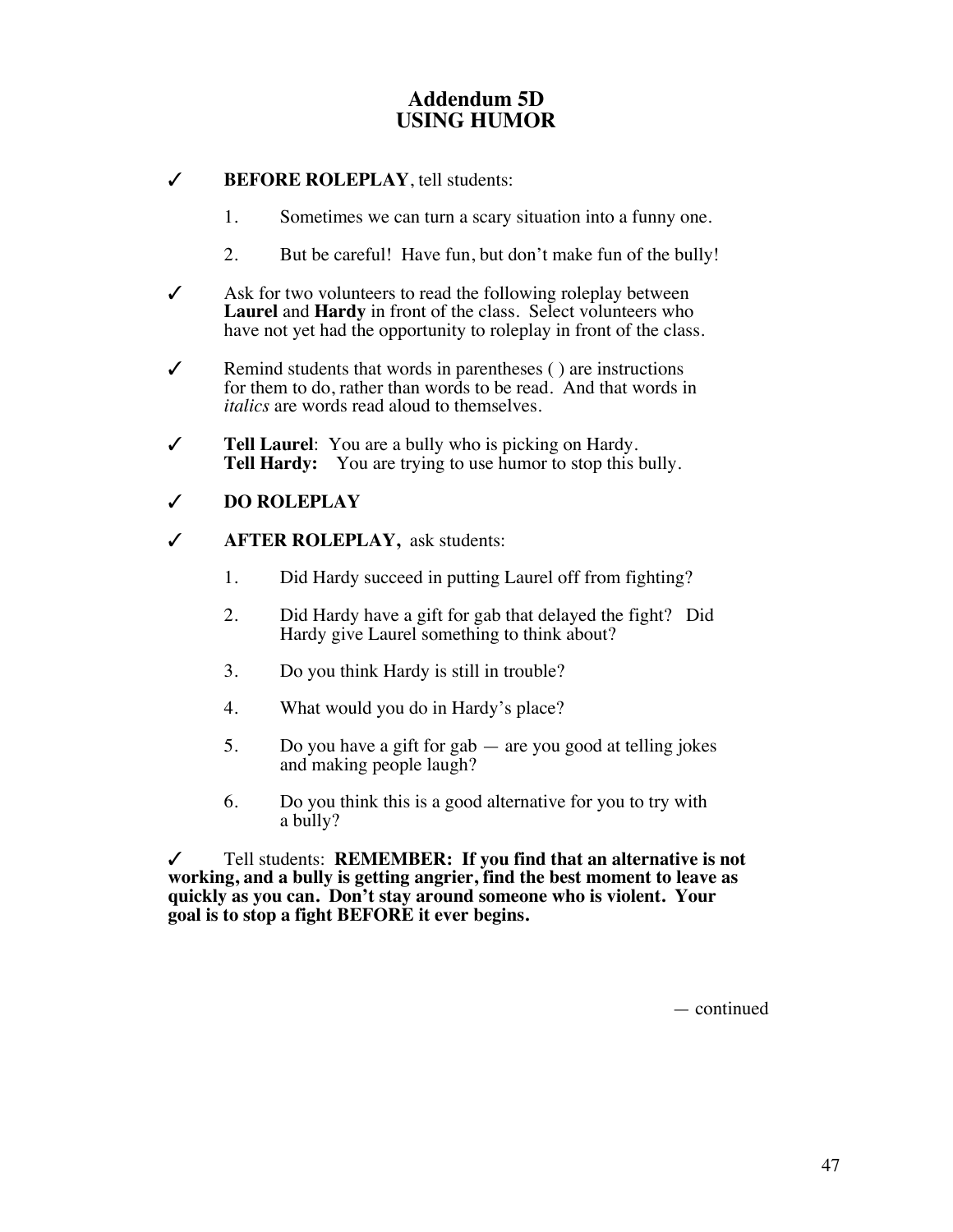# Addendum 5D
# USING HUMOR

✓ **BEFORE ROLEPLAY**, tell students:

1. Sometimes we can turn a scary situation into a funny one.
2. But be careful! Have fun, but don't make fun of the bully!

✓ Ask for two volunteers to read the following roleplay between **Laurel** and **Hardy** in front of the class. Select volunteers who have not yet had the opportunity to roleplay in front of the class.

✓ Remind students that words in parentheses ( ) are instructions for them to do, rather than words to be read. And that words in *italics* are words read aloud to themselves.

✓ **Tell Laurel**: You are a bully who is picking on Hardy.
**Tell Hardy:** You are trying to use humor to stop this bully.

✓ **DO ROLEPLAY**

✓ **AFTER ROLEPLAY,** ask students:

1. Did Hardy succeed in putting Laurel off from fighting?
2. Did Hardy have a gift for gab that delayed the fight? Did Hardy give Laurel something to think about?
3. Do you think Hardy is still in trouble?
4. What would you do in Hardy's place?
5. Do you have a gift for gab — are you good at telling jokes and making people laugh?
6. Do you think this is a good alternative for you to try with a bully?

✓ Tell students: **REMEMBER: If you find that an alternative is not working, and a bully is getting angrier, find the best moment to leave as quickly as you can. Don't stay around someone who is violent. Your goal is to stop a fight BEFORE it ever begins.**

— continued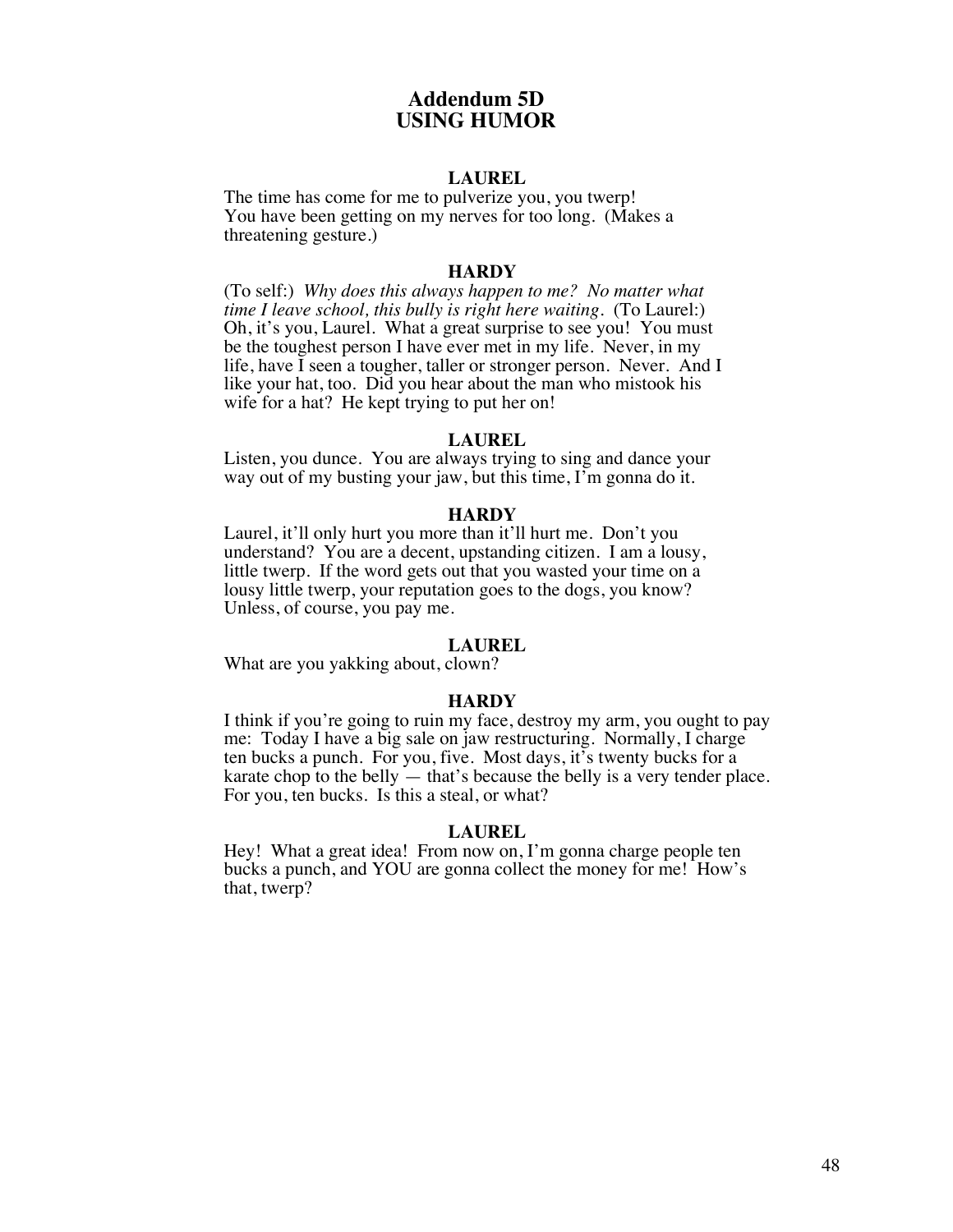# Addendum 5D
# USING HUMOR

**LAUREL**

The time has come for me to pulverize you, you twerp! You have been getting on my nerves for too long. (Makes a threatening gesture.)

**HARDY**

(To self:) *Why does this always happen to me? No matter what time I leave school, this bully is right here waiting.* (To Laurel:) Oh, it's you, Laurel. What a great surprise to see you! You must be the toughest person I have ever met in my life. Never, in my life, have I seen a tougher, taller or stronger person. Never. And I like your hat, too. Did you hear about the man who mistook his wife for a hat? He kept trying to put her on!

**LAUREL**

Listen, you dunce. You are always trying to sing and dance your way out of my busting your jaw, but this time, I'm gonna do it.

**HARDY**

Laurel, it'll only hurt you more than it'll hurt me. Don't you understand? You are a decent, upstanding citizen. I am a lousy, little twerp. If the word gets out that you wasted your time on a lousy little twerp, your reputation goes to the dogs, you know? Unless, of course, you pay me.

**LAUREL**

What are you yakking about, clown?

**HARDY**

I think if you're going to ruin my face, destroy my arm, you ought to pay me: Today I have a big sale on jaw restructuring. Normally, I charge ten bucks a punch. For you, five. Most days, it's twenty bucks for a karate chop to the belly — that's because the belly is a very tender place. For you, ten bucks. Is this a steal, or what?

**LAUREL**

Hey! What a great idea! From now on, I'm gonna charge people ten bucks a punch, and YOU are gonna collect the money for me! How's that, twerp?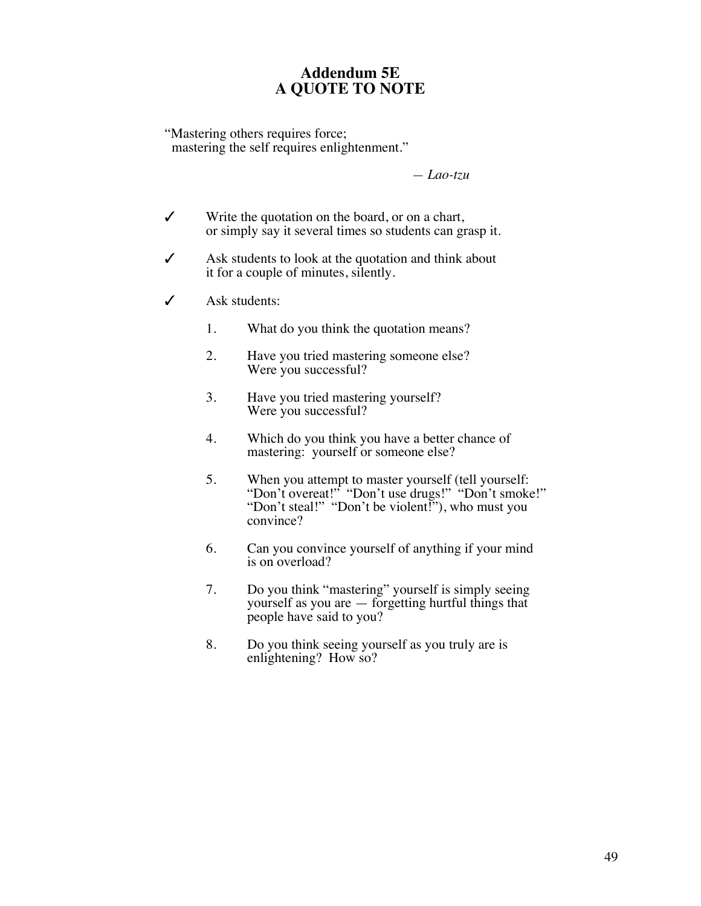# Addendum 5E
# A QUOTE TO NOTE

"Mastering others requires force;
mastering the self requires enlightenment."

— *Lao-tzu*

✓ Write the quotation on the board, or on a chart, or simply say it several times so students can grasp it.

✓ Ask students to look at the quotation and think about it for a couple of minutes, silently.

✓ Ask students:

1. What do you think the quotation means?
2. Have you tried mastering someone else? Were you successful?
3. Have you tried mastering yourself? Were you successful?
4. Which do you think you have a better chance of mastering: yourself or someone else?
5. When you attempt to master yourself (tell yourself: "Don't overeat!" "Don't use drugs!" "Don't smoke!" "Don't steal!" "Don't be violent!"), who must you convince?
6. Can you convince yourself of anything if your mind is on overload?
7. Do you think "mastering" yourself is simply seeing yourself as you are — forgetting hurtful things that people have said to you?
8. Do you think seeing yourself as you truly are is enlightening? How so?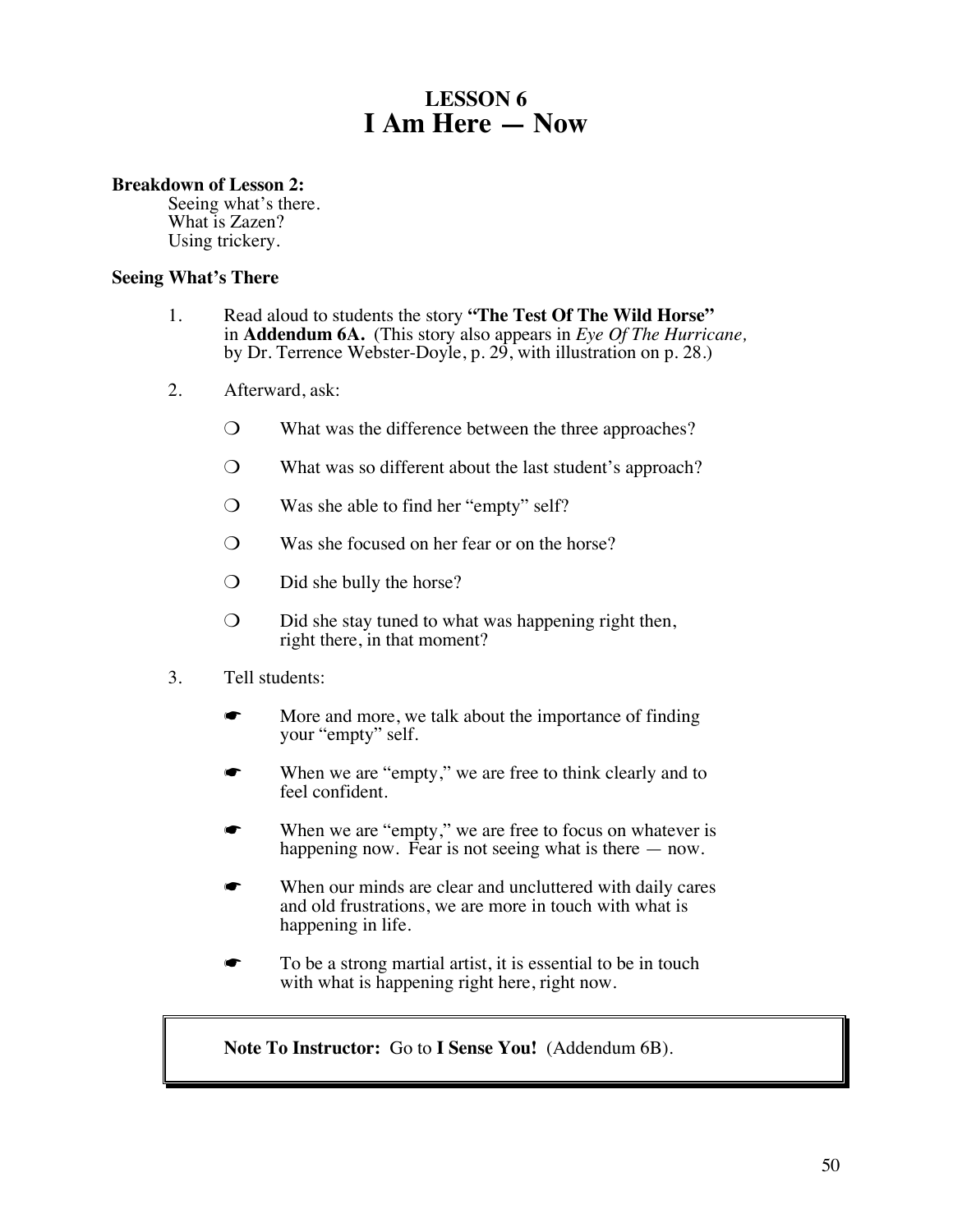# LESSON 6
# I Am Here — Now

**Breakdown of Lesson 2:**

Seeing what's there.
What is Zazen?
Using trickery.

**Seeing What's There**

1. Read aloud to students the story **"The Test Of The Wild Horse"** in **Addendum 6A.** (This story also appears in *Eye Of The Hurricane,* by Dr. Terrence Webster-Doyle, p. 29, with illustration on p. 28.)

2. Afterward, ask:

   - ❍ What was the difference between the three approaches?
   - ❍ What was so different about the last student's approach?
   - ❍ Was she able to find her "empty" self?
   - ❍ Was she focused on her fear or on the horse?
   - ❍ Did she bully the horse?
   - ❍ Did she stay tuned to what was happening right then, right there, in that moment?

3. Tell students:

   - ☛ More and more, we talk about the importance of finding your "empty" self.
   - ☛ When we are "empty," we are free to think clearly and to feel confident.
   - ☛ When we are "empty," we are free to focus on whatever is happening now. Fear is not seeing what is there — now.
   - ☛ When our minds are clear and uncluttered with daily cares and old frustrations, we are more in touch with what is happening in life.
   - ☛ To be a strong martial artist, it is essential to be in touch with what is happening right here, right now.

> **Note To Instructor:** Go to **I Sense You!** (Addendum 6B).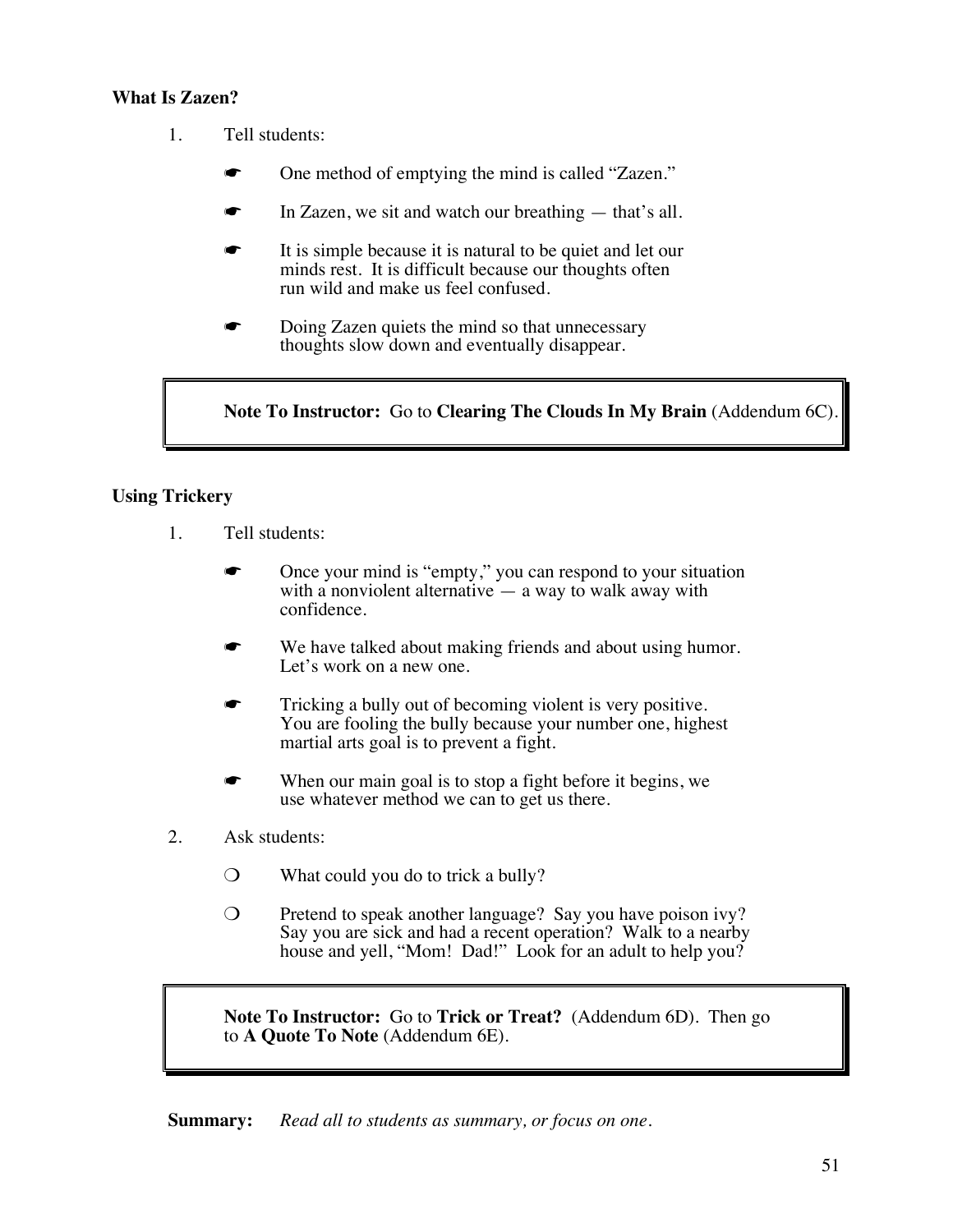**What Is Zazen?**

1. Tell students:

   ☛ One method of emptying the mind is called "Zazen."

   ☛ In Zazen, we sit and watch our breathing — that's all.

   ☛ It is simple because it is natural to be quiet and let our minds rest. It is difficult because our thoughts often run wild and make us feel confused.

   ☛ Doing Zazen quiets the mind so that unnecessary thoughts slow down and eventually disappear.

> **Note To Instructor:** Go to **Clearing The Clouds In My Brain** (Addendum 6C).

**Using Trickery**

1. Tell students:

   ☛ Once your mind is "empty," you can respond to your situation with a nonviolent alternative — a way to walk away with confidence.

   ☛ We have talked about making friends and about using humor. Let's work on a new one.

   ☛ Tricking a bully out of becoming violent is very positive. You are fooling the bully because your number one, highest martial arts goal is to prevent a fight.

   ☛ When our main goal is to stop a fight before it begins, we use whatever method we can to get us there.

2. Ask students:

   ❍ What could you do to trick a bully?

   ❍ Pretend to speak another language? Say you have poison ivy? Say you are sick and had a recent operation? Walk to a nearby house and yell, "Mom! Dad!" Look for an adult to help you?

> **Note To Instructor:** Go to **Trick or Treat?** (Addendum 6D). Then go to **A Quote To Note** (Addendum 6E).

**Summary:** *Read all to students as summary, or focus on one.*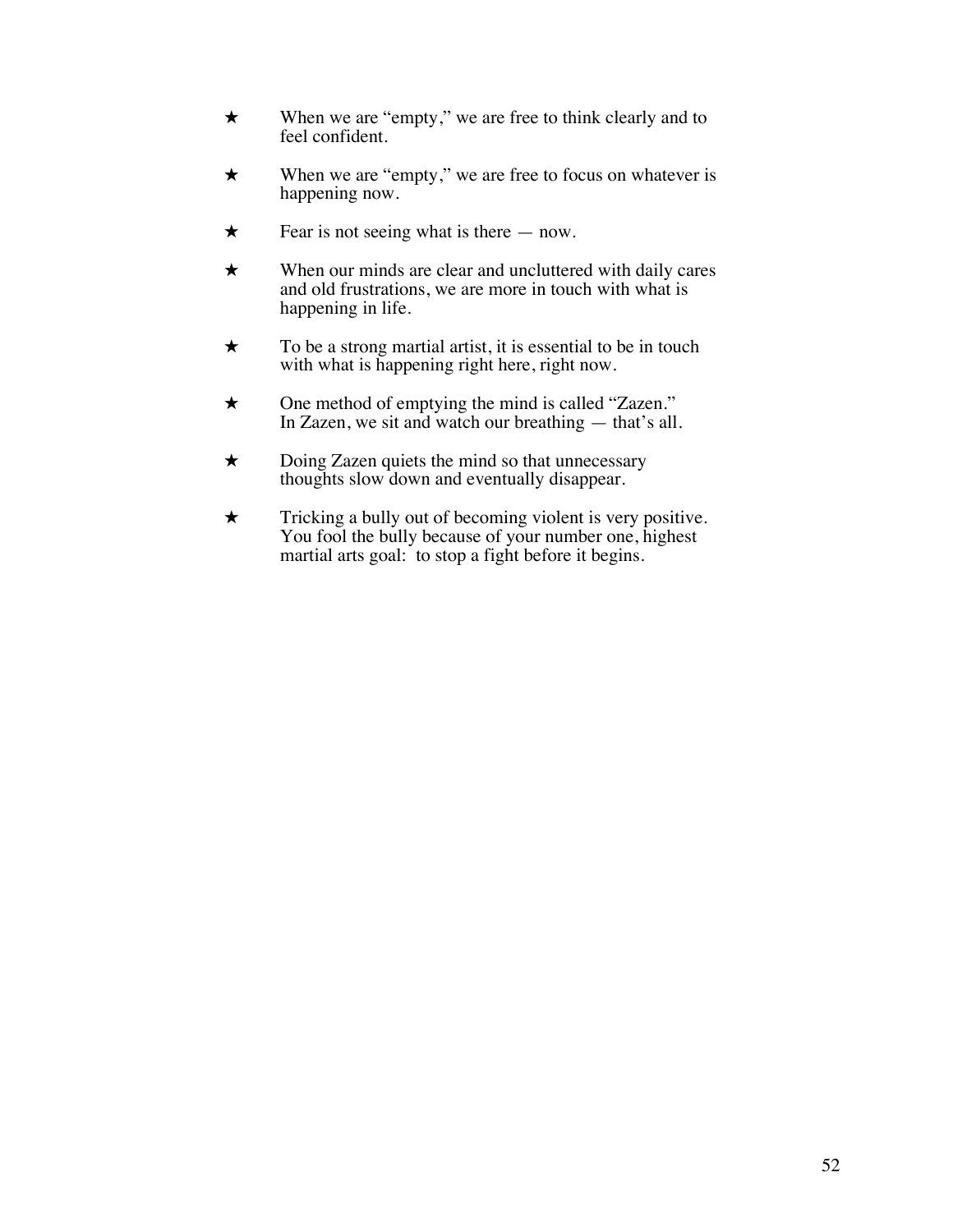★ When we are "empty," we are free to think clearly and to feel confident.

★ When we are "empty," we are free to focus on whatever is happening now.

★ Fear is not seeing what is there — now.

★ When our minds are clear and uncluttered with daily cares and old frustrations, we are more in touch with what is happening in life.

★ To be a strong martial artist, it is essential to be in touch with what is happening right here, right now.

★ One method of emptying the mind is called "Zazen." In Zazen, we sit and watch our breathing — that's all.

★ Doing Zazen quiets the mind so that unnecessary thoughts slow down and eventually disappear.

★ Tricking a bully out of becoming violent is very positive. You fool the bully because of your number one, highest martial arts goal: to stop a fight before it begins.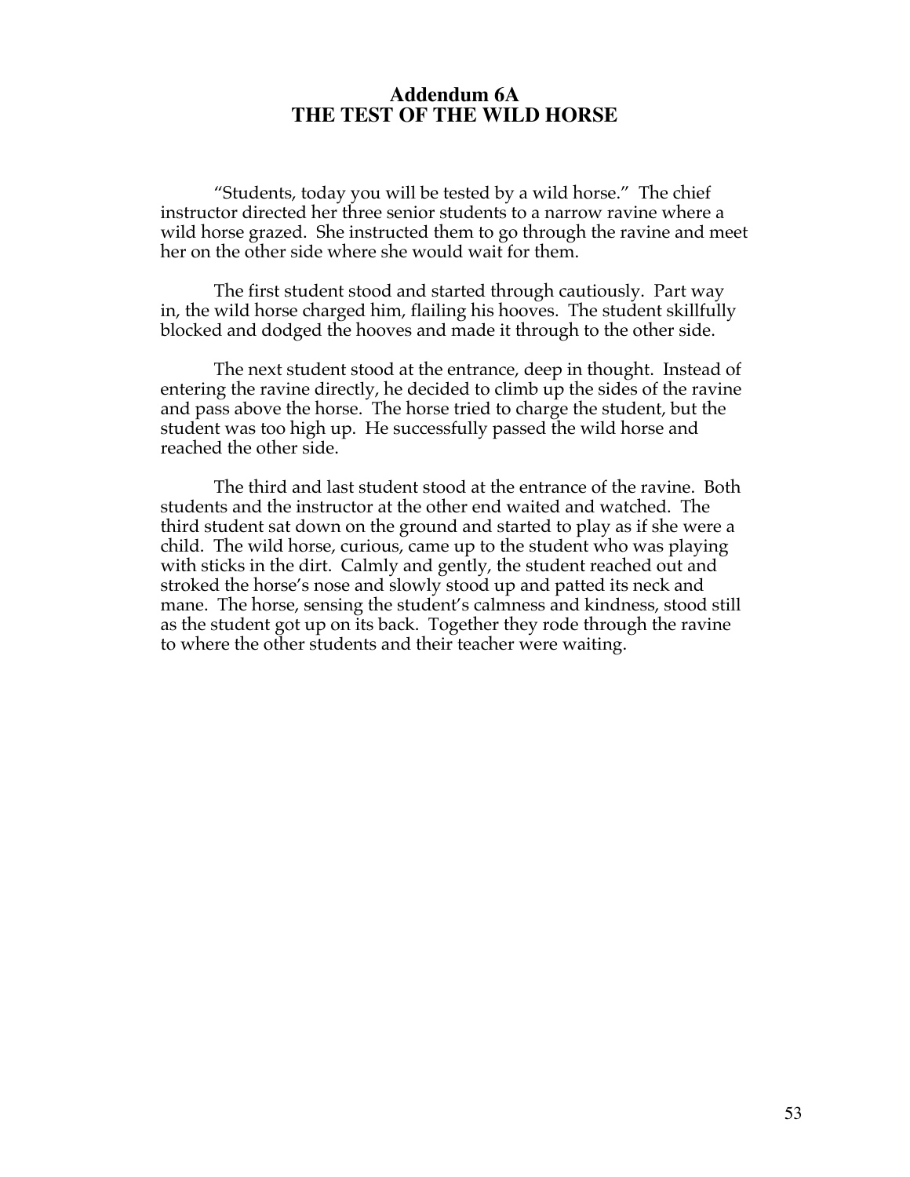## Addendum 6A
## THE TEST OF THE WILD HORSE

"Students, today you will be tested by a wild horse." The chief instructor directed her three senior students to a narrow ravine where a wild horse grazed. She instructed them to go through the ravine and meet her on the other side where she would wait for them.

The first student stood and started through cautiously. Part way in, the wild horse charged him, flailing his hooves. The student skillfully blocked and dodged the hooves and made it through to the other side.

The next student stood at the entrance, deep in thought. Instead of entering the ravine directly, he decided to climb up the sides of the ravine and pass above the horse. The horse tried to charge the student, but the student was too high up. He successfully passed the wild horse and reached the other side.

The third and last student stood at the entrance of the ravine. Both students and the instructor at the other end waited and watched. The third student sat down on the ground and started to play as if she were a child. The wild horse, curious, came up to the student who was playing with sticks in the dirt. Calmly and gently, the student reached out and stroked the horse's nose and slowly stood up and patted its neck and mane. The horse, sensing the student's calmness and kindness, stood still as the student got up on its back. Together they rode through the ravine to where the other students and their teacher were waiting.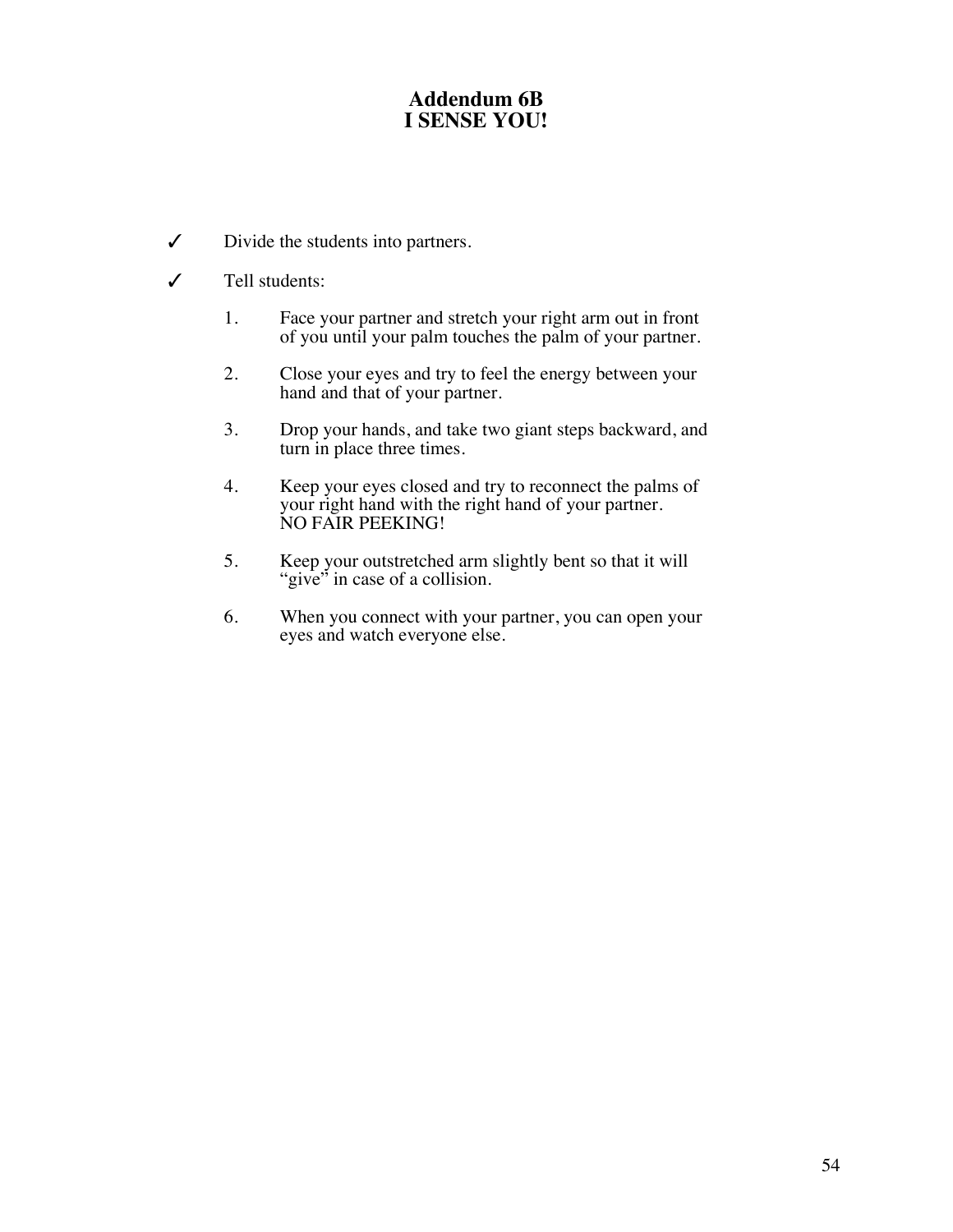# Addendum 6B
# I SENSE YOU!

✓ Divide the students into partners.

✓ Tell students:

1. Face your partner and stretch your right arm out in front of you until your palm touches the palm of your partner.

2. Close your eyes and try to feel the energy between your hand and that of your partner.

3. Drop your hands, and take two giant steps backward, and turn in place three times.

4. Keep your eyes closed and try to reconnect the palms of your right hand with the right hand of your partner. NO FAIR PEEKING!

5. Keep your outstretched arm slightly bent so that it will "give" in case of a collision.

6. When you connect with your partner, you can open your eyes and watch everyone else.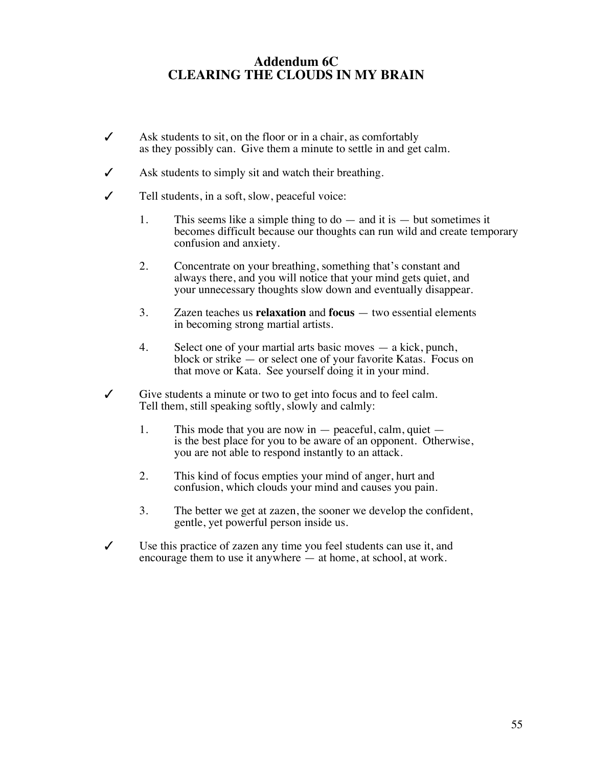## Addendum 6C
## CLEARING THE CLOUDS IN MY BRAIN

✓ Ask students to sit, on the floor or in a chair, as comfortably as they possibly can. Give them a minute to settle in and get calm.

✓ Ask students to simply sit and watch their breathing.

✓ Tell students, in a soft, slow, peaceful voice:

1. This seems like a simple thing to do — and it is — but sometimes it becomes difficult because our thoughts can run wild and create temporary confusion and anxiety.

2. Concentrate on your breathing, something that's constant and always there, and you will notice that your mind gets quiet, and your unnecessary thoughts slow down and eventually disappear.

3. Zazen teaches us **relaxation** and **focus** — two essential elements in becoming strong martial artists.

4. Select one of your martial arts basic moves — a kick, punch, block or strike — or select one of your favorite Katas. Focus on that move or Kata. See yourself doing it in your mind.

✓ Give students a minute or two to get into focus and to feel calm. Tell them, still speaking softly, slowly and calmly:

1. This mode that you are now in — peaceful, calm, quiet — is the best place for you to be aware of an opponent. Otherwise, you are not able to respond instantly to an attack.

2. This kind of focus empties your mind of anger, hurt and confusion, which clouds your mind and causes you pain.

3. The better we get at zazen, the sooner we develop the confident, gentle, yet powerful person inside us.

✓ Use this practice of zazen any time you feel students can use it, and encourage them to use it anywhere — at home, at school, at work.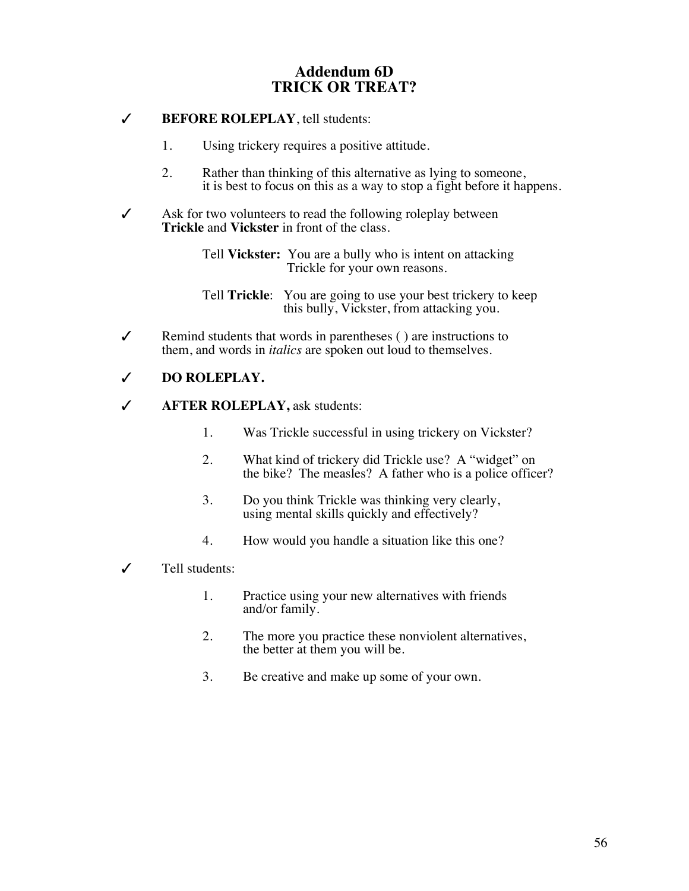# Addendum 6D
# TRICK OR TREAT?

✓ **BEFORE ROLEPLAY**, tell students:

1. Using trickery requires a positive attitude.
2. Rather than thinking of this alternative as lying to someone, it is best to focus on this as a way to stop a fight before it happens.

✓ Ask for two volunteers to read the following roleplay between **Trickle** and **Vickster** in front of the class.

Tell **Vickster:** You are a bully who is intent on attacking Trickle for your own reasons.

Tell **Trickle**: You are going to use your best trickery to keep this bully, Vickster, from attacking you.

✓ Remind students that words in parentheses ( ) are instructions to them, and words in *italics* are spoken out loud to themselves.

✓ **DO ROLEPLAY.**

✓ **AFTER ROLEPLAY,** ask students:

1. Was Trickle successful in using trickery on Vickster?
2. What kind of trickery did Trickle use? A "widget" on the bike? The measles? A father who is a police officer?
3. Do you think Trickle was thinking very clearly, using mental skills quickly and effectively?
4. How would you handle a situation like this one?

✓ Tell students:

1. Practice using your new alternatives with friends and/or family.
2. The more you practice these nonviolent alternatives, the better at them you will be.
3. Be creative and make up some of your own.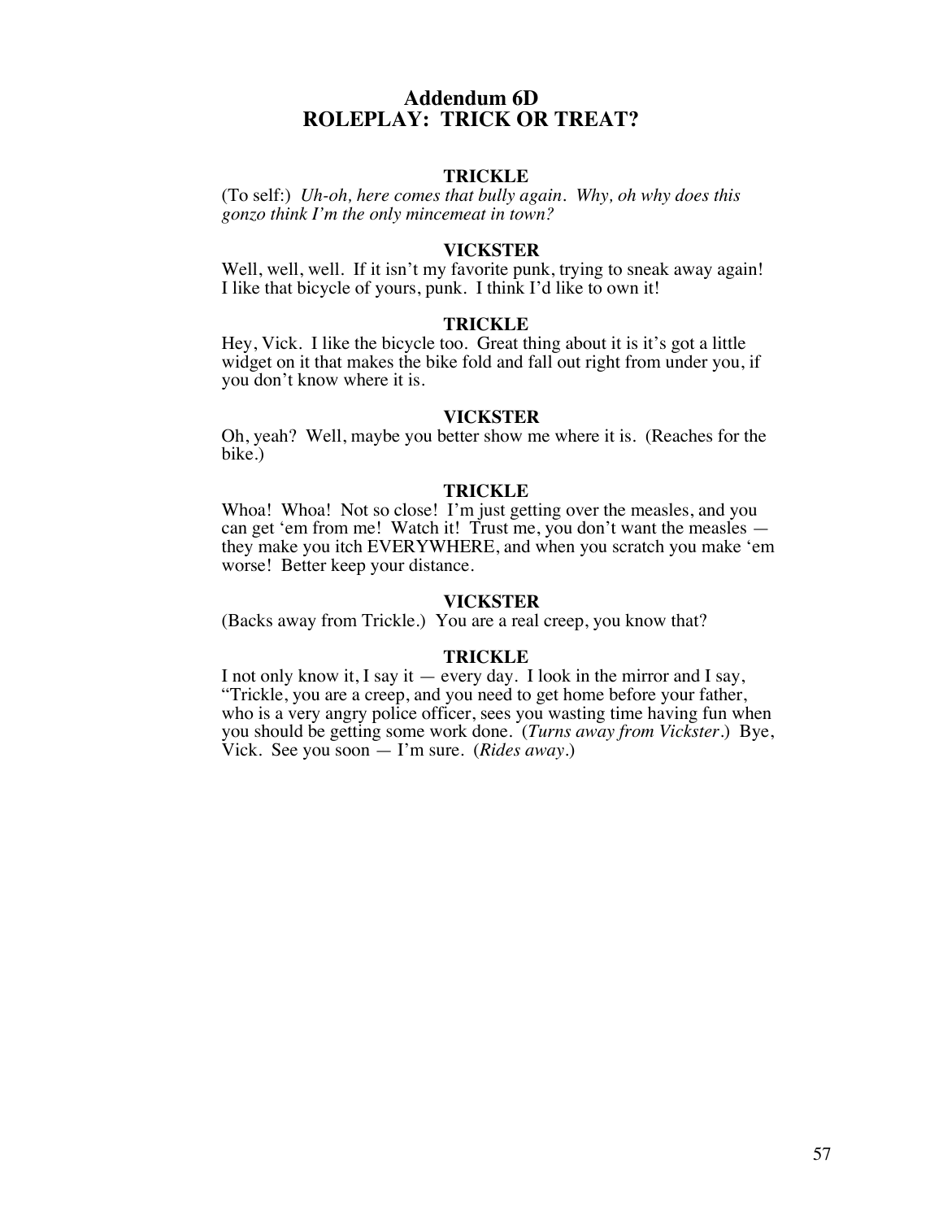# Addendum 6D
# ROLEPLAY: TRICK OR TREAT?

**TRICKLE**

(To self:) *Uh-oh, here comes that bully again. Why, oh why does this gonzo think I'm the only mincemeat in town?*

**VICKSTER**

Well, well, well. If it isn't my favorite punk, trying to sneak away again! I like that bicycle of yours, punk. I think I'd like to own it!

**TRICKLE**

Hey, Vick. I like the bicycle too. Great thing about it is it's got a little widget on it that makes the bike fold and fall out right from under you, if you don't know where it is.

**VICKSTER**

Oh, yeah? Well, maybe you better show me where it is. (Reaches for the bike.)

**TRICKLE**

Whoa! Whoa! Not so close! I'm just getting over the measles, and you can get 'em from me! Watch it! Trust me, you don't want the measles — they make you itch EVERYWHERE, and when you scratch you make 'em worse! Better keep your distance.

**VICKSTER**

(Backs away from Trickle.) You are a real creep, you know that?

**TRICKLE**

I not only know it, I say it — every day. I look in the mirror and I say, "Trickle, you are a creep, and you need to get home before your father, who is a very angry police officer, sees you wasting time having fun when you should be getting some work done. (*Turns away from Vickster.*) Bye, Vick. See you soon — I'm sure. (*Rides away.*)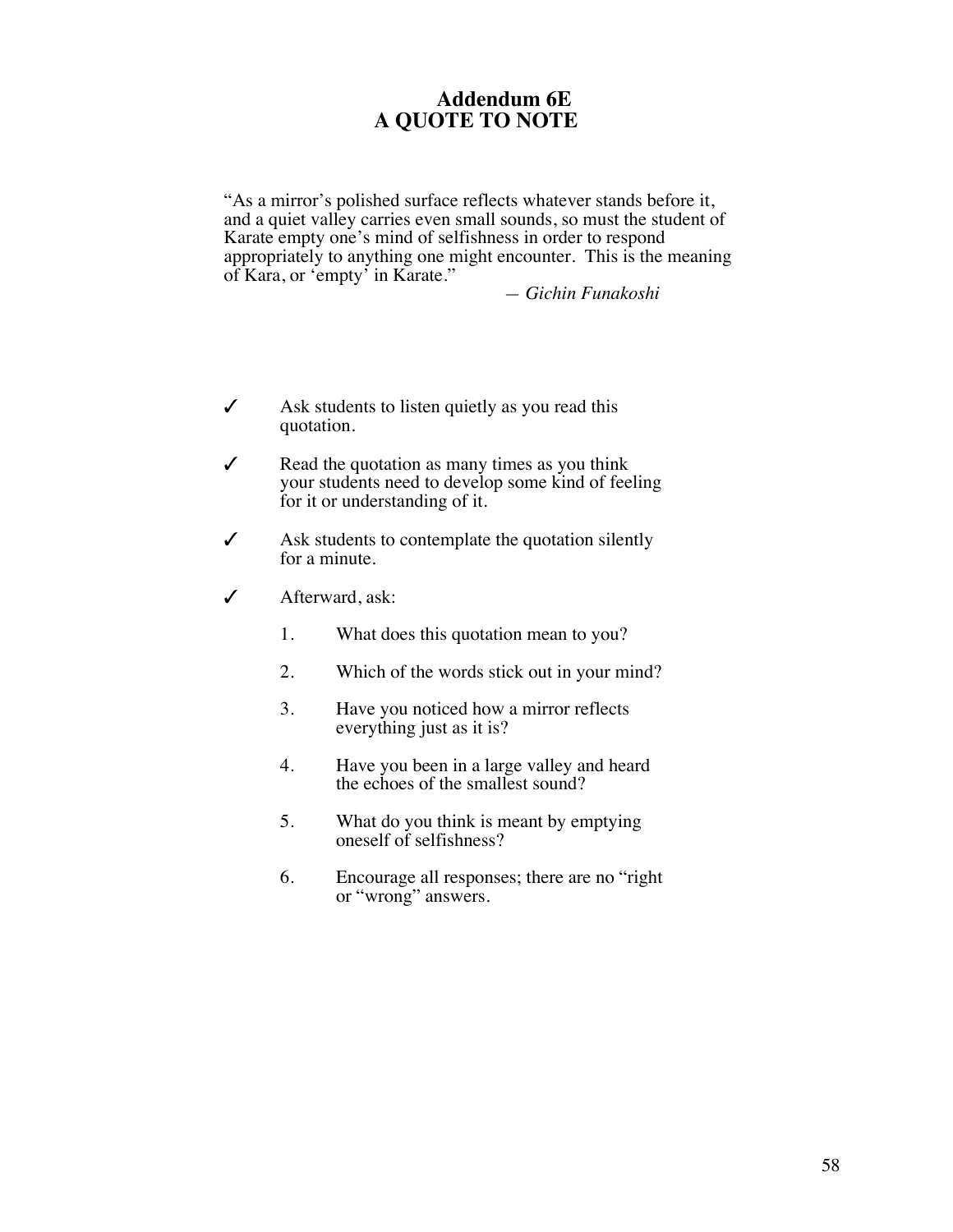# Addendum 6E
# A QUOTE TO NOTE

"As a mirror's polished surface reflects whatever stands before it, and a quiet valley carries even small sounds, so must the student of Karate empty one's mind of selfishness in order to respond appropriately to anything one might encounter. This is the meaning of Kara, or 'empty' in Karate."

— *Gichin Funakoshi*

✓ Ask students to listen quietly as you read this quotation.

✓ Read the quotation as many times as you think your students need to develop some kind of feeling for it or understanding of it.

✓ Ask students to contemplate the quotation silently for a minute.

✓ Afterward, ask:

1. What does this quotation mean to you?
2. Which of the words stick out in your mind?
3. Have you noticed how a mirror reflects everything just as it is?
4. Have you been in a large valley and heard the echoes of the smallest sound?
5. What do you think is meant by emptying oneself of selfishness?
6. Encourage all responses; there are no "right or "wrong" answers.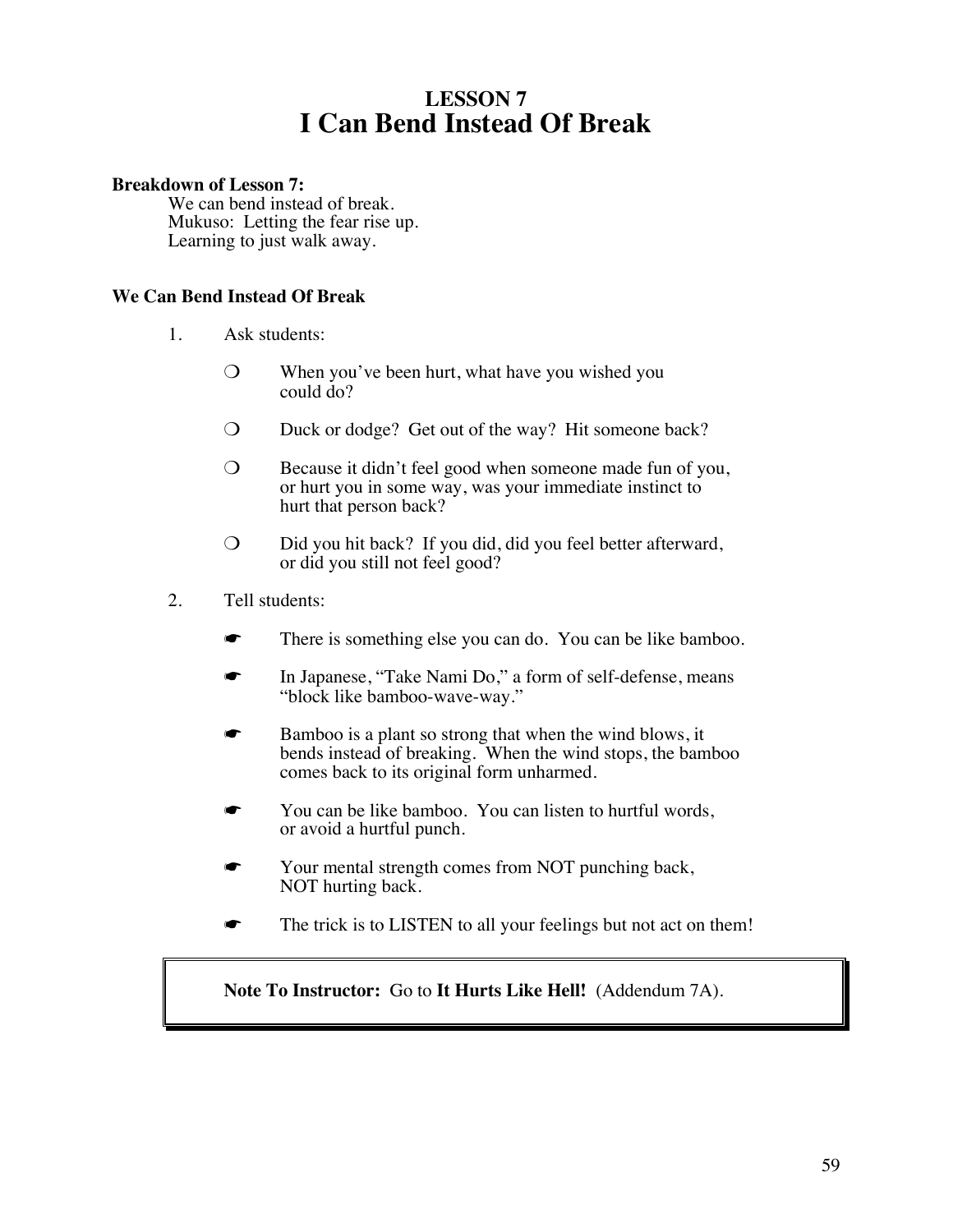# LESSON 7
# I Can Bend Instead Of Break

**Breakdown of Lesson 7:**

We can bend instead of break.
Mukuso: Letting the fear rise up.
Learning to just walk away.

### We Can Bend Instead Of Break

1. Ask students:

   ❍ When you've been hurt, what have you wished you could do?

   ❍ Duck or dodge? Get out of the way? Hit someone back?

   ❍ Because it didn't feel good when someone made fun of you, or hurt you in some way, was your immediate instinct to hurt that person back?

   ❍ Did you hit back? If you did, did you feel better afterward, or did you still not feel good?

2. Tell students:

   ☛ There is something else you can do. You can be like bamboo.

   ☛ In Japanese, "Take Nami Do," a form of self-defense, means "block like bamboo-wave-way."

   ☛ Bamboo is a plant so strong that when the wind blows, it bends instead of breaking. When the wind stops, the bamboo comes back to its original form unharmed.

   ☛ You can be like bamboo. You can listen to hurtful words, or avoid a hurtful punch.

   ☛ Your mental strength comes from NOT punching back, NOT hurting back.

   ☛ The trick is to LISTEN to all your feelings but not act on them!

> **Note To Instructor:** Go to **It Hurts Like Hell!** (Addendum 7A).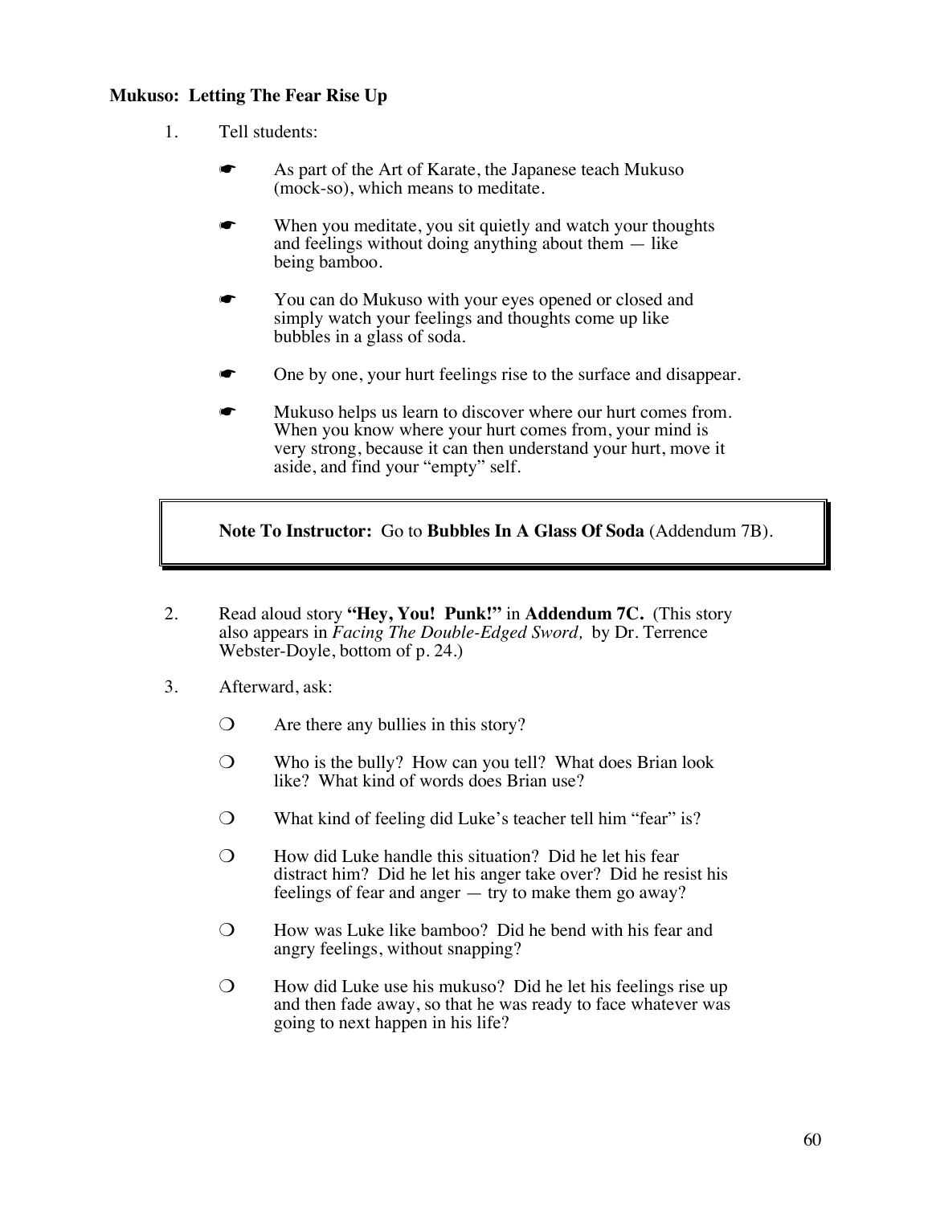**Mukuso: Letting The Fear Rise Up**

1. Tell students:

   ☛ As part of the Art of Karate, the Japanese teach Mukuso (mock-so), which means to meditate.

   ☛ When you meditate, you sit quietly and watch your thoughts and feelings without doing anything about them — like being bamboo.

   ☛ You can do Mukuso with your eyes opened or closed and simply watch your feelings and thoughts come up like bubbles in a glass of soda.

   ☛ One by one, your hurt feelings rise to the surface and disappear.

   ☛ Mukuso helps us learn to discover where our hurt comes from. When you know where your hurt comes from, your mind is very strong, because it can then understand your hurt, move it aside, and find your "empty" self.

> **Note To Instructor:** Go to **Bubbles In A Glass Of Soda** (Addendum 7B).

2. Read aloud story **"Hey, You! Punk!"** in **Addendum 7C.** (This story also appears in *Facing The Double-Edged Sword,* by Dr. Terrence Webster-Doyle, bottom of p. 24.)

3. Afterward, ask:

   ❍ Are there any bullies in this story?

   ❍ Who is the bully? How can you tell? What does Brian look like? What kind of words does Brian use?

   ❍ What kind of feeling did Luke's teacher tell him "fear" is?

   ❍ How did Luke handle this situation? Did he let his fear distract him? Did he let his anger take over? Did he resist his feelings of fear and anger — try to make them go away?

   ❍ How was Luke like bamboo? Did he bend with his fear and angry feelings, without snapping?

   ❍ How did Luke use his mukuso? Did he let his feelings rise up and then fade away, so that he was ready to face whatever was going to next happen in his life?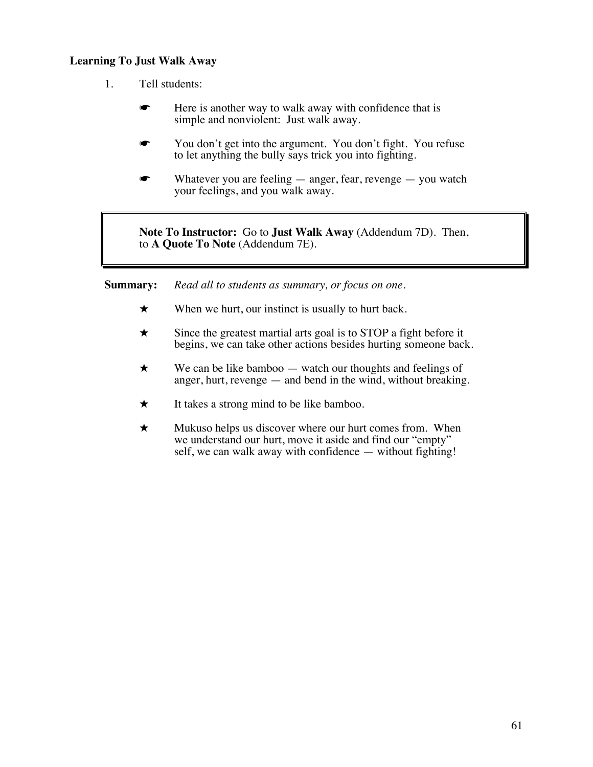**Learning To Just Walk Away**

1. Tell students:

   ☛ Here is another way to walk away with confidence that is simple and nonviolent: Just walk away.

   ☛ You don't get into the argument. You don't fight. You refuse to let anything the bully says trick you into fighting.

   ☛ Whatever you are feeling — anger, fear, revenge — you watch your feelings, and you walk away.

> **Note To Instructor:** Go to **Just Walk Away** (Addendum 7D). Then, to **A Quote To Note** (Addendum 7E).

**Summary:** *Read all to students as summary, or focus on one.*

★ When we hurt, our instinct is usually to hurt back.

★ Since the greatest martial arts goal is to STOP a fight before it begins, we can take other actions besides hurting someone back.

★ We can be like bamboo — watch our thoughts and feelings of anger, hurt, revenge — and bend in the wind, without breaking.

★ It takes a strong mind to be like bamboo.

★ Mukuso helps us discover where our hurt comes from. When we understand our hurt, move it aside and find our "empty" self, we can walk away with confidence — without fighting!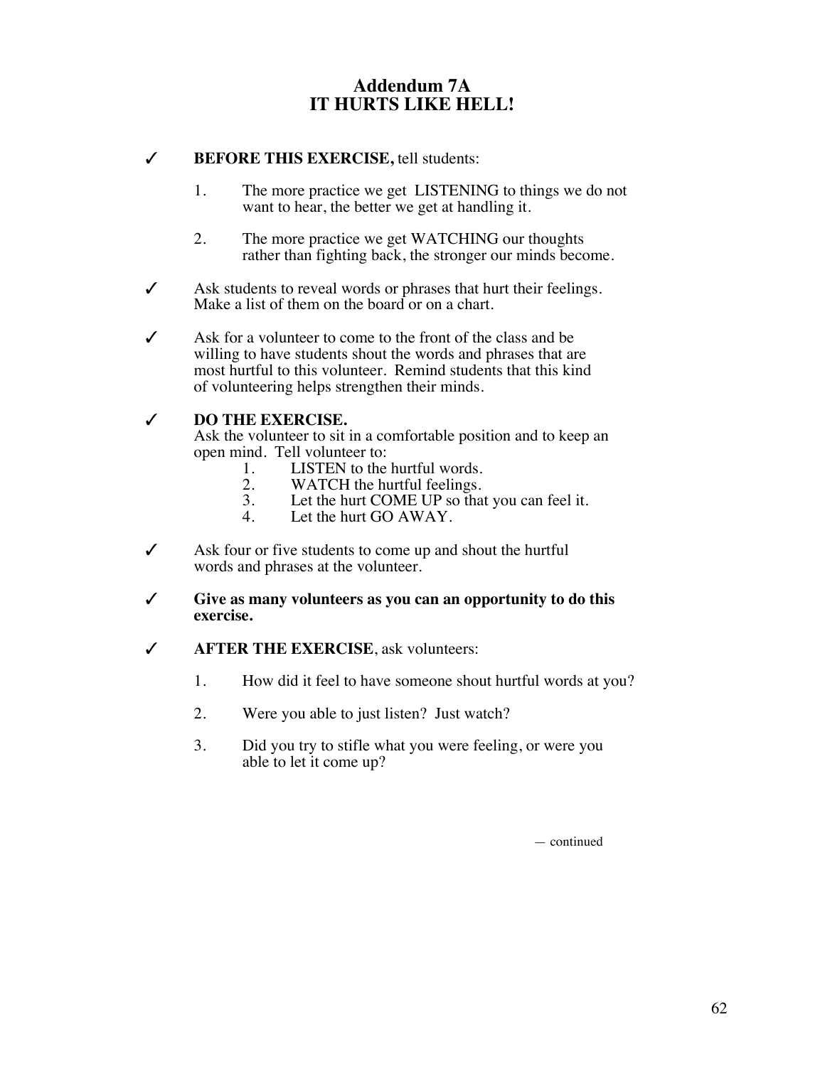# Addendum 7A
# IT HURTS LIKE HELL!

✓ **BEFORE THIS EXERCISE,** tell students:

1. The more practice we get LISTENING to things we do not want to hear, the better we get at handling it.

2. The more practice we get WATCHING our thoughts rather than fighting back, the stronger our minds become.

✓ Ask students to reveal words or phrases that hurt their feelings. Make a list of them on the board or on a chart.

✓ Ask for a volunteer to come to the front of the class and be willing to have students shout the words and phrases that are most hurtful to this volunteer. Remind students that this kind of volunteering helps strengthen their minds.

✓ **DO THE EXERCISE.**
Ask the volunteer to sit in a comfortable position and to keep an open mind. Tell volunteer to:

1. LISTEN to the hurtful words.
2. WATCH the hurtful feelings.
3. Let the hurt COME UP so that you can feel it.
4. Let the hurt GO AWAY.

✓ Ask four or five students to come up and shout the hurtful words and phrases at the volunteer.

✓ **Give as many volunteers as you can an opportunity to do this exercise.**

✓ **AFTER THE EXERCISE**, ask volunteers:

1. How did it feel to have someone shout hurtful words at you?

2. Were you able to just listen? Just watch?

3. Did you try to stifle what you were feeling, or were you able to let it come up?

— continued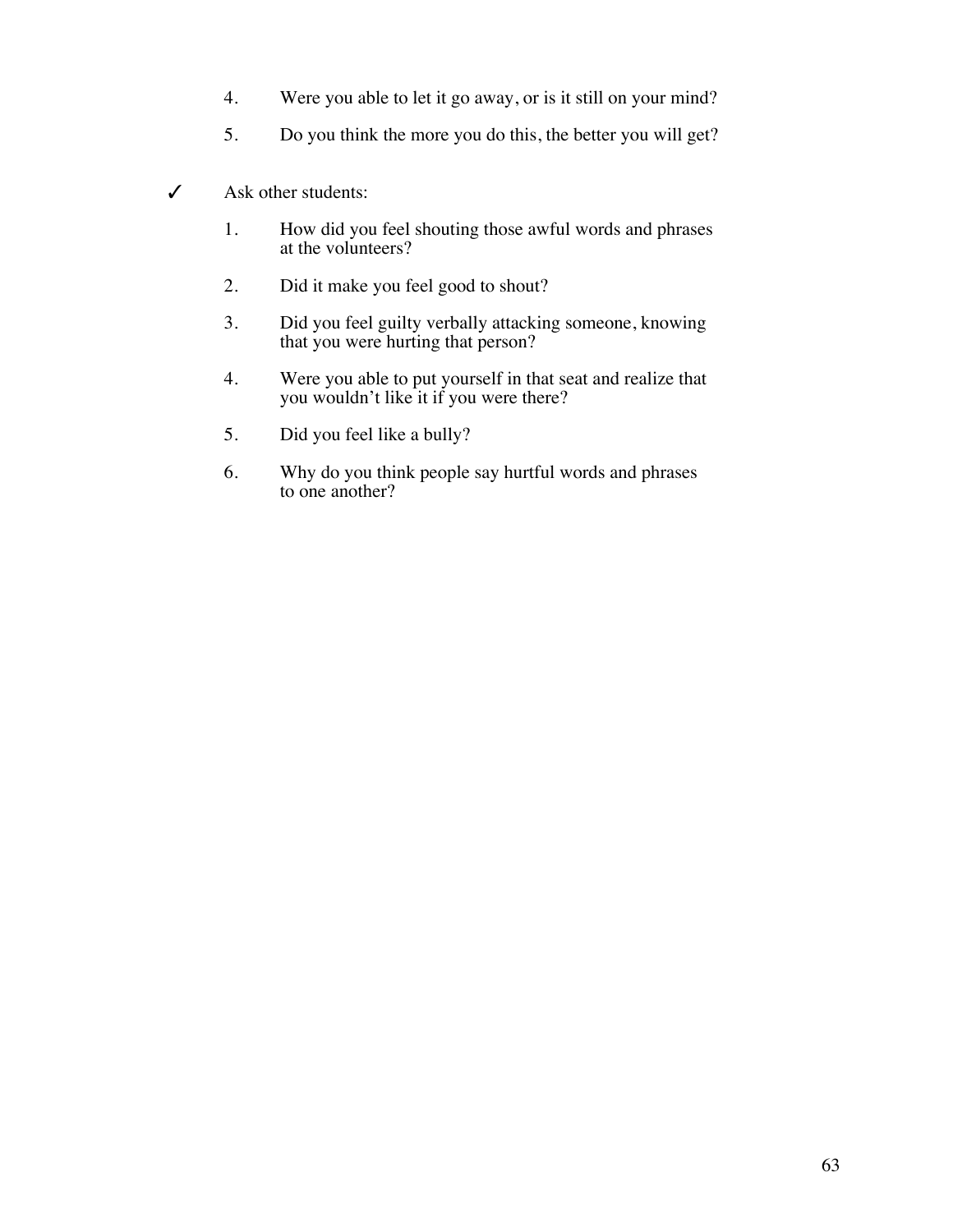4. Were you able to let it go away, or is it still on your mind?

5. Do you think the more you do this, the better you will get?

✓ Ask other students:

1. How did you feel shouting those awful words and phrases at the volunteers?

2. Did it make you feel good to shout?

3. Did you feel guilty verbally attacking someone, knowing that you were hurting that person?

4. Were you able to put yourself in that seat and realize that you wouldn't like it if you were there?

5. Did you feel like a bully?

6. Why do you think people say hurtful words and phrases to one another?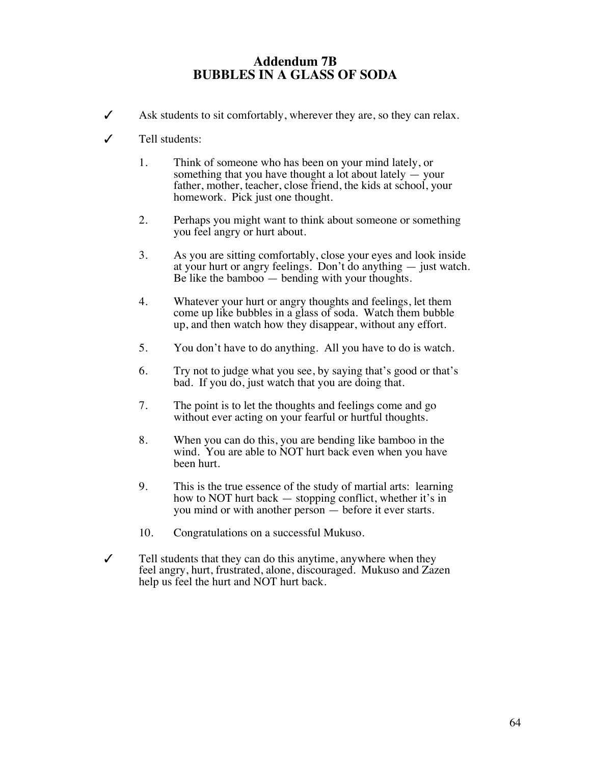# Addendum 7B
# BUBBLES IN A GLASS OF SODA

✓ Ask students to sit comfortably, wherever they are, so they can relax.

✓ Tell students:

1. Think of someone who has been on your mind lately, or something that you have thought a lot about lately — your father, mother, teacher, close friend, the kids at school, your homework. Pick just one thought.

2. Perhaps you might want to think about someone or something you feel angry or hurt about.

3. As you are sitting comfortably, close your eyes and look inside at your hurt or angry feelings. Don't do anything — just watch. Be like the bamboo — bending with your thoughts.

4. Whatever your hurt or angry thoughts and feelings, let them come up like bubbles in a glass of soda. Watch them bubble up, and then watch how they disappear, without any effort.

5. You don't have to do anything. All you have to do is watch.

6. Try not to judge what you see, by saying that's good or that's bad. If you do, just watch that you are doing that.

7. The point is to let the thoughts and feelings come and go without ever acting on your fearful or hurtful thoughts.

8. When you can do this, you are bending like bamboo in the wind. You are able to NOT hurt back even when you have been hurt.

9. This is the true essence of the study of martial arts: learning how to NOT hurt back — stopping conflict, whether it's in you mind or with another person — before it ever starts.

10. Congratulations on a successful Mukuso.

✓ Tell students that they can do this anytime, anywhere when they feel angry, hurt, frustrated, alone, discouraged. Mukuso and Zazen help us feel the hurt and NOT hurt back.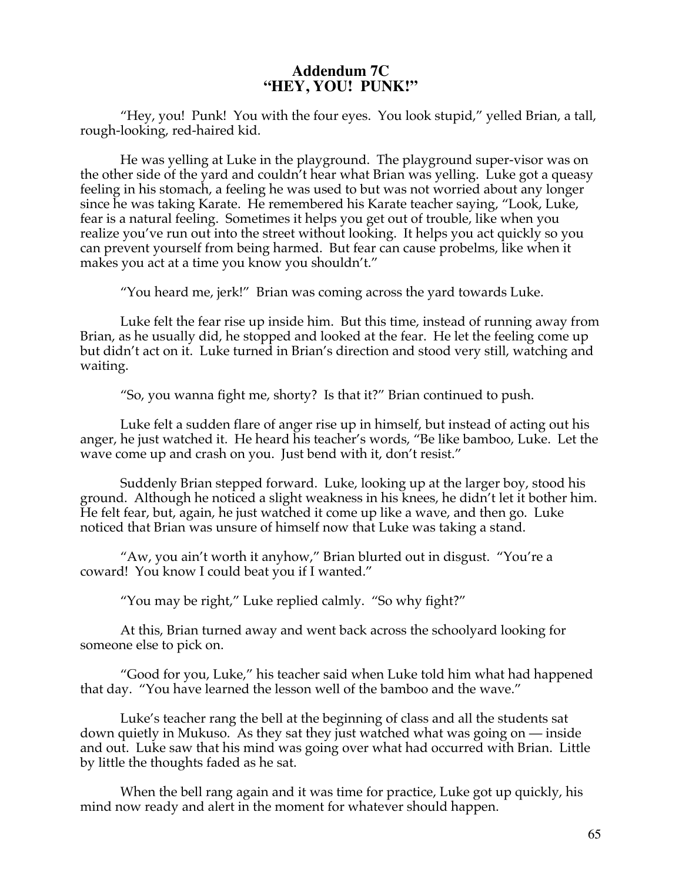## Addendum 7C
## "HEY, YOU! PUNK!"

"Hey, you! Punk! You with the four eyes. You look stupid," yelled Brian, a tall, rough-looking, red-haired kid.

He was yelling at Luke in the playground. The playground super-visor was on the other side of the yard and couldn't hear what Brian was yelling. Luke got a queasy feeling in his stomach, a feeling he was used to but was not worried about any longer since he was taking Karate. He remembered his Karate teacher saying, "Look, Luke, fear is a natural feeling. Sometimes it helps you get out of trouble, like when you realize you've run out into the street without looking. It helps you act quickly so you can prevent yourself from being harmed. But fear can cause probelms, like when it makes you act at a time you know you shouldn't."

"You heard me, jerk!" Brian was coming across the yard towards Luke.

Luke felt the fear rise up inside him. But this time, instead of running away from Brian, as he usually did, he stopped and looked at the fear. He let the feeling come up but didn't act on it. Luke turned in Brian's direction and stood very still, watching and waiting.

"So, you wanna fight me, shorty? Is that it?" Brian continued to push.

Luke felt a sudden flare of anger rise up in himself, but instead of acting out his anger, he just watched it. He heard his teacher's words, "Be like bamboo, Luke. Let the wave come up and crash on you. Just bend with it, don't resist."

Suddenly Brian stepped forward. Luke, looking up at the larger boy, stood his ground. Although he noticed a slight weakness in his knees, he didn't let it bother him. He felt fear, but, again, he just watched it come up like a wave, and then go. Luke noticed that Brian was unsure of himself now that Luke was taking a stand.

"Aw, you ain't worth it anyhow," Brian blurted out in disgust. "You're a coward! You know I could beat you if I wanted."

"You may be right," Luke replied calmly. "So why fight?"

At this, Brian turned away and went back across the schoolyard looking for someone else to pick on.

"Good for you, Luke," his teacher said when Luke told him what had happened that day. "You have learned the lesson well of the bamboo and the wave."

Luke's teacher rang the bell at the beginning of class and all the students sat down quietly in Mukuso. As they sat they just watched what was going on — inside and out. Luke saw that his mind was going over what had occurred with Brian. Little by little the thoughts faded as he sat.

When the bell rang again and it was time for practice, Luke got up quickly, his mind now ready and alert in the moment for whatever should happen.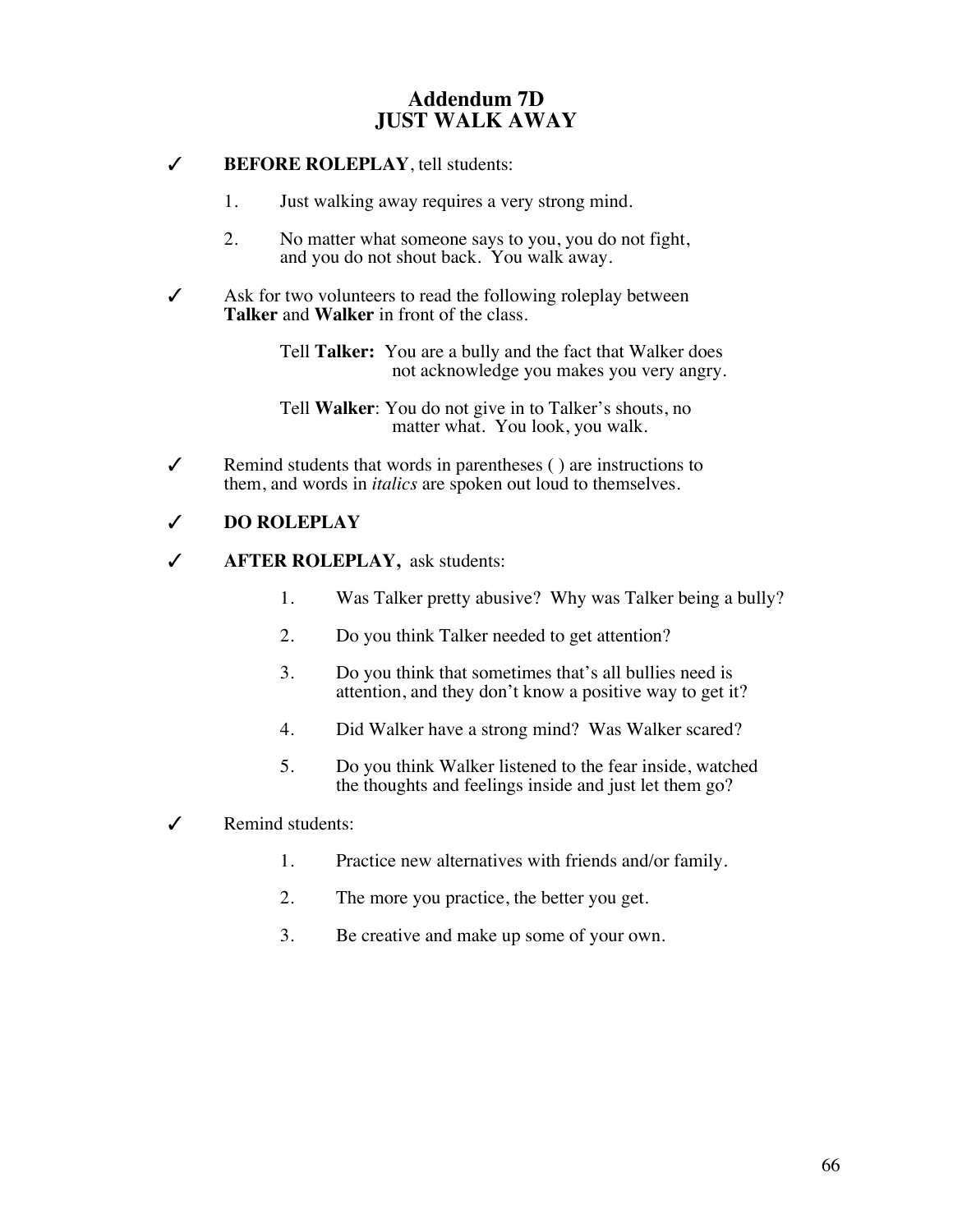# Addendum 7D
# JUST WALK AWAY

✓ **BEFORE ROLEPLAY**, tell students:

1. Just walking away requires a very strong mind.
2. No matter what someone says to you, you do not fight, and you do not shout back. You walk away.

✓ Ask for two volunteers to read the following roleplay between **Talker** and **Walker** in front of the class.

> Tell **Talker:** You are a bully and the fact that Walker does not acknowledge you makes you very angry.
>
> Tell **Walker**: You do not give in to Talker's shouts, no matter what. You look, you walk.

✓ Remind students that words in parentheses ( ) are instructions to them, and words in *italics* are spoken out loud to themselves.

✓ **DO ROLEPLAY**

✓ **AFTER ROLEPLAY,** ask students:

1. Was Talker pretty abusive? Why was Talker being a bully?
2. Do you think Talker needed to get attention?
3. Do you think that sometimes that's all bullies need is attention, and they don't know a positive way to get it?
4. Did Walker have a strong mind? Was Walker scared?
5. Do you think Walker listened to the fear inside, watched the thoughts and feelings inside and just let them go?

✓ Remind students:

1. Practice new alternatives with friends and/or family.
2. The more you practice, the better you get.
3. Be creative and make up some of your own.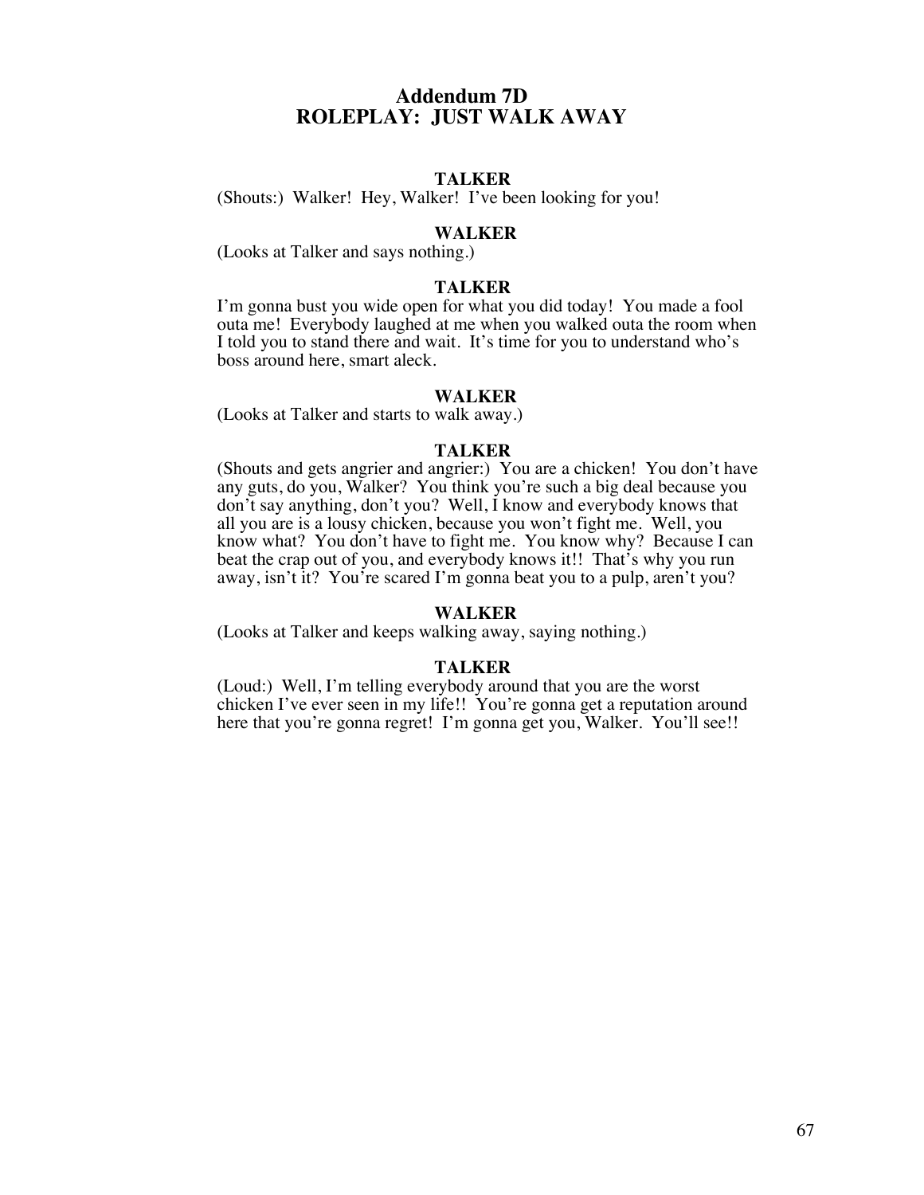# Addendum 7D
# ROLEPLAY: JUST WALK AWAY

**TALKER**

(Shouts:) Walker! Hey, Walker! I've been looking for you!

**WALKER**

(Looks at Talker and says nothing.)

**TALKER**

I'm gonna bust you wide open for what you did today! You made a fool outa me! Everybody laughed at me when you walked outa the room when I told you to stand there and wait. It's time for you to understand who's boss around here, smart aleck.

**WALKER**

(Looks at Talker and starts to walk away.)

**TALKER**

(Shouts and gets angrier and angrier:) You are a chicken! You don't have any guts, do you, Walker? You think you're such a big deal because you don't say anything, don't you? Well, I know and everybody knows that all you are is a lousy chicken, because you won't fight me. Well, you know what? You don't have to fight me. You know why? Because I can beat the crap out of you, and everybody knows it!! That's why you run away, isn't it? You're scared I'm gonna beat you to a pulp, aren't you?

**WALKER**

(Looks at Talker and keeps walking away, saying nothing.)

**TALKER**

(Loud:) Well, I'm telling everybody around that you are the worst chicken I've ever seen in my life!! You're gonna get a reputation around here that you're gonna regret! I'm gonna get you, Walker. You'll see!!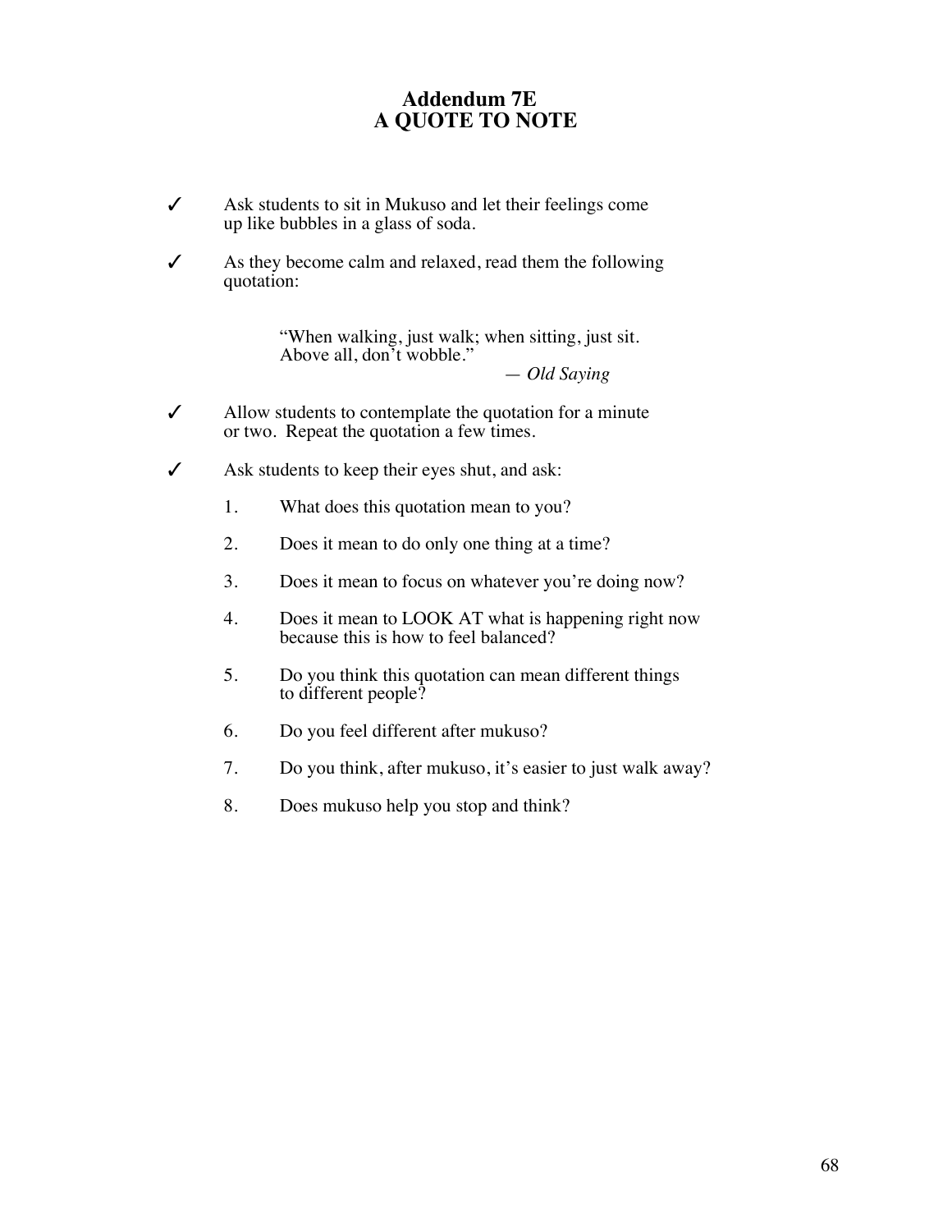# Addendum 7E
# A QUOTE TO NOTE

✓ Ask students to sit in Mukuso and let their feelings come up like bubbles in a glass of soda.

✓ As they become calm and relaxed, read them the following quotation:

> "When walking, just walk; when sitting, just sit. Above all, don't wobble."
>
> — *Old Saying*

✓ Allow students to contemplate the quotation for a minute or two. Repeat the quotation a few times.

✓ Ask students to keep their eyes shut, and ask:

1. What does this quotation mean to you?
2. Does it mean to do only one thing at a time?
3. Does it mean to focus on whatever you're doing now?
4. Does it mean to LOOK AT what is happening right now because this is how to feel balanced?
5. Do you think this quotation can mean different things to different people?
6. Do you feel different after mukuso?
7. Do you think, after mukuso, it's easier to just walk away?
8. Does mukuso help you stop and think?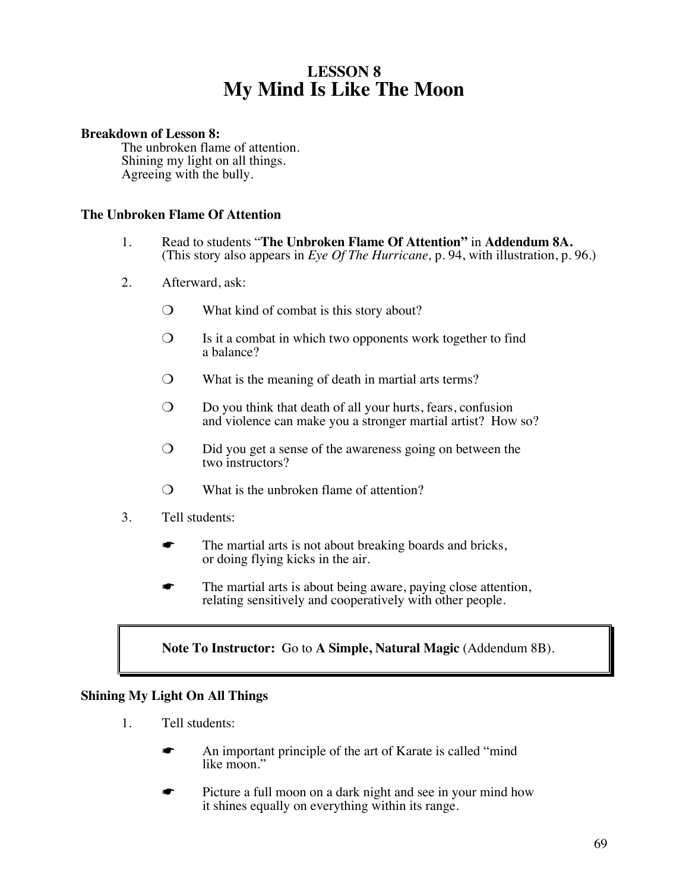# LESSON 8
# My Mind Is Like The Moon

**Breakdown of Lesson 8:**

The unbroken flame of attention.
Shining my light on all things.
Agreeing with the bully.

### The Unbroken Flame Of Attention

1. Read to students "**The Unbroken Flame Of Attention"** in **Addendum 8A.** (This story also appears in *Eye Of The Hurricane,* p. 94, with illustration, p. 96.)

2. Afterward, ask:

   ❍ What kind of combat is this story about?

   ❍ Is it a combat in which two opponents work together to find a balance?

   ❍ What is the meaning of death in martial arts terms?

   ❍ Do you think that death of all your hurts, fears, confusion and violence can make you a stronger martial artist? How so?

   ❍ Did you get a sense of the awareness going on between the two instructors?

   ❍ What is the unbroken flame of attention?

3. Tell students:

   ☛ The martial arts is not about breaking boards and bricks, or doing flying kicks in the air.

   ☛ The martial arts is about being aware, paying close attention, relating sensitively and cooperatively with other people.

> **Note To Instructor:** Go to **A Simple, Natural Magic** (Addendum 8B).

### Shining My Light On All Things

1. Tell students:

   ☛ An important principle of the art of Karate is called "mind like moon."

   ☛ Picture a full moon on a dark night and see in your mind how it shines equally on everything within its range.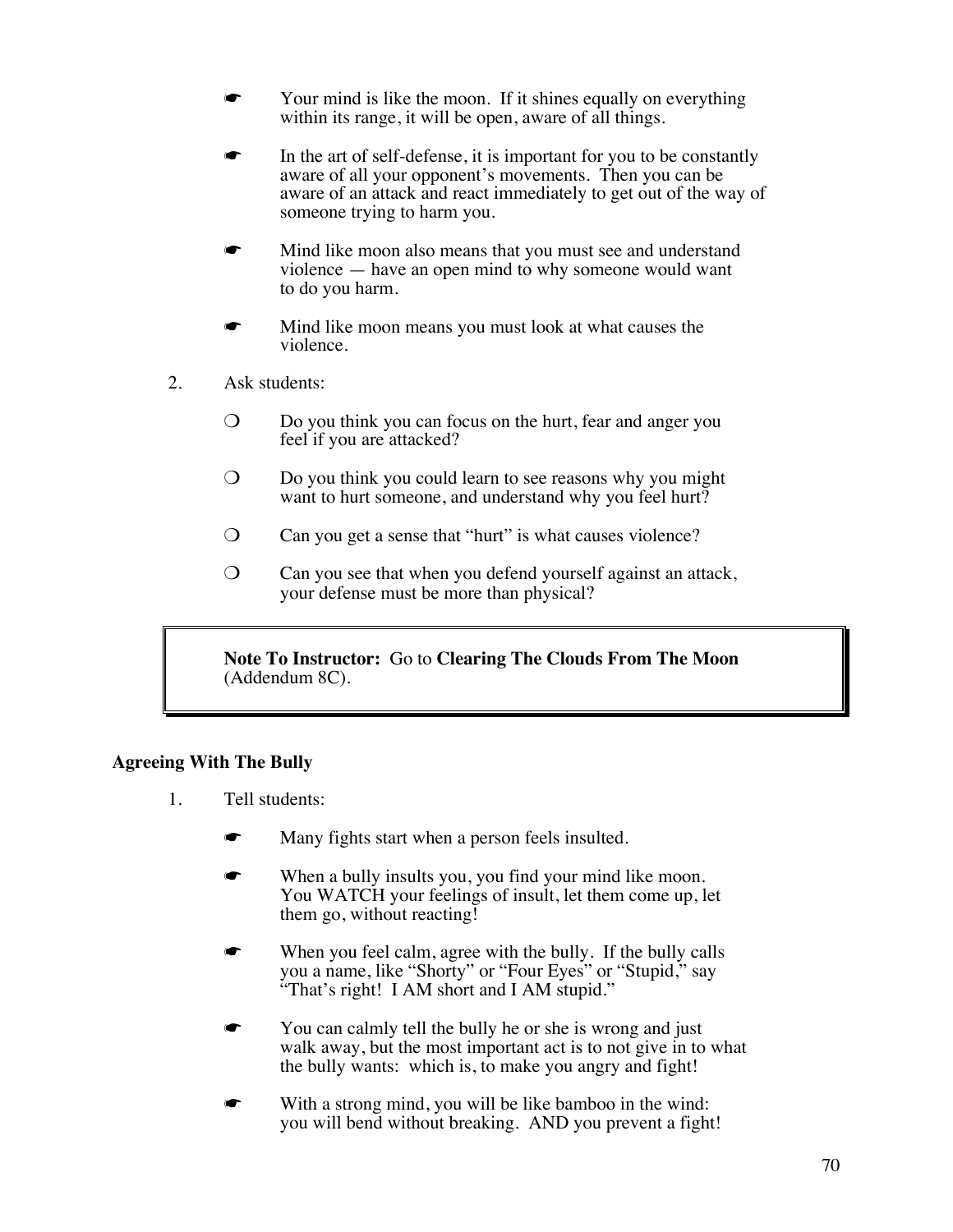- ☛ Your mind is like the moon. If it shines equally on everything within its range, it will be open, aware of all things.

- ☛ In the art of self-defense, it is important for you to be constantly aware of all your opponent's movements. Then you can be aware of an attack and react immediately to get out of the way of someone trying to harm you.

- ☛ Mind like moon also means that you must see and understand violence — have an open mind to why someone would want to do you harm.

- ☛ Mind like moon means you must look at what causes the violence.

2. Ask students:

   - ❍ Do you think you can focus on the hurt, fear and anger you feel if you are attacked?

   - ❍ Do you think you could learn to see reasons why you might want to hurt someone, and understand why you feel hurt?

   - ❍ Can you get a sense that "hurt" is what causes violence?

   - ❍ Can you see that when you defend yourself against an attack, your defense must be more than physical?

> **Note To Instructor:** Go to **Clearing The Clouds From The Moon** (Addendum 8C).

**Agreeing With The Bully**

1. Tell students:

   - ☛ Many fights start when a person feels insulted.

   - ☛ When a bully insults you, you find your mind like moon. You WATCH your feelings of insult, let them come up, let them go, without reacting!

   - ☛ When you feel calm, agree with the bully. If the bully calls you a name, like "Shorty" or "Four Eyes" or "Stupid," say "That's right! I AM short and I AM stupid."

   - ☛ You can calmly tell the bully he or she is wrong and just walk away, but the most important act is to not give in to what the bully wants: which is, to make you angry and fight!

   - ☛ With a strong mind, you will be like bamboo in the wind: you will bend without breaking. AND you prevent a fight!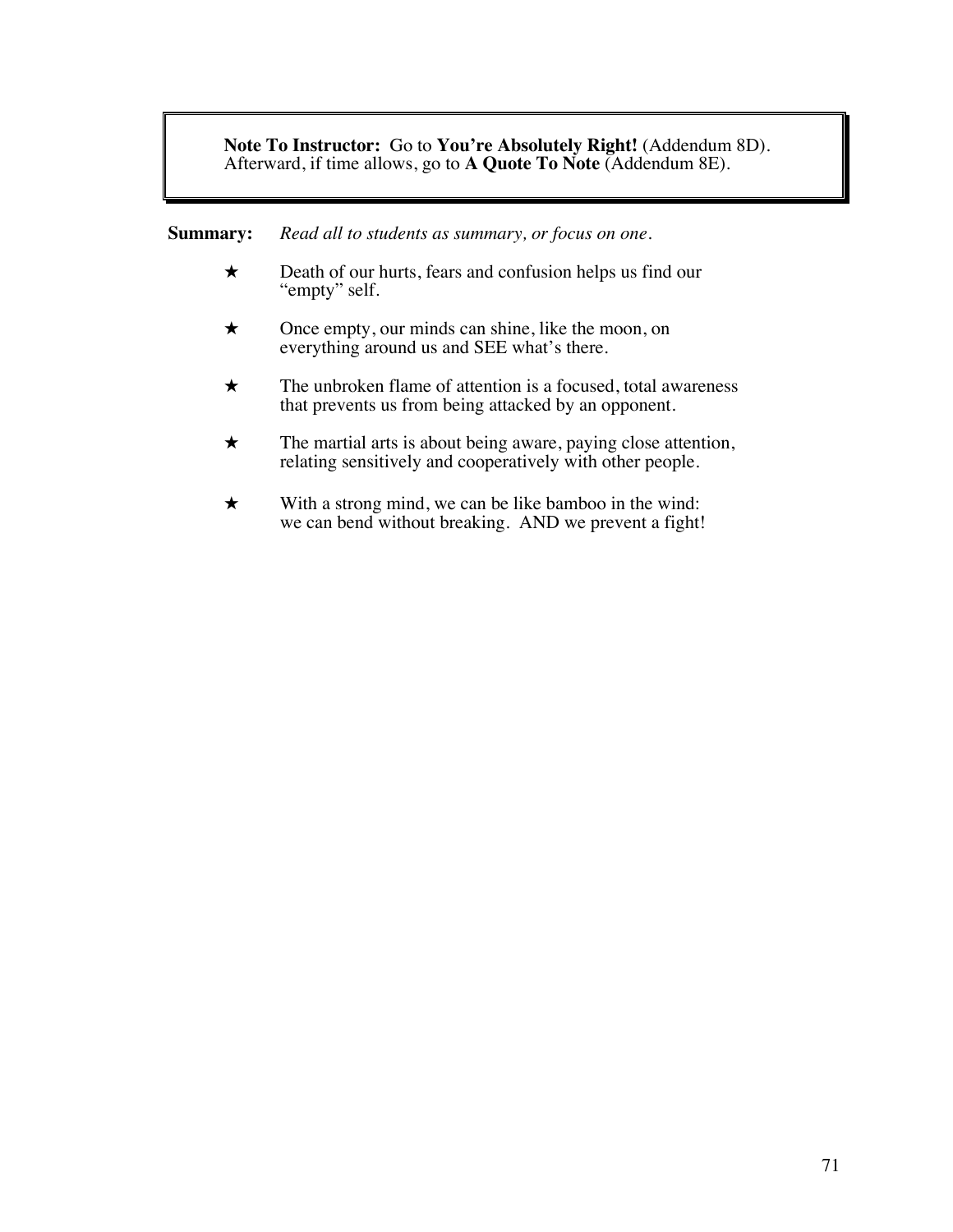> **Note To Instructor:** Go to **You're Absolutely Right!** (Addendum 8D). Afterward, if time allows, go to **A Quote To Note** (Addendum 8E).

**Summary:** *Read all to students as summary, or focus on one.*

- ★ Death of our hurts, fears and confusion helps us find our "empty" self.
- ★ Once empty, our minds can shine, like the moon, on everything around us and SEE what's there.
- ★ The unbroken flame of attention is a focused, total awareness that prevents us from being attacked by an opponent.
- ★ The martial arts is about being aware, paying close attention, relating sensitively and cooperatively with other people.
- ★ With a strong mind, we can be like bamboo in the wind: we can bend without breaking. AND we prevent a fight!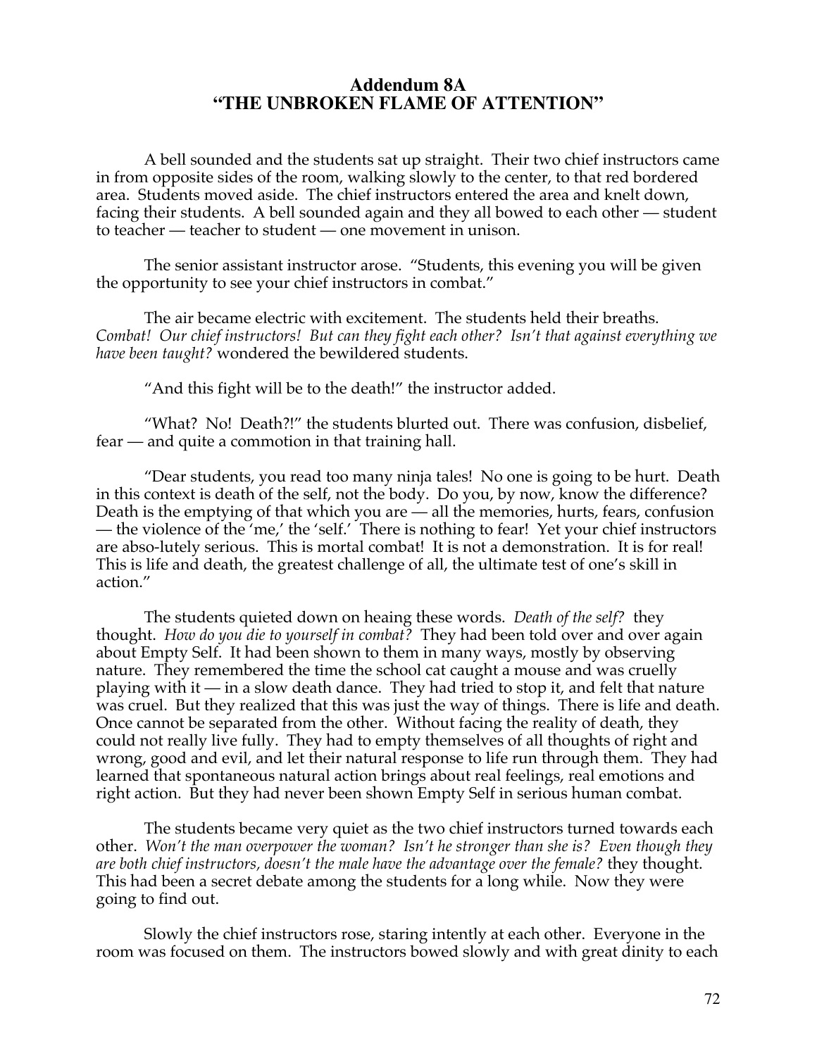## Addendum 8A
## "THE UNBROKEN FLAME OF ATTENTION"

A bell sounded and the students sat up straight. Their two chief instructors came in from opposite sides of the room, walking slowly to the center, to that red bordered area. Students moved aside. The chief instructors entered the area and knelt down, facing their students. A bell sounded again and they all bowed to each other — student to teacher — teacher to student — one movement in unison.

The senior assistant instructor arose. "Students, this evening you will be given the opportunity to see your chief instructors in combat."

The air became electric with excitement. The students held their breaths. *Combat! Our chief instructors! But can they fight each other? Isn't that against everything we have been taught?* wondered the bewildered students.

"And this fight will be to the death!" the instructor added.

"What? No! Death?!" the students blurted out. There was confusion, disbelief, fear — and quite a commotion in that training hall.

"Dear students, you read too many ninja tales! No one is going to be hurt. Death in this context is death of the self, not the body. Do you, by now, know the difference? Death is the emptying of that which you are — all the memories, hurts, fears, confusion — the violence of the 'me,' the 'self.' There is nothing to fear! Yet your chief instructors are abso-lutely serious. This is mortal combat! It is not a demonstration. It is for real! This is life and death, the greatest challenge of all, the ultimate test of one's skill in action."

The students quieted down on heaing these words. *Death of the self?* they thought. *How do you die to yourself in combat?* They had been told over and over again about Empty Self. It had been shown to them in many ways, mostly by observing nature. They remembered the time the school cat caught a mouse and was cruelly playing with it — in a slow death dance. They had tried to stop it, and felt that nature was cruel. But they realized that this was just the way of things. There is life and death. Once cannot be separated from the other. Without facing the reality of death, they could not really live fully. They had to empty themselves of all thoughts of right and wrong, good and evil, and let their natural response to life run through them. They had learned that spontaneous natural action brings about real feelings, real emotions and right action. But they had never been shown Empty Self in serious human combat.

The students became very quiet as the two chief instructors turned towards each other. *Won't the man overpower the woman? Isn't he stronger than she is? Even though they are both chief instructors, doesn't the male have the advantage over the female?* they thought. This had been a secret debate among the students for a long while. Now they were going to find out.

Slowly the chief instructors rose, staring intently at each other. Everyone in the room was focused on them. The instructors bowed slowly and with great dinity to each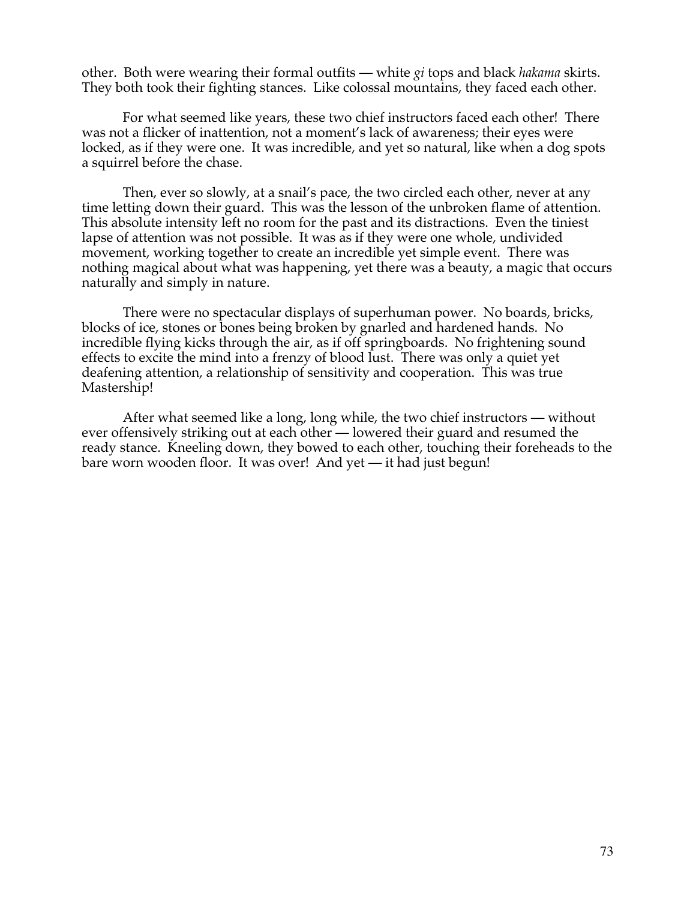other. Both were wearing their formal outfits — white *gi* tops and black *hakama* skirts. They both took their fighting stances. Like colossal mountains, they faced each other.

For what seemed like years, these two chief instructors faced each other! There was not a flicker of inattention, not a moment's lack of awareness; their eyes were locked, as if they were one. It was incredible, and yet so natural, like when a dog spots a squirrel before the chase.

Then, ever so slowly, at a snail's pace, the two circled each other, never at any time letting down their guard. This was the lesson of the unbroken flame of attention. This absolute intensity left no room for the past and its distractions. Even the tiniest lapse of attention was not possible. It was as if they were one whole, undivided movement, working together to create an incredible yet simple event. There was nothing magical about what was happening, yet there was a beauty, a magic that occurs naturally and simply in nature.

There were no spectacular displays of superhuman power. No boards, bricks, blocks of ice, stones or bones being broken by gnarled and hardened hands. No incredible flying kicks through the air, as if off springboards. No frightening sound effects to excite the mind into a frenzy of blood lust. There was only a quiet yet deafening attention, a relationship of sensitivity and cooperation. This was true Mastership!

After what seemed like a long, long while, the two chief instructors — without ever offensively striking out at each other — lowered their guard and resumed the ready stance. Kneeling down, they bowed to each other, touching their foreheads to the bare worn wooden floor. It was over! And yet — it had just begun!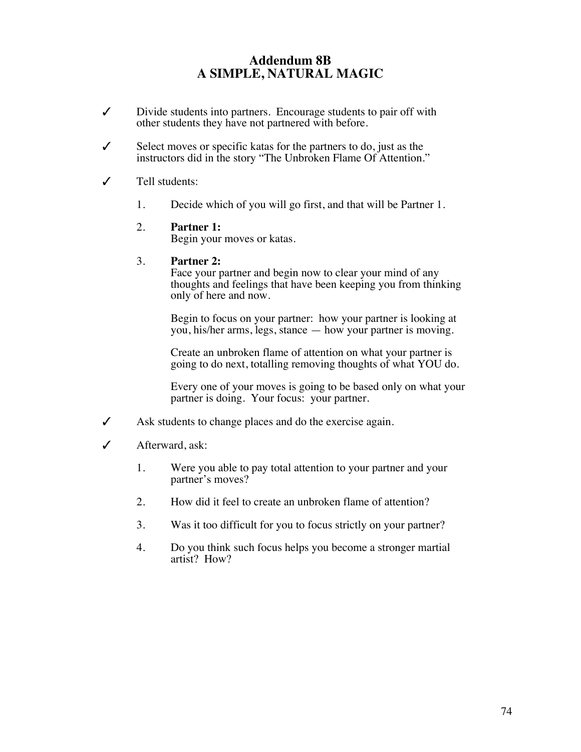# Addendum 8B
# A SIMPLE, NATURAL MAGIC

✓ Divide students into partners. Encourage students to pair off with other students they have not partnered with before.

✓ Select moves or specific katas for the partners to do, just as the instructors did in the story "The Unbroken Flame Of Attention."

✓ Tell students:

1. Decide which of you will go first, and that will be Partner 1.

2. **Partner 1:**
   Begin your moves or katas.

3. **Partner 2:**
   Face your partner and begin now to clear your mind of any thoughts and feelings that have been keeping you from thinking only of here and now.

   Begin to focus on your partner: how your partner is looking at you, his/her arms, legs, stance — how your partner is moving.

   Create an unbroken flame of attention on what your partner is going to do next, totalling removing thoughts of what YOU do.

   Every one of your moves is going to be based only on what your partner is doing. Your focus: your partner.

✓ Ask students to change places and do the exercise again.

✓ Afterward, ask:

1. Were you able to pay total attention to your partner and your partner's moves?

2. How did it feel to create an unbroken flame of attention?

3. Was it too difficult for you to focus strictly on your partner?

4. Do you think such focus helps you become a stronger martial artist? How?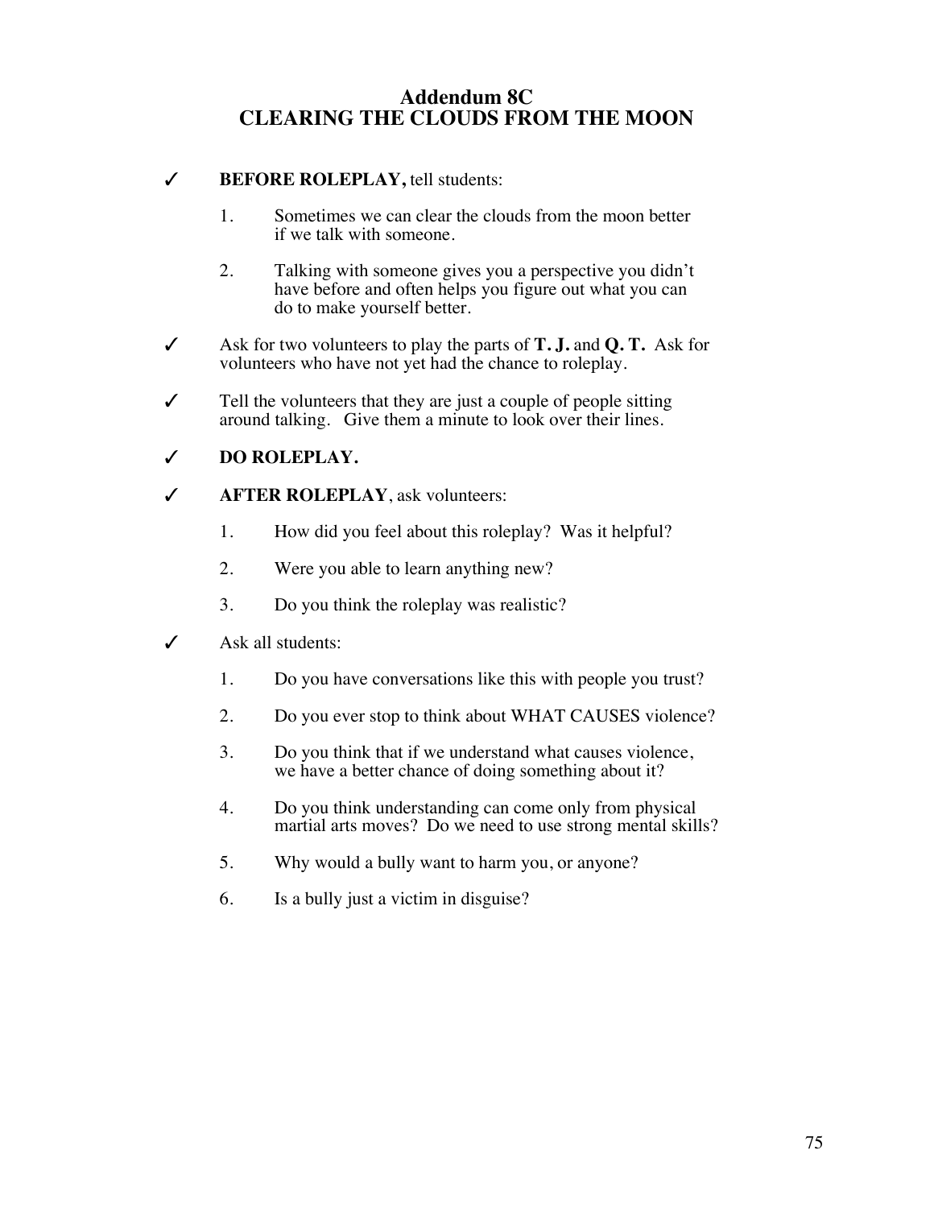## Addendum 8C
## CLEARING THE CLOUDS FROM THE MOON

✓ **BEFORE ROLEPLAY,** tell students:

1. Sometimes we can clear the clouds from the moon better if we talk with someone.
2. Talking with someone gives you a perspective you didn't have before and often helps you figure out what you can do to make yourself better.

✓ Ask for two volunteers to play the parts of **T. J.** and **Q. T.** Ask for volunteers who have not yet had the chance to roleplay.

✓ Tell the volunteers that they are just a couple of people sitting around talking. Give them a minute to look over their lines.

✓ **DO ROLEPLAY.**

✓ **AFTER ROLEPLAY**, ask volunteers:

1. How did you feel about this roleplay? Was it helpful?
2. Were you able to learn anything new?
3. Do you think the roleplay was realistic?

✓ Ask all students:

1. Do you have conversations like this with people you trust?
2. Do you ever stop to think about WHAT CAUSES violence?
3. Do you think that if we understand what causes violence, we have a better chance of doing something about it?
4. Do you think understanding can come only from physical martial arts moves? Do we need to use strong mental skills?
5. Why would a bully want to harm you, or anyone?
6. Is a bully just a victim in disguise?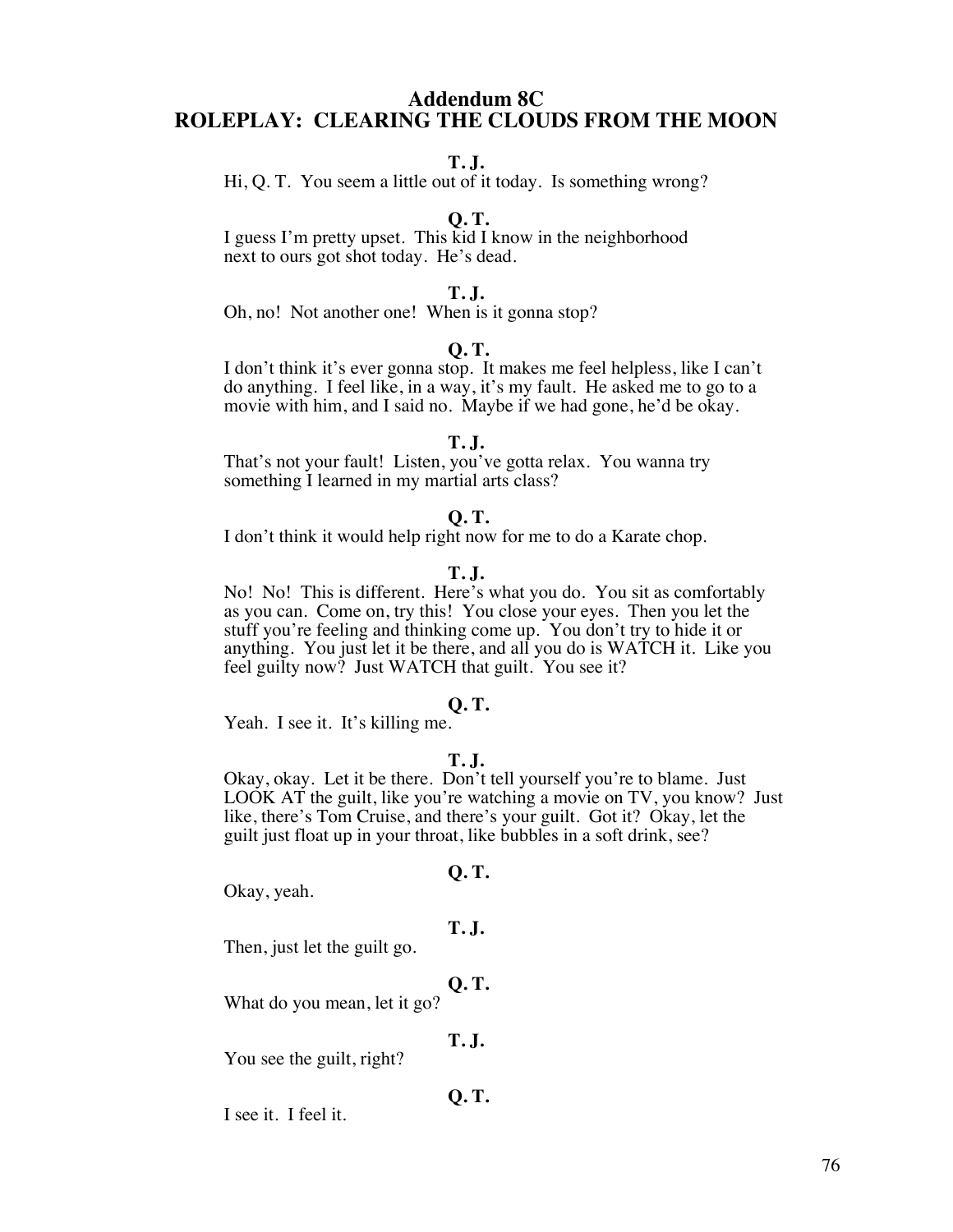## Addendum 8C
## ROLEPLAY: CLEARING THE CLOUDS FROM THE MOON

**T. J.**
Hi, Q. T. You seem a little out of it today. Is something wrong?

**Q. T.**
I guess I'm pretty upset. This kid I know in the neighborhood next to ours got shot today. He's dead.

**T. J.**
Oh, no! Not another one! When is it gonna stop?

**Q. T.**
I don't think it's ever gonna stop. It makes me feel helpless, like I can't do anything. I feel like, in a way, it's my fault. He asked me to go to a movie with him, and I said no. Maybe if we had gone, he'd be okay.

**T. J.**
That's not your fault! Listen, you've gotta relax. You wanna try something I learned in my martial arts class?

**Q. T.**
I don't think it would help right now for me to do a Karate chop.

**T. J.**
No! No! This is different. Here's what you do. You sit as comfortably as you can. Come on, try this! You close your eyes. Then you let the stuff you're feeling and thinking come up. You don't try to hide it or anything. You just let it be there, and all you do is WATCH it. Like you feel guilty now? Just WATCH that guilt. You see it?

**Q. T.**
Yeah. I see it. It's killing me.

**T. J.**
Okay, okay. Let it be there. Don't tell yourself you're to blame. Just LOOK AT the guilt, like you're watching a movie on TV, you know? Just like, there's Tom Cruise, and there's your guilt. Got it? Okay, let the guilt just float up in your throat, like bubbles in a soft drink, see?

**Q. T.**
Okay, yeah.

**T. J.**
Then, just let the guilt go.

**Q. T.**
What do you mean, let it go?

**T. J.**
You see the guilt, right?

**Q. T.**
I see it. I feel it.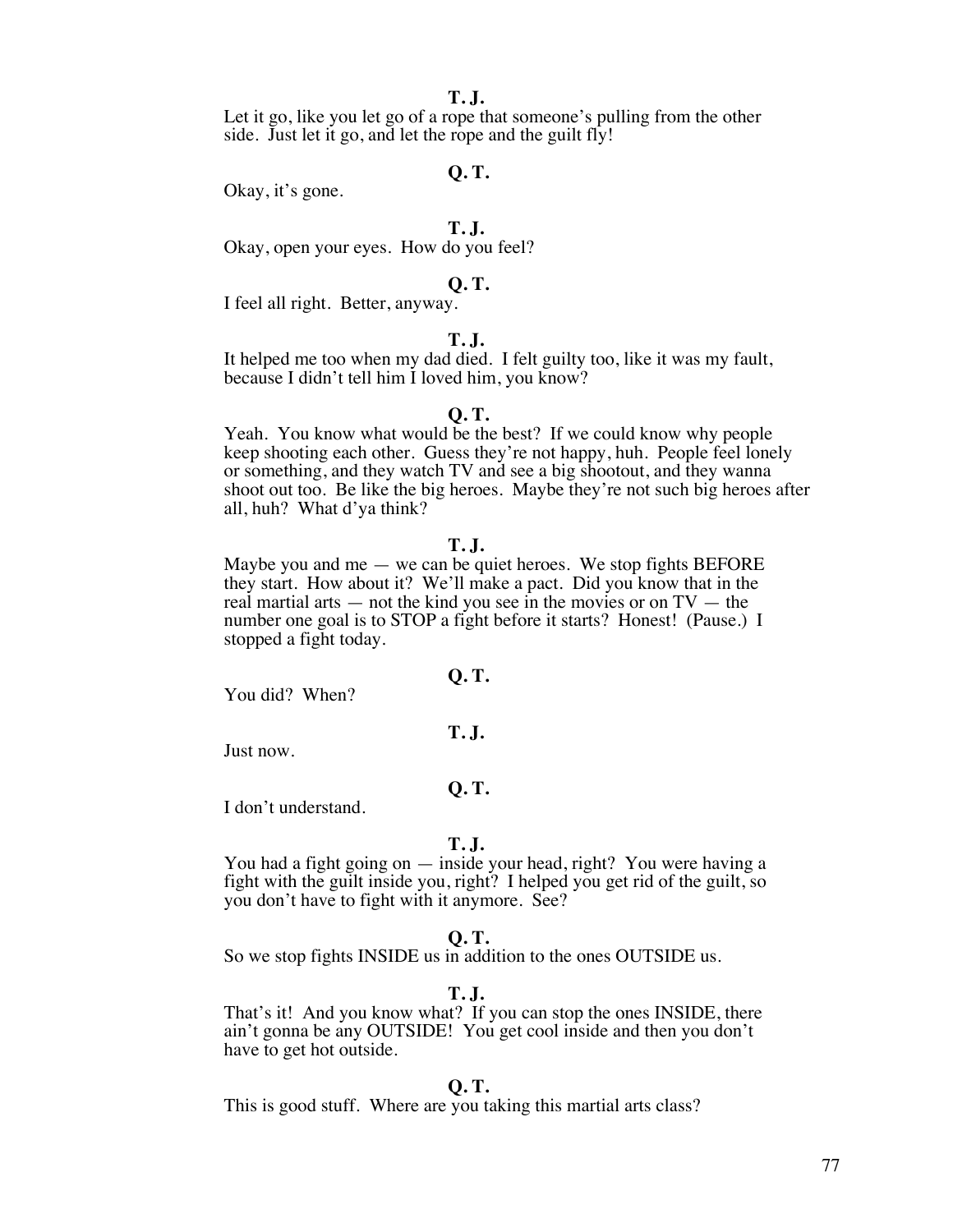**T. J.**

Let it go, like you let go of a rope that someone's pulling from the other side. Just let it go, and let the rope and the guilt fly!

**Q. T.**

Okay, it's gone.

**T. J.**

Okay, open your eyes. How do you feel?

**Q. T.**

I feel all right. Better, anyway.

**T. J.**

It helped me too when my dad died. I felt guilty too, like it was my fault, because I didn't tell him I loved him, you know?

**Q. T.**

Yeah. You know what would be the best? If we could know why people keep shooting each other. Guess they're not happy, huh. People feel lonely or something, and they watch TV and see a big shootout, and they wanna shoot out too. Be like the big heroes. Maybe they're not such big heroes after all, huh? What d'ya think?

**T. J.**

Maybe you and me — we can be quiet heroes. We stop fights BEFORE they start. How about it? We'll make a pact. Did you know that in the real martial arts — not the kind you see in the movies or on TV — the number one goal is to STOP a fight before it starts? Honest! (Pause.) I stopped a fight today.

**Q. T.**

You did? When?

**T. J.**

Just now.

**Q. T.**

I don't understand.

**T. J.**

You had a fight going on — inside your head, right? You were having a fight with the guilt inside you, right? I helped you get rid of the guilt, so you don't have to fight with it anymore. See?

**Q. T.**

So we stop fights INSIDE us in addition to the ones OUTSIDE us.

**T. J.**

That's it! And you know what? If you can stop the ones INSIDE, there ain't gonna be any OUTSIDE! You get cool inside and then you don't have to get hot outside.

**Q. T.**

This is good stuff. Where are you taking this martial arts class?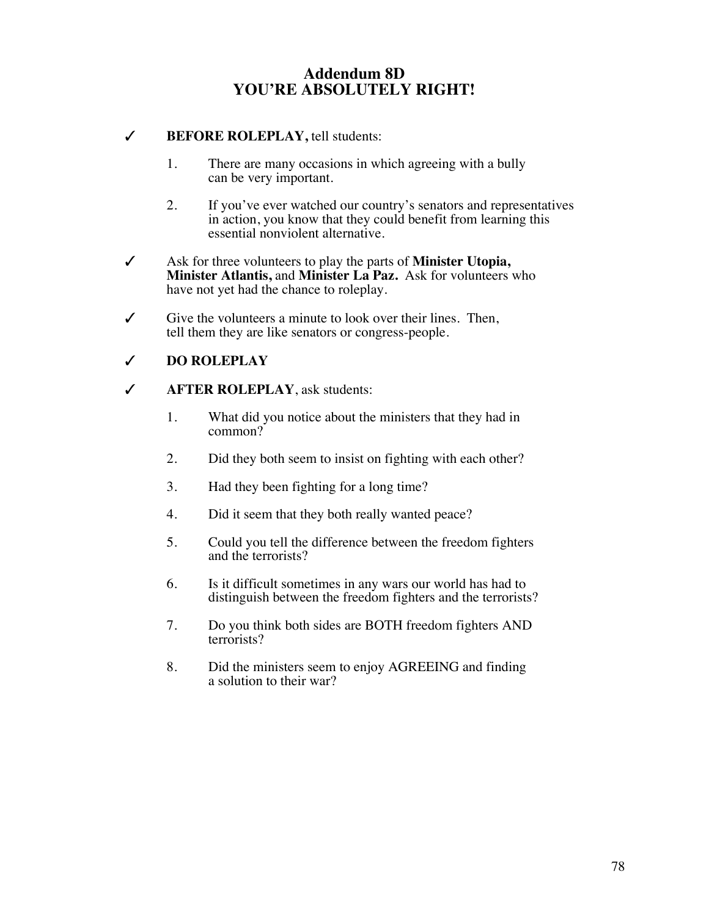# Addendum 8D
# YOU'RE ABSOLUTELY RIGHT!

✓ **BEFORE ROLEPLAY,** tell students:

1. There are many occasions in which agreeing with a bully can be very important.

2. If you've ever watched our country's senators and representatives in action, you know that they could benefit from learning this essential nonviolent alternative.

✓ Ask for three volunteers to play the parts of **Minister Utopia, Minister Atlantis,** and **Minister La Paz.** Ask for volunteers who have not yet had the chance to roleplay.

✓ Give the volunteers a minute to look over their lines. Then, tell them they are like senators or congress-people.

✓ **DO ROLEPLAY**

✓ **AFTER ROLEPLAY**, ask students:

1. What did you notice about the ministers that they had in common?

2. Did they both seem to insist on fighting with each other?

3. Had they been fighting for a long time?

4. Did it seem that they both really wanted peace?

5. Could you tell the difference between the freedom fighters and the terrorists?

6. Is it difficult sometimes in any wars our world has had to distinguish between the freedom fighters and the terrorists?

7. Do you think both sides are BOTH freedom fighters AND terrorists?

8. Did the ministers seem to enjoy AGREEING and finding a solution to their war?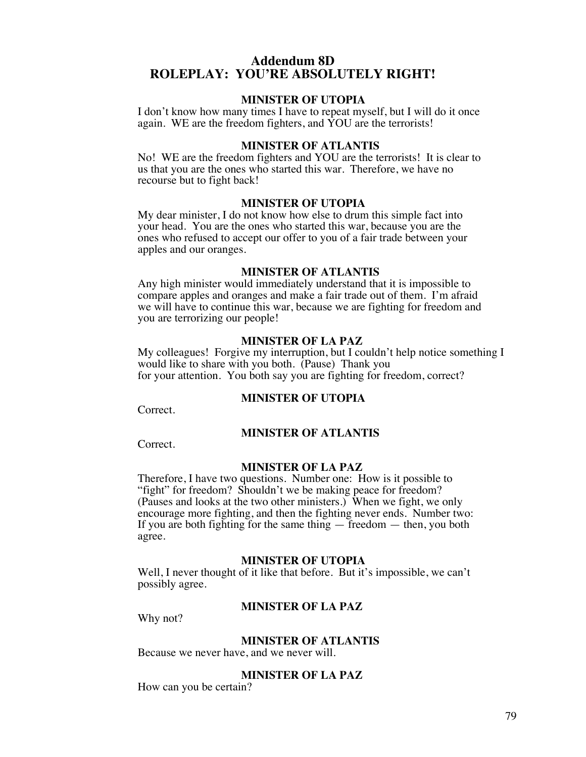## Addendum 8D
## ROLEPLAY: YOU'RE ABSOLUTELY RIGHT!

**MINISTER OF UTOPIA**

I don't know how many times I have to repeat myself, but I will do it once again. WE are the freedom fighters, and YOU are the terrorists!

**MINISTER OF ATLANTIS**

No! WE are the freedom fighters and YOU are the terrorists! It is clear to us that you are the ones who started this war. Therefore, we have no recourse but to fight back!

**MINISTER OF UTOPIA**

My dear minister, I do not know how else to drum this simple fact into your head. You are the ones who started this war, because you are the ones who refused to accept our offer to you of a fair trade between your apples and our oranges.

**MINISTER OF ATLANTIS**

Any high minister would immediately understand that it is impossible to compare apples and oranges and make a fair trade out of them. I'm afraid we will have to continue this war, because we are fighting for freedom and you are terrorizing our people!

**MINISTER OF LA PAZ**

My colleagues! Forgive my interruption, but I couldn't help notice something I would like to share with you both. (Pause) Thank you for your attention. You both say you are fighting for freedom, correct?

**MINISTER OF UTOPIA**

Correct.

**MINISTER OF ATLANTIS**

Correct.

**MINISTER OF LA PAZ**

Therefore, I have two questions. Number one: How is it possible to "fight" for freedom? Shouldn't we be making peace for freedom? (Pauses and looks at the two other ministers.) When we fight, we only encourage more fighting, and then the fighting never ends. Number two: If you are both fighting for the same thing — freedom — then, you both agree.

**MINISTER OF UTOPIA**

Well, I never thought of it like that before. But it's impossible, we can't possibly agree.

**MINISTER OF LA PAZ**

Why not?

**MINISTER OF ATLANTIS**

Because we never have, and we never will.

**MINISTER OF LA PAZ**

How can you be certain?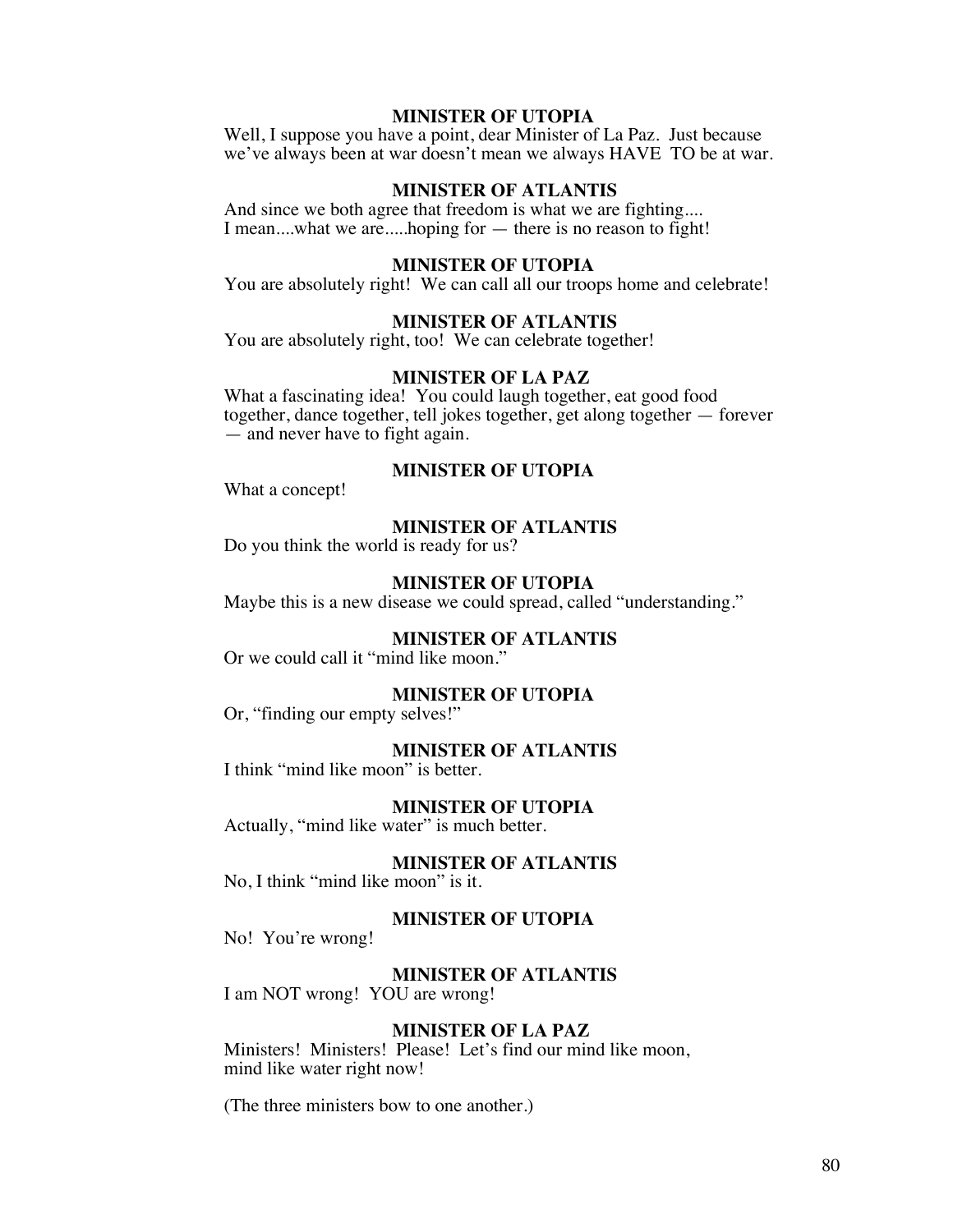**MINISTER OF UTOPIA**

Well, I suppose you have a point, dear Minister of La Paz. Just because we've always been at war doesn't mean we always HAVE TO be at war.

**MINISTER OF ATLANTIS**

And since we both agree that freedom is what we are fighting.... I mean....what we are.....hoping for — there is no reason to fight!

**MINISTER OF UTOPIA**

You are absolutely right! We can call all our troops home and celebrate!

**MINISTER OF ATLANTIS**

You are absolutely right, too! We can celebrate together!

**MINISTER OF LA PAZ**

What a fascinating idea! You could laugh together, eat good food together, dance together, tell jokes together, get along together — forever — and never have to fight again.

**MINISTER OF UTOPIA**

What a concept!

**MINISTER OF ATLANTIS**

Do you think the world is ready for us?

**MINISTER OF UTOPIA**

Maybe this is a new disease we could spread, called "understanding."

**MINISTER OF ATLANTIS**

Or we could call it "mind like moon."

**MINISTER OF UTOPIA**

Or, "finding our empty selves!"

**MINISTER OF ATLANTIS**

I think "mind like moon" is better.

**MINISTER OF UTOPIA**

Actually, "mind like water" is much better.

**MINISTER OF ATLANTIS**

No, I think "mind like moon" is it.

**MINISTER OF UTOPIA**

No! You're wrong!

**MINISTER OF ATLANTIS**

I am NOT wrong! YOU are wrong!

**MINISTER OF LA PAZ**

Ministers! Ministers! Please! Let's find our mind like moon, mind like water right now!

(The three ministers bow to one another.)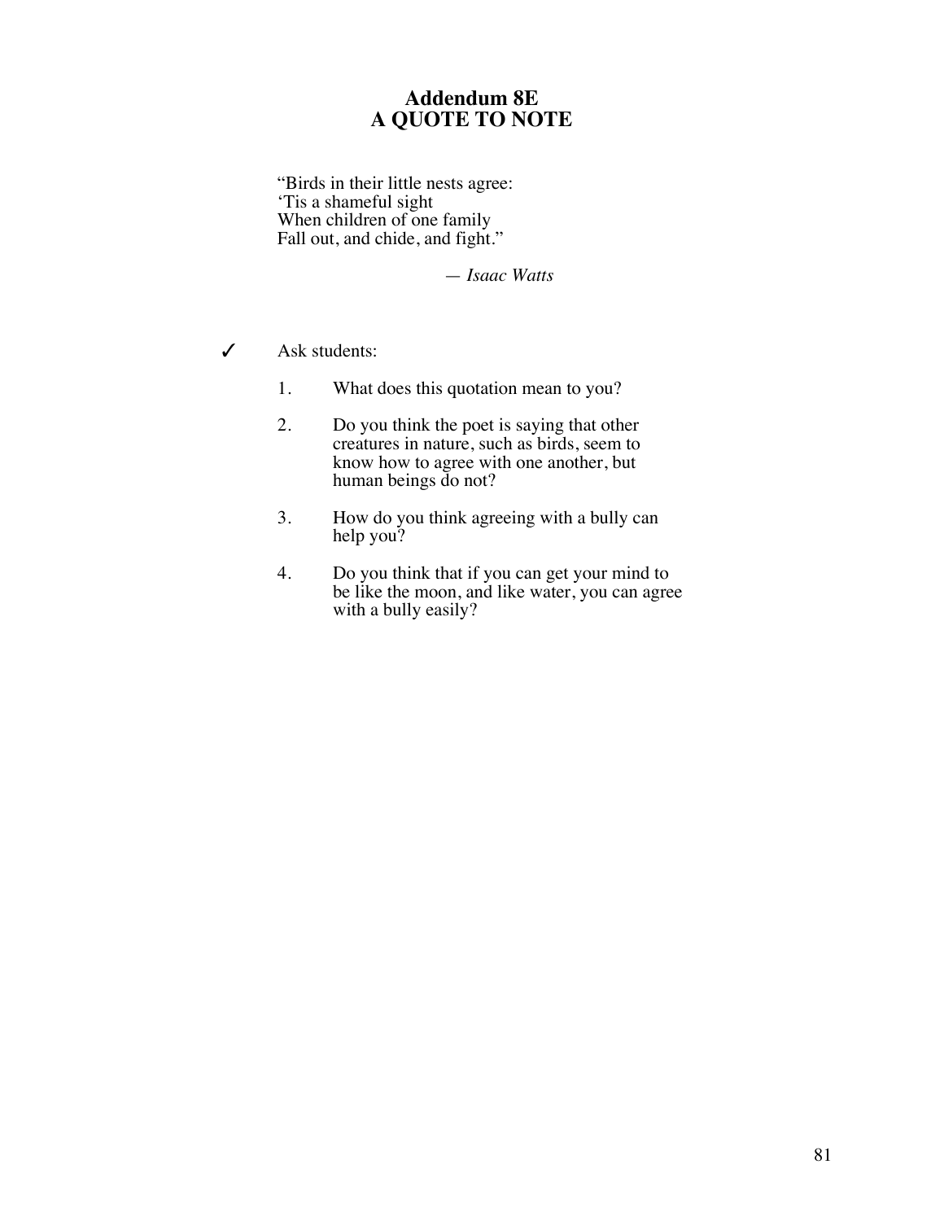# Addendum 8E
## A QUOTE TO NOTE

"Birds in their little nests agree:
'Tis a shameful sight
When children of one family
Fall out, and chide, and fight."

— *Isaac Watts*

✓ Ask students:

1. What does this quotation mean to you?

2. Do you think the poet is saying that other creatures in nature, such as birds, seem to know how to agree with one another, but human beings do not?

3. How do you think agreeing with a bully can help you?

4. Do you think that if you can get your mind to be like the moon, and like water, you can agree with a bully easily?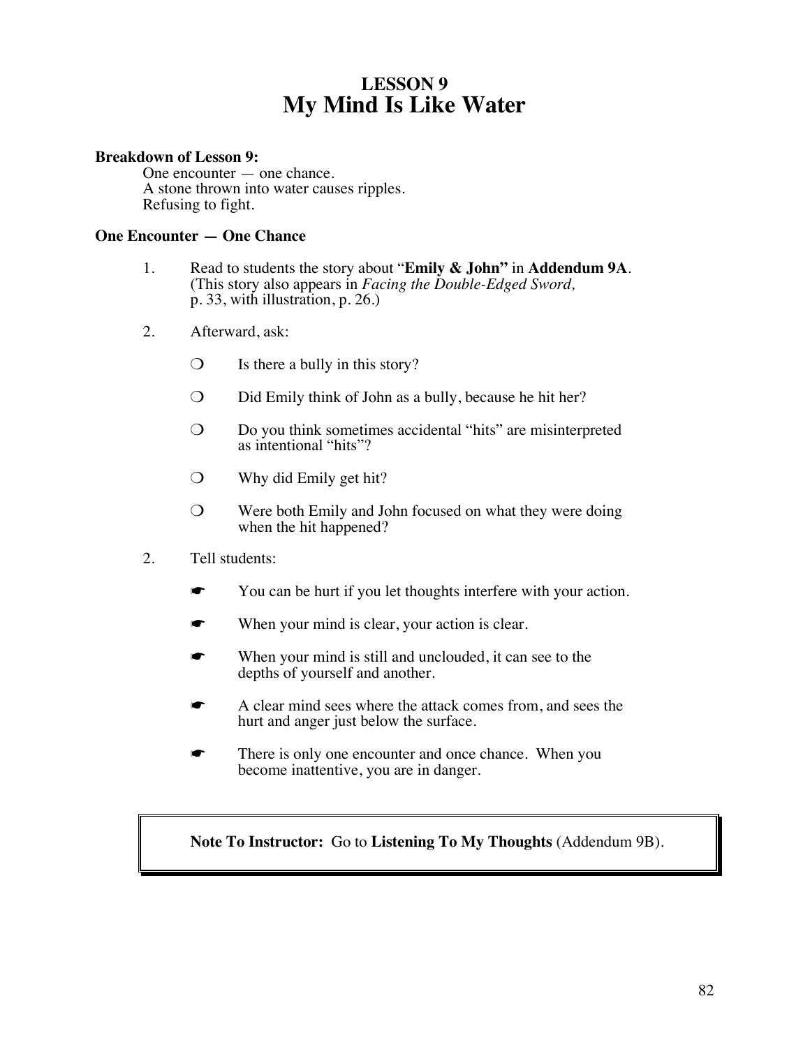# LESSON 9
# My Mind Is Like Water

**Breakdown of Lesson 9:**

One encounter — one chance.
A stone thrown into water causes ripples.
Refusing to fight.

**One Encounter — One Chance**

1. Read to students the story about "**Emily & John"** in **Addendum 9A**. (This story also appears in *Facing the Double-Edged Sword,* p. 33, with illustration, p. 26.)

2. Afterward, ask:

   ❍ Is there a bully in this story?

   ❍ Did Emily think of John as a bully, because he hit her?

   ❍ Do you think sometimes accidental "hits" are misinterpreted as intentional "hits"?

   ❍ Why did Emily get hit?

   ❍ Were both Emily and John focused on what they were doing when the hit happened?

2. Tell students:

   ☛ You can be hurt if you let thoughts interfere with your action.

   ☛ When your mind is clear, your action is clear.

   ☛ When your mind is still and unclouded, it can see to the depths of yourself and another.

   ☛ A clear mind sees where the attack comes from, and sees the hurt and anger just below the surface.

   ☛ There is only one encounter and once chance. When you become inattentive, you are in danger.

**Note To Instructor:** Go to **Listening To My Thoughts** (Addendum 9B).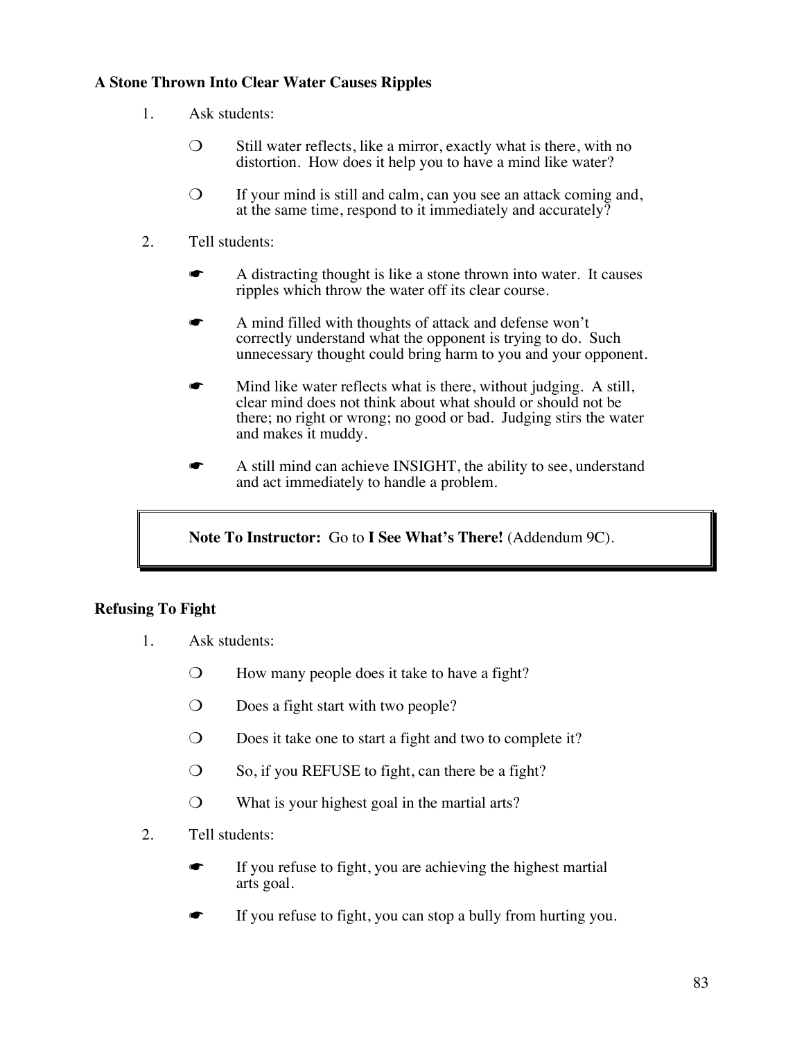### A Stone Thrown Into Clear Water Causes Ripples

1. Ask students:

   ❍ Still water reflects, like a mirror, exactly what is there, with no distortion. How does it help you to have a mind like water?

   ❍ If your mind is still and calm, can you see an attack coming and, at the same time, respond to it immediately and accurately?

2. Tell students:

   ☛ A distracting thought is like a stone thrown into water. It causes ripples which throw the water off its clear course.

   ☛ A mind filled with thoughts of attack and defense won't correctly understand what the opponent is trying to do. Such unnecessary thought could bring harm to you and your opponent.

   ☛ Mind like water reflects what is there, without judging. A still, clear mind does not think about what should or should not be there; no right or wrong; no good or bad. Judging stirs the water and makes it muddy.

   ☛ A still mind can achieve INSIGHT, the ability to see, understand and act immediately to handle a problem.

> **Note To Instructor:** Go to **I See What's There!** (Addendum 9C).

### Refusing To Fight

1. Ask students:

   ❍ How many people does it take to have a fight?

   ❍ Does a fight start with two people?

   ❍ Does it take one to start a fight and two to complete it?

   ❍ So, if you REFUSE to fight, can there be a fight?

   ❍ What is your highest goal in the martial arts?

2. Tell students:

   ☛ If you refuse to fight, you are achieving the highest martial arts goal.

   ☛ If you refuse to fight, you can stop a bully from hurting you.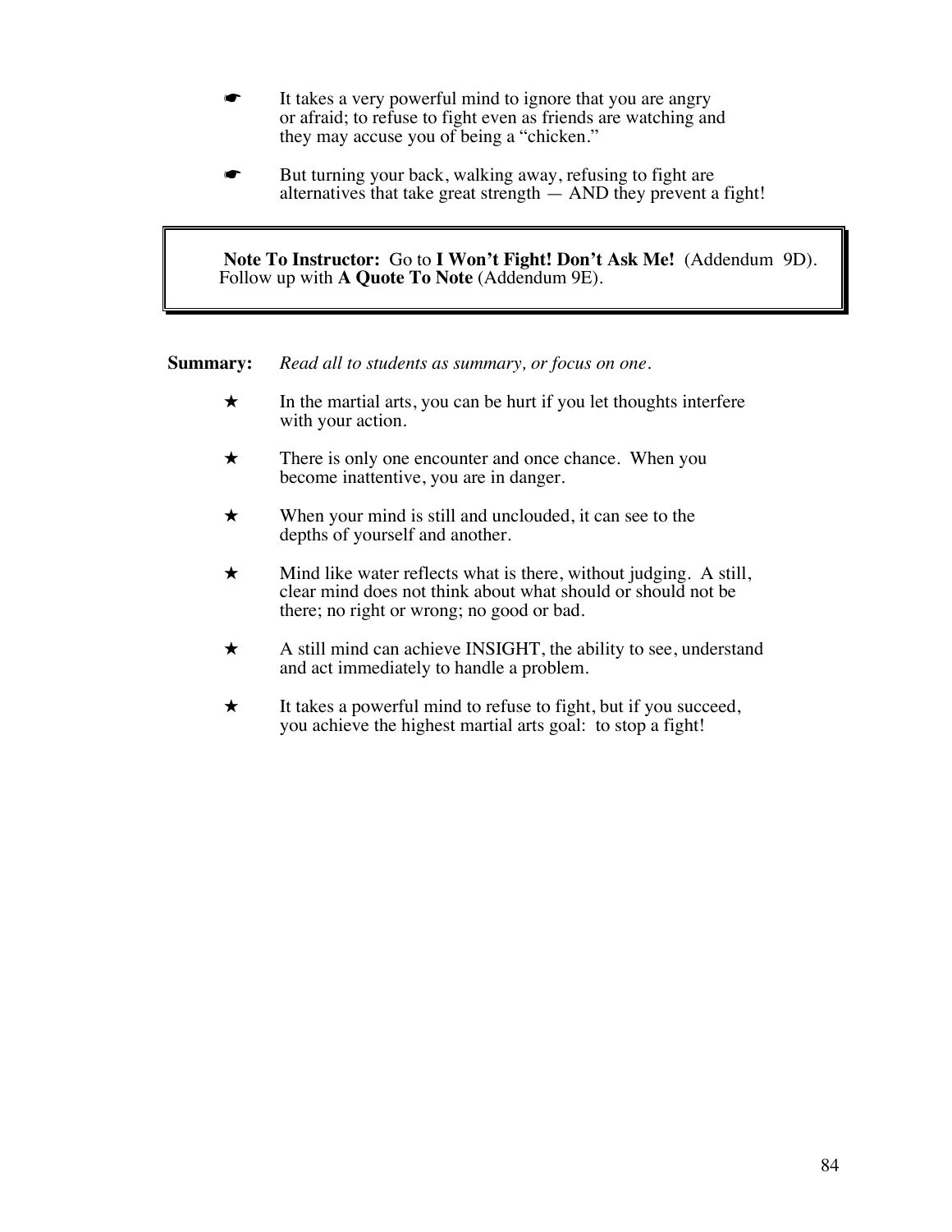- ☛ It takes a very powerful mind to ignore that you are angry or afraid; to refuse to fight even as friends are watching and they may accuse you of being a "chicken."

- ☛ But turning your back, walking away, refusing to fight are alternatives that take great strength — AND they prevent a fight!

> **Note To Instructor:** Go to **I Won't Fight! Don't Ask Me!** (Addendum 9D). Follow up with **A Quote To Note** (Addendum 9E).

**Summary:** *Read all to students as summary, or focus on one.*

- ★ In the martial arts, you can be hurt if you let thoughts interfere with your action.

- ★ There is only one encounter and once chance. When you become inattentive, you are in danger.

- ★ When your mind is still and unclouded, it can see to the depths of yourself and another.

- ★ Mind like water reflects what is there, without judging. A still, clear mind does not think about what should or should not be there; no right or wrong; no good or bad.

- ★ A still mind can achieve INSIGHT, the ability to see, understand and act immediately to handle a problem.

- ★ It takes a powerful mind to refuse to fight, but if you succeed, you achieve the highest martial arts goal: to stop a fight!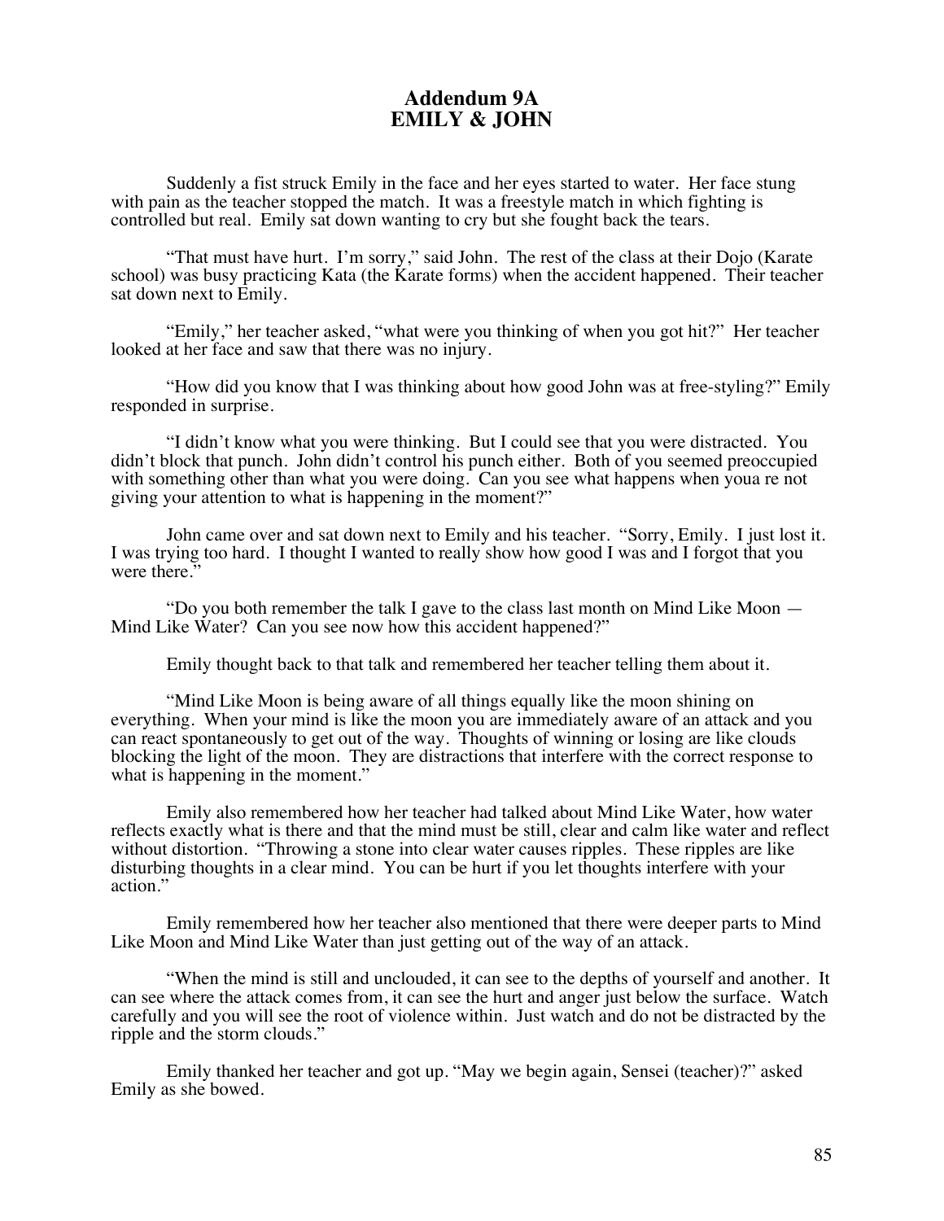# Addendum 9A
# EMILY & JOHN

Suddenly a fist struck Emily in the face and her eyes started to water. Her face stung with pain as the teacher stopped the match. It was a freestyle match in which fighting is controlled but real. Emily sat down wanting to cry but she fought back the tears.

"That must have hurt. I'm sorry," said John. The rest of the class at their Dojo (Karate school) was busy practicing Kata (the Karate forms) when the accident happened. Their teacher sat down next to Emily.

"Emily," her teacher asked, "what were you thinking of when you got hit?" Her teacher looked at her face and saw that there was no injury.

"How did you know that I was thinking about how good John was at free-styling?" Emily responded in surprise.

"I didn't know what you were thinking. But I could see that you were distracted. You didn't block that punch. John didn't control his punch either. Both of you seemed preoccupied with something other than what you were doing. Can you see what happens when youa re not giving your attention to what is happening in the moment?"

John came over and sat down next to Emily and his teacher. "Sorry, Emily. I just lost it. I was trying too hard. I thought I wanted to really show how good I was and I forgot that you were there."

"Do you both remember the talk I gave to the class last month on Mind Like Moon — Mind Like Water? Can you see now how this accident happened?"

Emily thought back to that talk and remembered her teacher telling them about it.

"Mind Like Moon is being aware of all things equally like the moon shining on everything. When your mind is like the moon you are immediately aware of an attack and you can react spontaneously to get out of the way. Thoughts of winning or losing are like clouds blocking the light of the moon. They are distractions that interfere with the correct response to what is happening in the moment."

Emily also remembered how her teacher had talked about Mind Like Water, how water reflects exactly what is there and that the mind must be still, clear and calm like water and reflect without distortion. "Throwing a stone into clear water causes ripples. These ripples are like disturbing thoughts in a clear mind. You can be hurt if you let thoughts interfere with your action."

Emily remembered how her teacher also mentioned that there were deeper parts to Mind Like Moon and Mind Like Water than just getting out of the way of an attack.

"When the mind is still and unclouded, it can see to the depths of yourself and another. It can see where the attack comes from, it can see the hurt and anger just below the surface. Watch carefully and you will see the root of violence within. Just watch and do not be distracted by the ripple and the storm clouds."

Emily thanked her teacher and got up. "May we begin again, Sensei (teacher)?" asked Emily as she bowed.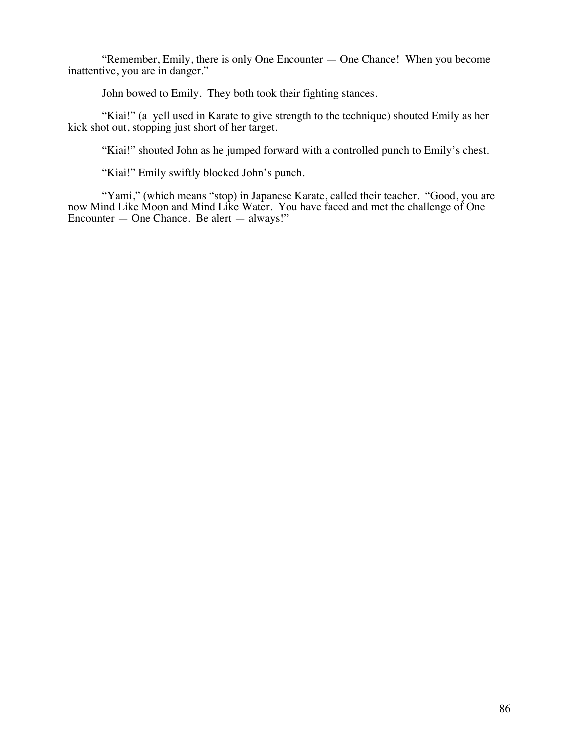"Remember, Emily, there is only One Encounter — One Chance! When you become inattentive, you are in danger."

John bowed to Emily. They both took their fighting stances.

"Kiai!" (a yell used in Karate to give strength to the technique) shouted Emily as her kick shot out, stopping just short of her target.

"Kiai!" shouted John as he jumped forward with a controlled punch to Emily's chest.

"Kiai!" Emily swiftly blocked John's punch.

"Yami," (which means "stop) in Japanese Karate, called their teacher. "Good, you are now Mind Like Moon and Mind Like Water. You have faced and met the challenge of One Encounter — One Chance. Be alert — always!"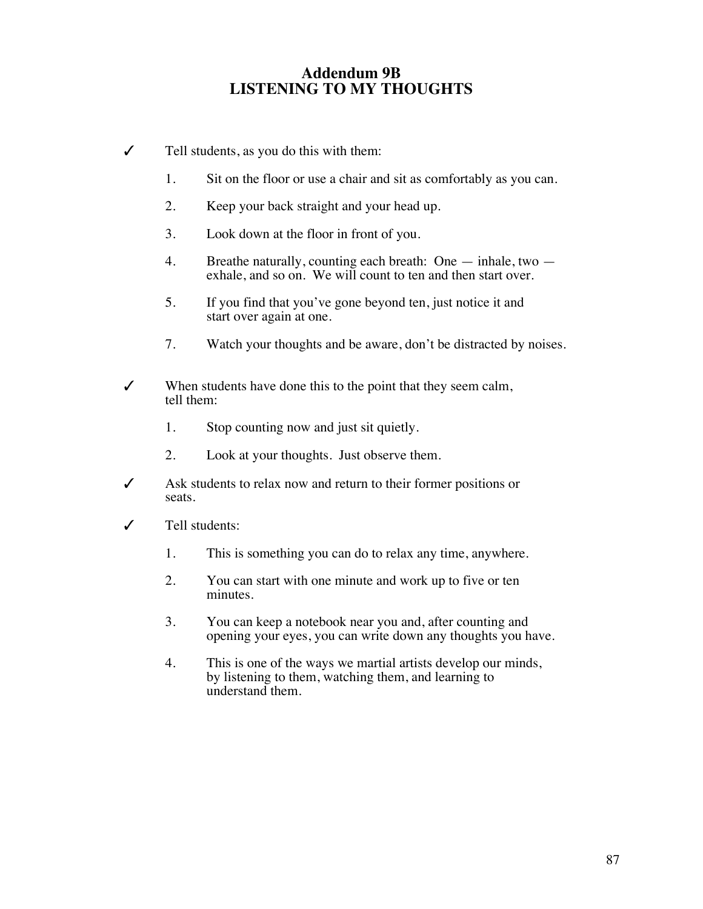# Addendum 9B
# LISTENING TO MY THOUGHTS

✓ Tell students, as you do this with them:

1. Sit on the floor or use a chair and sit as comfortably as you can.
2. Keep your back straight and your head up.
3. Look down at the floor in front of you.
4. Breathe naturally, counting each breath: One — inhale, two — exhale, and so on. We will count to ten and then start over.
5. If you find that you've gone beyond ten, just notice it and start over again at one.

7. Watch your thoughts and be aware, don't be distracted by noises.

✓ When students have done this to the point that they seem calm, tell them:

1. Stop counting now and just sit quietly.
2. Look at your thoughts. Just observe them.

✓ Ask students to relax now and return to their former positions or seats.

✓ Tell students:

1. This is something you can do to relax any time, anywhere.
2. You can start with one minute and work up to five or ten minutes.
3. You can keep a notebook near you and, after counting and opening your eyes, you can write down any thoughts you have.
4. This is one of the ways we martial artists develop our minds, by listening to them, watching them, and learning to understand them.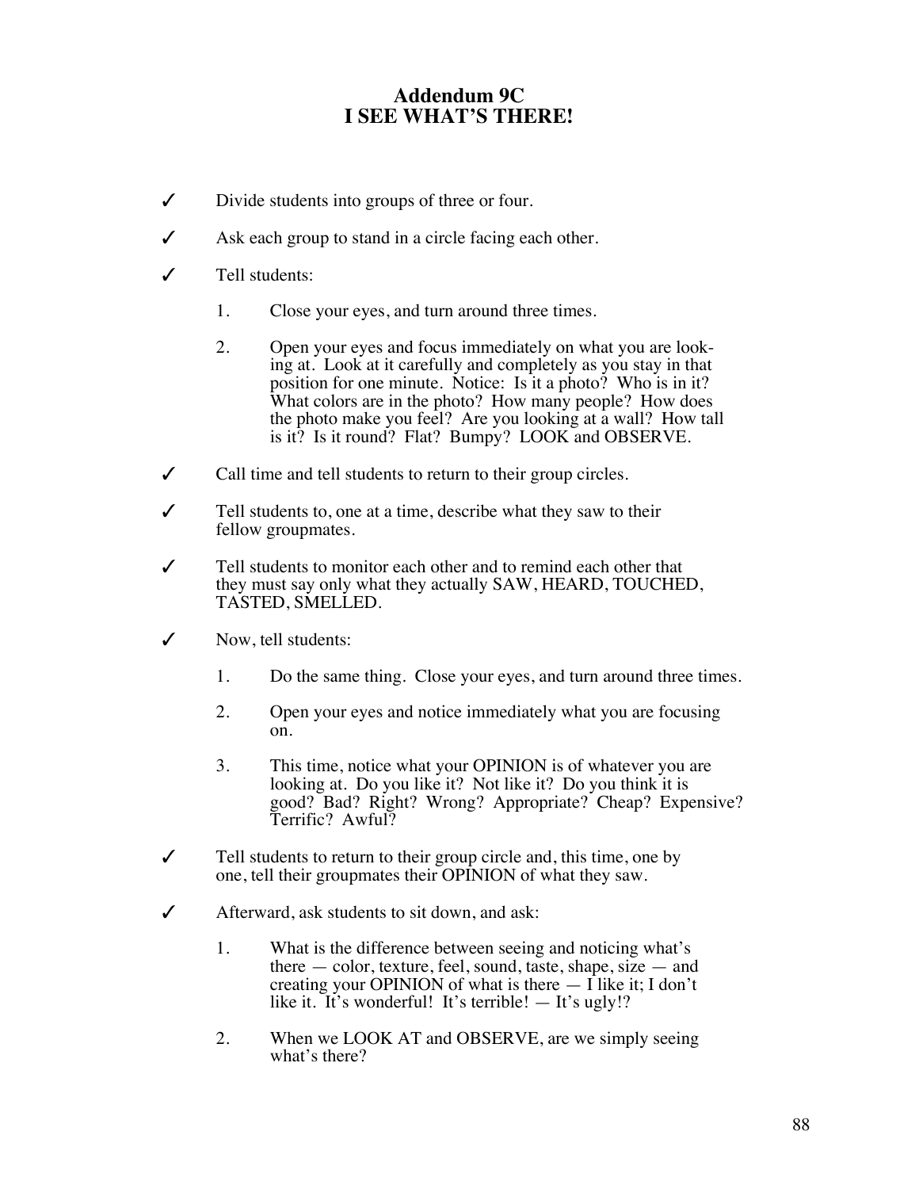## Addendum 9C
## I SEE WHAT'S THERE!

✓ Divide students into groups of three or four.

✓ Ask each group to stand in a circle facing each other.

✓ Tell students:

1. Close your eyes, and turn around three times.

2. Open your eyes and focus immediately on what you are looking at. Look at it carefully and completely as you stay in that position for one minute. Notice: Is it a photo? Who is in it? What colors are in the photo? How many people? How does the photo make you feel? Are you looking at a wall? How tall is it? Is it round? Flat? Bumpy? LOOK and OBSERVE.

✓ Call time and tell students to return to their group circles.

✓ Tell students to, one at a time, describe what they saw to their fellow groupmates.

✓ Tell students to monitor each other and to remind each other that they must say only what they actually SAW, HEARD, TOUCHED, TASTED, SMELLED.

✓ Now, tell students:

1. Do the same thing. Close your eyes, and turn around three times.

2. Open your eyes and notice immediately what you are focusing on.

3. This time, notice what your OPINION is of whatever you are looking at. Do you like it? Not like it? Do you think it is good? Bad? Right? Wrong? Appropriate? Cheap? Expensive? Terrific? Awful?

✓ Tell students to return to their group circle and, this time, one by one, tell their groupmates their OPINION of what they saw.

✓ Afterward, ask students to sit down, and ask:

1. What is the difference between seeing and noticing what's there — color, texture, feel, sound, taste, shape, size — and creating your OPINION of what is there — I like it; I don't like it. It's wonderful! It's terrible! — It's ugly!?

2. When we LOOK AT and OBSERVE, are we simply seeing what's there?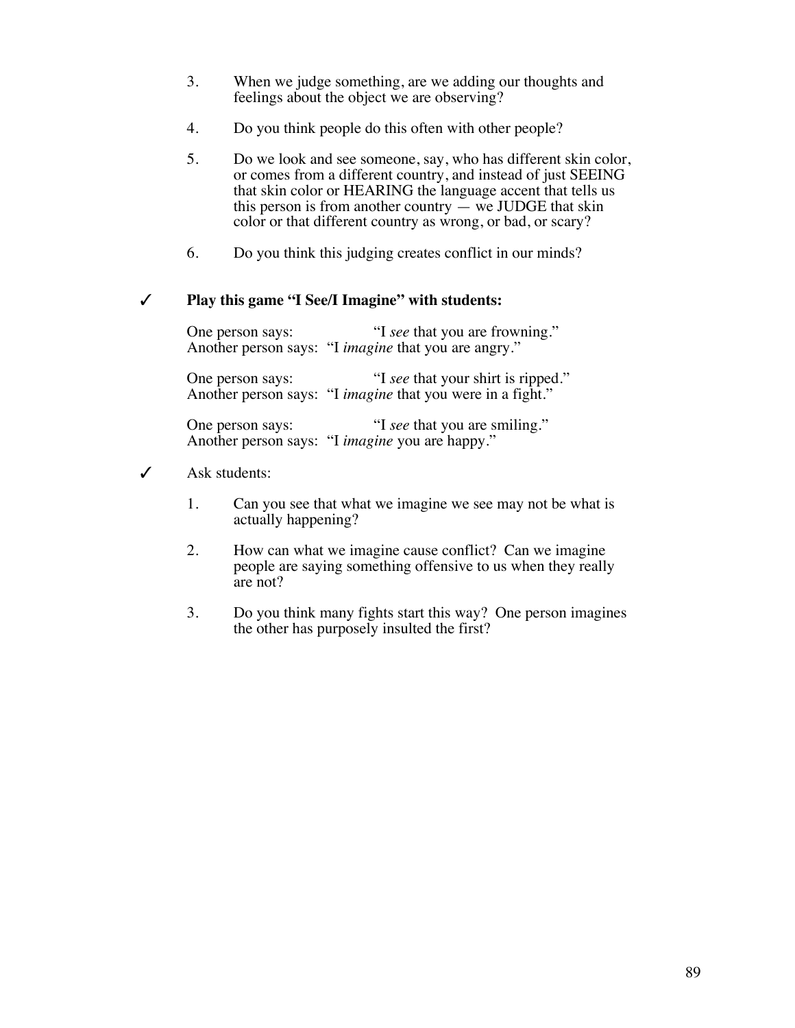3. When we judge something, are we adding our thoughts and feelings about the object we are observing?

4. Do you think people do this often with other people?

5. Do we look and see someone, say, who has different skin color, or comes from a different country, and instead of just SEEING that skin color or HEARING the language accent that tells us this person is from another country — we JUDGE that skin color or that different country as wrong, or bad, or scary?

6. Do you think this judging creates conflict in our minds?

✓ **Play this game "I See/I Imagine" with students:**

One person says: "I *see* that you are frowning."
Another person says: "I *imagine* that you are angry."

One person says: "I *see* that your shirt is ripped."
Another person says: "I *imagine* that you were in a fight."

One person says: "I *see* that you are smiling."
Another person says: "I *imagine* you are happy."

✓ Ask students:

1. Can you see that what we imagine we see may not be what is actually happening?

2. How can what we imagine cause conflict? Can we imagine people are saying something offensive to us when they really are not?

3. Do you think many fights start this way? One person imagines the other has purposely insulted the first?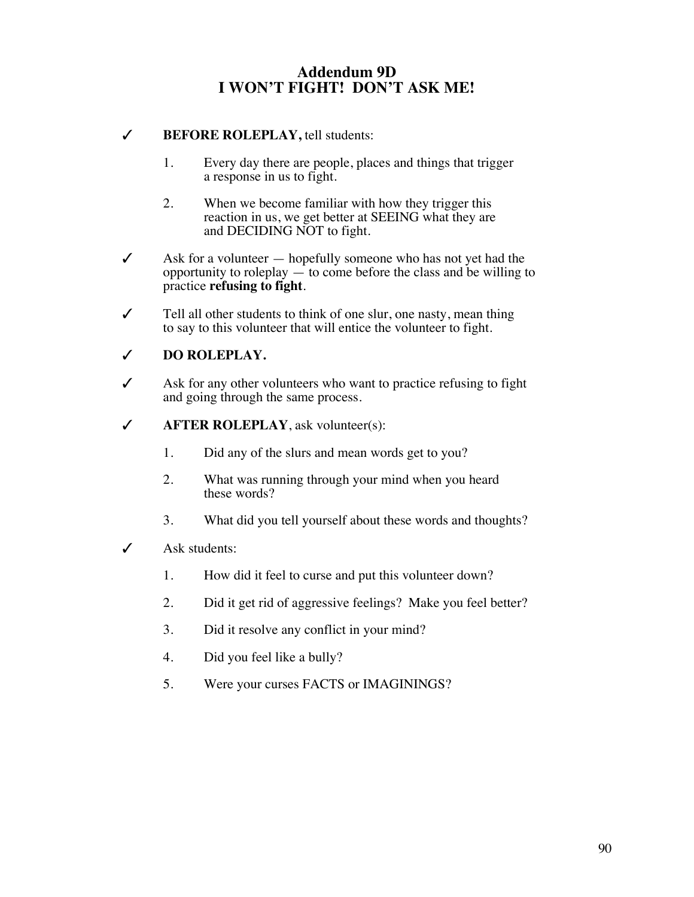## Addendum 9D
## I WON'T FIGHT! DON'T ASK ME!

✓ **BEFORE ROLEPLAY,** tell students:

1. Every day there are people, places and things that trigger a response in us to fight.
2. When we become familiar with how they trigger this reaction in us, we get better at SEEING what they are and DECIDING NOT to fight.

✓ Ask for a volunteer — hopefully someone who has not yet had the opportunity to roleplay — to come before the class and be willing to practice **refusing to fight**.

✓ Tell all other students to think of one slur, one nasty, mean thing to say to this volunteer that will entice the volunteer to fight.

✓ **DO ROLEPLAY.**

✓ Ask for any other volunteers who want to practice refusing to fight and going through the same process.

✓ **AFTER ROLEPLAY**, ask volunteer(s):

1. Did any of the slurs and mean words get to you?
2. What was running through your mind when you heard these words?
3. What did you tell yourself about these words and thoughts?

✓ Ask students:

1. How did it feel to curse and put this volunteer down?
2. Did it get rid of aggressive feelings? Make you feel better?
3. Did it resolve any conflict in your mind?
4. Did you feel like a bully?
5. Were your curses FACTS or IMAGININGS?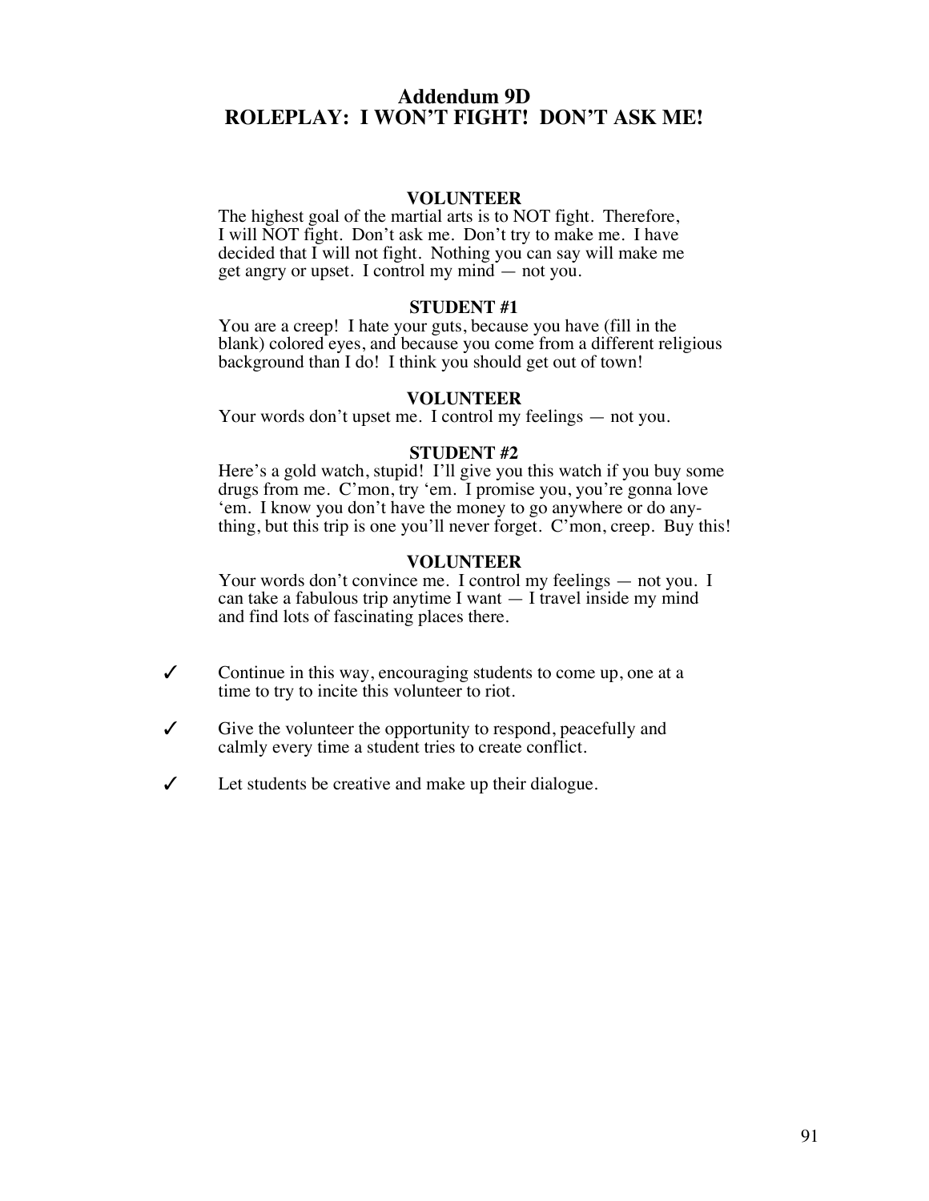# Addendum 9D
# ROLEPLAY: I WON'T FIGHT! DON'T ASK ME!

**VOLUNTEER**

The highest goal of the martial arts is to NOT fight. Therefore, I will NOT fight. Don't ask me. Don't try to make me. I have decided that I will not fight. Nothing you can say will make me get angry or upset. I control my mind — not you.

**STUDENT #1**

You are a creep! I hate your guts, because you have (fill in the blank) colored eyes, and because you come from a different religious background than I do! I think you should get out of town!

**VOLUNTEER**

Your words don't upset me. I control my feelings — not you.

**STUDENT #2**

Here's a gold watch, stupid! I'll give you this watch if you buy some drugs from me. C'mon, try 'em. I promise you, you're gonna love 'em. I know you don't have the money to go anywhere or do anything, but this trip is one you'll never forget. C'mon, creep. Buy this!

**VOLUNTEER**

Your words don't convince me. I control my feelings — not you. I can take a fabulous trip anytime I want — I travel inside my mind and find lots of fascinating places there.

- ✓ Continue in this way, encouraging students to come up, one at a time to try to incite this volunteer to riot.
- ✓ Give the volunteer the opportunity to respond, peacefully and calmly every time a student tries to create conflict.
- ✓ Let students be creative and make up their dialogue.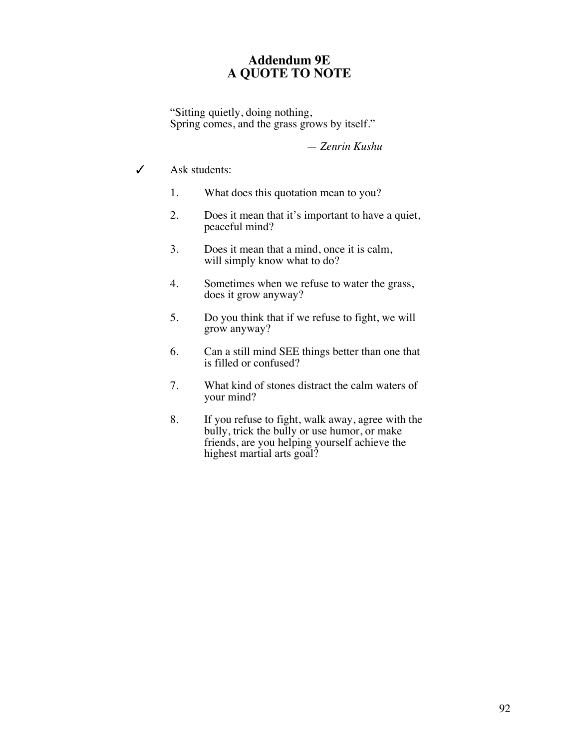# Addendum 9E
# A QUOTE TO NOTE

"Sitting quietly, doing nothing,
Spring comes, and the grass grows by itself."

— *Zenrin Kushu*

✓ Ask students:

1. What does this quotation mean to you?
2. Does it mean that it's important to have a quiet, peaceful mind?
3. Does it mean that a mind, once it is calm, will simply know what to do?
4. Sometimes when we refuse to water the grass, does it grow anyway?
5. Do you think that if we refuse to fight, we will grow anyway?
6. Can a still mind SEE things better than one that is filled or confused?
7. What kind of stones distract the calm waters of your mind?
8. If you refuse to fight, walk away, agree with the bully, trick the bully or use humor, or make friends, are you helping yourself achieve the highest martial arts goal?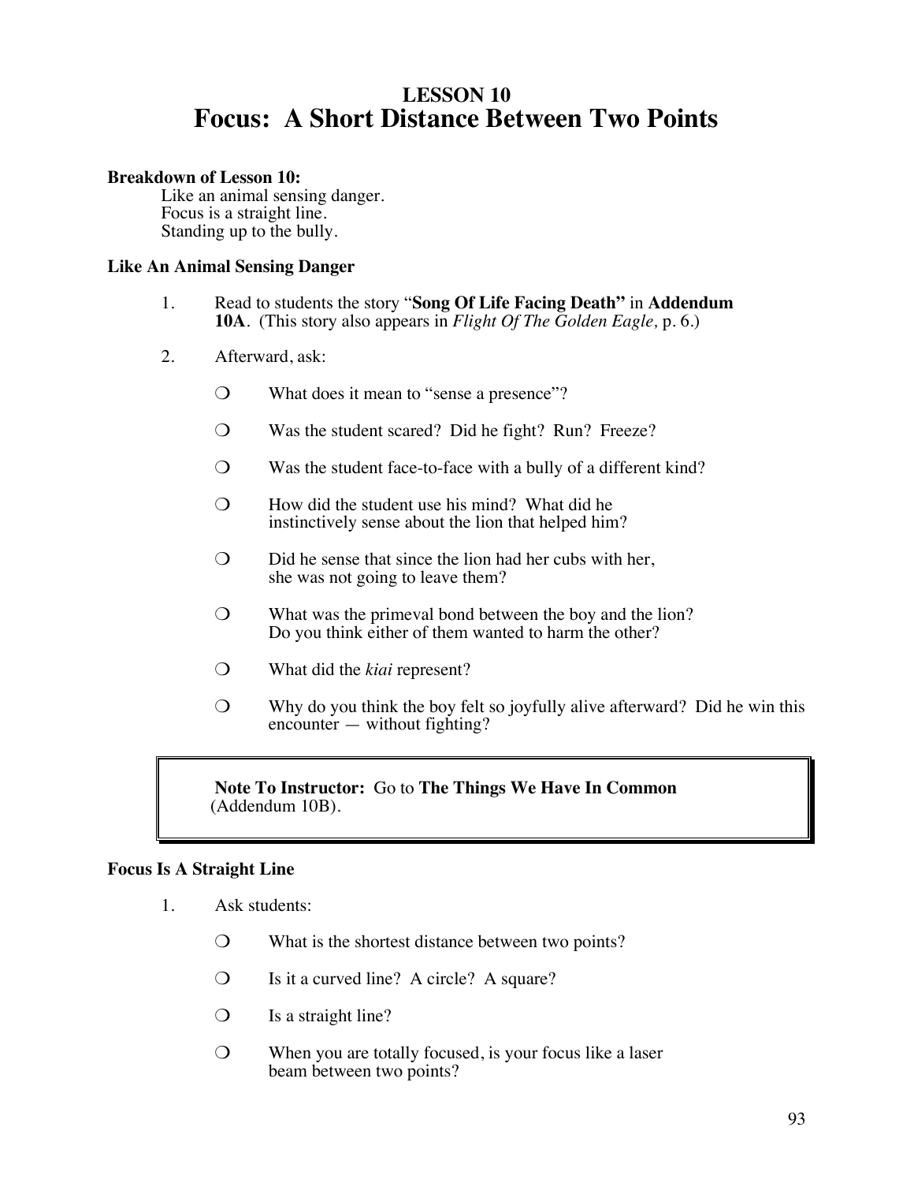# LESSON 10
# Focus: A Short Distance Between Two Points

**Breakdown of Lesson 10:**

Like an animal sensing danger.
Focus is a straight line.
Standing up to the bully.

### Like An Animal Sensing Danger

1. Read to students the story "**Song Of Life Facing Death"** in **Addendum 10A**. (This story also appears in *Flight Of The Golden Eagle,* p. 6.)

2. Afterward, ask:

   - What does it mean to "sense a presence"?
   - Was the student scared? Did he fight? Run? Freeze?
   - Was the student face-to-face with a bully of a different kind?
   - How did the student use his mind? What did he instinctively sense about the lion that helped him?
   - Did he sense that since the lion had her cubs with her, she was not going to leave them?
   - What was the primeval bond between the boy and the lion? Do you think either of them wanted to harm the other?
   - What did the *kiai* represent?
   - Why do you think the boy felt so joyfully alive afterward? Did he win this encounter — without fighting?

> **Note To Instructor:** Go to **The Things We Have In Common** (Addendum 10B).

### Focus Is A Straight Line

1. Ask students:

   - What is the shortest distance between two points?
   - Is it a curved line? A circle? A square?
   - Is a straight line?
   - When you are totally focused, is your focus like a laser beam between two points?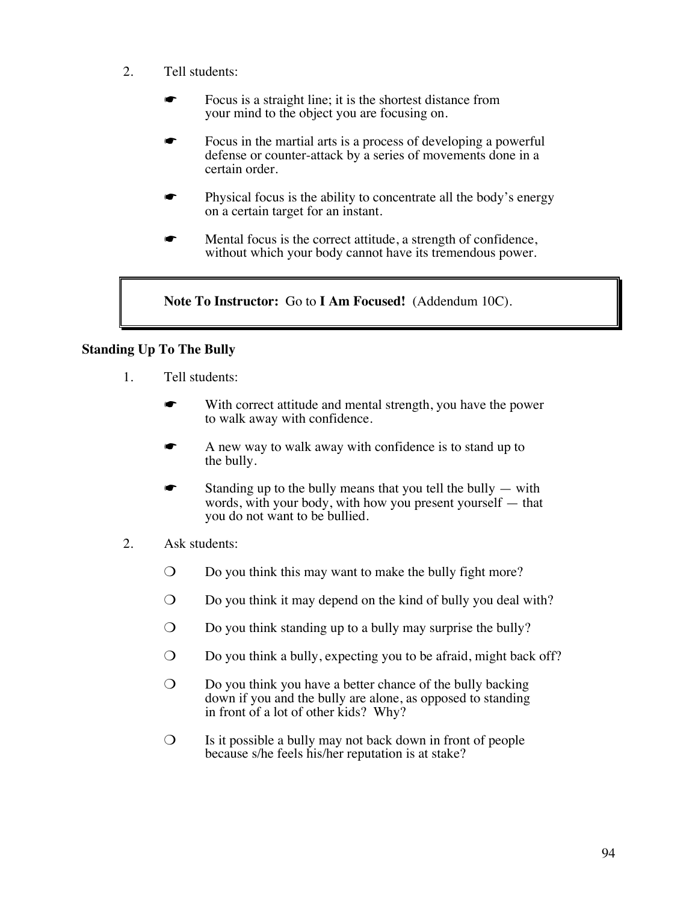2. Tell students:

   ☛ Focus is a straight line; it is the shortest distance from your mind to the object you are focusing on.

   ☛ Focus in the martial arts is a process of developing a powerful defense or counter-attack by a series of movements done in a certain order.

   ☛ Physical focus is the ability to concentrate all the body's energy on a certain target for an instant.

   ☛ Mental focus is the correct attitude, a strength of confidence, without which your body cannot have its tremendous power.

> **Note To Instructor:** Go to **I Am Focused!** (Addendum 10C).

**Standing Up To The Bully**

1. Tell students:

   ☛ With correct attitude and mental strength, you have the power to walk away with confidence.

   ☛ A new way to walk away with confidence is to stand up to the bully.

   ☛ Standing up to the bully means that you tell the bully — with words, with your body, with how you present yourself — that you do not want to be bullied.

2. Ask students:

   ❍ Do you think this may want to make the bully fight more?

   ❍ Do you think it may depend on the kind of bully you deal with?

   ❍ Do you think standing up to a bully may surprise the bully?

   ❍ Do you think a bully, expecting you to be afraid, might back off?

   ❍ Do you think you have a better chance of the bully backing down if you and the bully are alone, as opposed to standing in front of a lot of other kids? Why?

   ❍ Is it possible a bully may not back down in front of people because s/he feels his/her reputation is at stake?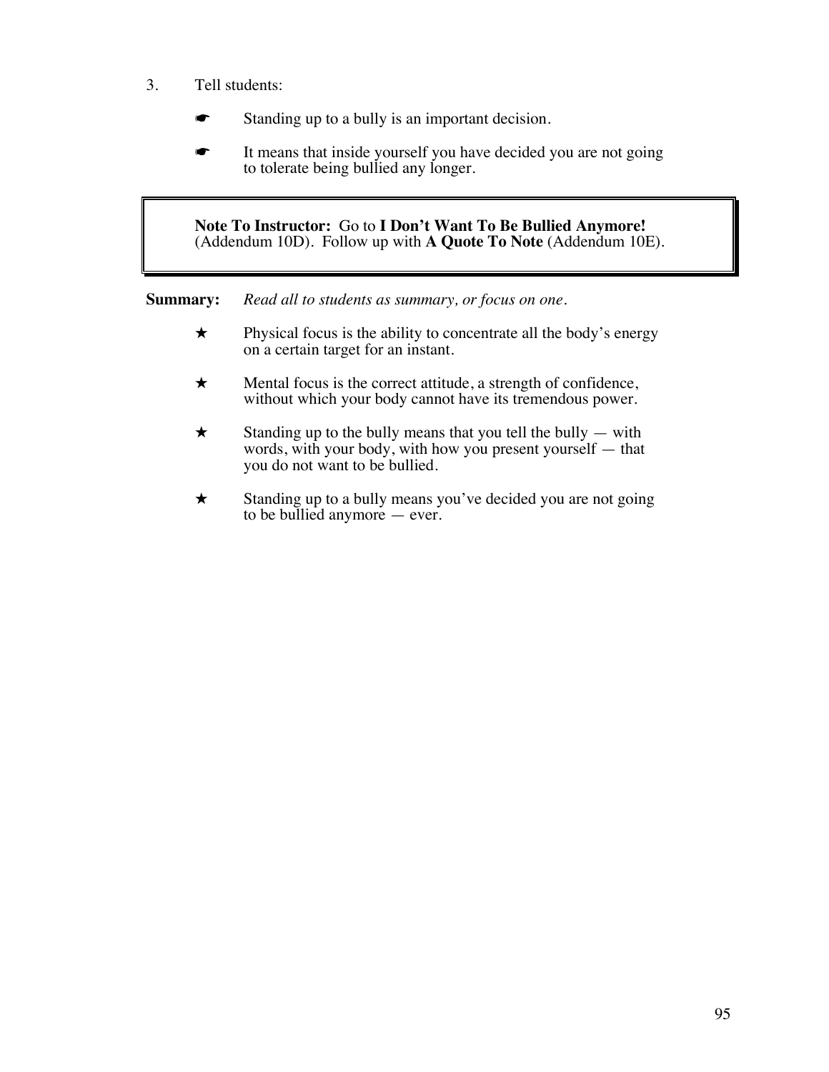3. Tell students:

   ☛ Standing up to a bully is an important decision.

   ☛ It means that inside yourself you have decided you are not going to tolerate being bullied any longer.

> **Note To Instructor:** Go to **I Don't Want To Be Bullied Anymore!** (Addendum 10D). Follow up with **A Quote To Note** (Addendum 10E).

**Summary:** *Read all to students as summary, or focus on one.*

★ Physical focus is the ability to concentrate all the body's energy on a certain target for an instant.

★ Mental focus is the correct attitude, a strength of confidence, without which your body cannot have its tremendous power.

★ Standing up to the bully means that you tell the bully — with words, with your body, with how you present yourself — that you do not want to be bullied.

★ Standing up to a bully means you've decided you are not going to be bullied anymore — ever.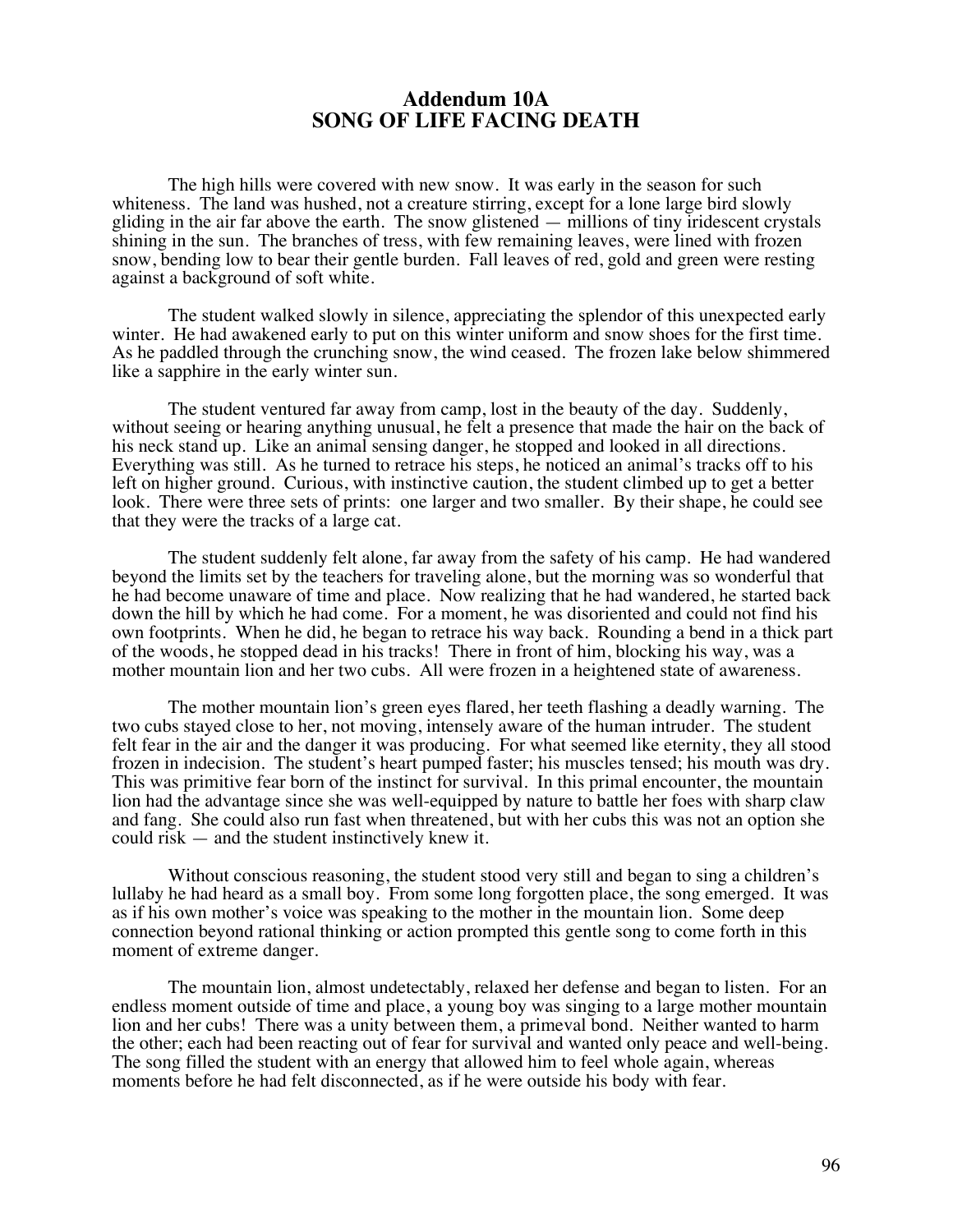# Addendum 10A
# SONG OF LIFE FACING DEATH

The high hills were covered with new snow. It was early in the season for such whiteness. The land was hushed, not a creature stirring, except for a lone large bird slowly gliding in the air far above the earth. The snow glistened — millions of tiny iridescent crystals shining in the sun. The branches of tress, with few remaining leaves, were lined with frozen snow, bending low to bear their gentle burden. Fall leaves of red, gold and green were resting against a background of soft white.

The student walked slowly in silence, appreciating the splendor of this unexpected early winter. He had awakened early to put on this winter uniform and snow shoes for the first time. As he paddled through the crunching snow, the wind ceased. The frozen lake below shimmered like a sapphire in the early winter sun.

The student ventured far away from camp, lost in the beauty of the day. Suddenly, without seeing or hearing anything unusual, he felt a presence that made the hair on the back of his neck stand up. Like an animal sensing danger, he stopped and looked in all directions. Everything was still. As he turned to retrace his steps, he noticed an animal's tracks off to his left on higher ground. Curious, with instinctive caution, the student climbed up to get a better look. There were three sets of prints: one larger and two smaller. By their shape, he could see that they were the tracks of a large cat.

The student suddenly felt alone, far away from the safety of his camp. He had wandered beyond the limits set by the teachers for traveling alone, but the morning was so wonderful that he had become unaware of time and place. Now realizing that he had wandered, he started back down the hill by which he had come. For a moment, he was disoriented and could not find his own footprints. When he did, he began to retrace his way back. Rounding a bend in a thick part of the woods, he stopped dead in his tracks! There in front of him, blocking his way, was a mother mountain lion and her two cubs. All were frozen in a heightened state of awareness.

The mother mountain lion's green eyes flared, her teeth flashing a deadly warning. The two cubs stayed close to her, not moving, intensely aware of the human intruder. The student felt fear in the air and the danger it was producing. For what seemed like eternity, they all stood frozen in indecision. The student's heart pumped faster; his muscles tensed; his mouth was dry. This was primitive fear born of the instinct for survival. In this primal encounter, the mountain lion had the advantage since she was well-equipped by nature to battle her foes with sharp claw and fang. She could also run fast when threatened, but with her cubs this was not an option she could risk — and the student instinctively knew it.

Without conscious reasoning, the student stood very still and began to sing a children's lullaby he had heard as a small boy. From some long forgotten place, the song emerged. It was as if his own mother's voice was speaking to the mother in the mountain lion. Some deep connection beyond rational thinking or action prompted this gentle song to come forth in this moment of extreme danger.

The mountain lion, almost undetectably, relaxed her defense and began to listen. For an endless moment outside of time and place, a young boy was singing to a large mother mountain lion and her cubs! There was a unity between them, a primeval bond. Neither wanted to harm the other; each had been reacting out of fear for survival and wanted only peace and well-being. The song filled the student with an energy that allowed him to feel whole again, whereas moments before he had felt disconnected, as if he were outside his body with fear.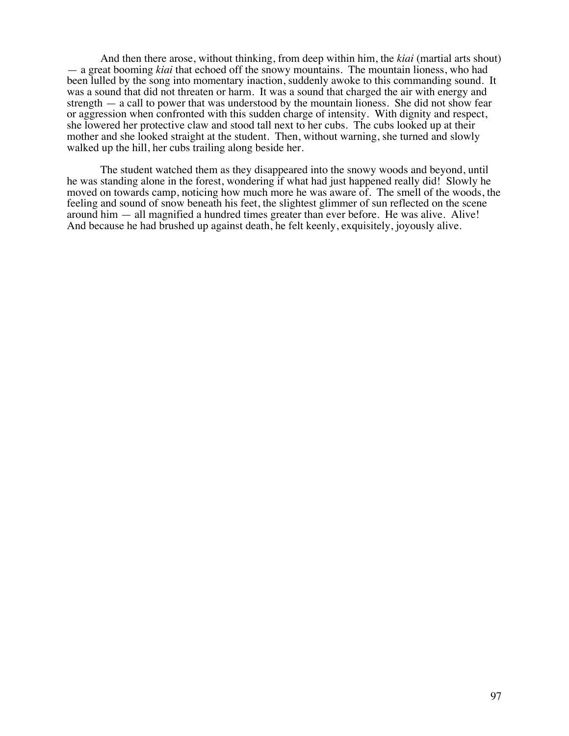And then there arose, without thinking, from deep within him, the *kiai* (martial arts shout) — a great booming *kiai* that echoed off the snowy mountains. The mountain lioness, who had been lulled by the song into momentary inaction, suddenly awoke to this commanding sound. It was a sound that did not threaten or harm. It was a sound that charged the air with energy and strength — a call to power that was understood by the mountain lioness. She did not show fear or aggression when confronted with this sudden charge of intensity. With dignity and respect, she lowered her protective claw and stood tall next to her cubs. The cubs looked up at their mother and she looked straight at the student. Then, without warning, she turned and slowly walked up the hill, her cubs trailing along beside her.

The student watched them as they disappeared into the snowy woods and beyond, until he was standing alone in the forest, wondering if what had just happened really did! Slowly he moved on towards camp, noticing how much more he was aware of. The smell of the woods, the feeling and sound of snow beneath his feet, the slightest glimmer of sun reflected on the scene around him — all magnified a hundred times greater than ever before. He was alive. Alive! And because he had brushed up against death, he felt keenly, exquisitely, joyously alive.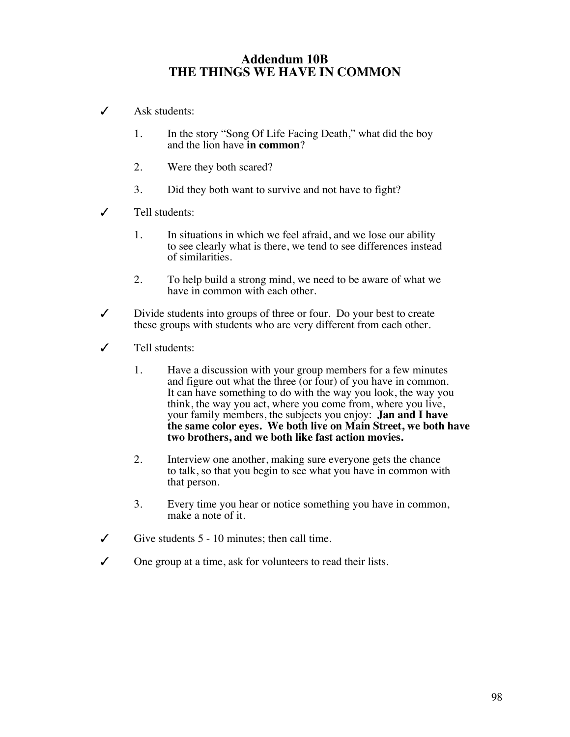# Addendum 10B
# THE THINGS WE HAVE IN COMMON

✓ Ask students:

1. In the story "Song Of Life Facing Death," what did the boy and the lion have **in common**?

2. Were they both scared?

3. Did they both want to survive and not have to fight?

✓ Tell students:

1. In situations in which we feel afraid, and we lose our ability to see clearly what is there, we tend to see differences instead of similarities.

2. To help build a strong mind, we need to be aware of what we have in common with each other.

✓ Divide students into groups of three or four. Do your best to create these groups with students who are very different from each other.

✓ Tell students:

1. Have a discussion with your group members for a few minutes and figure out what the three (or four) of you have in common. It can have something to do with the way you look, the way you think, the way you act, where you come from, where you live, your family members, the subjects you enjoy: **Jan and I have the same color eyes. We both live on Main Street, we both have two brothers, and we both like fast action movies.**

2. Interview one another, making sure everyone gets the chance to talk, so that you begin to see what you have in common with that person.

3. Every time you hear or notice something you have in common, make a note of it.

✓ Give students 5 - 10 minutes; then call time.

✓ One group at a time, ask for volunteers to read their lists.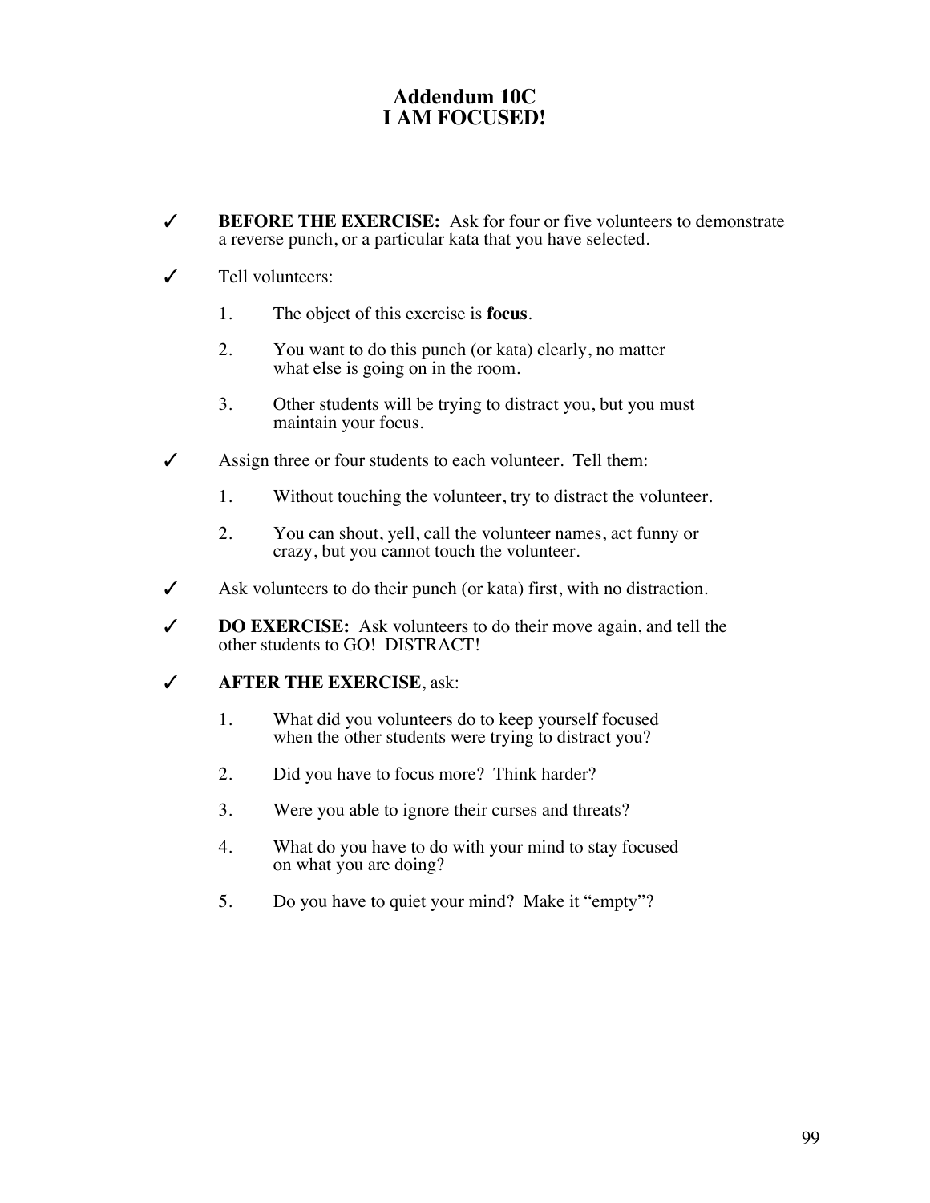# Addendum 10C
# I AM FOCUSED!

✓ **BEFORE THE EXERCISE:** Ask for four or five volunteers to demonstrate a reverse punch, or a particular kata that you have selected.

✓ Tell volunteers:

1. The object of this exercise is **focus**.
2. You want to do this punch (or kata) clearly, no matter what else is going on in the room.
3. Other students will be trying to distract you, but you must maintain your focus.

✓ Assign three or four students to each volunteer. Tell them:

1. Without touching the volunteer, try to distract the volunteer.
2. You can shout, yell, call the volunteer names, act funny or crazy, but you cannot touch the volunteer.

✓ Ask volunteers to do their punch (or kata) first, with no distraction.

✓ **DO EXERCISE:** Ask volunteers to do their move again, and tell the other students to GO! DISTRACT!

✓ **AFTER THE EXERCISE**, ask:

1. What did you volunteers do to keep yourself focused when the other students were trying to distract you?
2. Did you have to focus more? Think harder?
3. Were you able to ignore their curses and threats?
4. What do you have to do with your mind to stay focused on what you are doing?
5. Do you have to quiet your mind? Make it "empty"?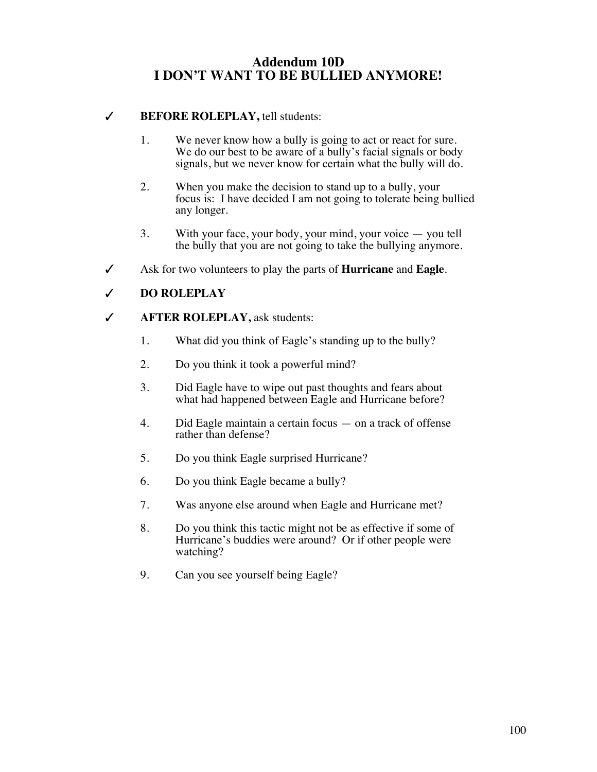# Addendum 10D
# I DON'T WANT TO BE BULLIED ANYMORE!

✓ **BEFORE ROLEPLAY,** tell students:

1. We never know how a bully is going to act or react for sure. We do our best to be aware of a bully's facial signals or body signals, but we never know for certain what the bully will do.

2. When you make the decision to stand up to a bully, your focus is: I have decided I am not going to tolerate being bullied any longer.

3. With your face, your body, your mind, your voice — you tell the bully that you are not going to take the bullying anymore.

✓ Ask for two volunteers to play the parts of **Hurricane** and **Eagle**.

✓ **DO ROLEPLAY**

✓ **AFTER ROLEPLAY,** ask students:

1. What did you think of Eagle's standing up to the bully?

2. Do you think it took a powerful mind?

3. Did Eagle have to wipe out past thoughts and fears about what had happened between Eagle and Hurricane before?

4. Did Eagle maintain a certain focus — on a track of offense rather than defense?

5. Do you think Eagle surprised Hurricane?

6. Do you think Eagle became a bully?

7. Was anyone else around when Eagle and Hurricane met?

8. Do you think this tactic might not be as effective if some of Hurricane's buddies were around? Or if other people were watching?

9. Can you see yourself being Eagle?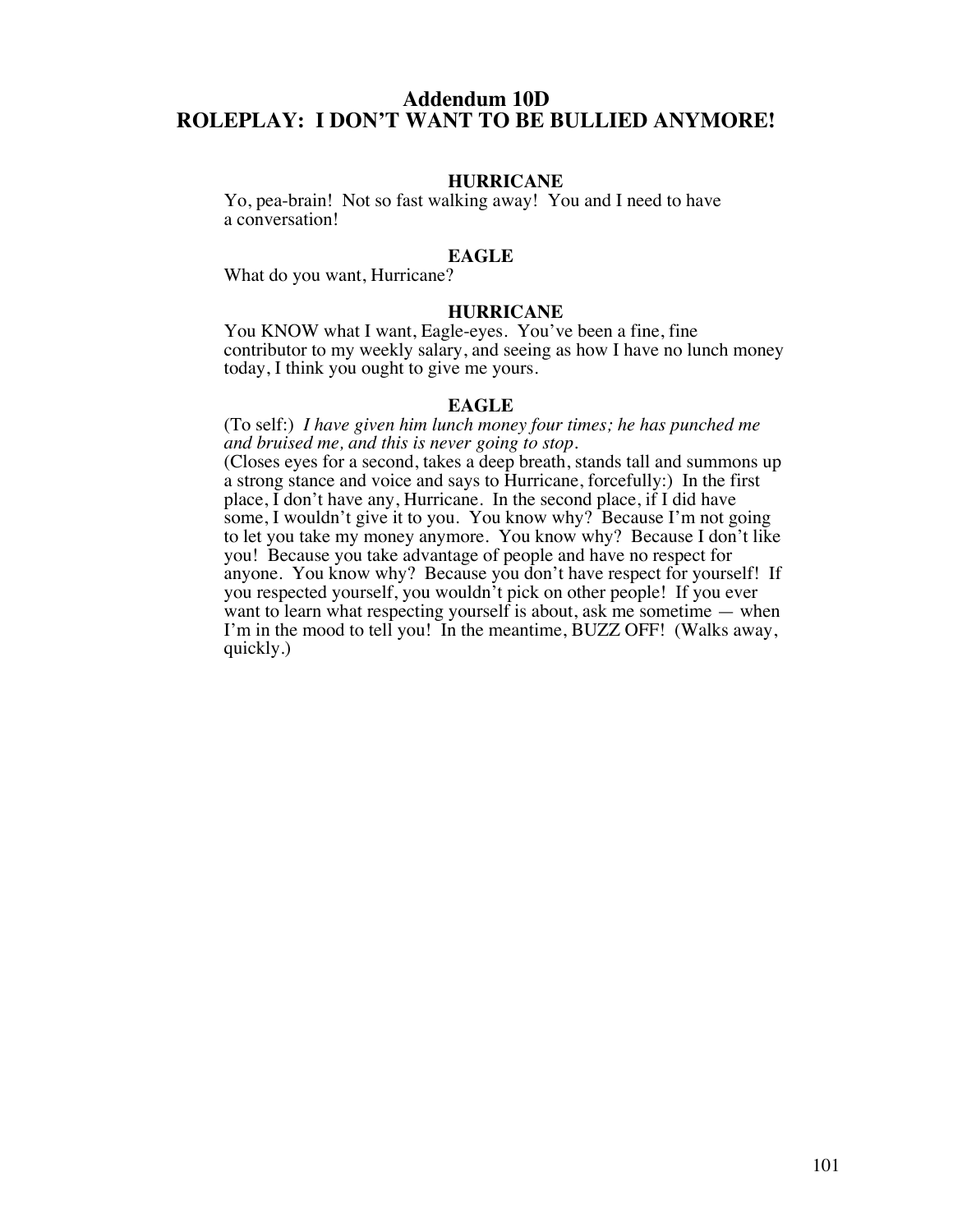# Addendum 10D
# ROLEPLAY: I DON'T WANT TO BE BULLIED ANYMORE!

**HURRICANE**

Yo, pea-brain! Not so fast walking away! You and I need to have a conversation!

**EAGLE**

What do you want, Hurricane?

**HURRICANE**

You KNOW what I want, Eagle-eyes. You've been a fine, fine contributor to my weekly salary, and seeing as how I have no lunch money today, I think you ought to give me yours.

**EAGLE**

(To self:) *I have given him lunch money four times; he has punched me and bruised me, and this is never going to stop.*
(Closes eyes for a second, takes a deep breath, stands tall and summons up a strong stance and voice and says to Hurricane, forcefully:) In the first place, I don't have any, Hurricane. In the second place, if I did have some, I wouldn't give it to you. You know why? Because I'm not going to let you take my money anymore. You know why? Because I don't like you! Because you take advantage of people and have no respect for anyone. You know why? Because you don't have respect for yourself! If you respected yourself, you wouldn't pick on other people! If you ever want to learn what respecting yourself is about, ask me sometime — when I'm in the mood to tell you! In the meantime, BUZZ OFF! (Walks away, quickly.)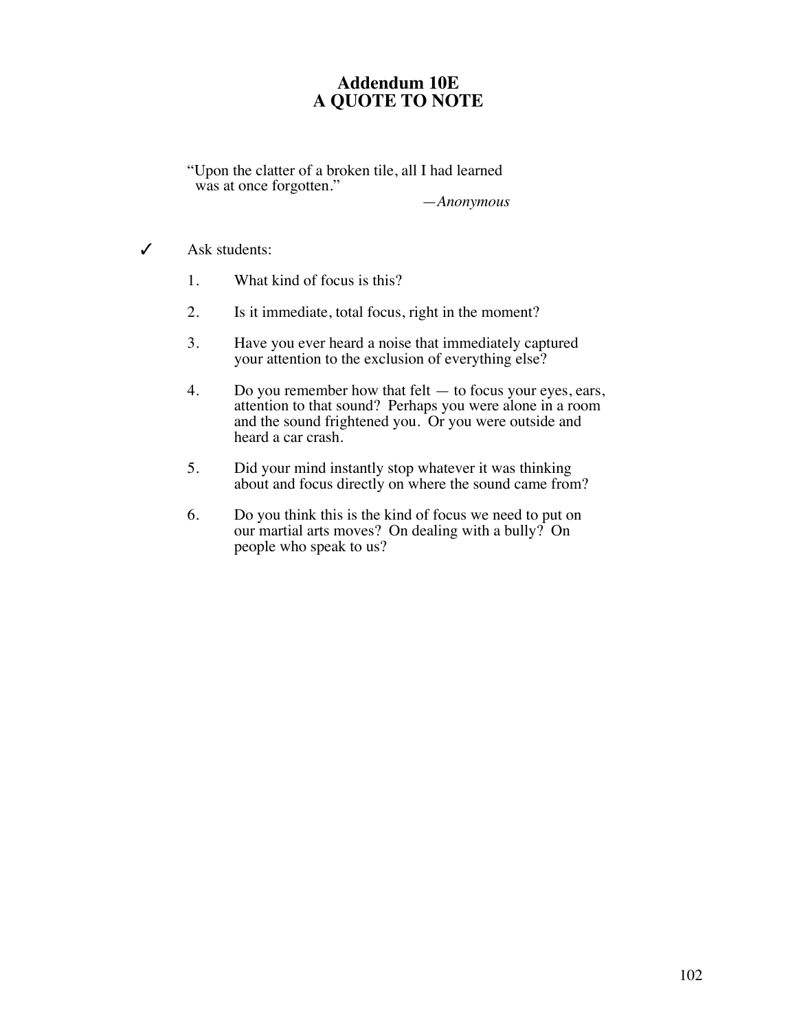# Addendum 10E
# A QUOTE TO NOTE

> "Upon the clatter of a broken tile, all I had learned was at once forgotten."
>
> —*Anonymous*

✓ Ask students:

1. What kind of focus is this?
2. Is it immediate, total focus, right in the moment?
3. Have you ever heard a noise that immediately captured your attention to the exclusion of everything else?
4. Do you remember how that felt — to focus your eyes, ears, attention to that sound? Perhaps you were alone in a room and the sound frightened you. Or you were outside and heard a car crash.
5. Did your mind instantly stop whatever it was thinking about and focus directly on where the sound came from?
6. Do you think this is the kind of focus we need to put on our martial arts moves? On dealing with a bully? On people who speak to us?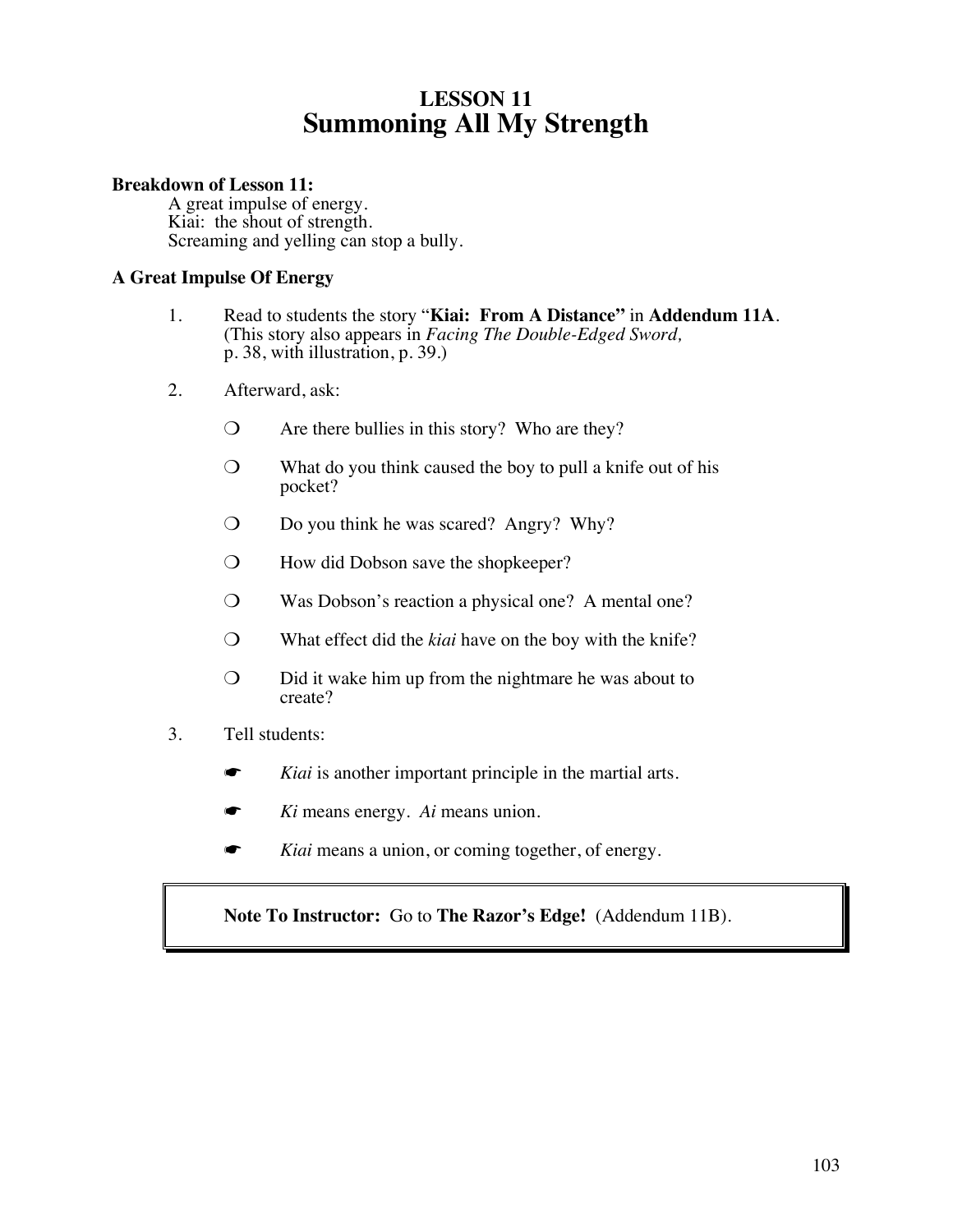# LESSON 11
# Summoning All My Strength

**Breakdown of Lesson 11:**

A great impulse of energy.
Kiai: the shout of strength.
Screaming and yelling can stop a bully.

### A Great Impulse Of Energy

1. Read to students the story "**Kiai: From A Distance**" in **Addendum 11A**. (This story also appears in *Facing The Double-Edged Sword,* p. 38, with illustration, p. 39.)

2. Afterward, ask:

   ❍ Are there bullies in this story? Who are they?

   ❍ What do you think caused the boy to pull a knife out of his pocket?

   ❍ Do you think he was scared? Angry? Why?

   ❍ How did Dobson save the shopkeeper?

   ❍ Was Dobson's reaction a physical one? A mental one?

   ❍ What effect did the *kiai* have on the boy with the knife?

   ❍ Did it wake him up from the nightmare he was about to create?

3. Tell students:

   ☛ *Kiai* is another important principle in the martial arts.

   ☛ *Ki* means energy. *Ai* means union.

   ☛ *Kiai* means a union, or coming together, of energy.

> **Note To Instructor:** Go to **The Razor's Edge!** (Addendum 11B).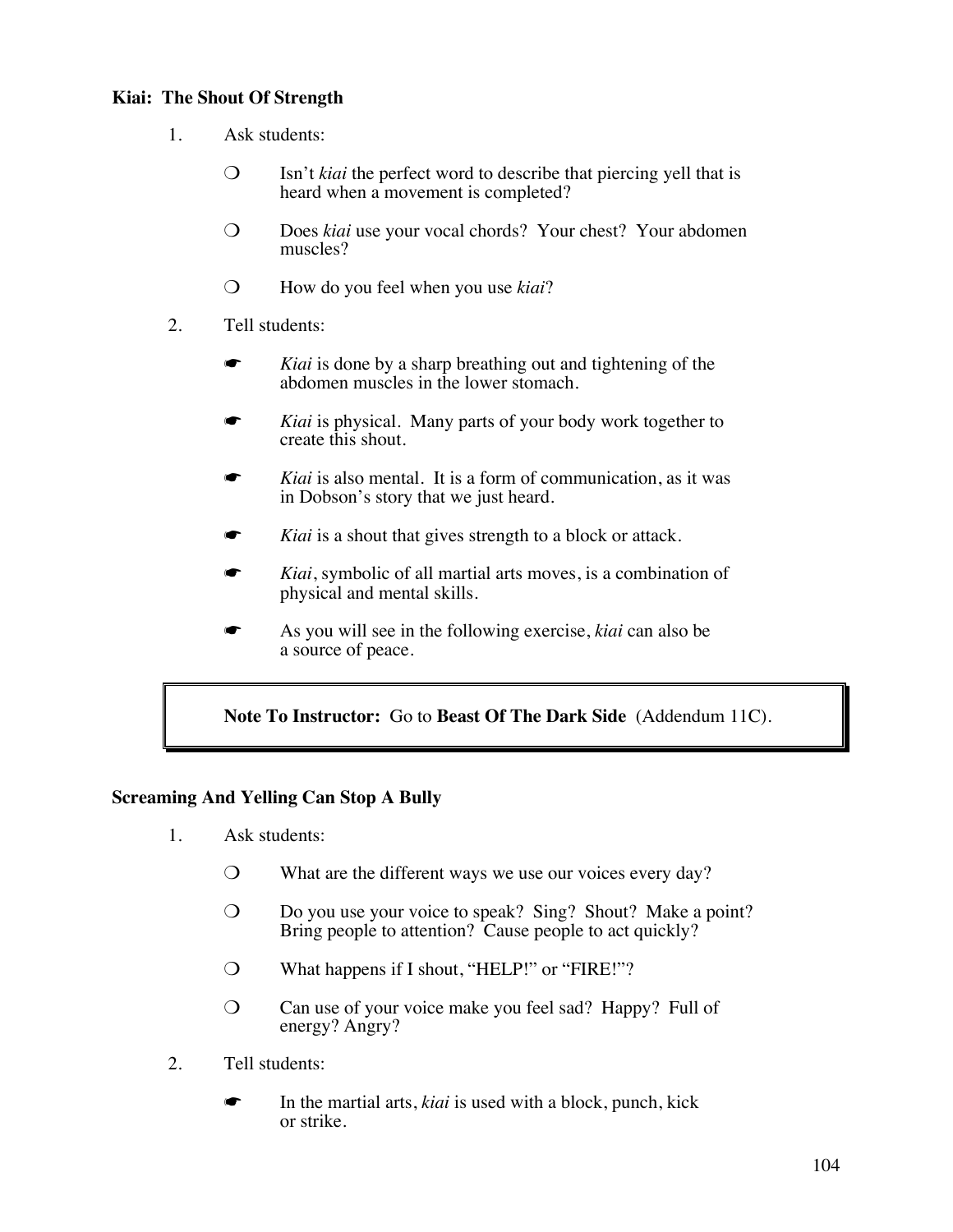**Kiai: The Shout Of Strength**

1. Ask students:

   ❍ Isn't *kiai* the perfect word to describe that piercing yell that is heard when a movement is completed?

   ❍ Does *kiai* use your vocal chords? Your chest? Your abdomen muscles?

   ❍ How do you feel when you use *kiai*?

2. Tell students:

   ☛ *Kiai* is done by a sharp breathing out and tightening of the abdomen muscles in the lower stomach.

   ☛ *Kiai* is physical. Many parts of your body work together to create this shout.

   ☛ *Kiai* is also mental. It is a form of communication, as it was in Dobson's story that we just heard.

   ☛ *Kiai* is a shout that gives strength to a block or attack.

   ☛ *Kiai*, symbolic of all martial arts moves, is a combination of physical and mental skills.

   ☛ As you will see in the following exercise, *kiai* can also be a source of peace.

> **Note To Instructor:** Go to **Beast Of The Dark Side** (Addendum 11C).

**Screaming And Yelling Can Stop A Bully**

1. Ask students:

   ❍ What are the different ways we use our voices every day?

   ❍ Do you use your voice to speak? Sing? Shout? Make a point? Bring people to attention? Cause people to act quickly?

   ❍ What happens if I shout, "HELP!" or "FIRE!"?

   ❍ Can use of your voice make you feel sad? Happy? Full of energy? Angry?

2. Tell students:

   ☛ In the martial arts, *kiai* is used with a block, punch, kick or strike.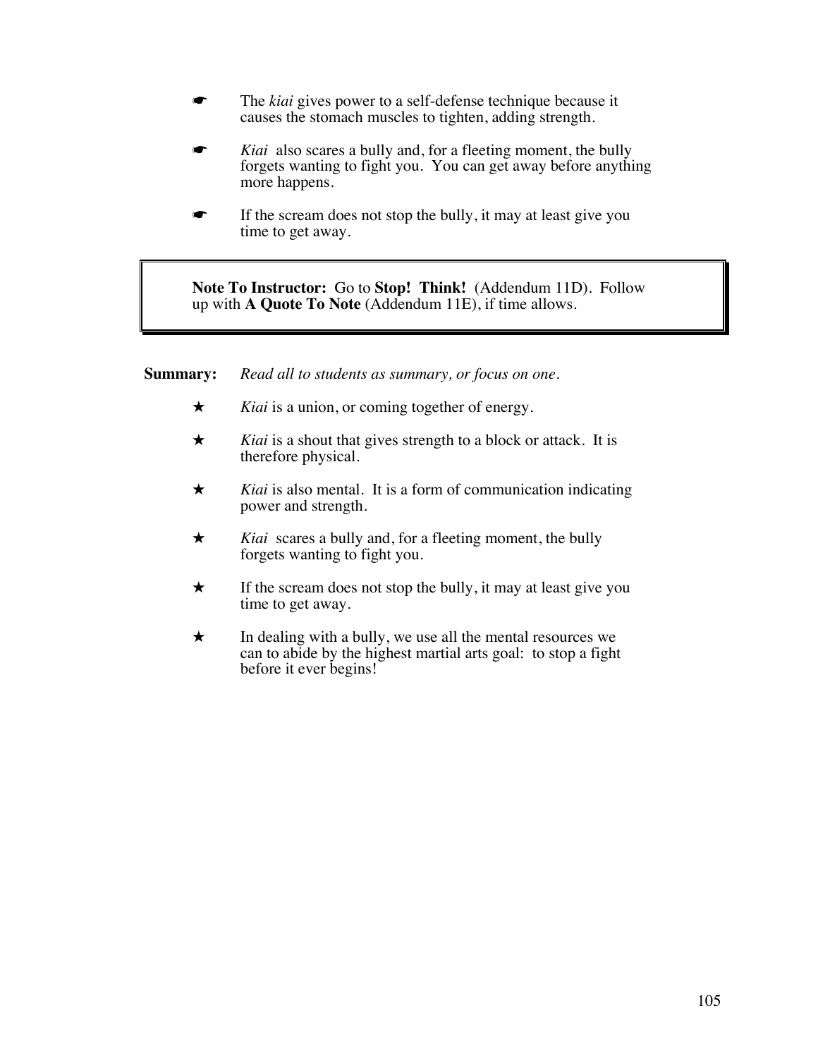- The *kiai* gives power to a self-defense technique because it causes the stomach muscles to tighten, adding strength.
- *Kiai* also scares a bully and, for a fleeting moment, the bully forgets wanting to fight you. You can get away before anything more happens.
- If the scream does not stop the bully, it may at least give you time to get away.

> **Note To Instructor:** Go to **Stop! Think!** (Addendum 11D). Follow up with **A Quote To Note** (Addendum 11E), if time allows.

**Summary:** *Read all to students as summary, or focus on one.*

- ★ *Kiai* is a union, or coming together of energy.
- ★ *Kiai* is a shout that gives strength to a block or attack. It is therefore physical.
- ★ *Kiai* is also mental. It is a form of communication indicating power and strength.
- ★ *Kiai* scares a bully and, for a fleeting moment, the bully forgets wanting to fight you.
- ★ If the scream does not stop the bully, it may at least give you time to get away.
- ★ In dealing with a bully, we use all the mental resources we can to abide by the highest martial arts goal: to stop a fight before it ever begins!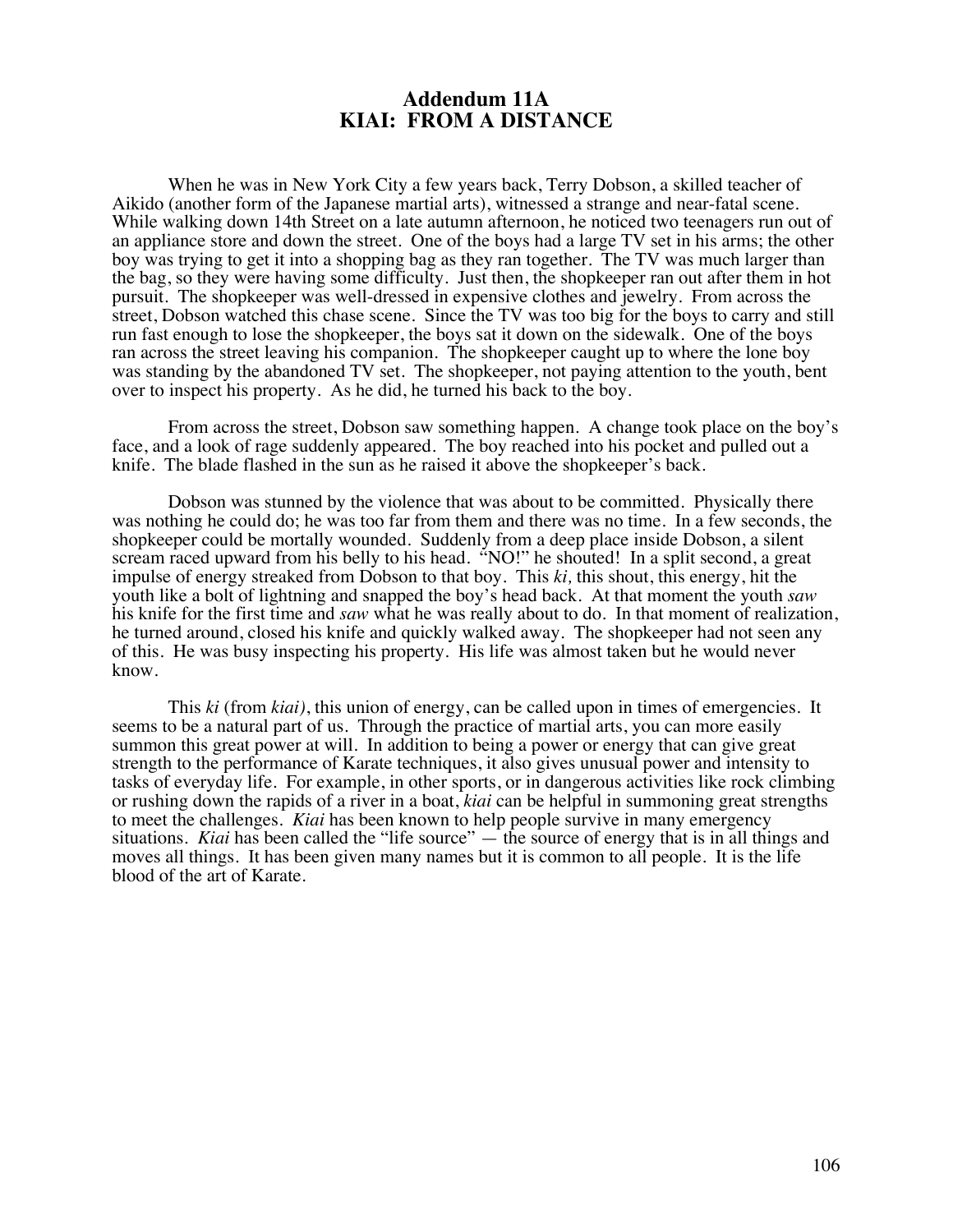# Addendum 11A
# KIAI: FROM A DISTANCE

When he was in New York City a few years back, Terry Dobson, a skilled teacher of Aikido (another form of the Japanese martial arts), witnessed a strange and near-fatal scene. While walking down 14th Street on a late autumn afternoon, he noticed two teenagers run out of an appliance store and down the street. One of the boys had a large TV set in his arms; the other boy was trying to get it into a shopping bag as they ran together. The TV was much larger than the bag, so they were having some difficulty. Just then, the shopkeeper ran out after them in hot pursuit. The shopkeeper was well-dressed in expensive clothes and jewelry. From across the street, Dobson watched this chase scene. Since the TV was too big for the boys to carry and still run fast enough to lose the shopkeeper, the boys sat it down on the sidewalk. One of the boys ran across the street leaving his companion. The shopkeeper caught up to where the lone boy was standing by the abandoned TV set. The shopkeeper, not paying attention to the youth, bent over to inspect his property. As he did, he turned his back to the boy.

From across the street, Dobson saw something happen. A change took place on the boy's face, and a look of rage suddenly appeared. The boy reached into his pocket and pulled out a knife. The blade flashed in the sun as he raised it above the shopkeeper's back.

Dobson was stunned by the violence that was about to be committed. Physically there was nothing he could do; he was too far from them and there was no time. In a few seconds, the shopkeeper could be mortally wounded. Suddenly from a deep place inside Dobson, a silent scream raced upward from his belly to his head. "NO!" he shouted! In a split second, a great impulse of energy streaked from Dobson to that boy. This *ki,* this shout, this energy, hit the youth like a bolt of lightning and snapped the boy's head back. At that moment the youth *saw* his knife for the first time and *saw* what he was really about to do. In that moment of realization, he turned around, closed his knife and quickly walked away. The shopkeeper had not seen any of this. He was busy inspecting his property. His life was almost taken but he would never know.

This *ki* (from *kiai)*, this union of energy, can be called upon in times of emergencies. It seems to be a natural part of us. Through the practice of martial arts, you can more easily summon this great power at will. In addition to being a power or energy that can give great strength to the performance of Karate techniques, it also gives unusual power and intensity to tasks of everyday life. For example, in other sports, or in dangerous activities like rock climbing or rushing down the rapids of a river in a boat, *kiai* can be helpful in summoning great strengths to meet the challenges. *Kiai* has been known to help people survive in many emergency situations. *Kiai* has been called the "life source" — the source of energy that is in all things and moves all things. It has been given many names but it is common to all people. It is the life blood of the art of Karate.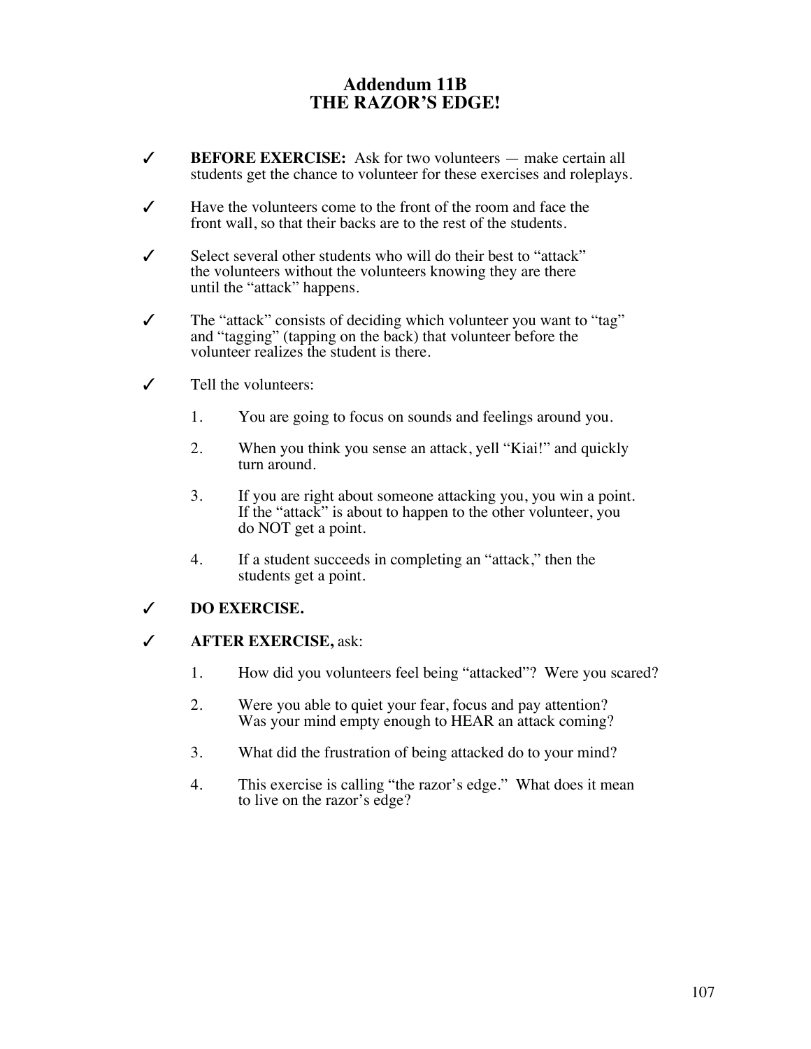# Addendum 11B
# THE RAZOR'S EDGE!

✓ **BEFORE EXERCISE:** Ask for two volunteers — make certain all students get the chance to volunteer for these exercises and roleplays.

✓ Have the volunteers come to the front of the room and face the front wall, so that their backs are to the rest of the students.

✓ Select several other students who will do their best to "attack" the volunteers without the volunteers knowing they are there until the "attack" happens.

✓ The "attack" consists of deciding which volunteer you want to "tag" and "tagging" (tapping on the back) that volunteer before the volunteer realizes the student is there.

✓ Tell the volunteers:

1. You are going to focus on sounds and feelings around you.
2. When you think you sense an attack, yell "Kiai!" and quickly turn around.
3. If you are right about someone attacking you, you win a point. If the "attack" is about to happen to the other volunteer, you do NOT get a point.
4. If a student succeeds in completing an "attack," then the students get a point.

✓ **DO EXERCISE.**

✓ **AFTER EXERCISE,** ask:

1. How did you volunteers feel being "attacked"? Were you scared?
2. Were you able to quiet your fear, focus and pay attention? Was your mind empty enough to HEAR an attack coming?
3. What did the frustration of being attacked do to your mind?
4. This exercise is calling "the razor's edge." What does it mean to live on the razor's edge?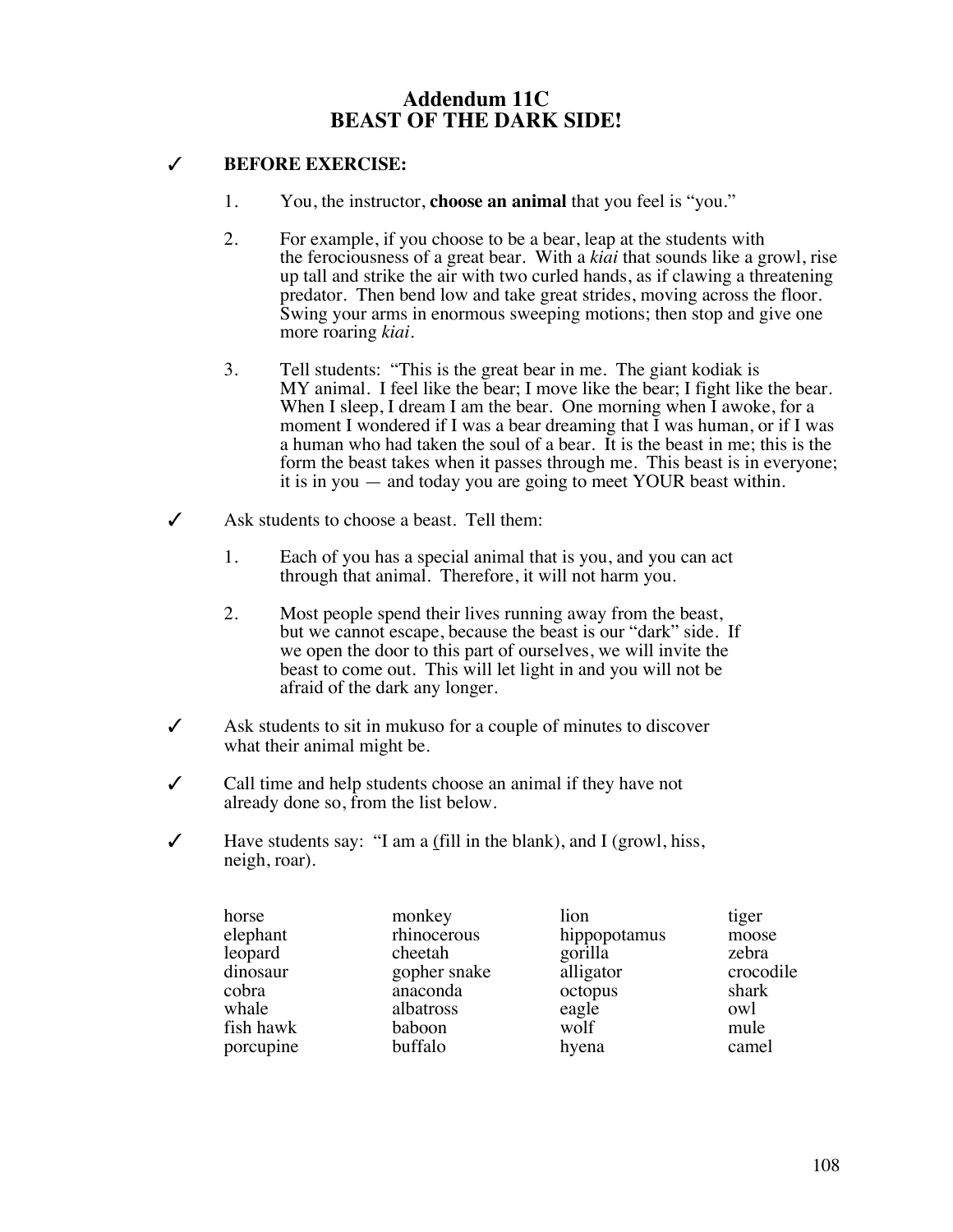## Addendum 11C
## BEAST OF THE DARK SIDE!

✓ **BEFORE EXERCISE:**

1. You, the instructor, **choose an animal** that you feel is "you."

2. For example, if you choose to be a bear, leap at the students with the ferociousness of a great bear. With a *kiai* that sounds like a growl, rise up tall and strike the air with two curled hands, as if clawing a threatening predator. Then bend low and take great strides, moving across the floor. Swing your arms in enormous sweeping motions; then stop and give one more roaring *kiai*.

3. Tell students: "This is the great bear in me. The giant kodiak is MY animal. I feel like the bear; I move like the bear; I fight like the bear. When I sleep, I dream I am the bear. One morning when I awoke, for a moment I wondered if I was a bear dreaming that I was human, or if I was a human who had taken the soul of a bear. It is the beast in me; this is the form the beast takes when it passes through me. This beast is in everyone; it is in you — and today you are going to meet YOUR beast within.

✓ Ask students to choose a beast. Tell them:

1. Each of you has a special animal that is you, and you can act through that animal. Therefore, it will not harm you.

2. Most people spend their lives running away from the beast, but we cannot escape, because the beast is our "dark" side. If we open the door to this part of ourselves, we will invite the beast to come out. This will let light in and you will not be afraid of the dark any longer.

✓ Ask students to sit in mukuso for a couple of minutes to discover what their animal might be.

✓ Call time and help students choose an animal if they have not already done so, from the list below.

✓ Have students say: "I am a (fill in the blank), and I (growl, hiss, neigh, roar).

| | | | |
|---|---|---|---|
| horse | monkey | lion | tiger |
| elephant | rhinocerous | hippopotamus | moose |
| leopard | cheetah | gorilla | zebra |
| dinosaur | gopher snake | alligator | crocodile |
| cobra | anaconda | octopus | shark |
| whale | albatross | eagle | owl |
| fish hawk | baboon | wolf | mule |
| porcupine | buffalo | hyena | camel |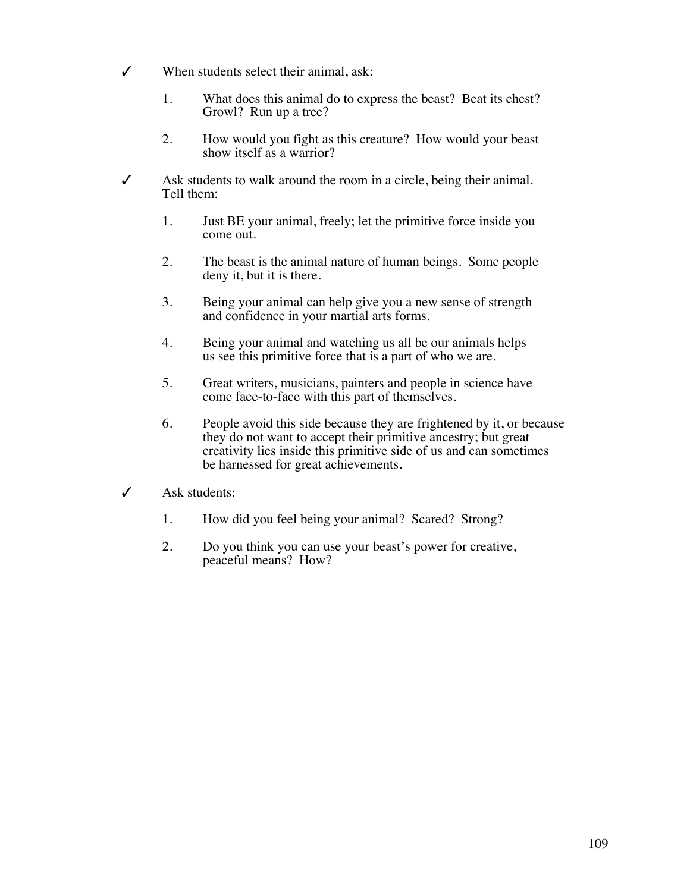✓ When students select their animal, ask:

1. What does this animal do to express the beast? Beat its chest? Growl? Run up a tree?

2. How would you fight as this creature? How would your beast show itself as a warrior?

✓ Ask students to walk around the room in a circle, being their animal. Tell them:

1. Just BE your animal, freely; let the primitive force inside you come out.

2. The beast is the animal nature of human beings. Some people deny it, but it is there.

3. Being your animal can help give you a new sense of strength and confidence in your martial arts forms.

4. Being your animal and watching us all be our animals helps us see this primitive force that is a part of who we are.

5. Great writers, musicians, painters and people in science have come face-to-face with this part of themselves.

6. People avoid this side because they are frightened by it, or because they do not want to accept their primitive ancestry; but great creativity lies inside this primitive side of us and can sometimes be harnessed for great achievements.

✓ Ask students:

1. How did you feel being your animal? Scared? Strong?

2. Do you think you can use your beast's power for creative, peaceful means? How?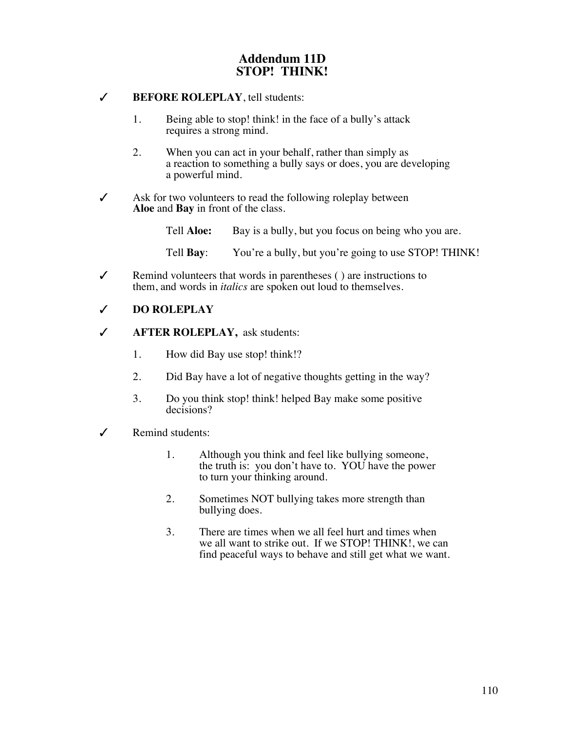# Addendum 11D
# STOP! THINK!

✓ **BEFORE ROLEPLAY**, tell students:

1. Being able to stop! think! in the face of a bully's attack requires a strong mind.

2. When you can act in your behalf, rather than simply as a reaction to something a bully says or does, you are developing a powerful mind.

✓ Ask for two volunteers to read the following roleplay between **Aloe** and **Bay** in front of the class.

Tell **Aloe:** Bay is a bully, but you focus on being who you are.

Tell **Bay**: You're a bully, but you're going to use STOP! THINK!

✓ Remind volunteers that words in parentheses ( ) are instructions to them, and words in *italics* are spoken out loud to themselves.

✓ **DO ROLEPLAY**

✓ **AFTER ROLEPLAY,** ask students:

1. How did Bay use stop! think!?

2. Did Bay have a lot of negative thoughts getting in the way?

3. Do you think stop! think! helped Bay make some positive decisions?

✓ Remind students:

1. Although you think and feel like bullying someone, the truth is: you don't have to. YOU have the power to turn your thinking around.

2. Sometimes NOT bullying takes more strength than bullying does.

3. There are times when we all feel hurt and times when we all want to strike out. If we STOP! THINK!, we can find peaceful ways to behave and still get what we want.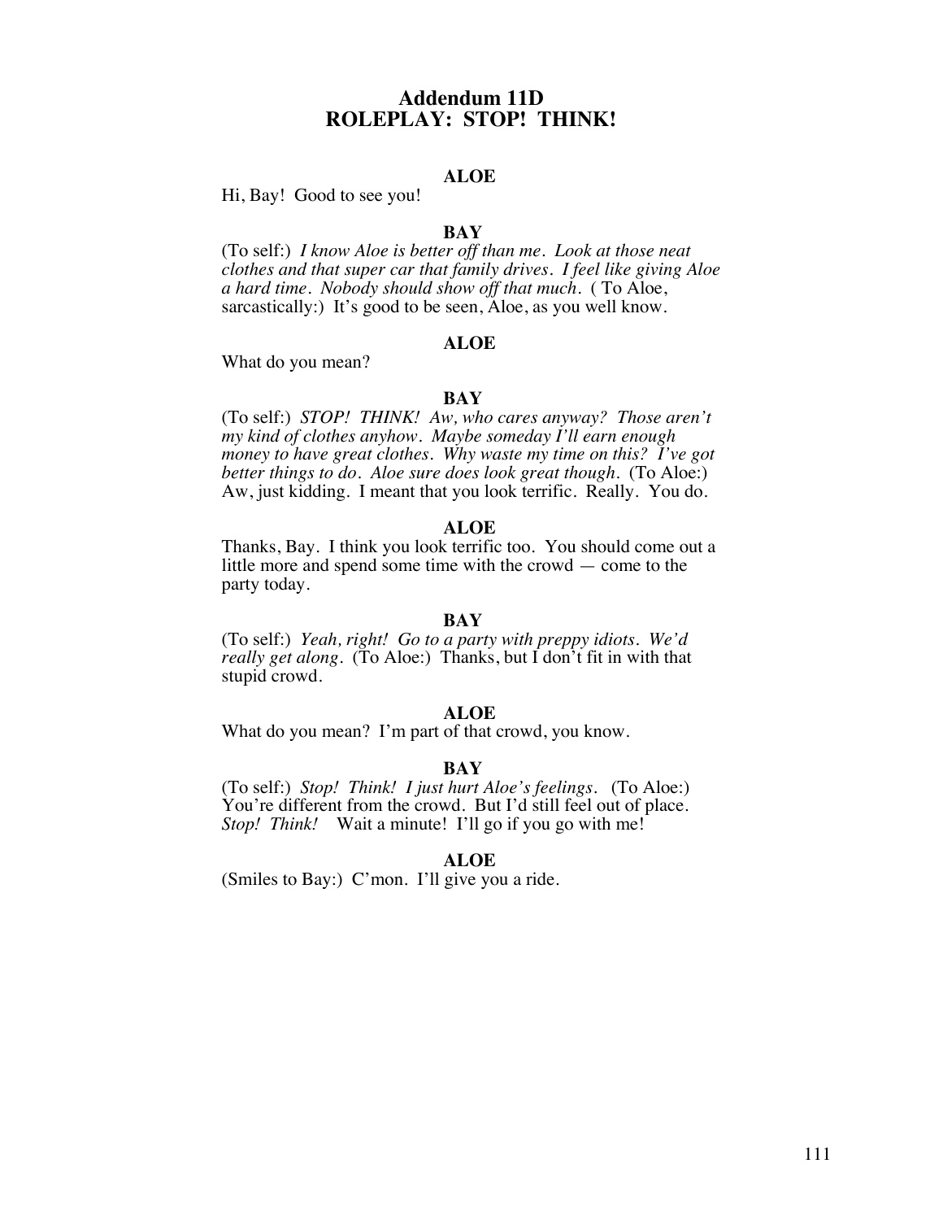# Addendum 11D
# ROLEPLAY: STOP! THINK!

**ALOE**

Hi, Bay! Good to see you!

**BAY**

(To self:) *I know Aloe is better off than me. Look at those neat clothes and that super car that family drives. I feel like giving Aloe a hard time. Nobody should show off that much.* ( To Aloe, sarcastically:) It's good to be seen, Aloe, as you well know.

**ALOE**

What do you mean?

**BAY**

(To self:) *STOP! THINK! Aw, who cares anyway? Those aren't my kind of clothes anyhow. Maybe someday I'll earn enough money to have great clothes. Why waste my time on this? I've got better things to do. Aloe sure does look great though.* (To Aloe:) Aw, just kidding. I meant that you look terrific. Really. You do.

**ALOE**

Thanks, Bay. I think you look terrific too. You should come out a little more and spend some time with the crowd — come to the party today.

**BAY**

(To self:) *Yeah, right! Go to a party with preppy idiots. We'd really get along.* (To Aloe:) Thanks, but I don't fit in with that stupid crowd.

**ALOE**

What do you mean? I'm part of that crowd, you know.

**BAY**

(To self:) *Stop! Think! I just hurt Aloe's feelings.* (To Aloe:) You're different from the crowd. But I'd still feel out of place. *Stop! Think!* Wait a minute! I'll go if you go with me!

**ALOE**

(Smiles to Bay:) C'mon. I'll give you a ride.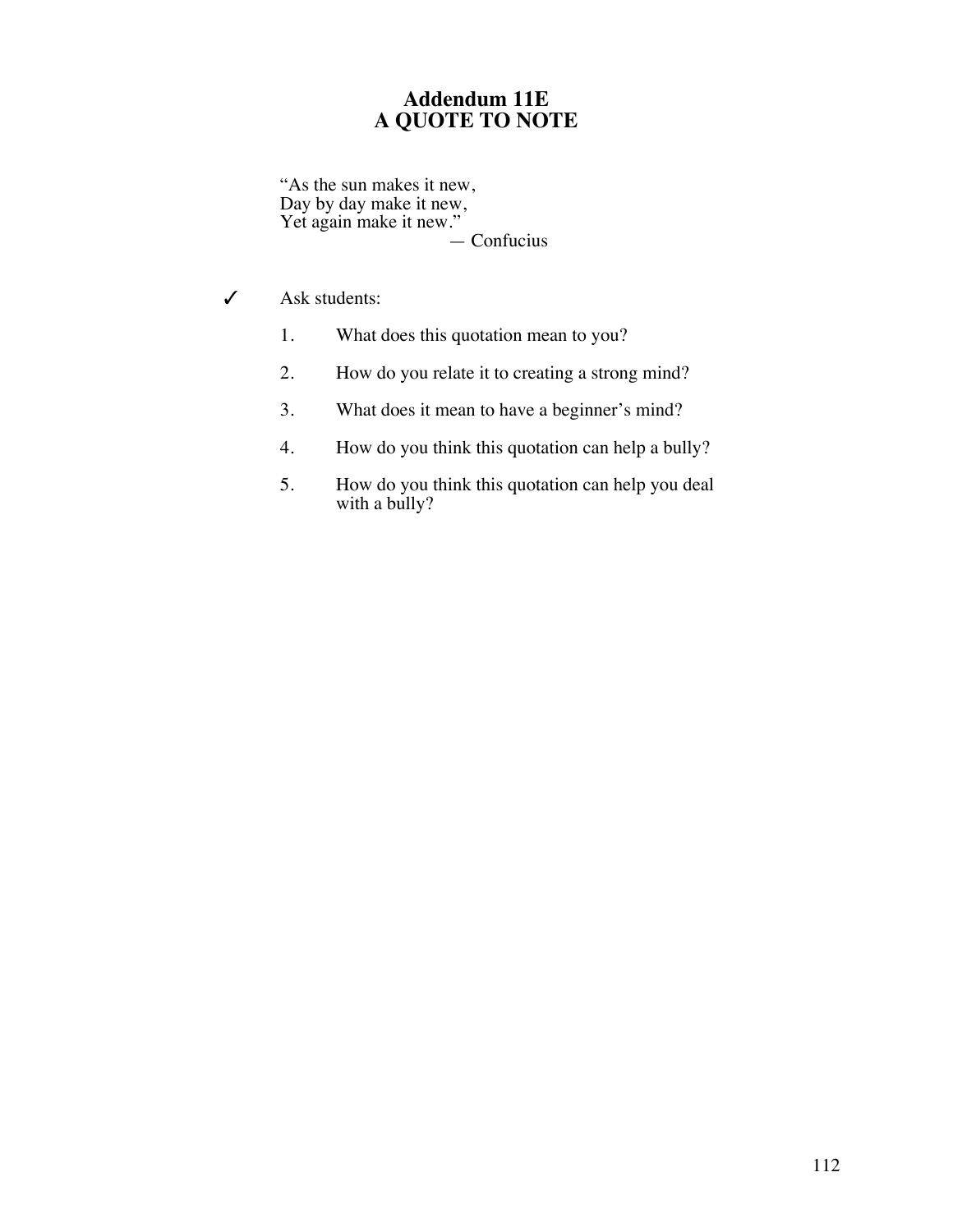# Addendum 11E
# A QUOTE TO NOTE

> "As the sun makes it new,
> Day by day make it new,
> Yet again make it new."
>
> — Confucius

✓ Ask students:

1. What does this quotation mean to you?
2. How do you relate it to creating a strong mind?
3. What does it mean to have a beginner's mind?
4. How do you think this quotation can help a bully?
5. How do you think this quotation can help you deal with a bully?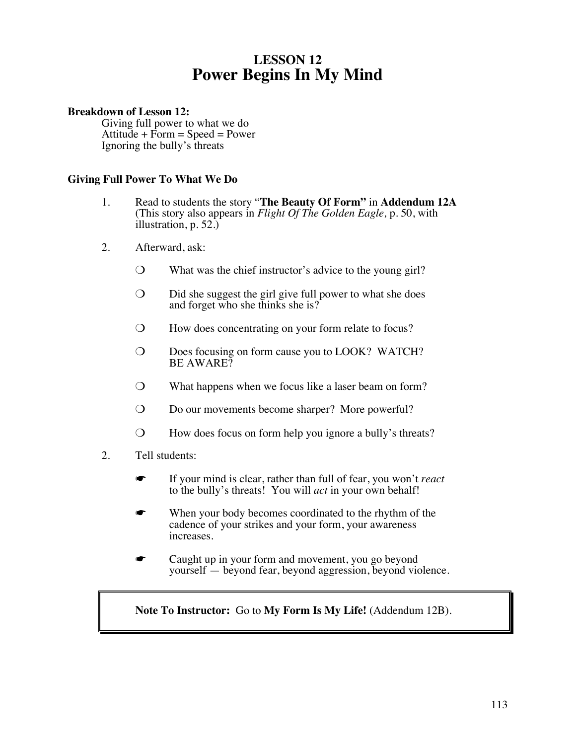# LESSON 12
# Power Begins In My Mind

**Breakdown of Lesson 12:**

Giving full power to what we do
Attitude + Form = Speed = Power
Ignoring the bully's threats

### Giving Full Power To What We Do

1. Read to students the story "**The Beauty Of Form"** in **Addendum 12A** (This story also appears in *Flight Of The Golden Eagle,* p. 50, with illustration, p. 52.)

2. Afterward, ask:

   ❍ What was the chief instructor's advice to the young girl?

   ❍ Did she suggest the girl give full power to what she does and forget who she thinks she is?

   ❍ How does concentrating on your form relate to focus?

   ❍ Does focusing on form cause you to LOOK? WATCH? BE AWARE?

   ❍ What happens when we focus like a laser beam on form?

   ❍ Do our movements become sharper? More powerful?

   ❍ How does focus on form help you ignore a bully's threats?

2. Tell students:

   ☛ If your mind is clear, rather than full of fear, you won't *react* to the bully's threats! You will *act* in your own behalf!

   ☛ When your body becomes coordinated to the rhythm of the cadence of your strikes and your form, your awareness increases.

   ☛ Caught up in your form and movement, you go beyond yourself — beyond fear, beyond aggression, beyond violence.

> **Note To Instructor:** Go to **My Form Is My Life!** (Addendum 12B).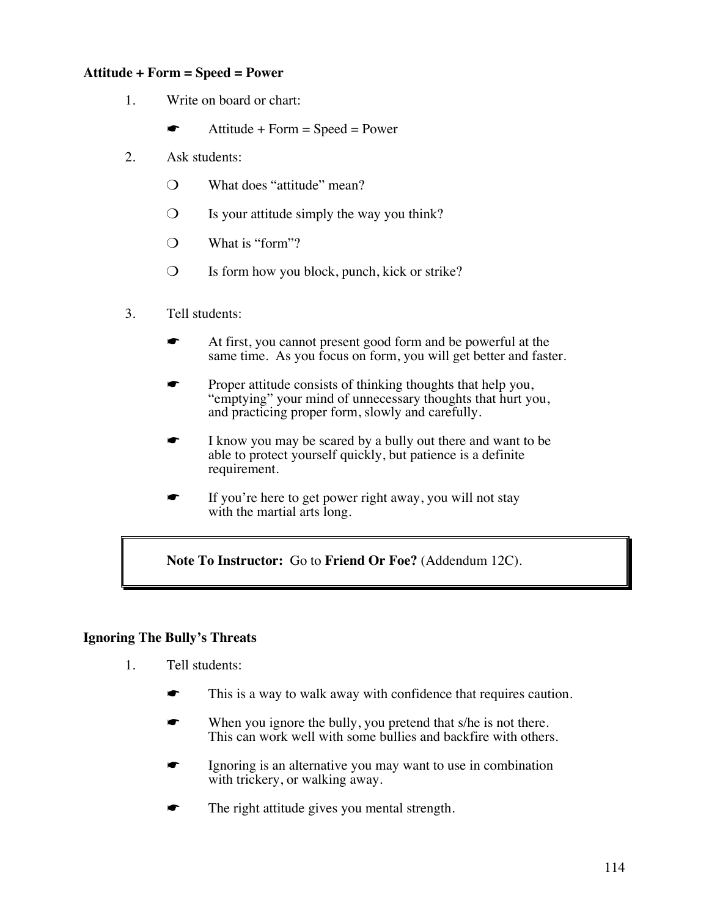**Attitude + Form = Speed = Power**

1. Write on board or chart:

   ☛ Attitude + Form = Speed = Power

2. Ask students:

   ❍ What does "attitude" mean?

   ❍ Is your attitude simply the way you think?

   ❍ What is "form"?

   ❍ Is form how you block, punch, kick or strike?

3. Tell students:

   ☛ At first, you cannot present good form and be powerful at the same time. As you focus on form, you will get better and faster.

   ☛ Proper attitude consists of thinking thoughts that help you, "emptying" your mind of unnecessary thoughts that hurt you, and practicing proper form, slowly and carefully.

   ☛ I know you may be scared by a bully out there and want to be able to protect yourself quickly, but patience is a definite requirement.

   ☛ If you're here to get power right away, you will not stay with the martial arts long.

> **Note To Instructor:** Go to **Friend Or Foe?** (Addendum 12C).

**Ignoring The Bully's Threats**

1. Tell students:

   ☛ This is a way to walk away with confidence that requires caution.

   ☛ When you ignore the bully, you pretend that s/he is not there. This can work well with some bullies and backfire with others.

   ☛ Ignoring is an alternative you may want to use in combination with trickery, or walking away.

   ☛ The right attitude gives you mental strength.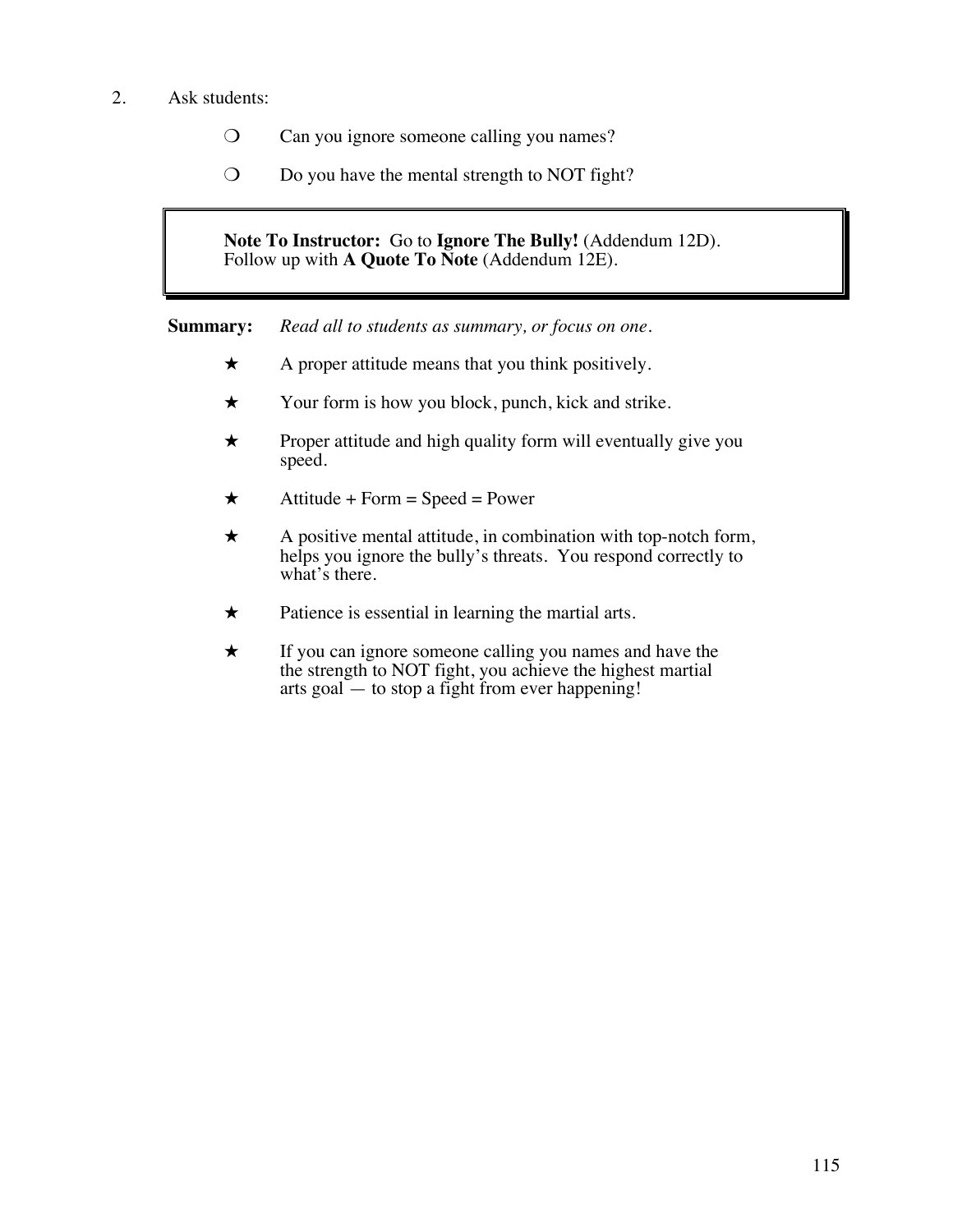2. Ask students:

   ❍ Can you ignore someone calling you names?

   ❍ Do you have the mental strength to NOT fight?

> **Note To Instructor:** Go to **Ignore The Bully!** (Addendum 12D). Follow up with **A Quote To Note** (Addendum 12E).

**Summary:** *Read all to students as summary, or focus on one.*

★ A proper attitude means that you think positively.

★ Your form is how you block, punch, kick and strike.

★ Proper attitude and high quality form will eventually give you speed.

★ Attitude + Form = Speed = Power

★ A positive mental attitude, in combination with top-notch form, helps you ignore the bully's threats. You respond correctly to what's there.

★ Patience is essential in learning the martial arts.

★ If you can ignore someone calling you names and have the the strength to NOT fight, you achieve the highest martial arts goal — to stop a fight from ever happening!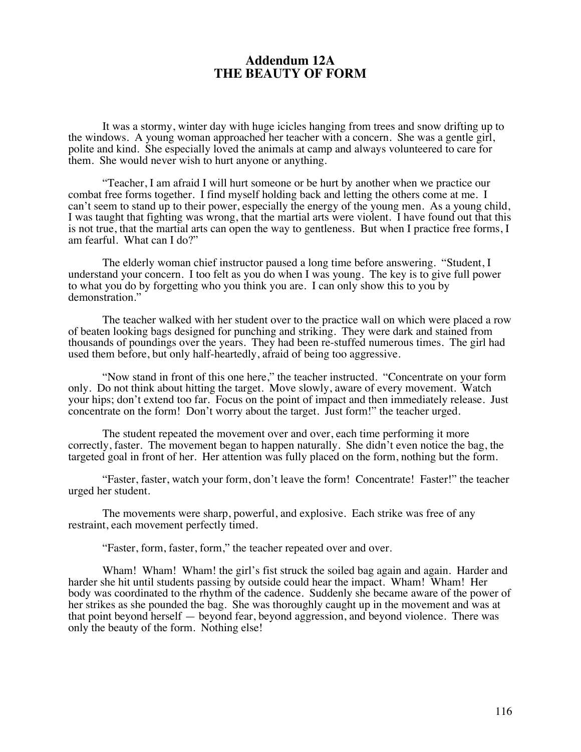# Addendum 12A
# THE BEAUTY OF FORM

It was a stormy, winter day with huge icicles hanging from trees and snow drifting up to the windows. A young woman approached her teacher with a concern. She was a gentle girl, polite and kind. She especially loved the animals at camp and always volunteered to care for them. She would never wish to hurt anyone or anything.

"Teacher, I am afraid I will hurt someone or be hurt by another when we practice our combat free forms together. I find myself holding back and letting the others come at me. I can't seem to stand up to their power, especially the energy of the young men. As a young child, I was taught that fighting was wrong, that the martial arts were violent. I have found out that this is not true, that the martial arts can open the way to gentleness. But when I practice free forms, I am fearful. What can I do?"

The elderly woman chief instructor paused a long time before answering. "Student, I understand your concern. I too felt as you do when I was young. The key is to give full power to what you do by forgetting who you think you are. I can only show this to you by demonstration."

The teacher walked with her student over to the practice wall on which were placed a row of beaten looking bags designed for punching and striking. They were dark and stained from thousands of poundings over the years. They had been re-stuffed numerous times. The girl had used them before, but only half-heartedly, afraid of being too aggressive.

"Now stand in front of this one here," the teacher instructed. "Concentrate on your form only. Do not think about hitting the target. Move slowly, aware of every movement. Watch your hips; don't extend too far. Focus on the point of impact and then immediately release. Just concentrate on the form! Don't worry about the target. Just form!" the teacher urged.

The student repeated the movement over and over, each time performing it more correctly, faster. The movement began to happen naturally. She didn't even notice the bag, the targeted goal in front of her. Her attention was fully placed on the form, nothing but the form.

"Faster, faster, watch your form, don't leave the form! Concentrate! Faster!" the teacher urged her student.

The movements were sharp, powerful, and explosive. Each strike was free of any restraint, each movement perfectly timed.

"Faster, form, faster, form," the teacher repeated over and over.

Wham! Wham! Wham! the girl's fist struck the soiled bag again and again. Harder and harder she hit until students passing by outside could hear the impact. Wham! Wham! Her body was coordinated to the rhythm of the cadence. Suddenly she became aware of the power of her strikes as she pounded the bag. She was thoroughly caught up in the movement and was at that point beyond herself — beyond fear, beyond aggression, and beyond violence. There was only the beauty of the form. Nothing else!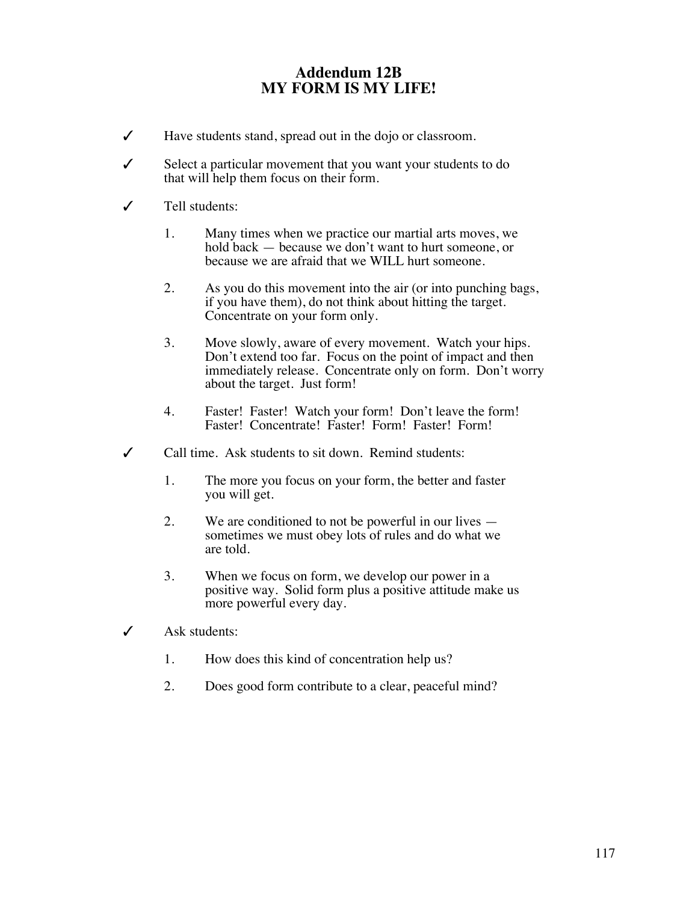# Addendum 12B
# MY FORM IS MY LIFE!

✓ Have students stand, spread out in the dojo or classroom.

✓ Select a particular movement that you want your students to do that will help them focus on their form.

✓ Tell students:

1. Many times when we practice our martial arts moves, we hold back — because we don't want to hurt someone, or because we are afraid that we WILL hurt someone.

2. As you do this movement into the air (or into punching bags, if you have them), do not think about hitting the target. Concentrate on your form only.

3. Move slowly, aware of every movement. Watch your hips. Don't extend too far. Focus on the point of impact and then immediately release. Concentrate only on form. Don't worry about the target. Just form!

4. Faster! Faster! Watch your form! Don't leave the form! Faster! Concentrate! Faster! Form! Faster! Form!

✓ Call time. Ask students to sit down. Remind students:

1. The more you focus on your form, the better and faster you will get.

2. We are conditioned to not be powerful in our lives — sometimes we must obey lots of rules and do what we are told.

3. When we focus on form, we develop our power in a positive way. Solid form plus a positive attitude make us more powerful every day.

✓ Ask students:

1. How does this kind of concentration help us?

2. Does good form contribute to a clear, peaceful mind?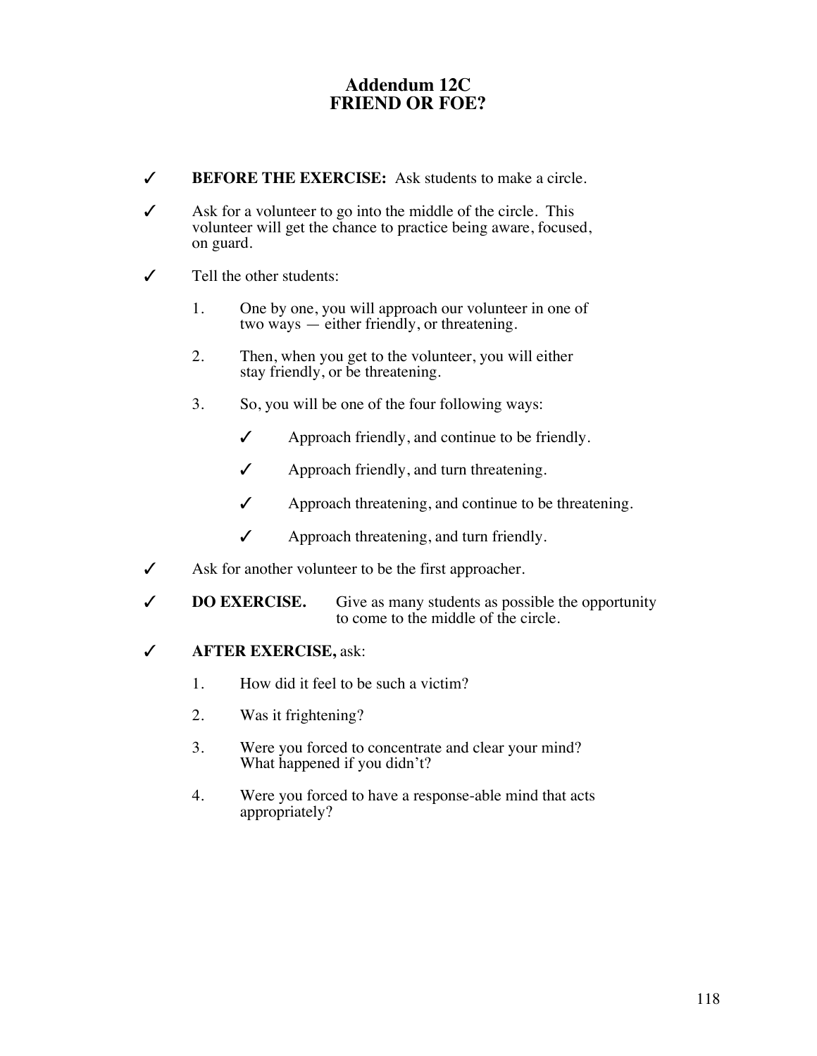# Addendum 12C
# FRIEND OR FOE?

✓ **BEFORE THE EXERCISE:** Ask students to make a circle.

✓ Ask for a volunteer to go into the middle of the circle. This volunteer will get the chance to practice being aware, focused, on guard.

✓ Tell the other students:

1. One by one, you will approach our volunteer in one of two ways — either friendly, or threatening.

2. Then, when you get to the volunteer, you will either stay friendly, or be threatening.

3. So, you will be one of the four following ways:

   ✓ Approach friendly, and continue to be friendly.

   ✓ Approach friendly, and turn threatening.

   ✓ Approach threatening, and continue to be threatening.

   ✓ Approach threatening, and turn friendly.

✓ Ask for another volunteer to be the first approacher.

✓ **DO EXERCISE.** Give as many students as possible the opportunity to come to the middle of the circle.

✓ **AFTER EXERCISE,** ask:

1. How did it feel to be such a victim?

2. Was it frightening?

3. Were you forced to concentrate and clear your mind? What happened if you didn't?

4. Were you forced to have a response-able mind that acts appropriately?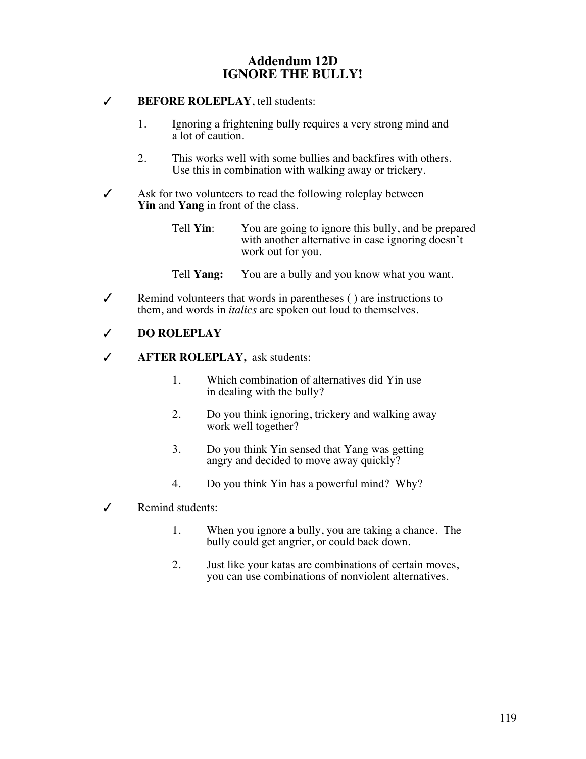# Addendum 12D
# IGNORE THE BULLY!

✓ **BEFORE ROLEPLAY**, tell students:

1. Ignoring a frightening bully requires a very strong mind and a lot of caution.

2. This works well with some bullies and backfires with others. Use this in combination with walking away or trickery.

✓ Ask for two volunteers to read the following roleplay between **Yin** and **Yang** in front of the class.

Tell **Yin**: You are going to ignore this bully, and be prepared with another alternative in case ignoring doesn't work out for you.

Tell **Yang:** You are a bully and you know what you want.

✓ Remind volunteers that words in parentheses ( ) are instructions to them, and words in *italics* are spoken out loud to themselves.

✓ **DO ROLEPLAY**

✓ **AFTER ROLEPLAY,** ask students:

1. Which combination of alternatives did Yin use in dealing with the bully?

2. Do you think ignoring, trickery and walking away work well together?

3. Do you think Yin sensed that Yang was getting angry and decided to move away quickly?

4. Do you think Yin has a powerful mind? Why?

✓ Remind students:

1. When you ignore a bully, you are taking a chance. The bully could get angrier, or could back down.

2. Just like your katas are combinations of certain moves, you can use combinations of nonviolent alternatives.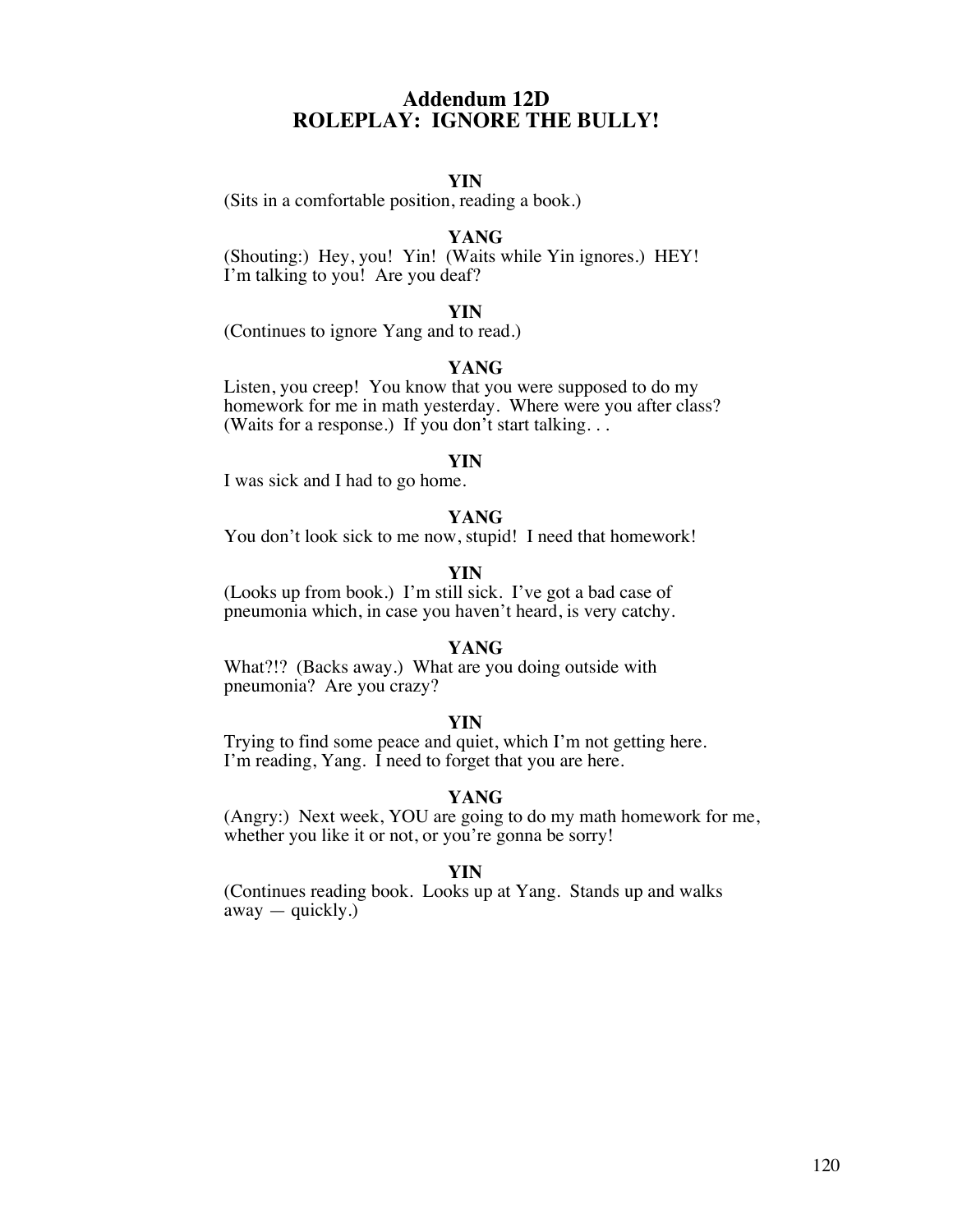# Addendum 12D
# ROLEPLAY: IGNORE THE BULLY!

**YIN**
(Sits in a comfortable position, reading a book.)

**YANG**
(Shouting:) Hey, you! Yin! (Waits while Yin ignores.) HEY! I'm talking to you! Are you deaf?

**YIN**
(Continues to ignore Yang and to read.)

**YANG**
Listen, you creep! You know that you were supposed to do my homework for me in math yesterday. Where were you after class? (Waits for a response.) If you don't start talking. . .

**YIN**
I was sick and I had to go home.

**YANG**
You don't look sick to me now, stupid! I need that homework!

**YIN**
(Looks up from book.) I'm still sick. I've got a bad case of pneumonia which, in case you haven't heard, is very catchy.

**YANG**
What?!? (Backs away.) What are you doing outside with pneumonia? Are you crazy?

**YIN**
Trying to find some peace and quiet, which I'm not getting here. I'm reading, Yang. I need to forget that you are here.

**YANG**
(Angry:) Next week, YOU are going to do my math homework for me, whether you like it or not, or you're gonna be sorry!

**YIN**
(Continues reading book. Looks up at Yang. Stands up and walks away — quickly.)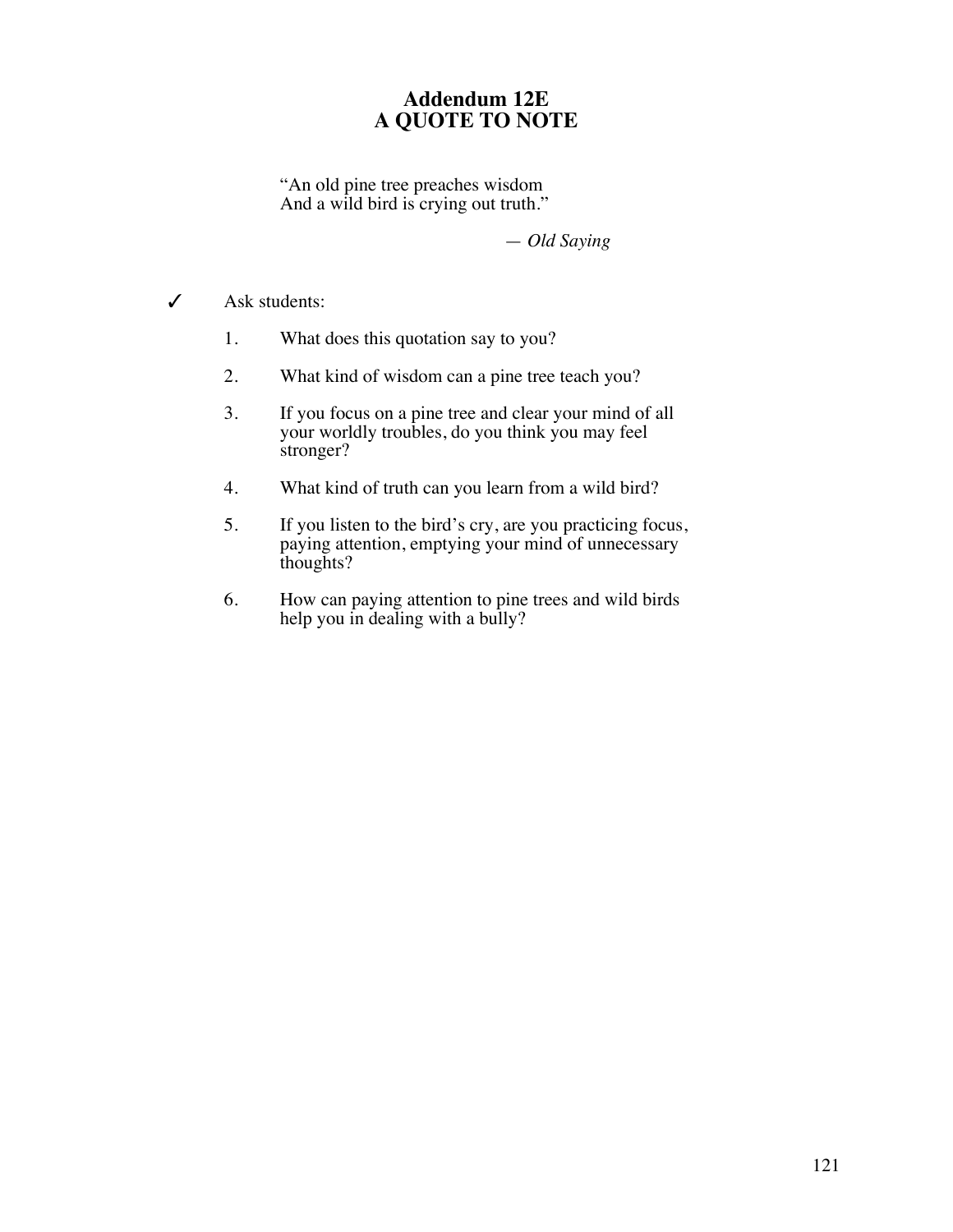# Addendum 12E
# A QUOTE TO NOTE

> "An old pine tree preaches wisdom
> And a wild bird is crying out truth."
>
> — *Old Saying*

✓ Ask students:

1. What does this quotation say to you?
2. What kind of wisdom can a pine tree teach you?
3. If you focus on a pine tree and clear your mind of all your worldly troubles, do you think you may feel stronger?
4. What kind of truth can you learn from a wild bird?
5. If you listen to the bird's cry, are you practicing focus, paying attention, emptying your mind of unnecessary thoughts?
6. How can paying attention to pine trees and wild birds help you in dealing with a bully?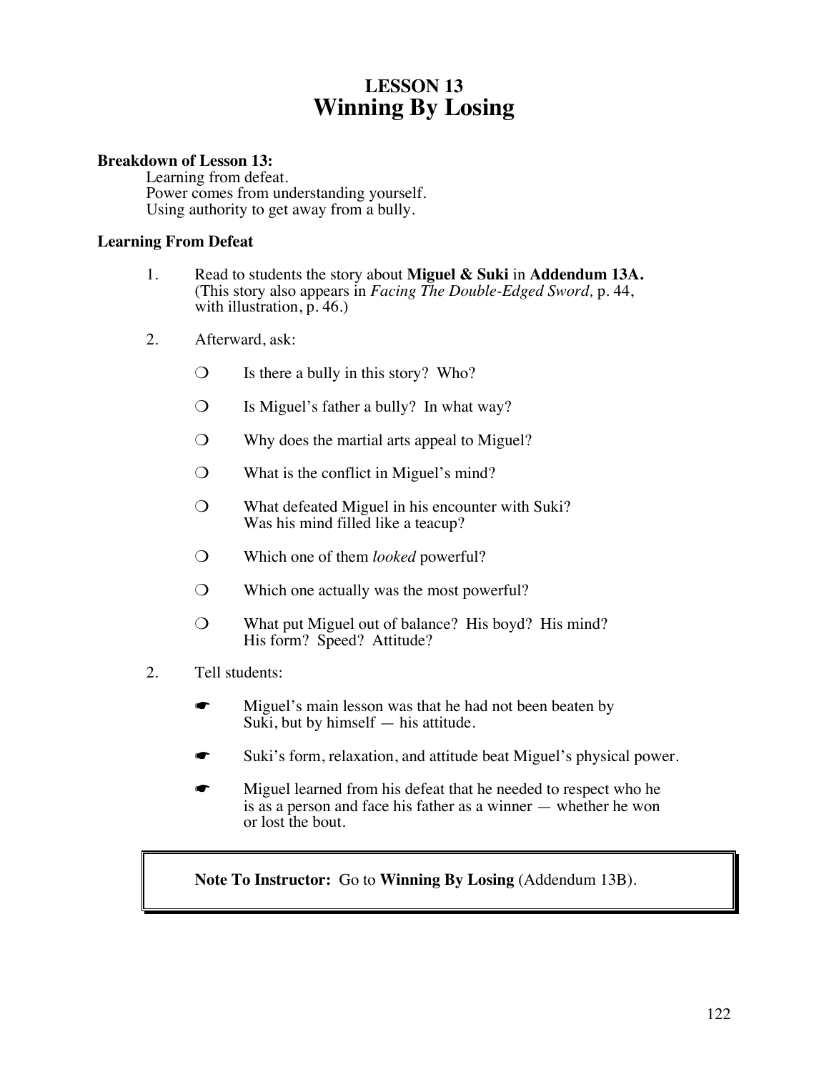# LESSON 13
# Winning By Losing

**Breakdown of Lesson 13:**

Learning from defeat.
Power comes from understanding yourself.
Using authority to get away from a bully.

### Learning From Defeat

1. Read to students the story about **Miguel & Suki** in **Addendum 13A.** (This story also appears in *Facing The Double-Edged Sword,* p. 44, with illustration, p. 46.)

2. Afterward, ask:

   ❍ Is there a bully in this story? Who?

   ❍ Is Miguel's father a bully? In what way?

   ❍ Why does the martial arts appeal to Miguel?

   ❍ What is the conflict in Miguel's mind?

   ❍ What defeated Miguel in his encounter with Suki? Was his mind filled like a teacup?

   ❍ Which one of them *looked* powerful?

   ❍ Which one actually was the most powerful?

   ❍ What put Miguel out of balance? His boyd? His mind? His form? Speed? Attitude?

2. Tell students:

   ☛ Miguel's main lesson was that he had not been beaten by Suki, but by himself — his attitude.

   ☛ Suki's form, relaxation, and attitude beat Miguel's physical power.

   ☛ Miguel learned from his defeat that he needed to respect who he is as a person and face his father as a winner — whether he won or lost the bout.

**Note To Instructor:** Go to **Winning By Losing** (Addendum 13B).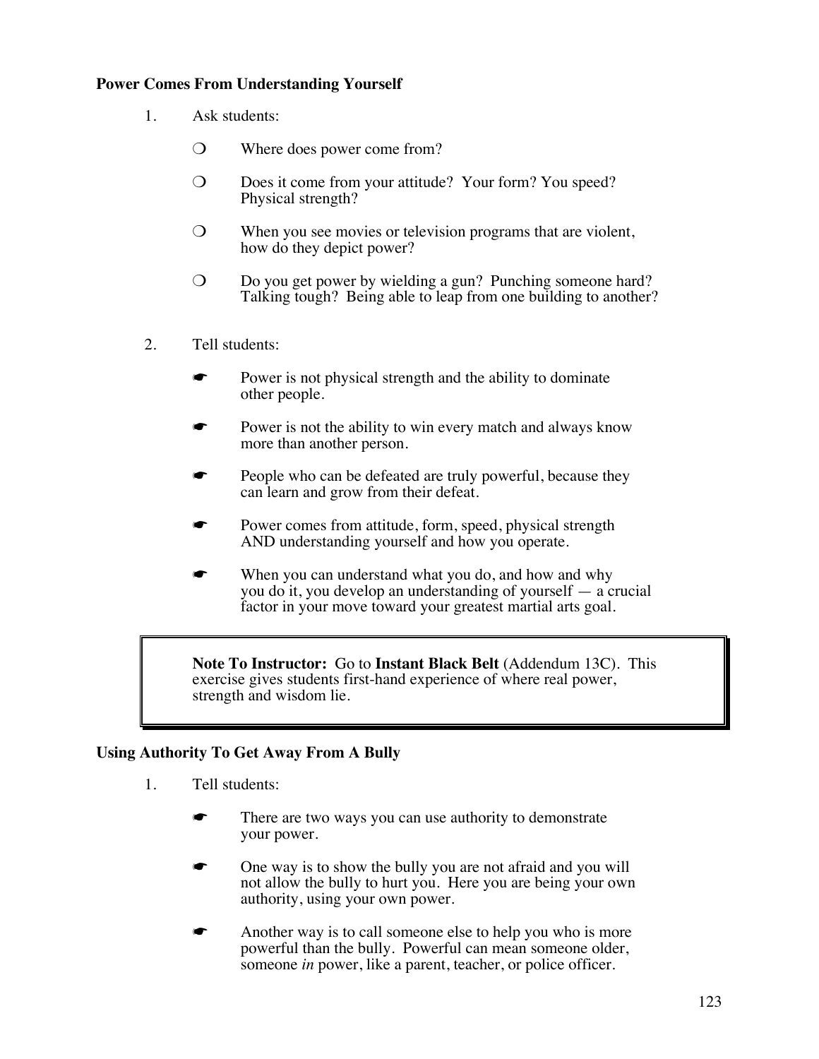**Power Comes From Understanding Yourself**

1. Ask students:

   - ❍ Where does power come from?
   - ❍ Does it come from your attitude? Your form? You speed? Physical strength?
   - ❍ When you see movies or television programs that are violent, how do they depict power?
   - ❍ Do you get power by wielding a gun? Punching someone hard? Talking tough? Being able to leap from one building to another?

2. Tell students:

   - ☛ Power is not physical strength and the ability to dominate other people.
   - ☛ Power is not the ability to win every match and always know more than another person.
   - ☛ People who can be defeated are truly powerful, because they can learn and grow from their defeat.
   - ☛ Power comes from attitude, form, speed, physical strength AND understanding yourself and how you operate.
   - ☛ When you can understand what you do, and how and why you do it, you develop an understanding of yourself — a crucial factor in your move toward your greatest martial arts goal.

> **Note To Instructor:** Go to **Instant Black Belt** (Addendum 13C). This exercise gives students first-hand experience of where real power, strength and wisdom lie.

**Using Authority To Get Away From A Bully**

1. Tell students:

   - ☛ There are two ways you can use authority to demonstrate your power.
   - ☛ One way is to show the bully you are not afraid and you will not allow the bully to hurt you. Here you are being your own authority, using your own power.
   - ☛ Another way is to call someone else to help you who is more powerful than the bully. Powerful can mean someone older, someone *in* power, like a parent, teacher, or police officer.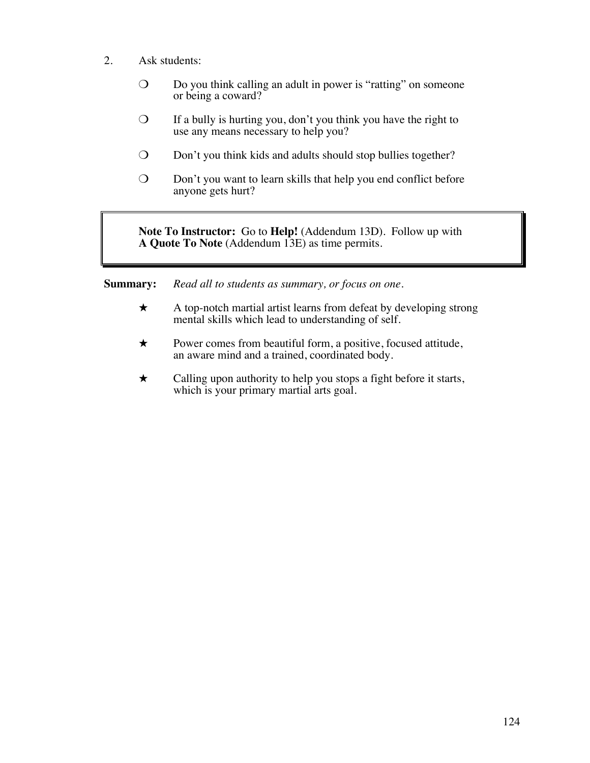2. Ask students:

   ❍ Do you think calling an adult in power is "ratting" on someone or being a coward?

   ❍ If a bully is hurting you, don't you think you have the right to use any means necessary to help you?

   ❍ Don't you think kids and adults should stop bullies together?

   ❍ Don't you want to learn skills that help you end conflict before anyone gets hurt?

> **Note To Instructor:** Go to **Help!** (Addendum 13D). Follow up with **A Quote To Note** (Addendum 13E) as time permits.

**Summary:** *Read all to students as summary, or focus on one.*

★ A top-notch martial artist learns from defeat by developing strong mental skills which lead to understanding of self.

★ Power comes from beautiful form, a positive, focused attitude, an aware mind and a trained, coordinated body.

★ Calling upon authority to help you stops a fight before it starts, which is your primary martial arts goal.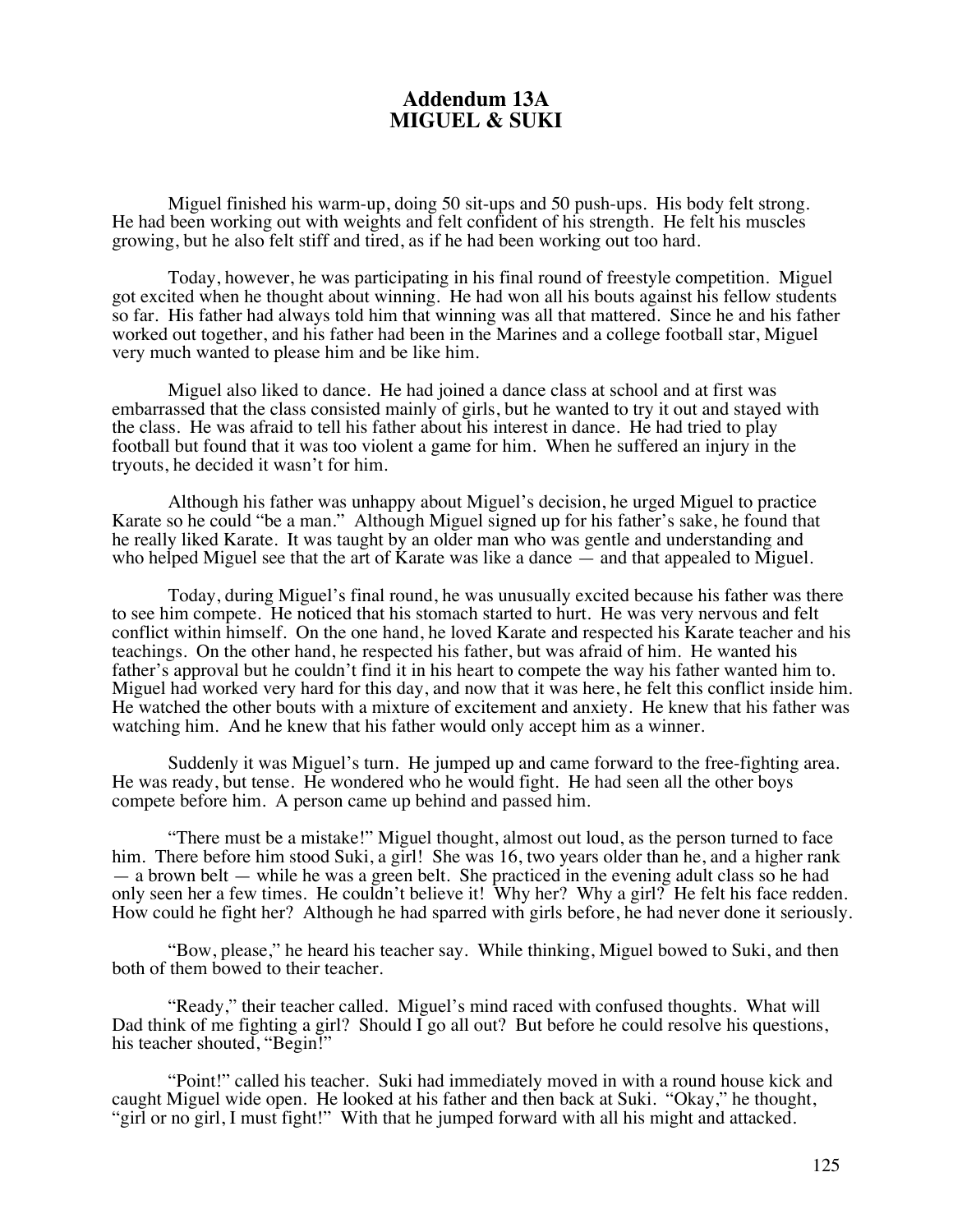# Addendum 13A
# MIGUEL & SUKI

Miguel finished his warm-up, doing 50 sit-ups and 50 push-ups. His body felt strong. He had been working out with weights and felt confident of his strength. He felt his muscles growing, but he also felt stiff and tired, as if he had been working out too hard.

Today, however, he was participating in his final round of freestyle competition. Miguel got excited when he thought about winning. He had won all his bouts against his fellow students so far. His father had always told him that winning was all that mattered. Since he and his father worked out together, and his father had been in the Marines and a college football star, Miguel very much wanted to please him and be like him.

Miguel also liked to dance. He had joined a dance class at school and at first was embarrassed that the class consisted mainly of girls, but he wanted to try it out and stayed with the class. He was afraid to tell his father about his interest in dance. He had tried to play football but found that it was too violent a game for him. When he suffered an injury in the tryouts, he decided it wasn't for him.

Although his father was unhappy about Miguel's decision, he urged Miguel to practice Karate so he could "be a man." Although Miguel signed up for his father's sake, he found that he really liked Karate. It was taught by an older man who was gentle and understanding and who helped Miguel see that the art of Karate was like a dance — and that appealed to Miguel.

Today, during Miguel's final round, he was unusually excited because his father was there to see him compete. He noticed that his stomach started to hurt. He was very nervous and felt conflict within himself. On the one hand, he loved Karate and respected his Karate teacher and his teachings. On the other hand, he respected his father, but was afraid of him. He wanted his father's approval but he couldn't find it in his heart to compete the way his father wanted him to. Miguel had worked very hard for this day, and now that it was here, he felt this conflict inside him. He watched the other bouts with a mixture of excitement and anxiety. He knew that his father was watching him. And he knew that his father would only accept him as a winner.

Suddenly it was Miguel's turn. He jumped up and came forward to the free-fighting area. He was ready, but tense. He wondered who he would fight. He had seen all the other boys compete before him. A person came up behind and passed him.

"There must be a mistake!" Miguel thought, almost out loud, as the person turned to face him. There before him stood Suki, a girl! She was 16, two years older than he, and a higher rank — a brown belt — while he was a green belt. She practiced in the evening adult class so he had only seen her a few times. He couldn't believe it! Why her? Why a girl? He felt his face redden. How could he fight her? Although he had sparred with girls before, he had never done it seriously.

"Bow, please," he heard his teacher say. While thinking, Miguel bowed to Suki, and then both of them bowed to their teacher.

"Ready," their teacher called. Miguel's mind raced with confused thoughts. What will Dad think of me fighting a girl? Should I go all out? But before he could resolve his questions, his teacher shouted, "Begin!"

"Point!" called his teacher. Suki had immediately moved in with a round house kick and caught Miguel wide open. He looked at his father and then back at Suki. "Okay," he thought, "girl or no girl, I must fight!" With that he jumped forward with all his might and attacked.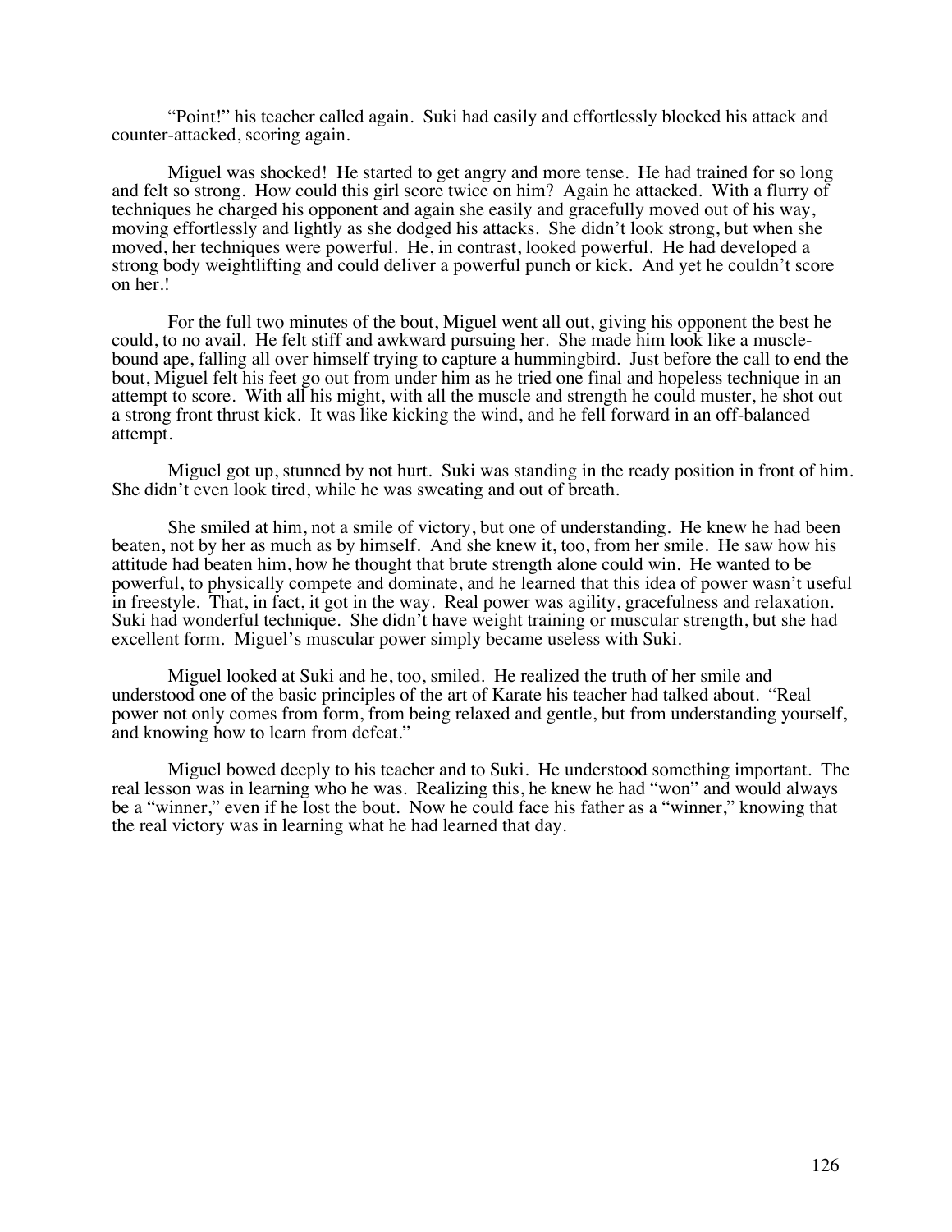"Point!" his teacher called again. Suki had easily and effortlessly blocked his attack and counter-attacked, scoring again.

Miguel was shocked! He started to get angry and more tense. He had trained for so long and felt so strong. How could this girl score twice on him? Again he attacked. With a flurry of techniques he charged his opponent and again she easily and gracefully moved out of his way, moving effortlessly and lightly as she dodged his attacks. She didn't look strong, but when she moved, her techniques were powerful. He, in contrast, looked powerful. He had developed a strong body weightlifting and could deliver a powerful punch or kick. And yet he couldn't score on her.!

For the full two minutes of the bout, Miguel went all out, giving his opponent the best he could, to no avail. He felt stiff and awkward pursuing her. She made him look like a muscle-bound ape, falling all over himself trying to capture a hummingbird. Just before the call to end the bout, Miguel felt his feet go out from under him as he tried one final and hopeless technique in an attempt to score. With all his might, with all the muscle and strength he could muster, he shot out a strong front thrust kick. It was like kicking the wind, and he fell forward in an off-balanced attempt.

Miguel got up, stunned by not hurt. Suki was standing in the ready position in front of him. She didn't even look tired, while he was sweating and out of breath.

She smiled at him, not a smile of victory, but one of understanding. He knew he had been beaten, not by her as much as by himself. And she knew it, too, from her smile. He saw how his attitude had beaten him, how he thought that brute strength alone could win. He wanted to be powerful, to physically compete and dominate, and he learned that this idea of power wasn't useful in freestyle. That, in fact, it got in the way. Real power was agility, gracefulness and relaxation. Suki had wonderful technique. She didn't have weight training or muscular strength, but she had excellent form. Miguel's muscular power simply became useless with Suki.

Miguel looked at Suki and he, too, smiled. He realized the truth of her smile and understood one of the basic principles of the art of Karate his teacher had talked about. "Real power not only comes from form, from being relaxed and gentle, but from understanding yourself, and knowing how to learn from defeat."

Miguel bowed deeply to his teacher and to Suki. He understood something important. The real lesson was in learning who he was. Realizing this, he knew he had "won" and would always be a "winner," even if he lost the bout. Now he could face his father as a "winner," knowing that the real victory was in learning what he had learned that day.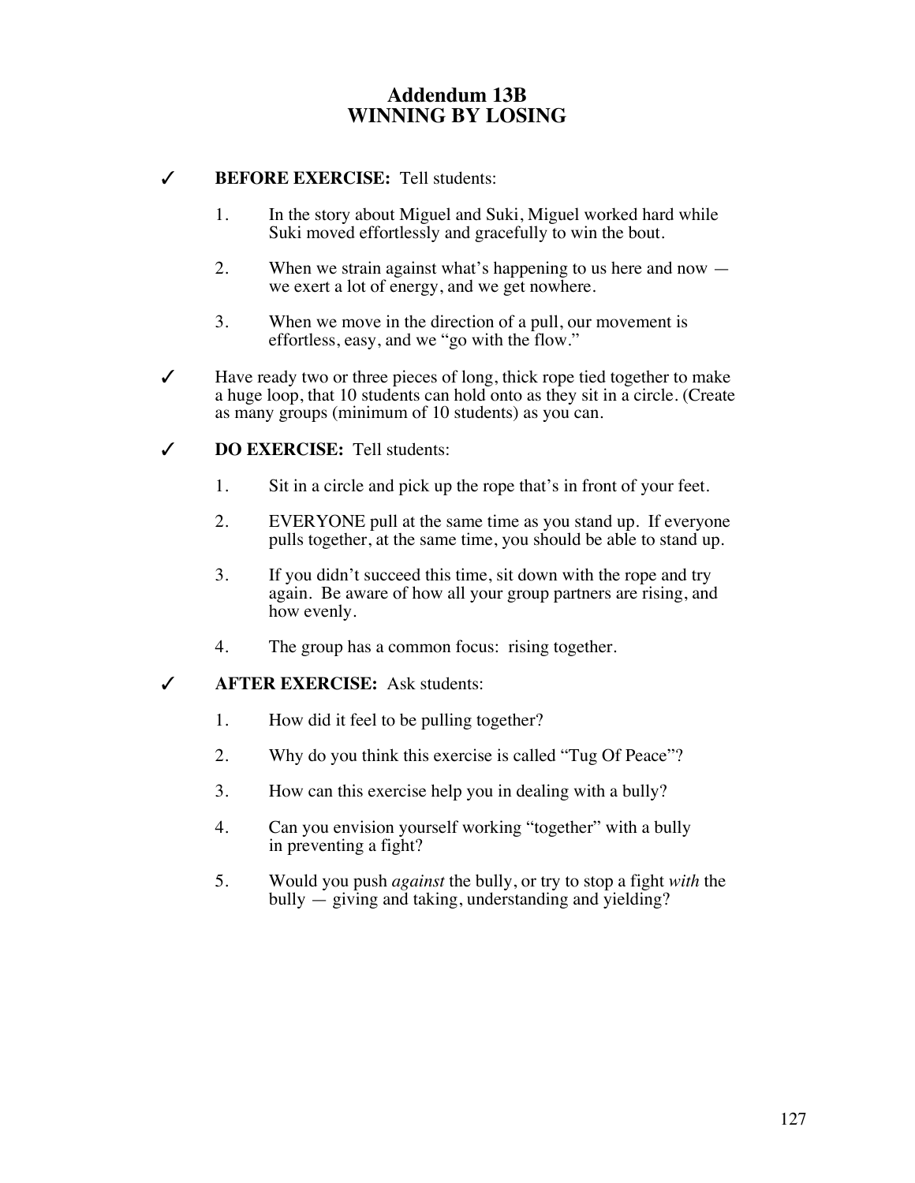# Addendum 13B
# WINNING BY LOSING

✓ **BEFORE EXERCISE:** Tell students:

1. In the story about Miguel and Suki, Miguel worked hard while Suki moved effortlessly and gracefully to win the bout.
2. When we strain against what's happening to us here and now — we exert a lot of energy, and we get nowhere.
3. When we move in the direction of a pull, our movement is effortless, easy, and we "go with the flow."

✓ Have ready two or three pieces of long, thick rope tied together to make a huge loop, that 10 students can hold onto as they sit in a circle. (Create as many groups (minimum of 10 students) as you can.

✓ **DO EXERCISE:** Tell students:

1. Sit in a circle and pick up the rope that's in front of your feet.
2. EVERYONE pull at the same time as you stand up. If everyone pulls together, at the same time, you should be able to stand up.
3. If you didn't succeed this time, sit down with the rope and try again. Be aware of how all your group partners are rising, and how evenly.
4. The group has a common focus: rising together.

✓ **AFTER EXERCISE:** Ask students:

1. How did it feel to be pulling together?
2. Why do you think this exercise is called "Tug Of Peace"?
3. How can this exercise help you in dealing with a bully?
4. Can you envision yourself working "together" with a bully in preventing a fight?
5. Would you push *against* the bully, or try to stop a fight *with* the bully — giving and taking, understanding and yielding?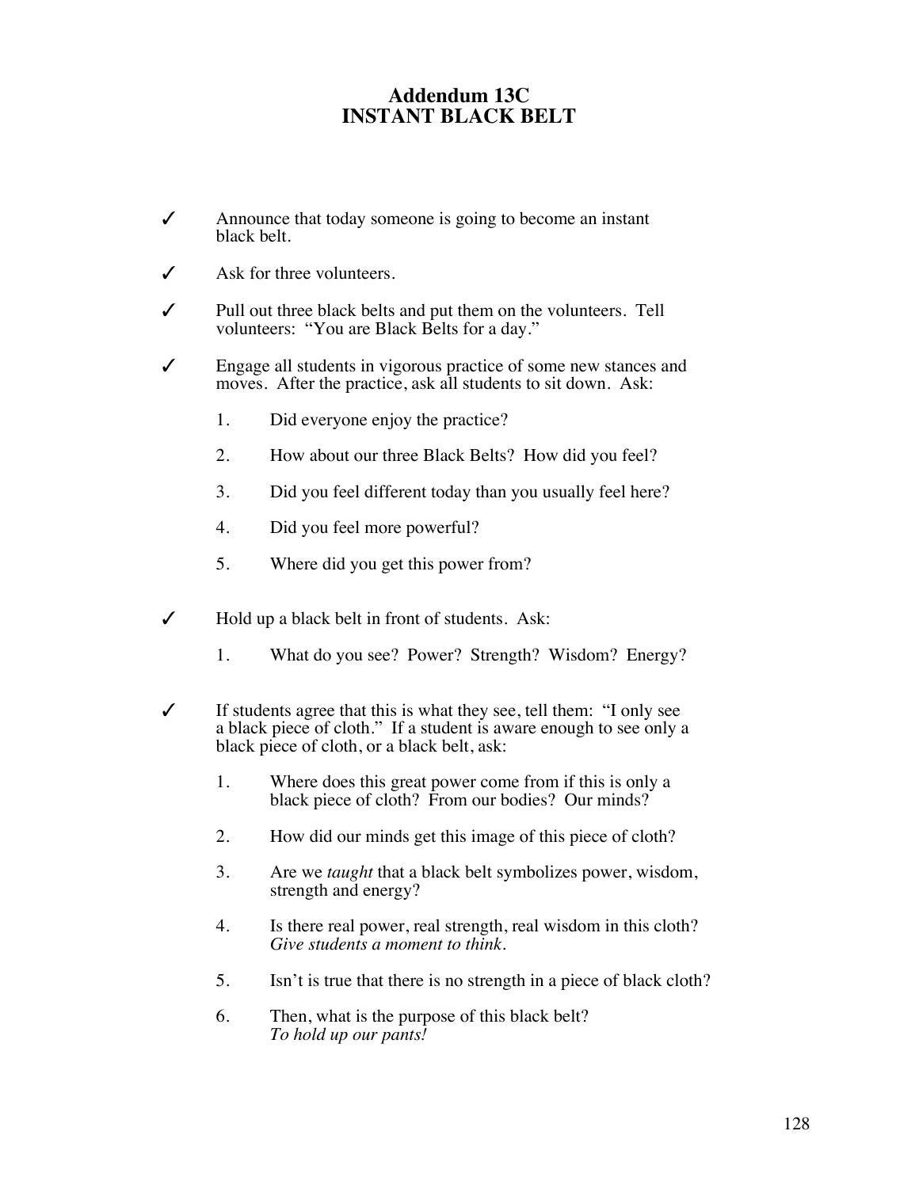# Addendum 13C
# INSTANT BLACK BELT

- ✓ Announce that today someone is going to become an instant black belt.
- ✓ Ask for three volunteers.
- ✓ Pull out three black belts and put them on the volunteers. Tell volunteers: "You are Black Belts for a day."
- ✓ Engage all students in vigorous practice of some new stances and moves. After the practice, ask all students to sit down. Ask:

  1. Did everyone enjoy the practice?
  2. How about our three Black Belts? How did you feel?
  3. Did you feel different today than you usually feel here?
  4. Did you feel more powerful?
  5. Where did you get this power from?

- ✓ Hold up a black belt in front of students. Ask:

  1. What do you see? Power? Strength? Wisdom? Energy?

- ✓ If students agree that this is what they see, tell them: "I only see a black piece of cloth." If a student is aware enough to see only a black piece of cloth, or a black belt, ask:

  1. Where does this great power come from if this is only a black piece of cloth? From our bodies? Our minds?
  2. How did our minds get this image of this piece of cloth?
  3. Are we *taught* that a black belt symbolizes power, wisdom, strength and energy?
  4. Is there real power, real strength, real wisdom in this cloth? *Give students a moment to think.*
  5. Isn't is true that there is no strength in a piece of black cloth?
  6. Then, what is the purpose of this black belt? *To hold up our pants!*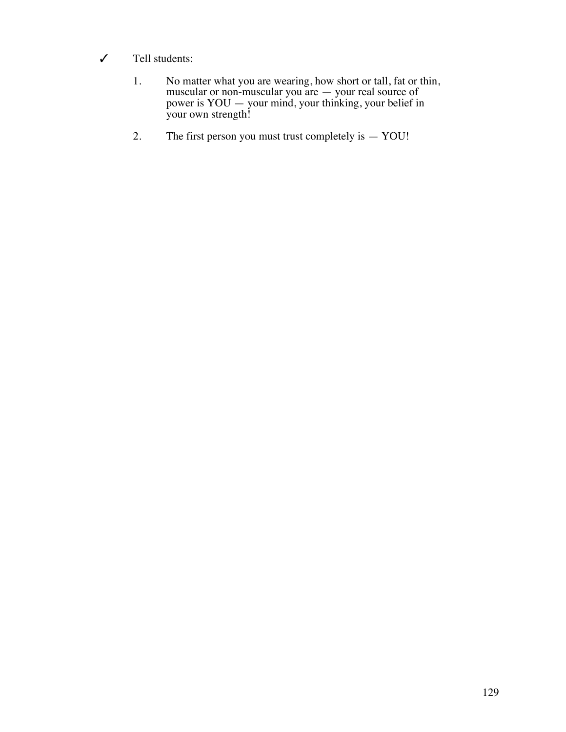✓ Tell students:

1. No matter what you are wearing, how short or tall, fat or thin, muscular or non-muscular you are — your real source of power is YOU — your mind, your thinking, your belief in your own strength!

2. The first person you must trust completely is — YOU!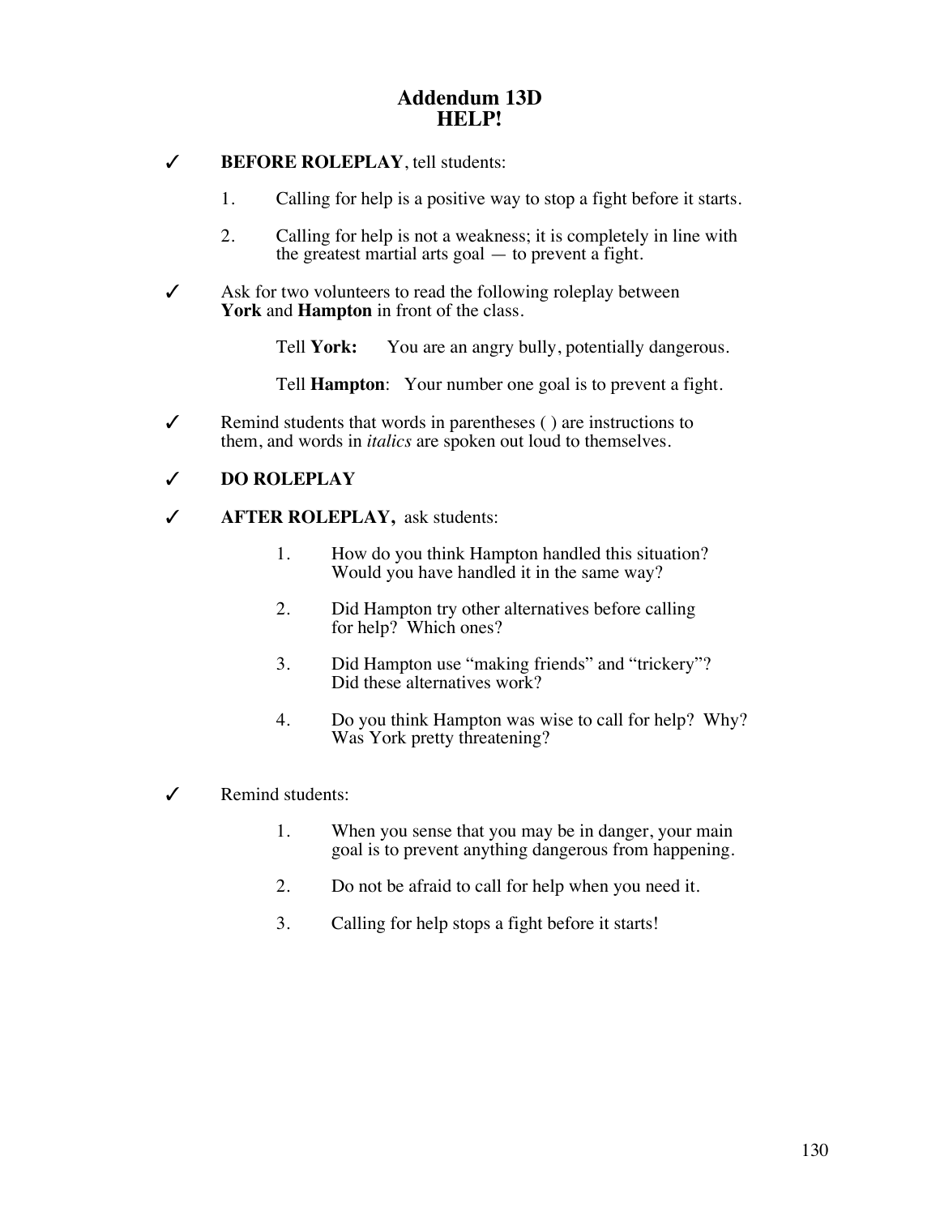# Addendum 13D
# HELP!

✓ **BEFORE ROLEPLAY**, tell students:

1. Calling for help is a positive way to stop a fight before it starts.
2. Calling for help is not a weakness; it is completely in line with the greatest martial arts goal — to prevent a fight.

✓ Ask for two volunteers to read the following roleplay between **York** and **Hampton** in front of the class.

Tell **York:** You are an angry bully, potentially dangerous.

Tell **Hampton**: Your number one goal is to prevent a fight.

✓ Remind students that words in parentheses ( ) are instructions to them, and words in *italics* are spoken out loud to themselves.

✓ **DO ROLEPLAY**

✓ **AFTER ROLEPLAY,** ask students:

1. How do you think Hampton handled this situation? Would you have handled it in the same way?
2. Did Hampton try other alternatives before calling for help? Which ones?
3. Did Hampton use "making friends" and "trickery"? Did these alternatives work?
4. Do you think Hampton was wise to call for help? Why? Was York pretty threatening?

✓ Remind students:

1. When you sense that you may be in danger, your main goal is to prevent anything dangerous from happening.
2. Do not be afraid to call for help when you need it.
3. Calling for help stops a fight before it starts!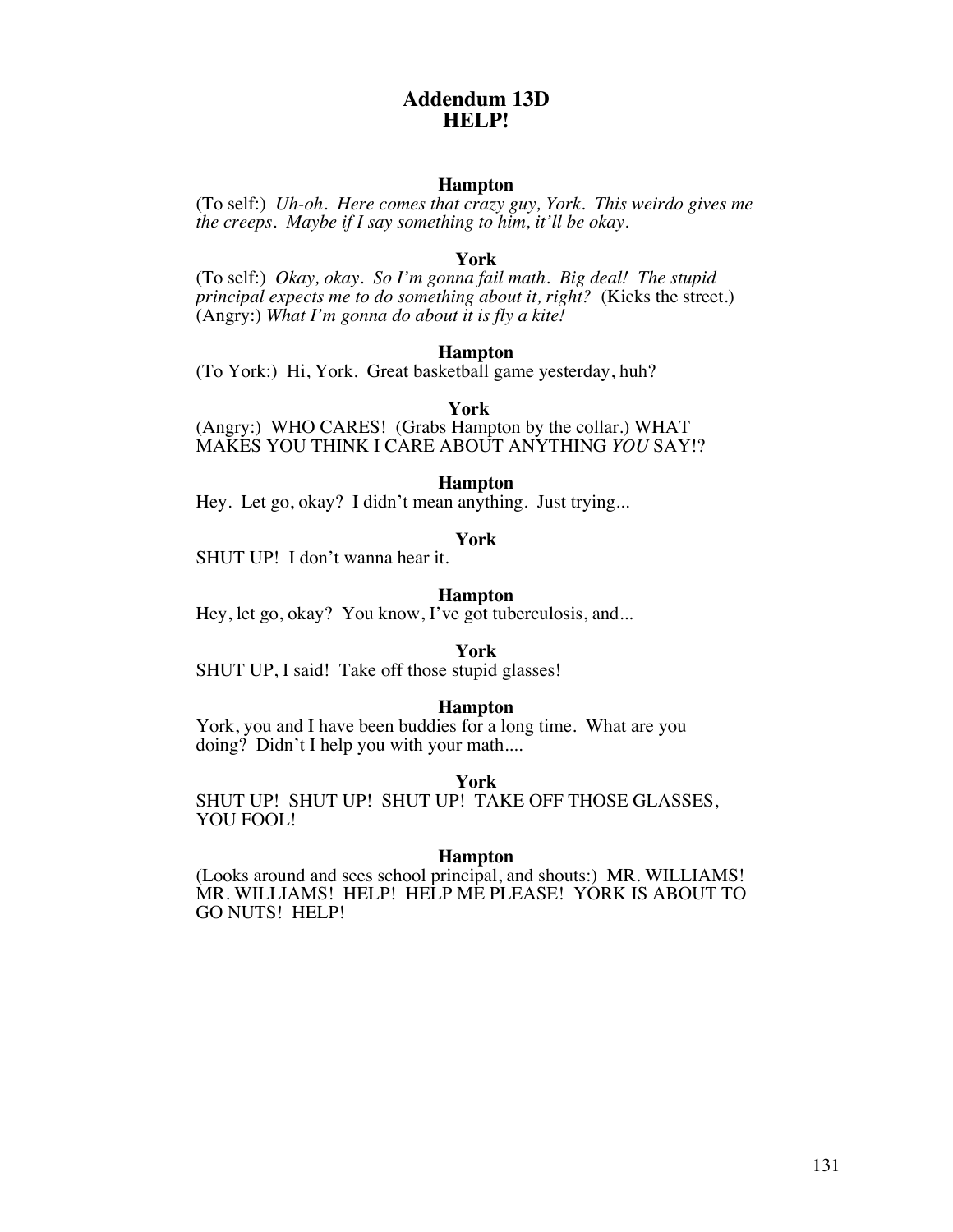# Addendum 13D
# HELP!

**Hampton**

(To self:) *Uh-oh. Here comes that crazy guy, York. This weirdo gives me the creeps. Maybe if I say something to him, it'll be okay.*

**York**

(To self:) *Okay, okay. So I'm gonna fail math. Big deal! The stupid principal expects me to do something about it, right?* (Kicks the street.) (Angry:) *What I'm gonna do about it is fly a kite!*

**Hampton**

(To York:) Hi, York. Great basketball game yesterday, huh?

**York**

(Angry:) WHO CARES! (Grabs Hampton by the collar.) WHAT MAKES YOU THINK I CARE ABOUT ANYTHING *YOU* SAY!?

**Hampton**

Hey. Let go, okay? I didn't mean anything. Just trying...

**York**

SHUT UP! I don't wanna hear it.

**Hampton**

Hey, let go, okay? You know, I've got tuberculosis, and...

**York**

SHUT UP, I said! Take off those stupid glasses!

**Hampton**

York, you and I have been buddies for a long time. What are you doing? Didn't I help you with your math....

**York**

SHUT UP! SHUT UP! SHUT UP! TAKE OFF THOSE GLASSES, YOU FOOL!

**Hampton**

(Looks around and sees school principal, and shouts:) MR. WILLIAMS! MR. WILLIAMS! HELP! HELP ME PLEASE! YORK IS ABOUT TO GO NUTS! HELP!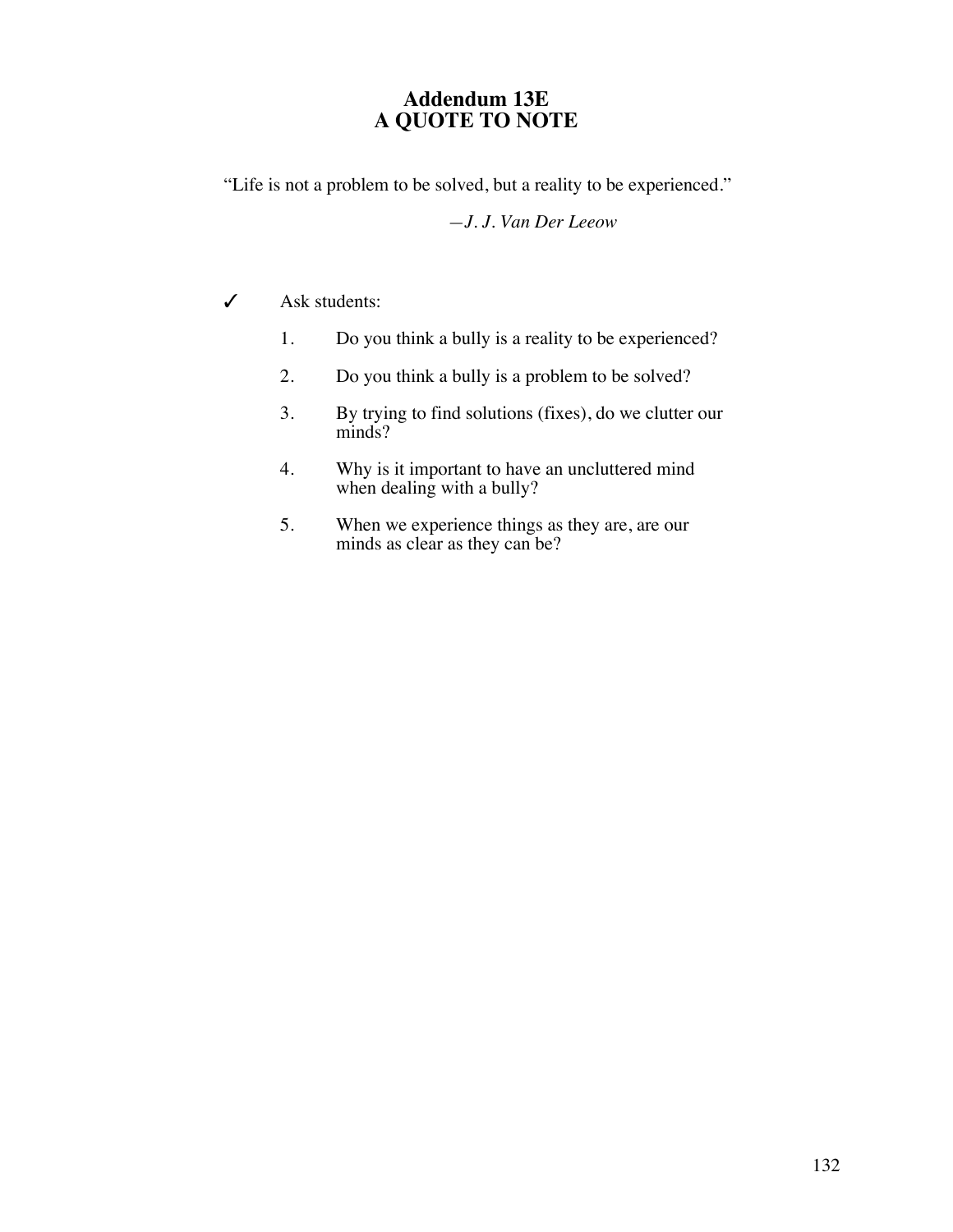# Addendum 13E
# A QUOTE TO NOTE

"Life is not a problem to be solved, but a reality to be experienced."

—*J. J. Van Der Leeow*

✓ Ask students:

1. Do you think a bully is a reality to be experienced?
2. Do you think a bully is a problem to be solved?
3. By trying to find solutions (fixes), do we clutter our minds?
4. Why is it important to have an uncluttered mind when dealing with a bully?
5. When we experience things as they are, are our minds as clear as they can be?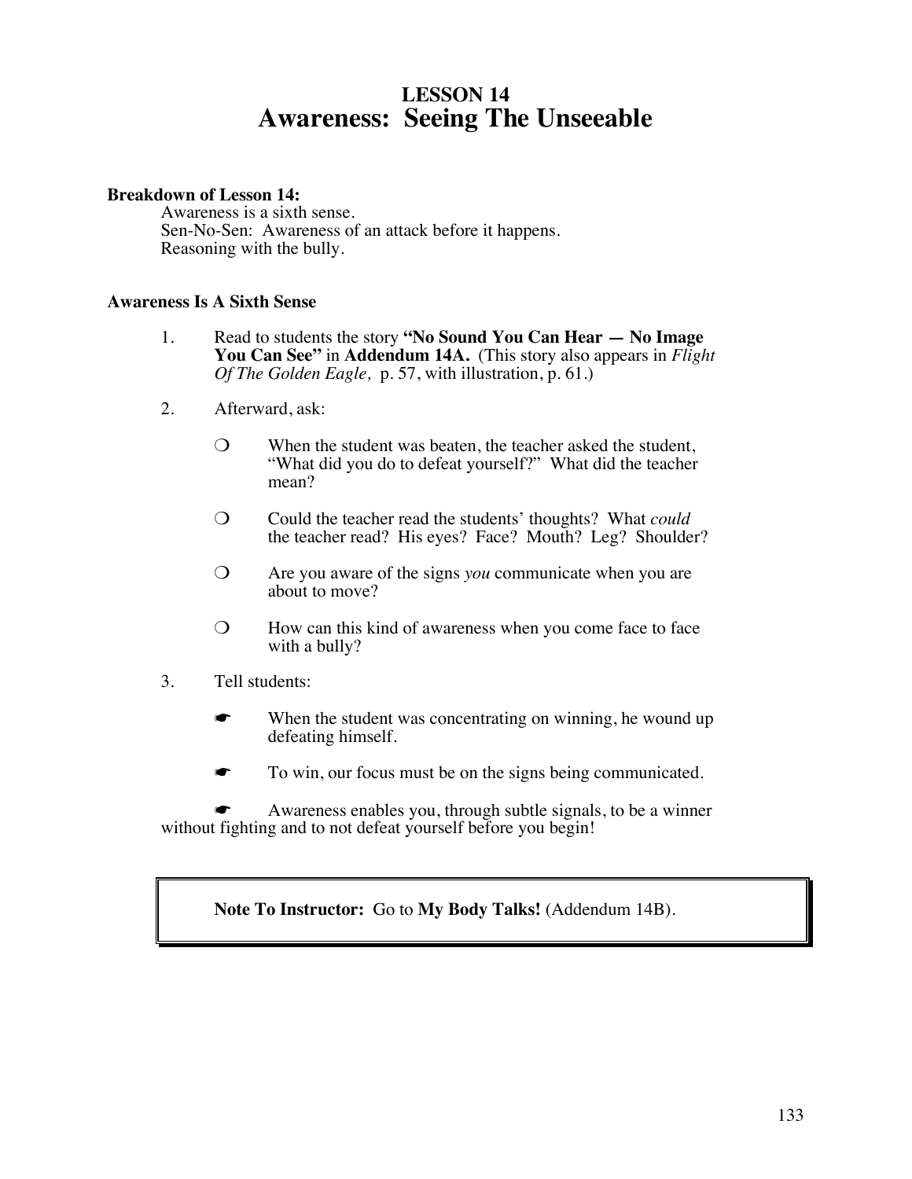# LESSON 14
# Awareness: Seeing The Unseeable

**Breakdown of Lesson 14:**

Awareness is a sixth sense.
Sen-No-Sen: Awareness of an attack before it happens.
Reasoning with the bully.

**Awareness Is A Sixth Sense**

1. Read to students the story **"No Sound You Can Hear — No Image You Can See"** in **Addendum 14A.** (This story also appears in *Flight Of The Golden Eagle,* p. 57, with illustration, p. 61.)

2. Afterward, ask:

   ❍ When the student was beaten, the teacher asked the student, "What did you do to defeat yourself?" What did the teacher mean?

   ❍ Could the teacher read the students' thoughts? What *could* the teacher read? His eyes? Face? Mouth? Leg? Shoulder?

   ❍ Are you aware of the signs *you* communicate when you are about to move?

   ❍ How can this kind of awareness when you come face to face with a bully?

3. Tell students:

   ☛ When the student was concentrating on winning, he wound up defeating himself.

   ☛ To win, our focus must be on the signs being communicated.

   ☛ Awareness enables you, through subtle signals, to be a winner without fighting and to not defeat yourself before you begin!

> **Note To Instructor:** Go to **My Body Talks!** (Addendum 14B).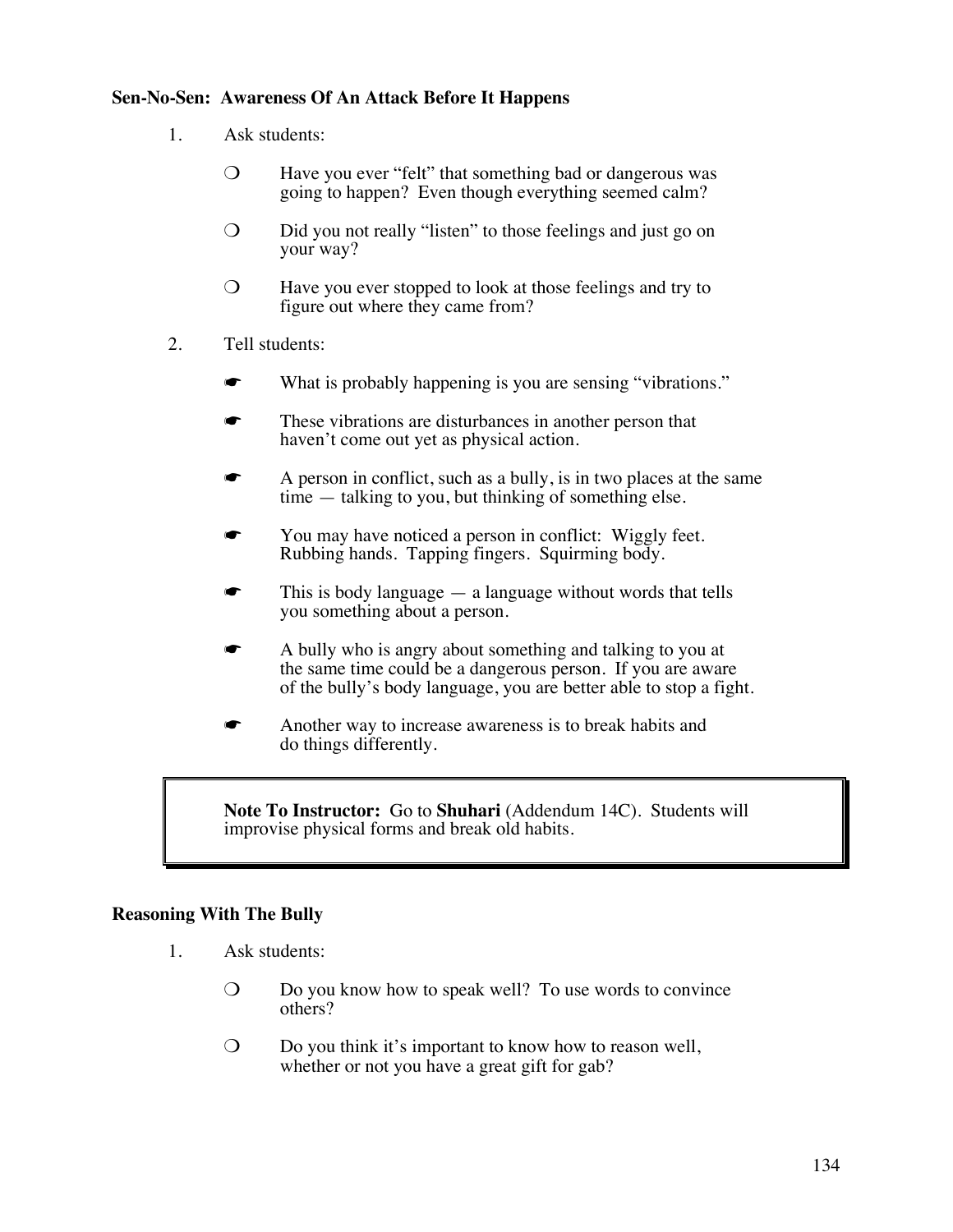### Sen-No-Sen: Awareness Of An Attack Before It Happens

1. Ask students:

   - Have you ever "felt" that something bad or dangerous was going to happen? Even though everything seemed calm?

   - Did you not really "listen" to those feelings and just go on your way?

   - Have you ever stopped to look at those feelings and try to figure out where they came from?

2. Tell students:

   - What is probably happening is you are sensing "vibrations."

   - These vibrations are disturbances in another person that haven't come out yet as physical action.

   - A person in conflict, such as a bully, is in two places at the same time — talking to you, but thinking of something else.

   - You may have noticed a person in conflict: Wiggly feet. Rubbing hands. Tapping fingers. Squirming body.

   - This is body language — a language without words that tells you something about a person.

   - A bully who is angry about something and talking to you at the same time could be a dangerous person. If you are aware of the bully's body language, you are better able to stop a fight.

   - Another way to increase awareness is to break habits and do things differently.

> **Note To Instructor:** Go to **Shuhari** (Addendum 14C). Students will improvise physical forms and break old habits.

### Reasoning With The Bully

1. Ask students:

   - Do you know how to speak well? To use words to convince others?

   - Do you think it's important to know how to reason well, whether or not you have a great gift for gab?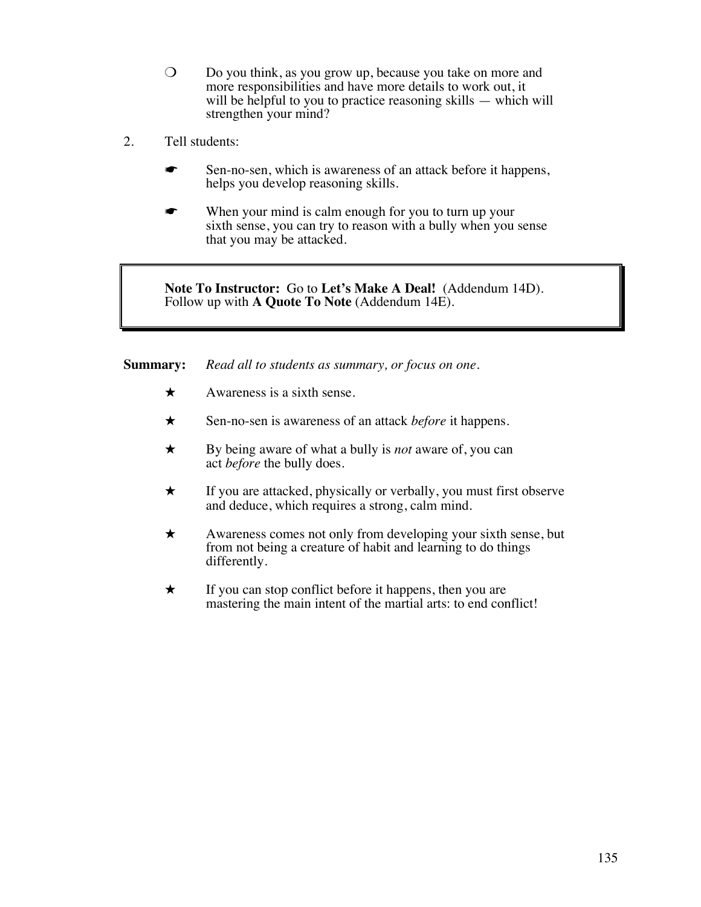- ❍ Do you think, as you grow up, because you take on more and more responsibilities and have more details to work out, it will be helpful to you to practice reasoning skills — which will strengthen your mind?

2. Tell students:

   - ☛ Sen-no-sen, which is awareness of an attack before it happens, helps you develop reasoning skills.
   - ☛ When your mind is calm enough for you to turn up your sixth sense, you can try to reason with a bully when you sense that you may be attacked.

> **Note To Instructor:** Go to **Let's Make A Deal!** (Addendum 14D). Follow up with **A Quote To Note** (Addendum 14E).

**Summary:** *Read all to students as summary, or focus on one.*

- ★ Awareness is a sixth sense.
- ★ Sen-no-sen is awareness of an attack *before* it happens.
- ★ By being aware of what a bully is *not* aware of, you can act *before* the bully does.
- ★ If you are attacked, physically or verbally, you must first observe and deduce, which requires a strong, calm mind.
- ★ Awareness comes not only from developing your sixth sense, but from not being a creature of habit and learning to do things differently.
- ★ If you can stop conflict before it happens, then you are mastering the main intent of the martial arts: to end conflict!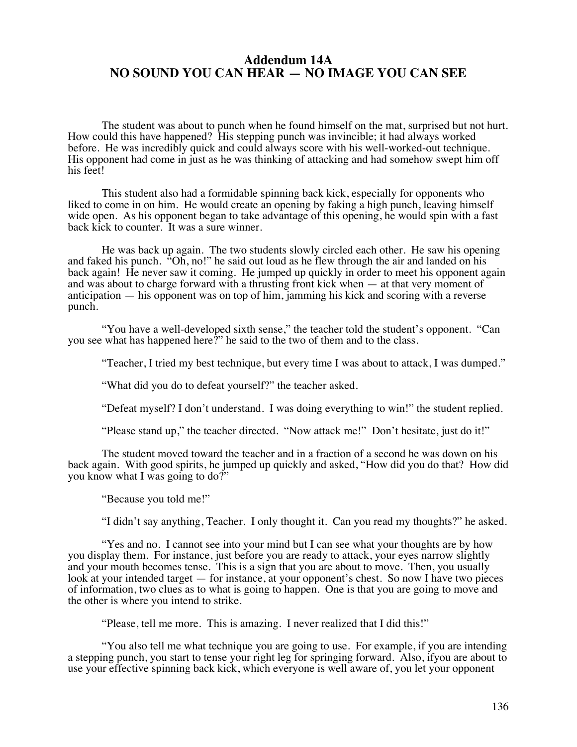## Addendum 14A
## NO SOUND YOU CAN HEAR — NO IMAGE YOU CAN SEE

The student was about to punch when he found himself on the mat, surprised but not hurt. How could this have happened? His stepping punch was invincible; it had always worked before. He was incredibly quick and could always score with his well-worked-out technique. His opponent had come in just as he was thinking of attacking and had somehow swept him off his feet!

This student also had a formidable spinning back kick, especially for opponents who liked to come in on him. He would create an opening by faking a high punch, leaving himself wide open. As his opponent began to take advantage of this opening, he would spin with a fast back kick to counter. It was a sure winner.

He was back up again. The two students slowly circled each other. He saw his opening and faked his punch. "Oh, no!" he said out loud as he flew through the air and landed on his back again! He never saw it coming. He jumped up quickly in order to meet his opponent again and was about to charge forward with a thrusting front kick when — at that very moment of anticipation — his opponent was on top of him, jamming his kick and scoring with a reverse punch.

"You have a well-developed sixth sense," the teacher told the student's opponent. "Can you see what has happened here?" he said to the two of them and to the class.

"Teacher, I tried my best technique, but every time I was about to attack, I was dumped."

"What did you do to defeat yourself?" the teacher asked.

"Defeat myself? I don't understand. I was doing everything to win!" the student replied.

"Please stand up," the teacher directed. "Now attack me!" Don't hesitate, just do it!"

The student moved toward the teacher and in a fraction of a second he was down on his back again. With good spirits, he jumped up quickly and asked, "How did you do that? How did you know what I was going to do?"

"Because you told me!"

"I didn't say anything, Teacher. I only thought it. Can you read my thoughts?" he asked.

"Yes and no. I cannot see into your mind but I can see what your thoughts are by how you display them. For instance, just before you are ready to attack, your eyes narrow slightly and your mouth becomes tense. This is a sign that you are about to move. Then, you usually look at your intended target — for instance, at your opponent's chest. So now I have two pieces of information, two clues as to what is going to happen. One is that you are going to move and the other is where you intend to strike.

"Please, tell me more. This is amazing. I never realized that I did this!"

"You also tell me what technique you are going to use. For example, if you are intending a stepping punch, you start to tense your right leg for springing forward. Also, ifyou are about to use your effective spinning back kick, which everyone is well aware of, you let your opponent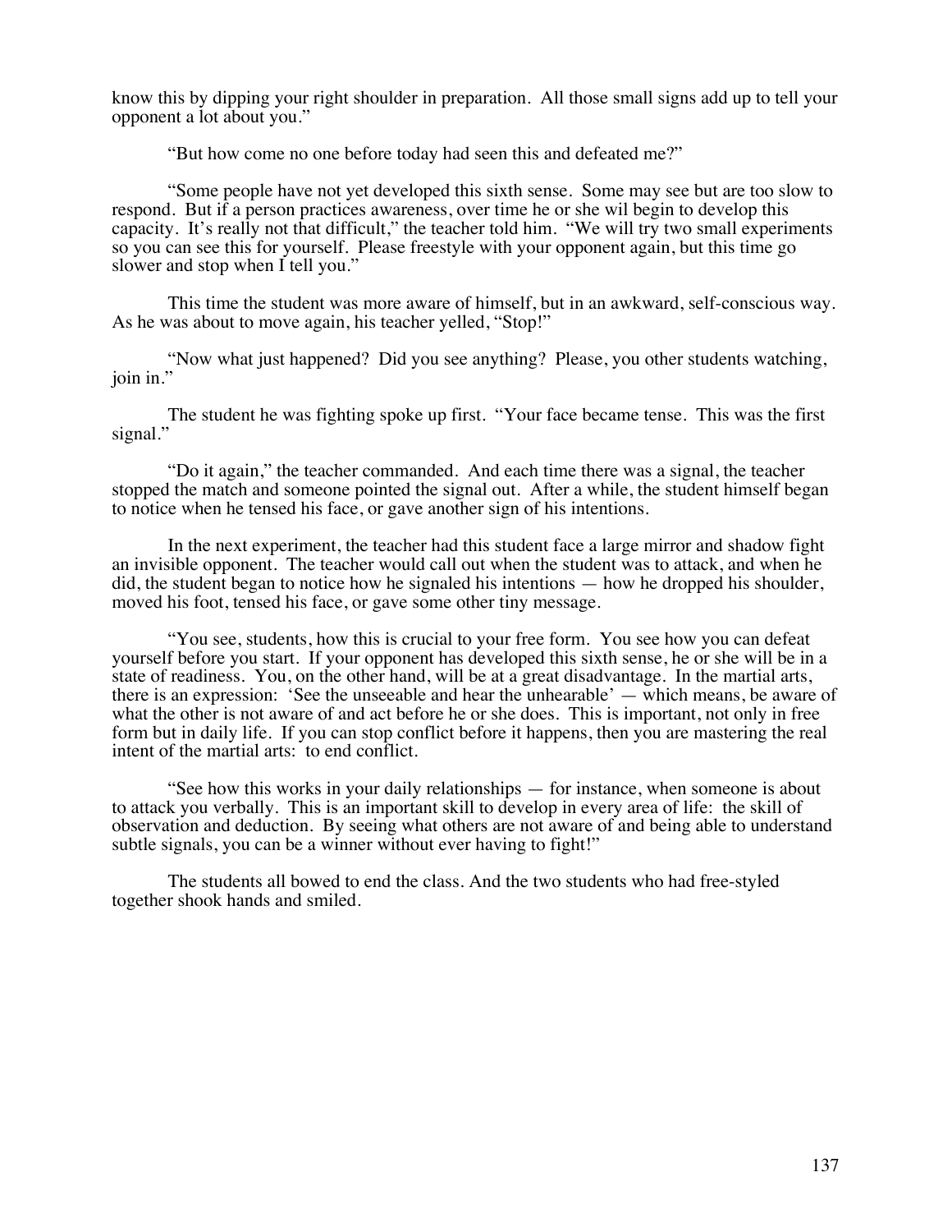know this by dipping your right shoulder in preparation. All those small signs add up to tell your opponent a lot about you."

"But how come no one before today had seen this and defeated me?"

"Some people have not yet developed this sixth sense. Some may see but are too slow to respond. But if a person practices awareness, over time he or she wil begin to develop this capacity. It's really not that difficult," the teacher told him. "We will try two small experiments so you can see this for yourself. Please freestyle with your opponent again, but this time go slower and stop when I tell you."

This time the student was more aware of himself, but in an awkward, self-conscious way. As he was about to move again, his teacher yelled, "Stop!"

"Now what just happened? Did you see anything? Please, you other students watching, join in."

The student he was fighting spoke up first. "Your face became tense. This was the first signal."

"Do it again," the teacher commanded. And each time there was a signal, the teacher stopped the match and someone pointed the signal out. After a while, the student himself began to notice when he tensed his face, or gave another sign of his intentions.

In the next experiment, the teacher had this student face a large mirror and shadow fight an invisible opponent. The teacher would call out when the student was to attack, and when he did, the student began to notice how he signaled his intentions — how he dropped his shoulder, moved his foot, tensed his face, or gave some other tiny message.

"You see, students, how this is crucial to your free form. You see how you can defeat yourself before you start. If your opponent has developed this sixth sense, he or she will be in a state of readiness. You, on the other hand, will be at a great disadvantage. In the martial arts, there is an expression: 'See the unseeable and hear the unhearable' — which means, be aware of what the other is not aware of and act before he or she does. This is important, not only in free form but in daily life. If you can stop conflict before it happens, then you are mastering the real intent of the martial arts: to end conflict.

"See how this works in your daily relationships — for instance, when someone is about to attack you verbally. This is an important skill to develop in every area of life: the skill of observation and deduction. By seeing what others are not aware of and being able to understand subtle signals, you can be a winner without ever having to fight!"

The students all bowed to end the class. And the two students who had free-styled together shook hands and smiled.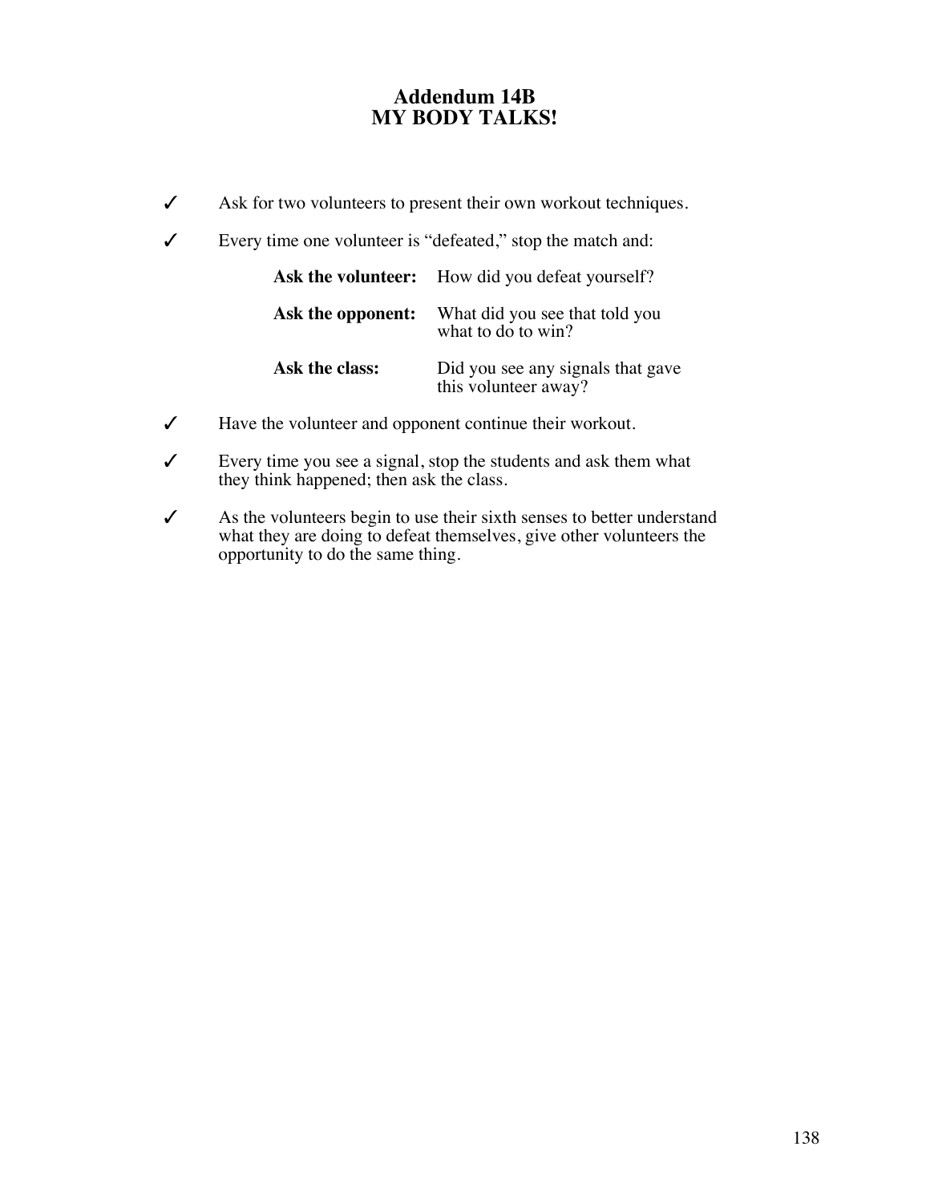# Addendum 14B
# MY BODY TALKS!

✓ Ask for two volunteers to present their own workout techniques.

✓ Every time one volunteer is "defeated," stop the match and:

| | |
|---|---|
| **Ask the volunteer:** | How did you defeat yourself? |
| **Ask the opponent:** | What did you see that told you what to do to win? |
| **Ask the class:** | Did you see any signals that gave this volunteer away? |

✓ Have the volunteer and opponent continue their workout.

✓ Every time you see a signal, stop the students and ask them what they think happened; then ask the class.

✓ As the volunteers begin to use their sixth senses to better understand what they are doing to defeat themselves, give other volunteers the opportunity to do the same thing.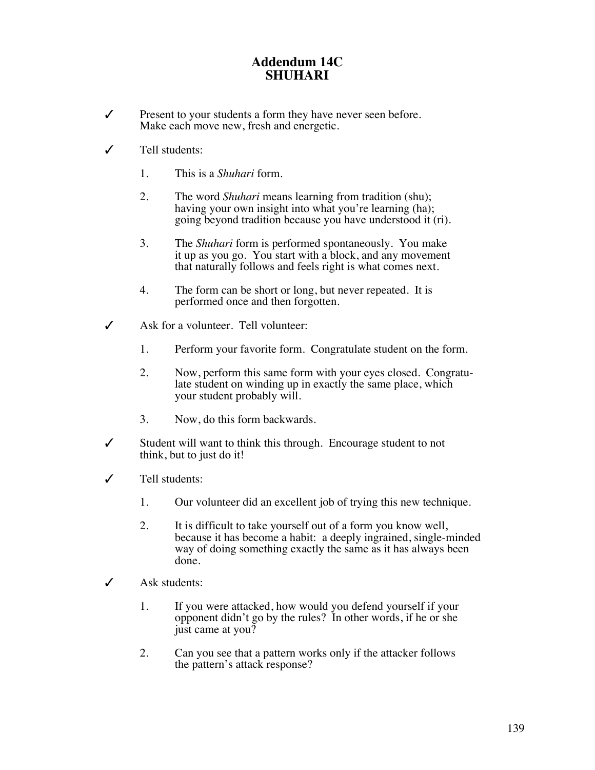# Addendum 14C
# SHUHARI

✓ Present to your students a form they have never seen before. Make each move new, fresh and energetic.

✓ Tell students:

1. This is a *Shuhari* form.

2. The word *Shuhari* means learning from tradition (shu); having your own insight into what you're learning (ha); going beyond tradition because you have understood it (ri).

3. The *Shuhari* form is performed spontaneously. You make it up as you go. You start with a block, and any movement that naturally follows and feels right is what comes next.

4. The form can be short or long, but never repeated. It is performed once and then forgotten.

✓ Ask for a volunteer. Tell volunteer:

1. Perform your favorite form. Congratulate student on the form.

2. Now, perform this same form with your eyes closed. Congratulate student on winding up in exactly the same place, which your student probably will.

3. Now, do this form backwards.

✓ Student will want to think this through. Encourage student to not think, but to just do it!

✓ Tell students:

1. Our volunteer did an excellent job of trying this new technique.

2. It is difficult to take yourself out of a form you know well, because it has become a habit: a deeply ingrained, single-minded way of doing something exactly the same as it has always been done.

✓ Ask students:

1. If you were attacked, how would you defend yourself if your opponent didn't go by the rules? In other words, if he or she just came at you?

2. Can you see that a pattern works only if the attacker follows the pattern's attack response?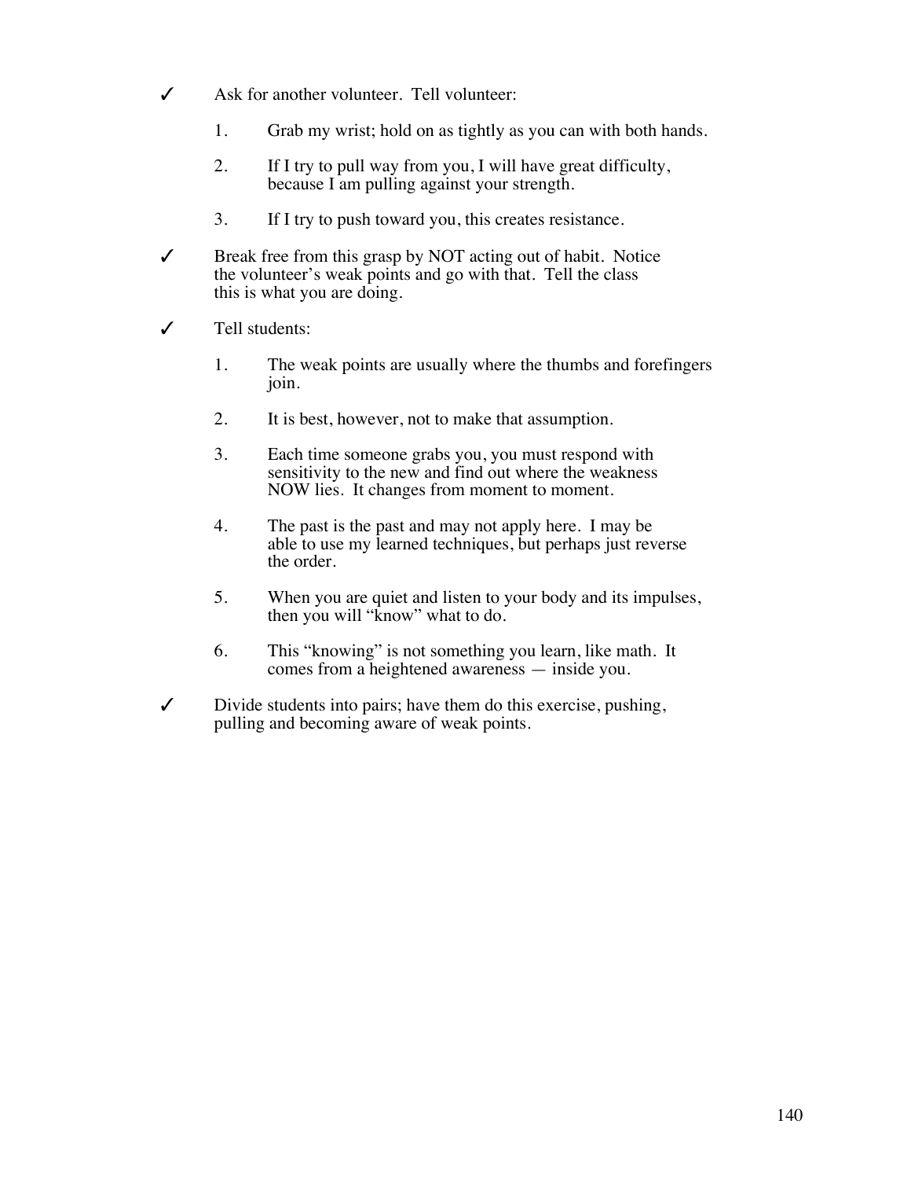✓ Ask for another volunteer. Tell volunteer:

1. Grab my wrist; hold on as tightly as you can with both hands.

2. If I try to pull way from you, I will have great difficulty, because I am pulling against your strength.

3. If I try to push toward you, this creates resistance.

✓ Break free from this grasp by NOT acting out of habit. Notice the volunteer's weak points and go with that. Tell the class this is what you are doing.

✓ Tell students:

1. The weak points are usually where the thumbs and forefingers join.

2. It is best, however, not to make that assumption.

3. Each time someone grabs you, you must respond with sensitivity to the new and find out where the weakness NOW lies. It changes from moment to moment.

4. The past is the past and may not apply here. I may be able to use my learned techniques, but perhaps just reverse the order.

5. When you are quiet and listen to your body and its impulses, then you will "know" what to do.

6. This "knowing" is not something you learn, like math. It comes from a heightened awareness — inside you.

✓ Divide students into pairs; have them do this exercise, pushing, pulling and becoming aware of weak points.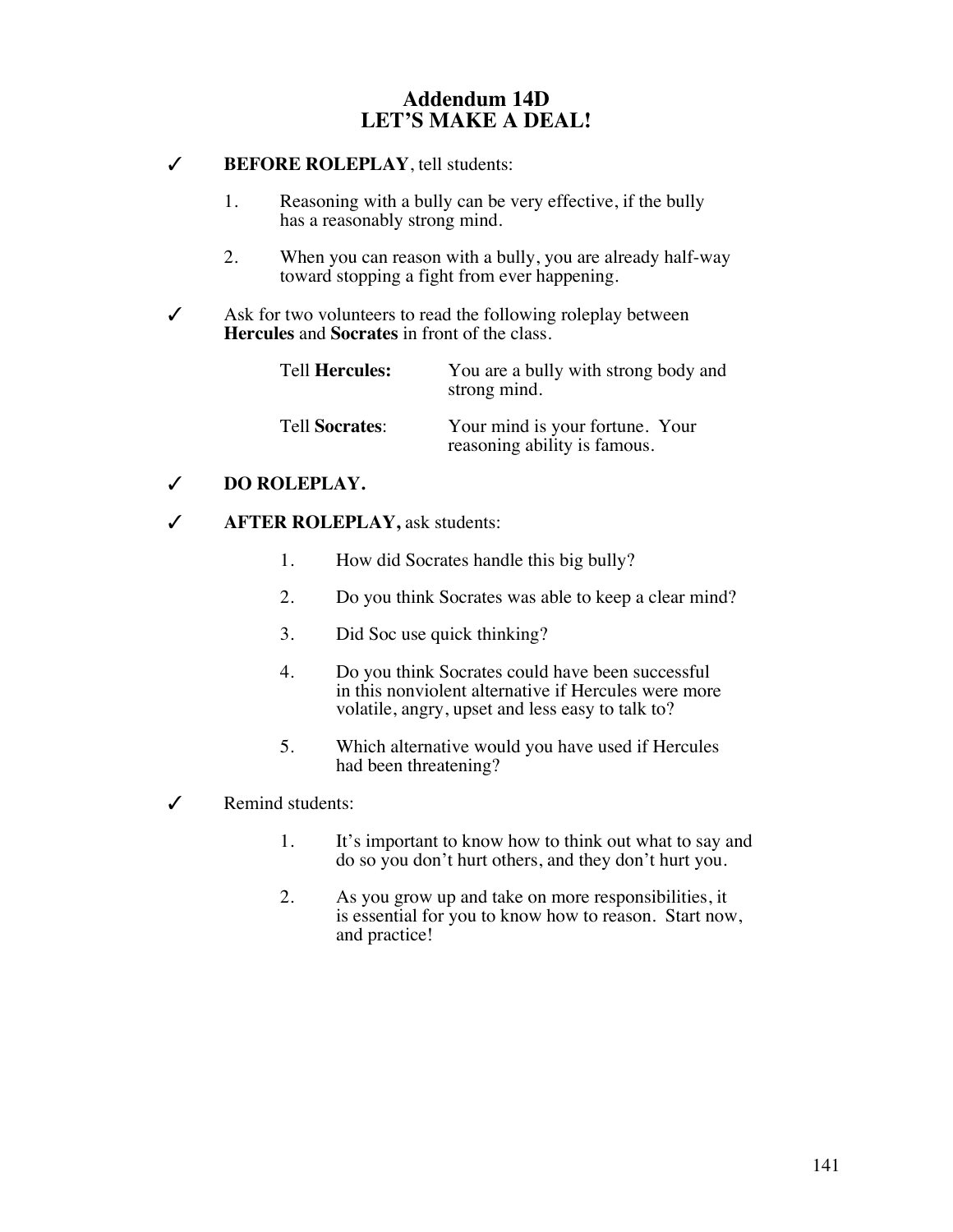# Addendum 14D
# LET'S MAKE A DEAL!

✓ **BEFORE ROLEPLAY**, tell students:

1. Reasoning with a bully can be very effective, if the bully has a reasonably strong mind.

2. When you can reason with a bully, you are already half-way toward stopping a fight from ever happening.

✓ Ask for two volunteers to read the following roleplay between **Hercules** and **Socrates** in front of the class.

| | |
|---|---|
| Tell **Hercules:** | You are a bully with strong body and strong mind. |
| Tell **Socrates**: | Your mind is your fortune. Your reasoning ability is famous. |

✓ **DO ROLEPLAY.**

✓ **AFTER ROLEPLAY,** ask students:

1. How did Socrates handle this big bully?

2. Do you think Socrates was able to keep a clear mind?

3. Did Soc use quick thinking?

4. Do you think Socrates could have been successful in this nonviolent alternative if Hercules were more volatile, angry, upset and less easy to talk to?

5. Which alternative would you have used if Hercules had been threatening?

✓ Remind students:

1. It's important to know how to think out what to say and do so you don't hurt others, and they don't hurt you.

2. As you grow up and take on more responsibilities, it is essential for you to know how to reason. Start now, and practice!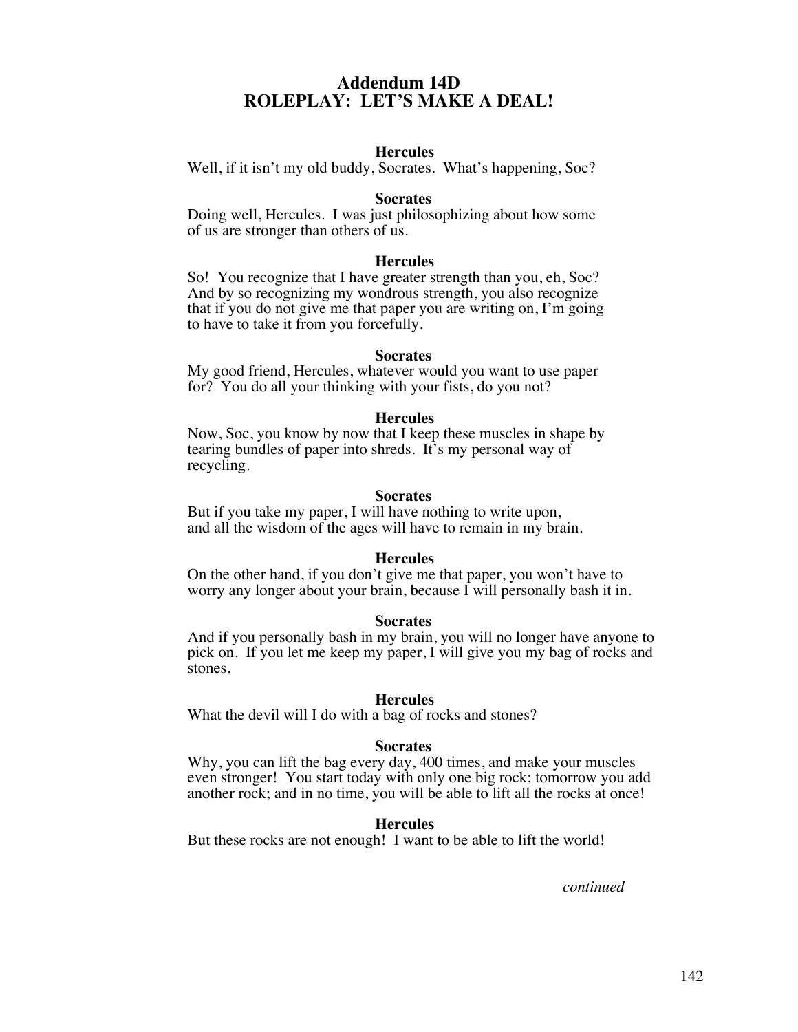# Addendum 14D
# ROLEPLAY: LET'S MAKE A DEAL!

**Hercules**

Well, if it isn't my old buddy, Socrates. What's happening, Soc?

**Socrates**

Doing well, Hercules. I was just philosophizing about how some of us are stronger than others of us.

**Hercules**

So! You recognize that I have greater strength than you, eh, Soc? And by so recognizing my wondrous strength, you also recognize that if you do not give me that paper you are writing on, I'm going to have to take it from you forcefully.

**Socrates**

My good friend, Hercules, whatever would you want to use paper for? You do all your thinking with your fists, do you not?

**Hercules**

Now, Soc, you know by now that I keep these muscles in shape by tearing bundles of paper into shreds. It's my personal way of recycling.

**Socrates**

But if you take my paper, I will have nothing to write upon, and all the wisdom of the ages will have to remain in my brain.

**Hercules**

On the other hand, if you don't give me that paper, you won't have to worry any longer about your brain, because I will personally bash it in.

**Socrates**

And if you personally bash in my brain, you will no longer have anyone to pick on. If you let me keep my paper, I will give you my bag of rocks and stones.

**Hercules**

What the devil will I do with a bag of rocks and stones?

**Socrates**

Why, you can lift the bag every day, 400 times, and make your muscles even stronger! You start today with only one big rock; tomorrow you add another rock; and in no time, you will be able to lift all the rocks at once!

**Hercules**

But these rocks are not enough! I want to be able to lift the world!

*continued*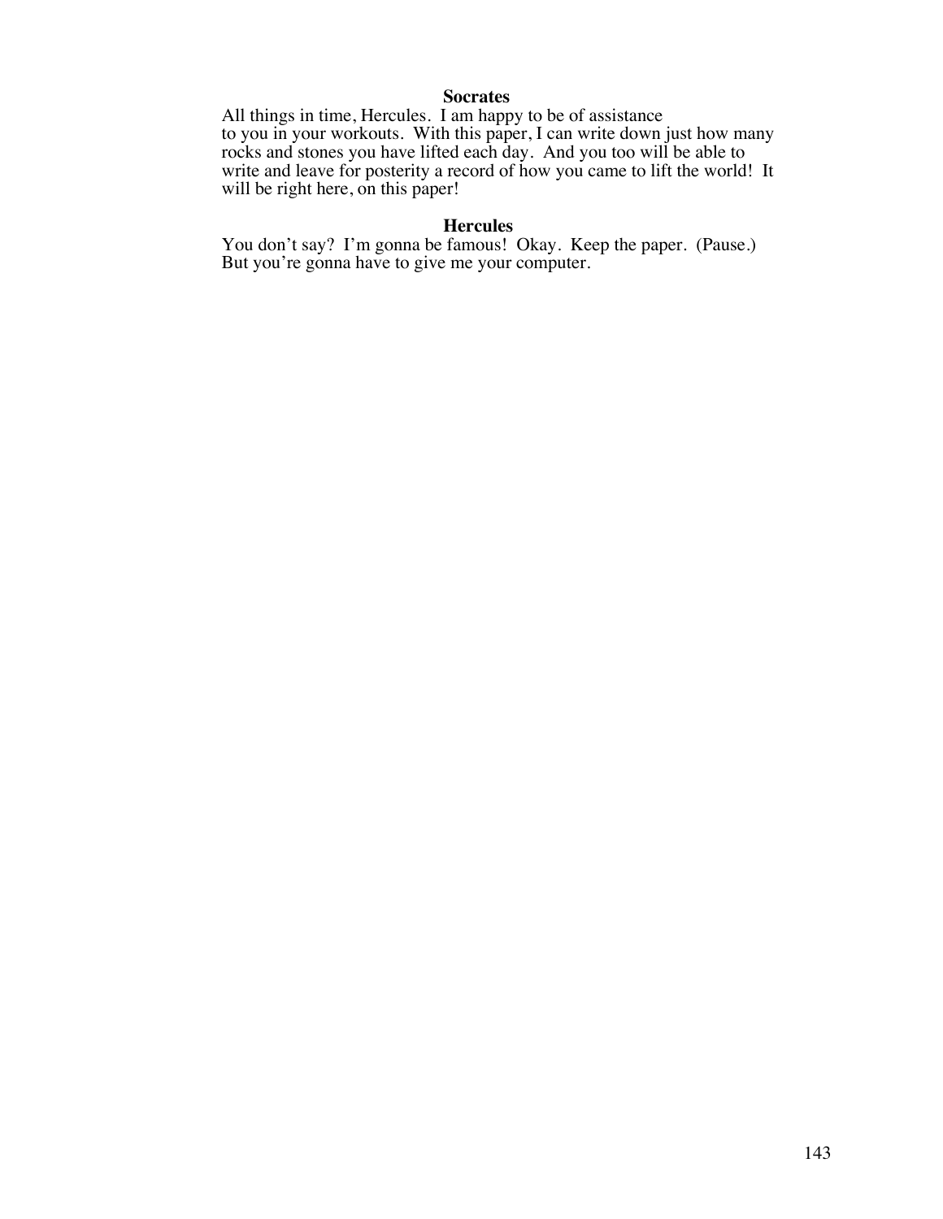**Socrates**

All things in time, Hercules. I am happy to be of assistance to you in your workouts. With this paper, I can write down just how many rocks and stones you have lifted each day. And you too will be able to write and leave for posterity a record of how you came to lift the world! It will be right here, on this paper!

**Hercules**

You don't say? I'm gonna be famous! Okay. Keep the paper. (Pause.) But you're gonna have to give me your computer.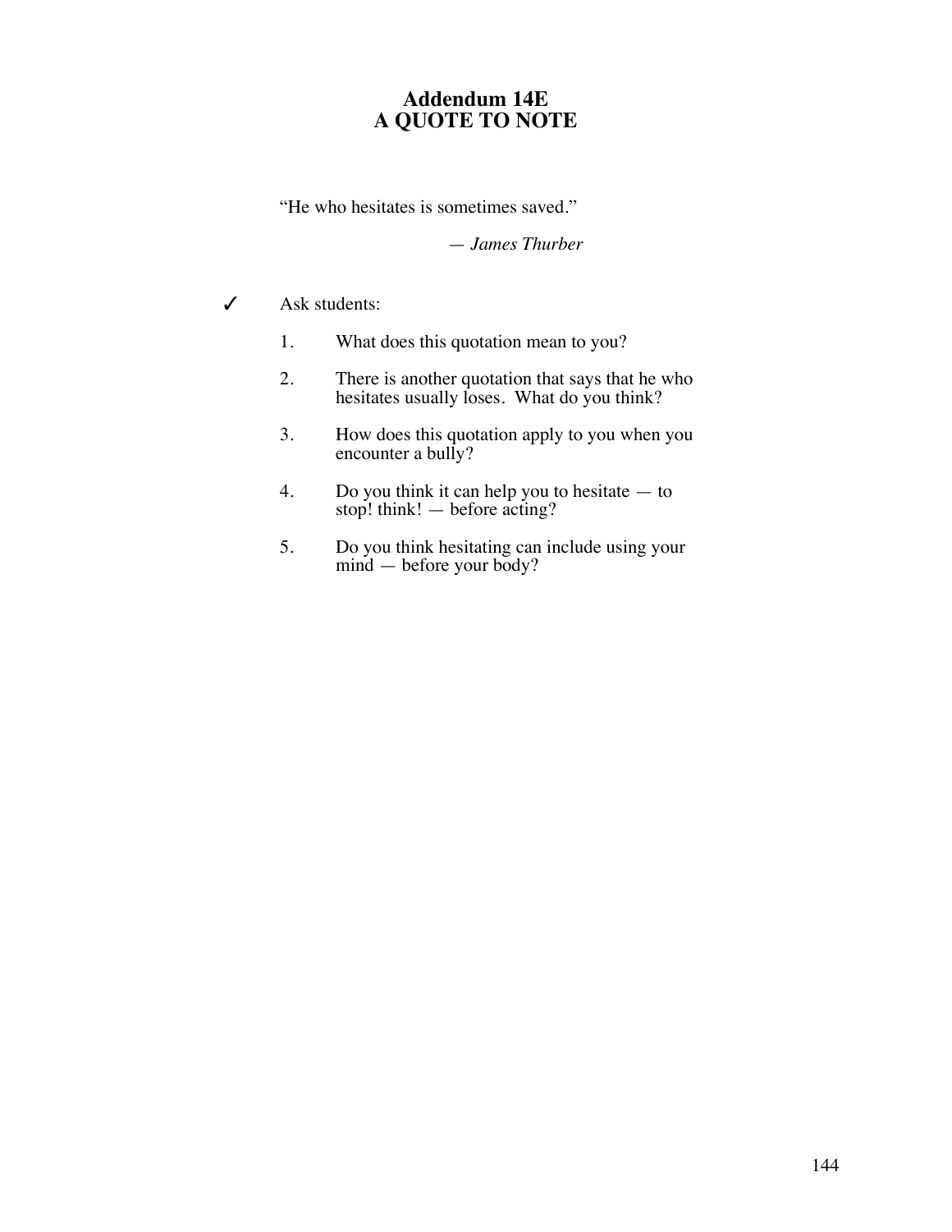# Addendum 14E
# A QUOTE TO NOTE

"He who hesitates is sometimes saved."

— *James Thurber*

✓ Ask students:

1. What does this quotation mean to you?
2. There is another quotation that says that he who hesitates usually loses. What do you think?
3. How does this quotation apply to you when you encounter a bully?
4. Do you think it can help you to hesitate — to stop! think! — before acting?
5. Do you think hesitating can include using your mind — before your body?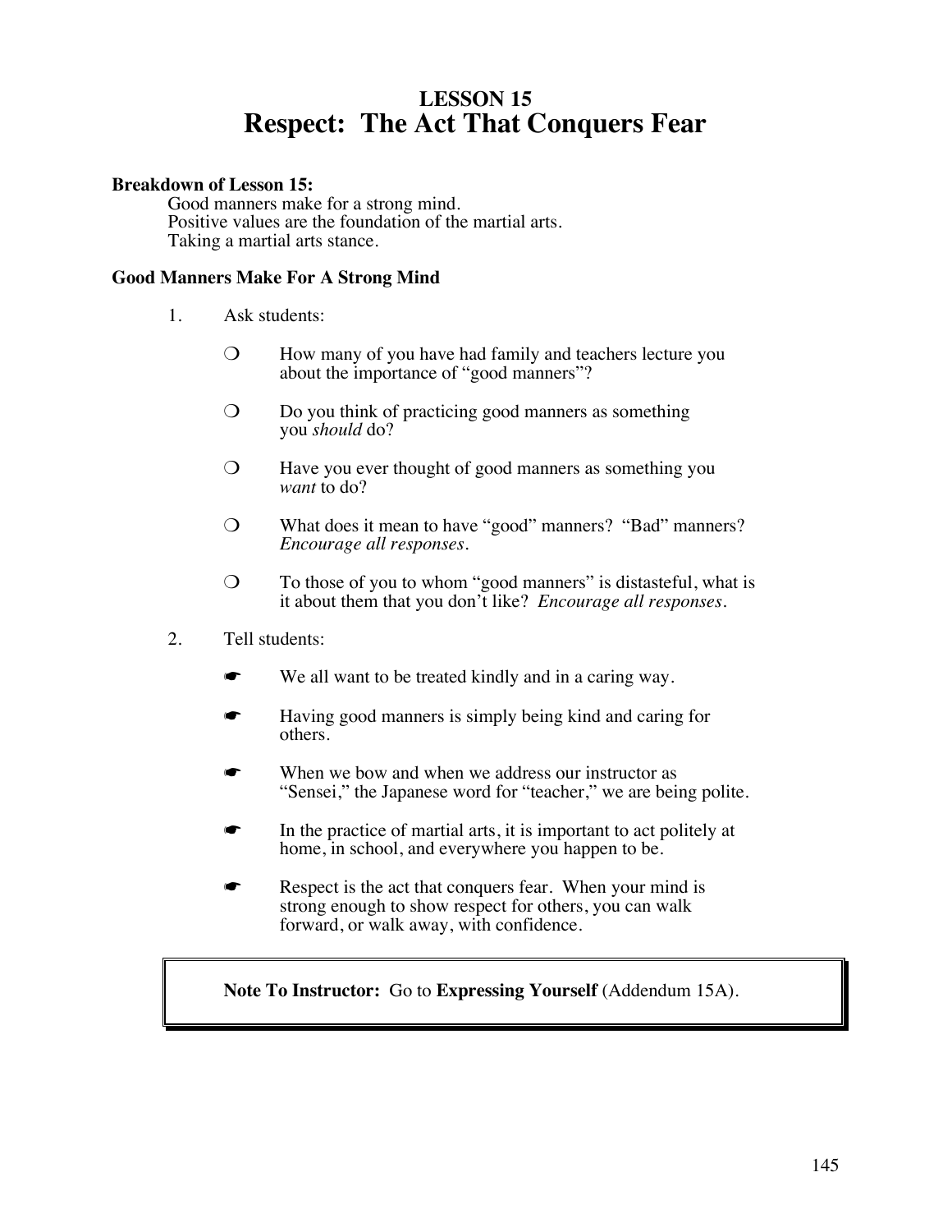# LESSON 15
# Respect: The Act That Conquers Fear

**Breakdown of Lesson 15:**

Good manners make for a strong mind.
Positive values are the foundation of the martial arts.
Taking a martial arts stance.

**Good Manners Make For A Strong Mind**

1. Ask students:

   ❍ How many of you have had family and teachers lecture you about the importance of "good manners"?

   ❍ Do you think of practicing good manners as something you *should* do?

   ❍ Have you ever thought of good manners as something you *want* to do?

   ❍ What does it mean to have "good" manners? "Bad" manners? *Encourage all responses.*

   ❍ To those of you to whom "good manners" is distasteful, what is it about them that you don't like? *Encourage all responses.*

2. Tell students:

   ☛ We all want to be treated kindly and in a caring way.

   ☛ Having good manners is simply being kind and caring for others.

   ☛ When we bow and when we address our instructor as "Sensei," the Japanese word for "teacher," we are being polite.

   ☛ In the practice of martial arts, it is important to act politely at home, in school, and everywhere you happen to be.

   ☛ Respect is the act that conquers fear. When your mind is strong enough to show respect for others, you can walk forward, or walk away, with confidence.

> **Note To Instructor:** Go to **Expressing Yourself** (Addendum 15A).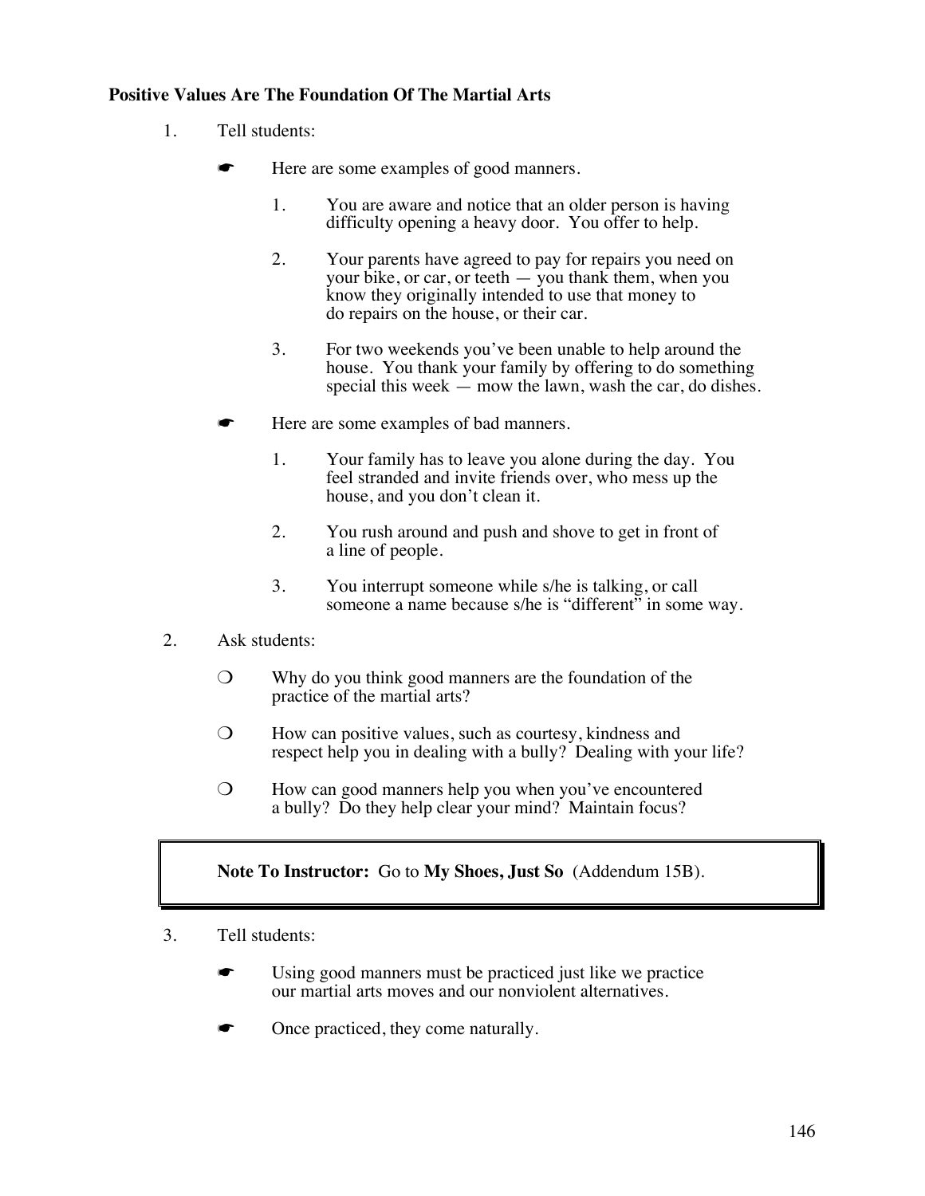**Positive Values Are The Foundation Of The Martial Arts**

1. Tell students:

   ☛ Here are some examples of good manners.

   1. You are aware and notice that an older person is having difficulty opening a heavy door. You offer to help.

   2. Your parents have agreed to pay for repairs you need on your bike, or car, or teeth — you thank them, when you know they originally intended to use that money to do repairs on the house, or their car.

   3. For two weekends you've been unable to help around the house. You thank your family by offering to do something special this week — mow the lawn, wash the car, do dishes.

   ☛ Here are some examples of bad manners.

   1. Your family has to leave you alone during the day. You feel stranded and invite friends over, who mess up the house, and you don't clean it.

   2. You rush around and push and shove to get in front of a line of people.

   3. You interrupt someone while s/he is talking, or call someone a name because s/he is "different" in some way.

2. Ask students:

   ❍ Why do you think good manners are the foundation of the practice of the martial arts?

   ❍ How can positive values, such as courtesy, kindness and respect help you in dealing with a bully? Dealing with your life?

   ❍ How can good manners help you when you've encountered a bully? Do they help clear your mind? Maintain focus?

> **Note To Instructor:** Go to **My Shoes, Just So** (Addendum 15B).

3. Tell students:

   ☛ Using good manners must be practiced just like we practice our martial arts moves and our nonviolent alternatives.

   ☛ Once practiced, they come naturally.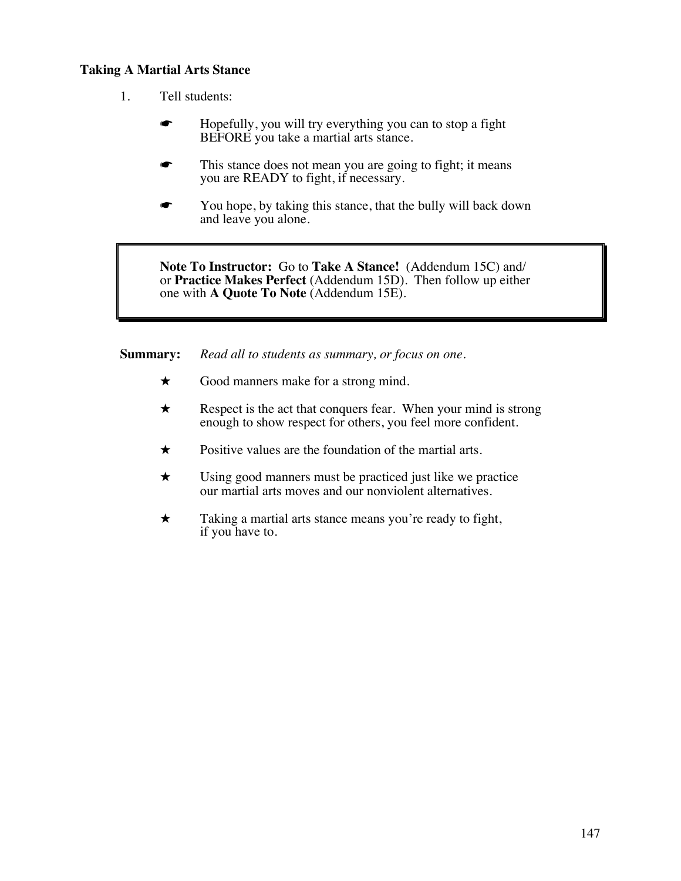**Taking A Martial Arts Stance**

1. Tell students:

   ☛ Hopefully, you will try everything you can to stop a fight BEFORE you take a martial arts stance.

   ☛ This stance does not mean you are going to fight; it means you are READY to fight, if necessary.

   ☛ You hope, by taking this stance, that the bully will back down and leave you alone.

> **Note To Instructor:** Go to **Take A Stance!** (Addendum 15C) and/or **Practice Makes Perfect** (Addendum 15D). Then follow up either one with **A Quote To Note** (Addendum 15E).

**Summary:** *Read all to students as summary, or focus on one.*

★ Good manners make for a strong mind.

★ Respect is the act that conquers fear. When your mind is strong enough to show respect for others, you feel more confident.

★ Positive values are the foundation of the martial arts.

★ Using good manners must be practiced just like we practice our martial arts moves and our nonviolent alternatives.

★ Taking a martial arts stance means you're ready to fight, if you have to.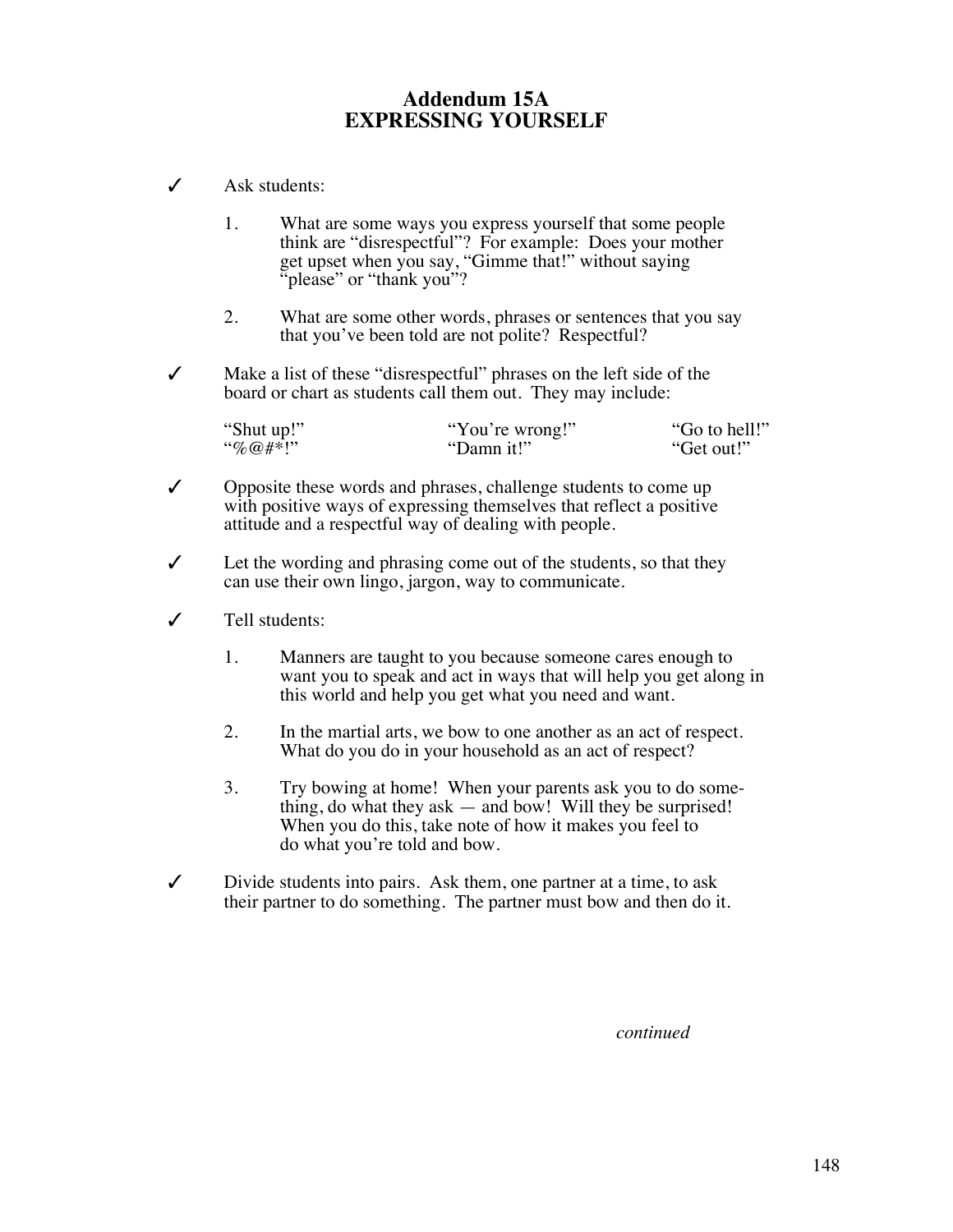# Addendum 15A
# EXPRESSING YOURSELF

✓ Ask students:

1. What are some ways you express yourself that some people think are “disrespectful”? For example: Does your mother get upset when you say, “Gimme that!” without saying “please” or “thank you”?

2. What are some other words, phrases or sentences that you say that you’ve been told are not polite? Respectful?

✓ Make a list of these “disrespectful” phrases on the left side of the board or chart as students call them out. They may include:

| | | |
|---|---|---|
| “Shut up!” | “You’re wrong!” | “Go to hell!” |
| “%@#*!” | “Damn it!” | “Get out!” |

✓ Opposite these words and phrases, challenge students to come up with positive ways of expressing themselves that reflect a positive attitude and a respectful way of dealing with people.

✓ Let the wording and phrasing come out of the students, so that they can use their own lingo, jargon, way to communicate.

✓ Tell students:

1. Manners are taught to you because someone cares enough to want you to speak and act in ways that will help you get along in this world and help you get what you need and want.

2. In the martial arts, we bow to one another as an act of respect. What do you do in your household as an act of respect?

3. Try bowing at home! When your parents ask you to do something, do what they ask — and bow! Will they be surprised! When you do this, take note of how it makes you feel to do what you’re told and bow.

✓ Divide students into pairs. Ask them, one partner at a time, to ask their partner to do something. The partner must bow and then do it.

*continued*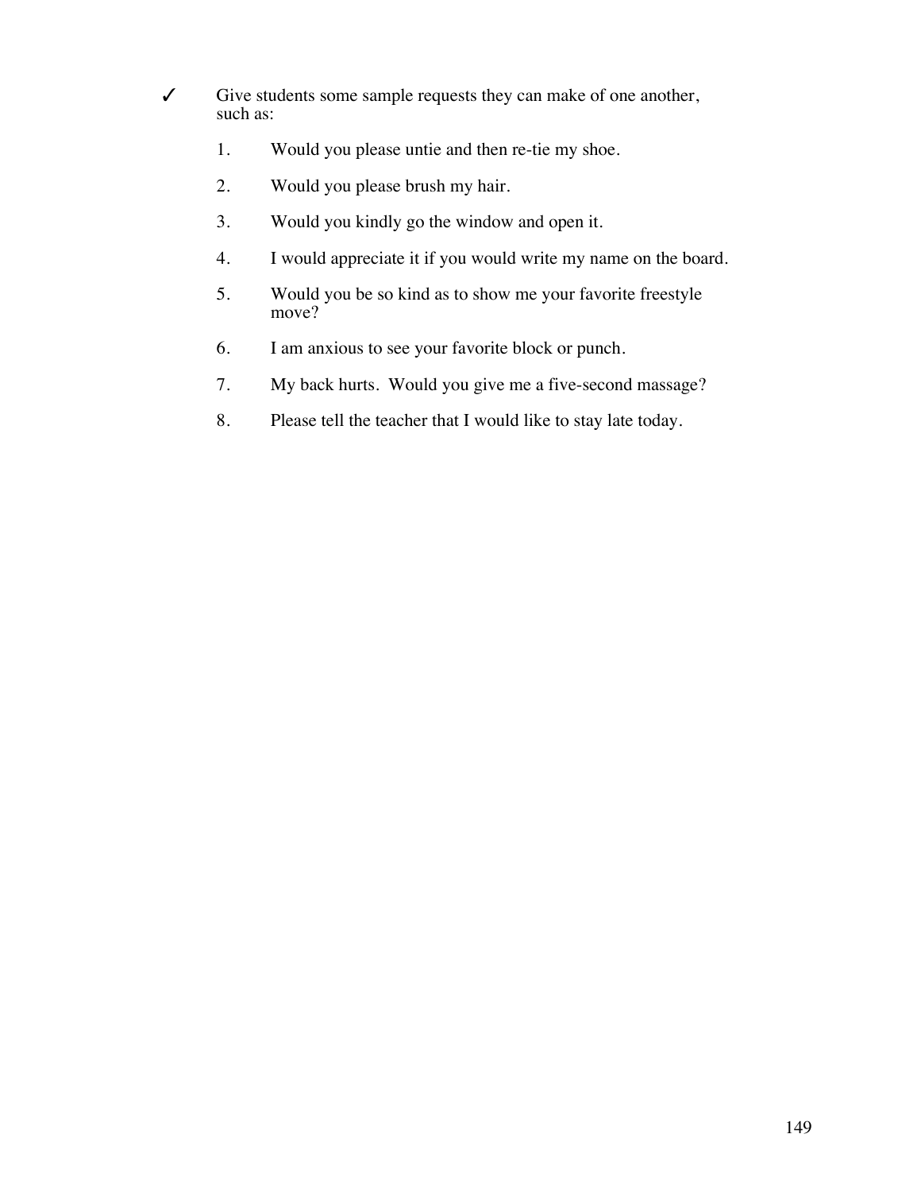✓ Give students some sample requests they can make of one another, such as:

1. Would you please untie and then re-tie my shoe.

2. Would you please brush my hair.

3. Would you kindly go the window and open it.

4. I would appreciate it if you would write my name on the board.

5. Would you be so kind as to show me your favorite freestyle move?

6. I am anxious to see your favorite block or punch.

7. My back hurts. Would you give me a five-second massage?

8. Please tell the teacher that I would like to stay late today.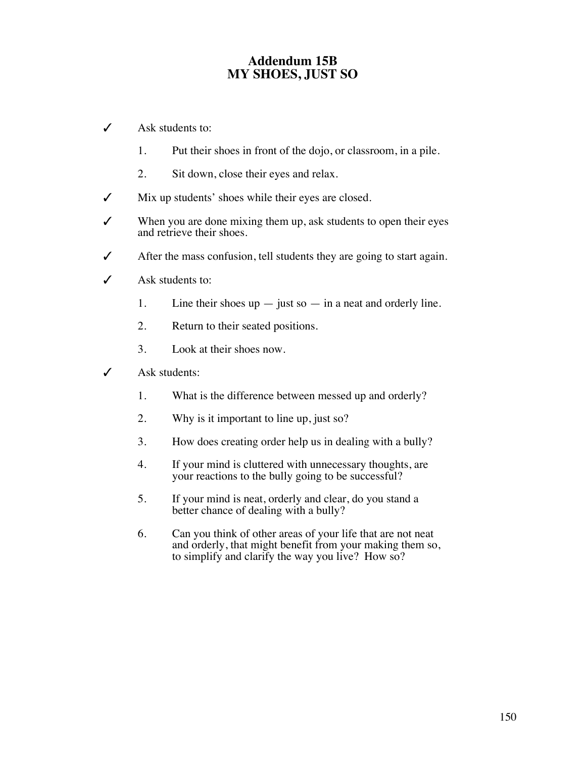# Addendum 15B
# MY SHOES, JUST SO

✓ Ask students to:

1. Put their shoes in front of the dojo, or classroom, in a pile.
2. Sit down, close their eyes and relax.

✓ Mix up students' shoes while their eyes are closed.

✓ When you are done mixing them up, ask students to open their eyes and retrieve their shoes.

✓ After the mass confusion, tell students they are going to start again.

✓ Ask students to:

1. Line their shoes up — just so — in a neat and orderly line.
2. Return to their seated positions.
3. Look at their shoes now.

✓ Ask students:

1. What is the difference between messed up and orderly?
2. Why is it important to line up, just so?
3. How does creating order help us in dealing with a bully?
4. If your mind is cluttered with unnecessary thoughts, are your reactions to the bully going to be successful?
5. If your mind is neat, orderly and clear, do you stand a better chance of dealing with a bully?
6. Can you think of other areas of your life that are not neat and orderly, that might benefit from your making them so, to simplify and clarify the way you live? How so?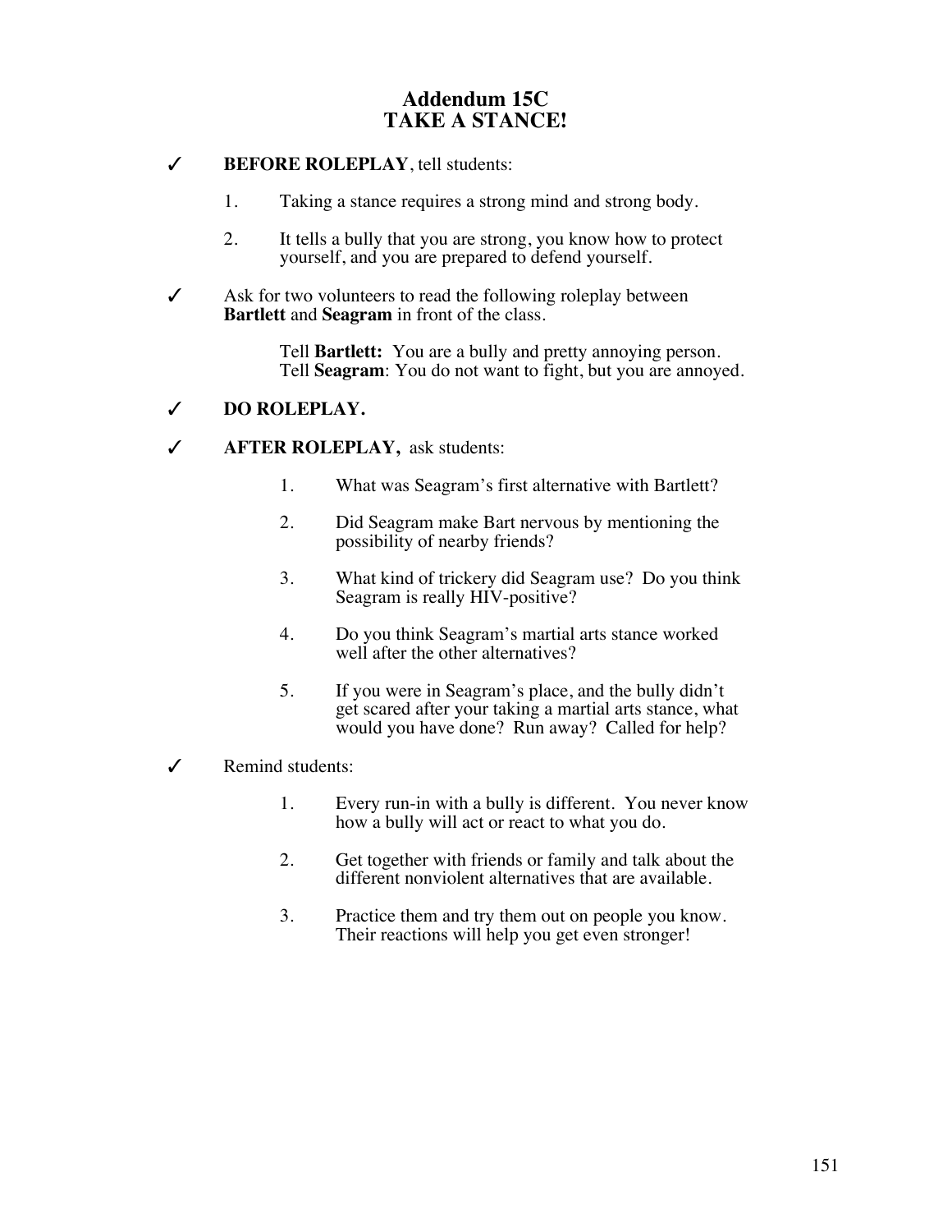# Addendum 15C
# TAKE A STANCE!

✓ **BEFORE ROLEPLAY**, tell students:

1. Taking a stance requires a strong mind and strong body.
2. It tells a bully that you are strong, you know how to protect yourself, and you are prepared to defend yourself.

✓ Ask for two volunteers to read the following roleplay between **Bartlett** and **Seagram** in front of the class.

> Tell **Bartlett:** You are a bully and pretty annoying person.
> Tell **Seagram**: You do not want to fight, but you are annoyed.

✓ **DO ROLEPLAY.**

✓ **AFTER ROLEPLAY,** ask students:

1. What was Seagram's first alternative with Bartlett?
2. Did Seagram make Bart nervous by mentioning the possibility of nearby friends?
3. What kind of trickery did Seagram use? Do you think Seagram is really HIV-positive?
4. Do you think Seagram's martial arts stance worked well after the other alternatives?
5. If you were in Seagram's place, and the bully didn't get scared after your taking a martial arts stance, what would you have done? Run away? Called for help?

✓ Remind students:

1. Every run-in with a bully is different. You never know how a bully will act or react to what you do.
2. Get together with friends or family and talk about the different nonviolent alternatives that are available.
3. Practice them and try them out on people you know. Their reactions will help you get even stronger!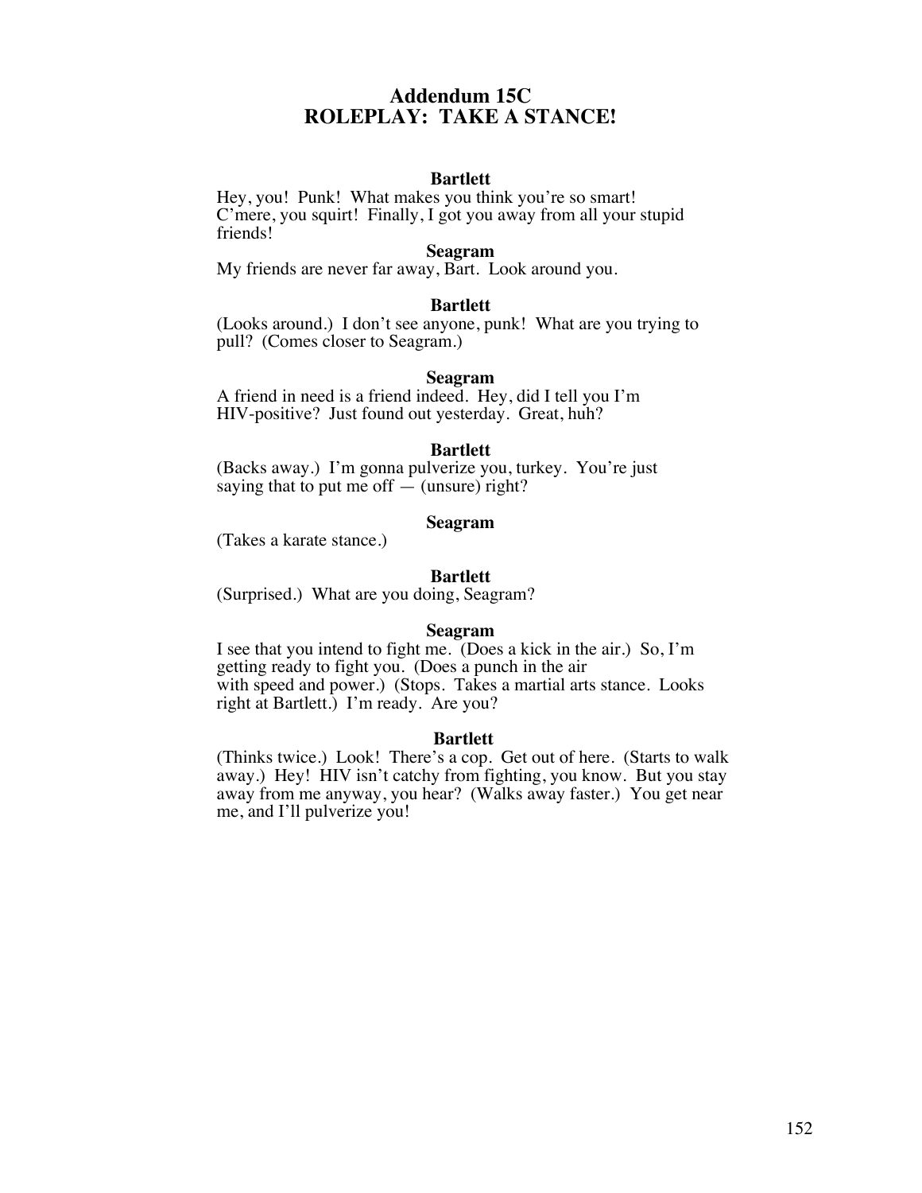# Addendum 15C
# ROLEPLAY: TAKE A STANCE!

**Bartlett**

Hey, you! Punk! What makes you think you're so smart! C'mere, you squirt! Finally, I got you away from all your stupid friends!

**Seagram**

My friends are never far away, Bart. Look around you.

**Bartlett**

(Looks around.) I don't see anyone, punk! What are you trying to pull? (Comes closer to Seagram.)

**Seagram**

A friend in need is a friend indeed. Hey, did I tell you I'm HIV-positive? Just found out yesterday. Great, huh?

**Bartlett**

(Backs away.) I'm gonna pulverize you, turkey. You're just saying that to put me off — (unsure) right?

**Seagram**

(Takes a karate stance.)

**Bartlett**

(Surprised.) What are you doing, Seagram?

**Seagram**

I see that you intend to fight me. (Does a kick in the air.) So, I'm getting ready to fight you. (Does a punch in the air with speed and power.) (Stops. Takes a martial arts stance. Looks right at Bartlett.) I'm ready. Are you?

**Bartlett**

(Thinks twice.) Look! There's a cop. Get out of here. (Starts to walk away.) Hey! HIV isn't catchy from fighting, you know. But you stay away from me anyway, you hear? (Walks away faster.) You get near me, and I'll pulverize you!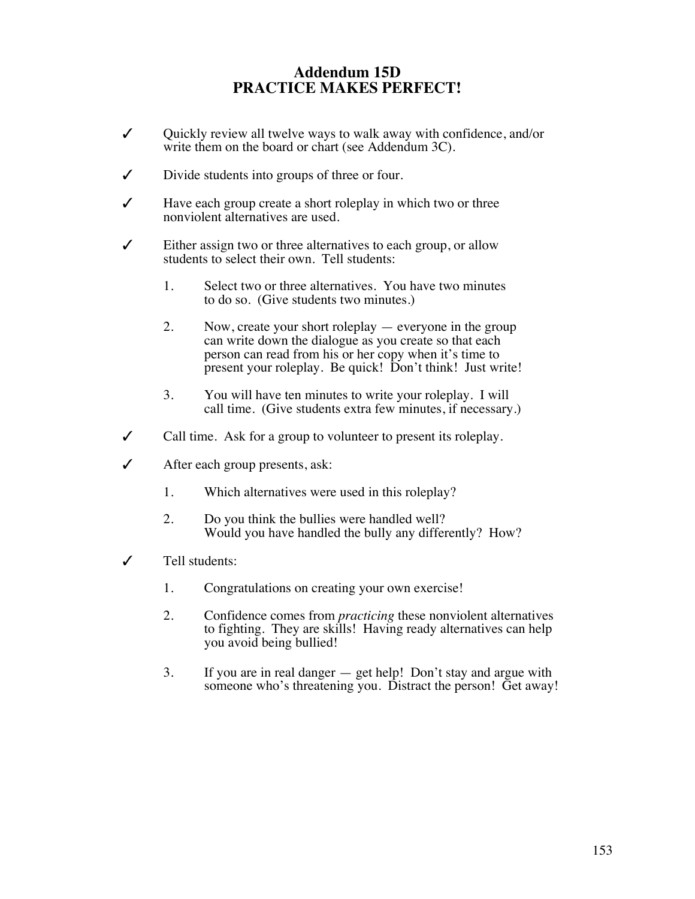# Addendum 15D
# PRACTICE MAKES PERFECT!

✓ Quickly review all twelve ways to walk away with confidence, and/or write them on the board or chart (see Addendum 3C).

✓ Divide students into groups of three or four.

✓ Have each group create a short roleplay in which two or three nonviolent alternatives are used.

✓ Either assign two or three alternatives to each group, or allow students to select their own. Tell students:

1. Select two or three alternatives. You have two minutes to do so. (Give students two minutes.)

2. Now, create your short roleplay — everyone in the group can write down the dialogue as you create so that each person can read from his or her copy when it's time to present your roleplay. Be quick! Don't think! Just write!

3. You will have ten minutes to write your roleplay. I will call time. (Give students extra few minutes, if necessary.)

✓ Call time. Ask for a group to volunteer to present its roleplay.

✓ After each group presents, ask:

1. Which alternatives were used in this roleplay?

2. Do you think the bullies were handled well? Would you have handled the bully any differently? How?

✓ Tell students:

1. Congratulations on creating your own exercise!

2. Confidence comes from *practicing* these nonviolent alternatives to fighting. They are skills! Having ready alternatives can help you avoid being bullied!

3. If you are in real danger — get help! Don't stay and argue with someone who's threatening you. Distract the person! Get away!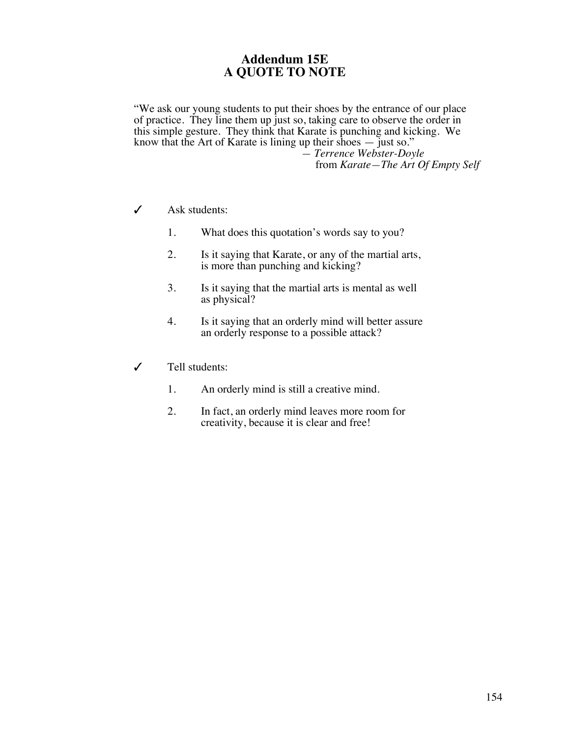# Addendum 15E
# A QUOTE TO NOTE

"We ask our young students to put their shoes by the entrance of our place of practice. They line them up just so, taking care to observe the order in this simple gesture. They think that Karate is punching and kicking. We know that the Art of Karate is lining up their shoes — just so."

— *Terrence Webster-Doyle*
from *Karate—The Art Of Empty Self*

✓ Ask students:

1. What does this quotation's words say to you?
2. Is it saying that Karate, or any of the martial arts, is more than punching and kicking?
3. Is it saying that the martial arts is mental as well as physical?
4. Is it saying that an orderly mind will better assure an orderly response to a possible attack?

✓ Tell students:

1. An orderly mind is still a creative mind.
2. In fact, an orderly mind leaves more room for creativity, because it is clear and free!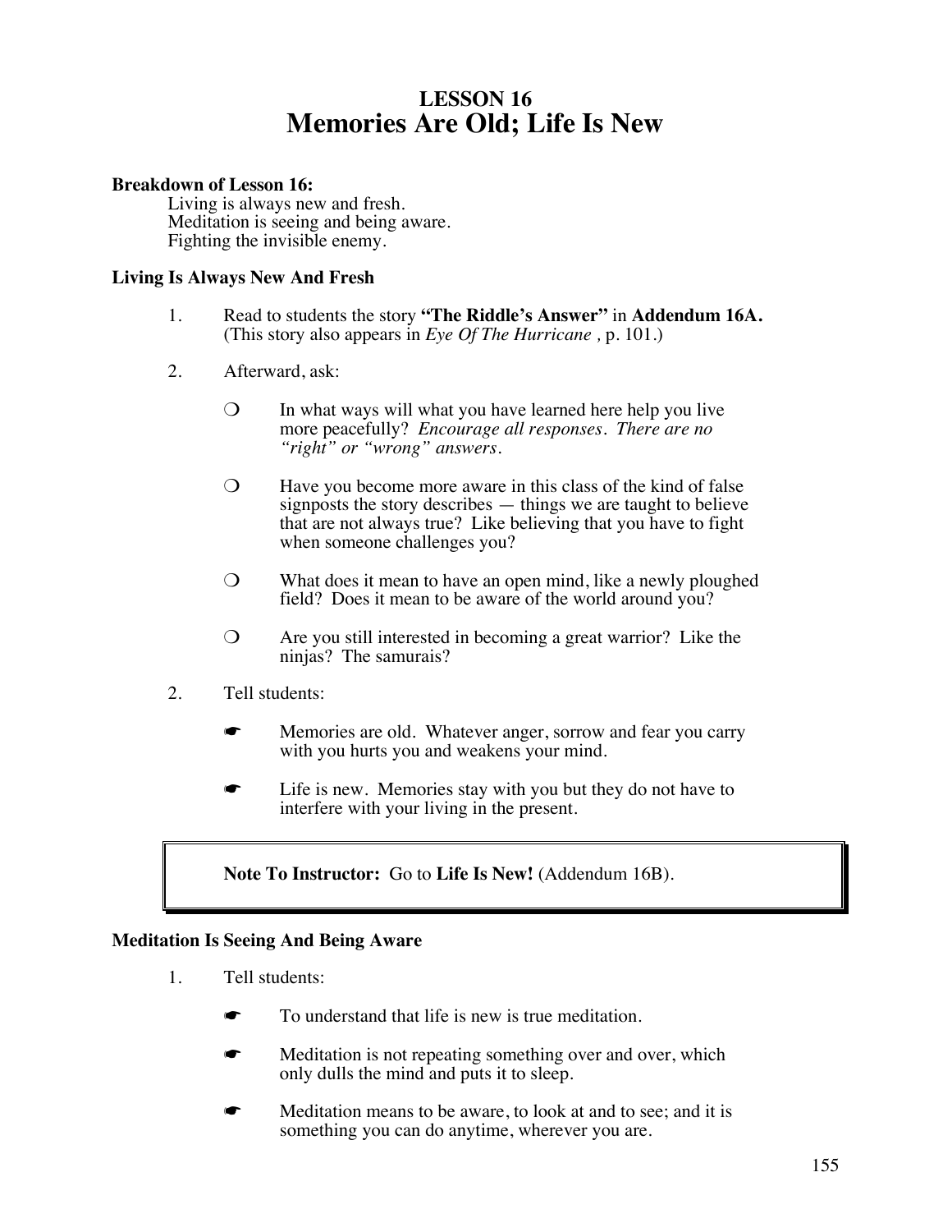# LESSON 16
# Memories Are Old; Life Is New

**Breakdown of Lesson 16:**

Living is always new and fresh.
Meditation is seeing and being aware.
Fighting the invisible enemy.

### Living Is Always New And Fresh

1. Read to students the story **"The Riddle's Answer"** in **Addendum 16A.** (This story also appears in *Eye Of The Hurricane ,* p. 101.)

2. Afterward, ask:

   ❍ In what ways will what you have learned here help you live more peacefully? *Encourage all responses. There are no "right" or "wrong" answers.*

   ❍ Have you become more aware in this class of the kind of false signposts the story describes — things we are taught to believe that are not always true? Like believing that you have to fight when someone challenges you?

   ❍ What does it mean to have an open mind, like a newly ploughed field? Does it mean to be aware of the world around you?

   ❍ Are you still interested in becoming a great warrior? Like the ninjas? The samurais?

2. Tell students:

   ☛ Memories are old. Whatever anger, sorrow and fear you carry with you hurts you and weakens your mind.

   ☛ Life is new. Memories stay with you but they do not have to interfere with your living in the present.

> **Note To Instructor:** Go to **Life Is New!** (Addendum 16B).

### Meditation Is Seeing And Being Aware

1. Tell students:

   ☛ To understand that life is new is true meditation.

   ☛ Meditation is not repeating something over and over, which only dulls the mind and puts it to sleep.

   ☛ Meditation means to be aware, to look at and to see; and it is something you can do anytime, wherever you are.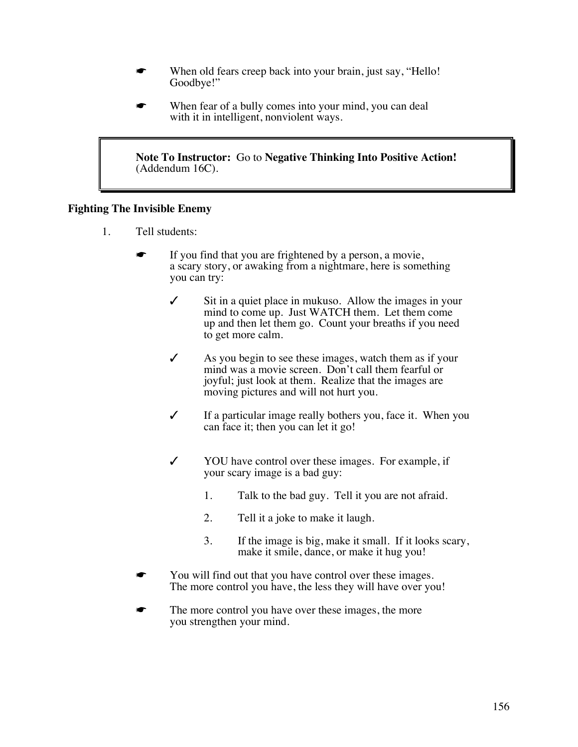- ☛ When old fears creep back into your brain, just say, "Hello! Goodbye!"

- ☛ When fear of a bully comes into your mind, you can deal with it in intelligent, nonviolent ways.

> **Note To Instructor:** Go to **Negative Thinking Into Positive Action!** (Addendum 16C).

**Fighting The Invisible Enemy**

1. Tell students:

   - ☛ If you find that you are frightened by a person, a movie, a scary story, or awaking from a nightmare, here is something you can try:

     - ✓ Sit in a quiet place in mukuso. Allow the images in your mind to come up. Just WATCH them. Let them come up and then let them go. Count your breaths if you need to get more calm.

     - ✓ As you begin to see these images, watch them as if your mind was a movie screen. Don't call them fearful or joyful; just look at them. Realize that the images are moving pictures and will not hurt you.

     - ✓ If a particular image really bothers you, face it. When you can face it; then you can let it go!

     - ✓ YOU have control over these images. For example, if your scary image is a bad guy:

       1. Talk to the bad guy. Tell it you are not afraid.
       2. Tell it a joke to make it laugh.
       3. If the image is big, make it small. If it looks scary, make it smile, dance, or make it hug you!

   - ☛ You will find out that you have control over these images. The more control you have, the less they will have over you!

   - ☛ The more control you have over these images, the more you strengthen your mind.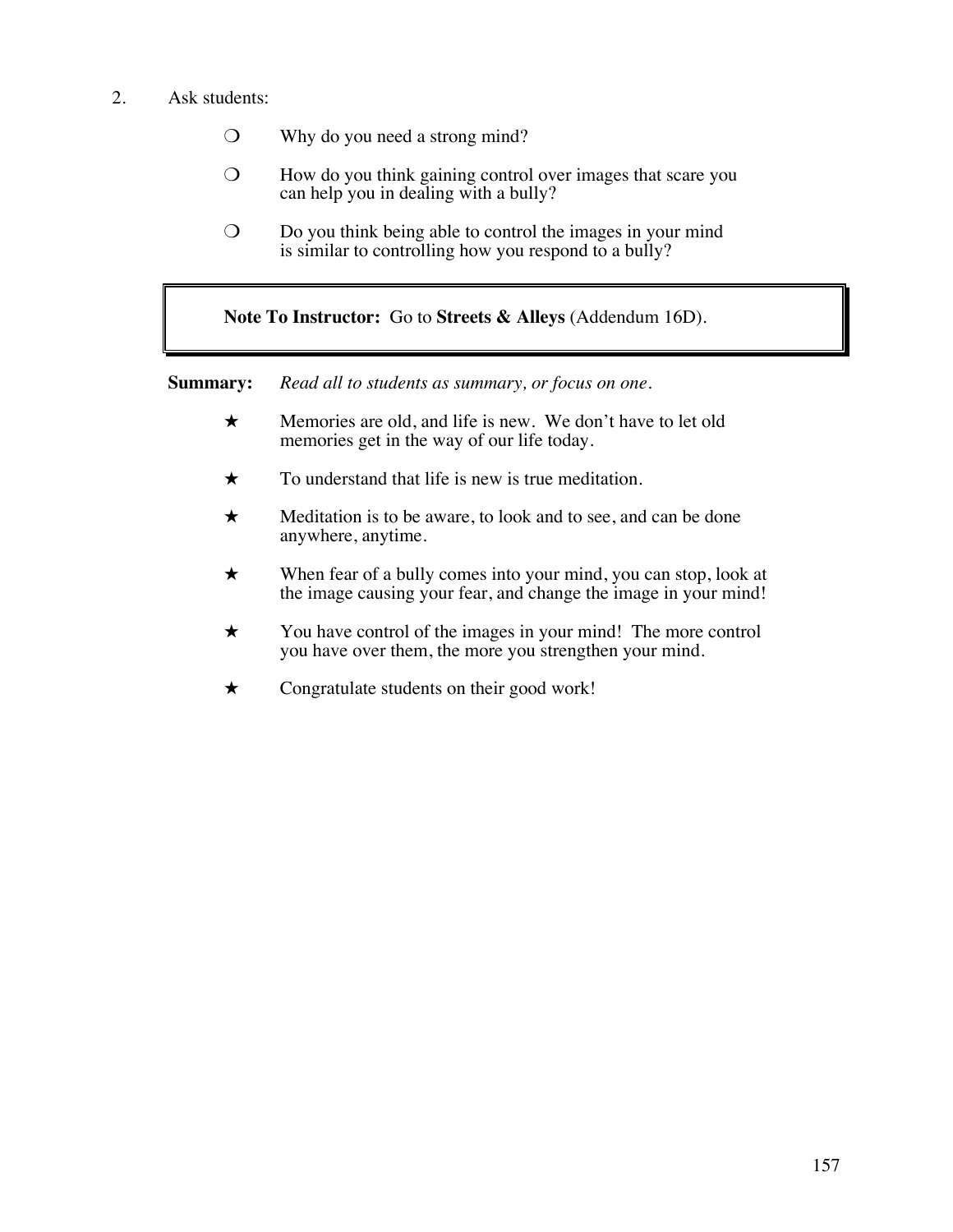2. Ask students:

   - ❍ Why do you need a strong mind?
   - ❍ How do you think gaining control over images that scare you can help you in dealing with a bully?
   - ❍ Do you think being able to control the images in your mind is similar to controlling how you respond to a bully?

> **Note To Instructor:** Go to **Streets & Alleys** (Addendum 16D).

**Summary:** *Read all to students as summary, or focus on one.*

- ★ Memories are old, and life is new. We don't have to let old memories get in the way of our life today.
- ★ To understand that life is new is true meditation.
- ★ Meditation is to be aware, to look and to see, and can be done anywhere, anytime.
- ★ When fear of a bully comes into your mind, you can stop, look at the image causing your fear, and change the image in your mind!
- ★ You have control of the images in your mind! The more control you have over them, the more you strengthen your mind.
- ★ Congratulate students on their good work!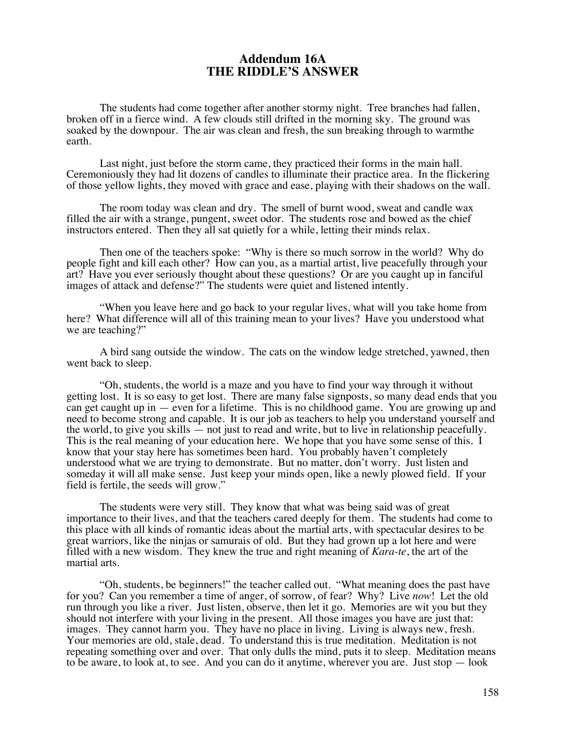# Addendum 16A
# THE RIDDLE'S ANSWER

The students had come together after another stormy night. Tree branches had fallen, broken off in a fierce wind. A few clouds still drifted in the morning sky. The ground was soaked by the downpour. The air was clean and fresh, the sun breaking through to warmthe earth.

Last night, just before the storm came, they practiced their forms in the main hall. Ceremoniously they had lit dozens of candles to illuminate their practice area. In the flickering of those yellow lights, they moved with grace and ease, playing with their shadows on the wall.

The room today was clean and dry. The smell of burnt wood, sweat and candle wax filled the air with a strange, pungent, sweet odor. The students rose and bowed as the chief instructors entered. Then they all sat quietly for a while, letting their minds relax.

Then one of the teachers spoke: "Why is there so much sorrow in the world? Why do people fight and kill each other? How can you, as a martial artist, live peacefully through your art? Have you ever seriously thought about these questions? Or are you caught up in fanciful images of attack and defense?" The students were quiet and listened intently.

"When you leave here and go back to your regular lives, what will you take home from here? What difference will all of this training mean to your lives? Have you understood what we are teaching?"

A bird sang outside the window. The cats on the window ledge stretched, yawned, then went back to sleep.

"Oh, students, the world is a maze and you have to find your way through it without getting lost. It is so easy to get lost. There are many false signposts, so many dead ends that you can get caught up in — even for a lifetime. This is no childhood game. You are growing up and need to become strong and capable. It is our job as teachers to help you understand yourself and the world, to give you skills — not just to read and write, but to live in relationship peacefully. This is the real meaning of your education here. We hope that you have some sense of this. I know that your stay here has sometimes been hard. You probably haven't completely understood what we are trying to demonstrate. But no matter, don't worry. Just listen and someday it will all make sense. Just keep your minds open, like a newly plowed field. If your field is fertile, the seeds will grow."

The students were very still. They know that what was being said was of great importance to their lives, and that the teachers cared deeply for them. The students had come to this place with all kinds of romantic ideas about the martial arts, with spectacular desires to be great warriors, like the ninjas or samurais of old. But they had grown up a lot here and were filled with a new wisdom. They knew the true and right meaning of *Kara-te*, the art of the martial arts.

"Oh, students, be beginners!" the teacher called out. "What meaning does the past have for you? Can you remember a time of anger, of sorrow, of fear? Why? Live *now*! Let the old run through you like a river. Just listen, observe, then let it go. Memories are wit you but they should not interfere with your living in the present. All those images you have are just that: images. They cannot harm you. They have no place in living. Living is always new, fresh. Your memories are old, stale, dead. To understand this is true meditation. Meditation is not repeating something over and over. That only dulls the mind, puts it to sleep. Meditation means to be aware, to look at, to see. And you can do it anytime, wherever you are. Just stop — look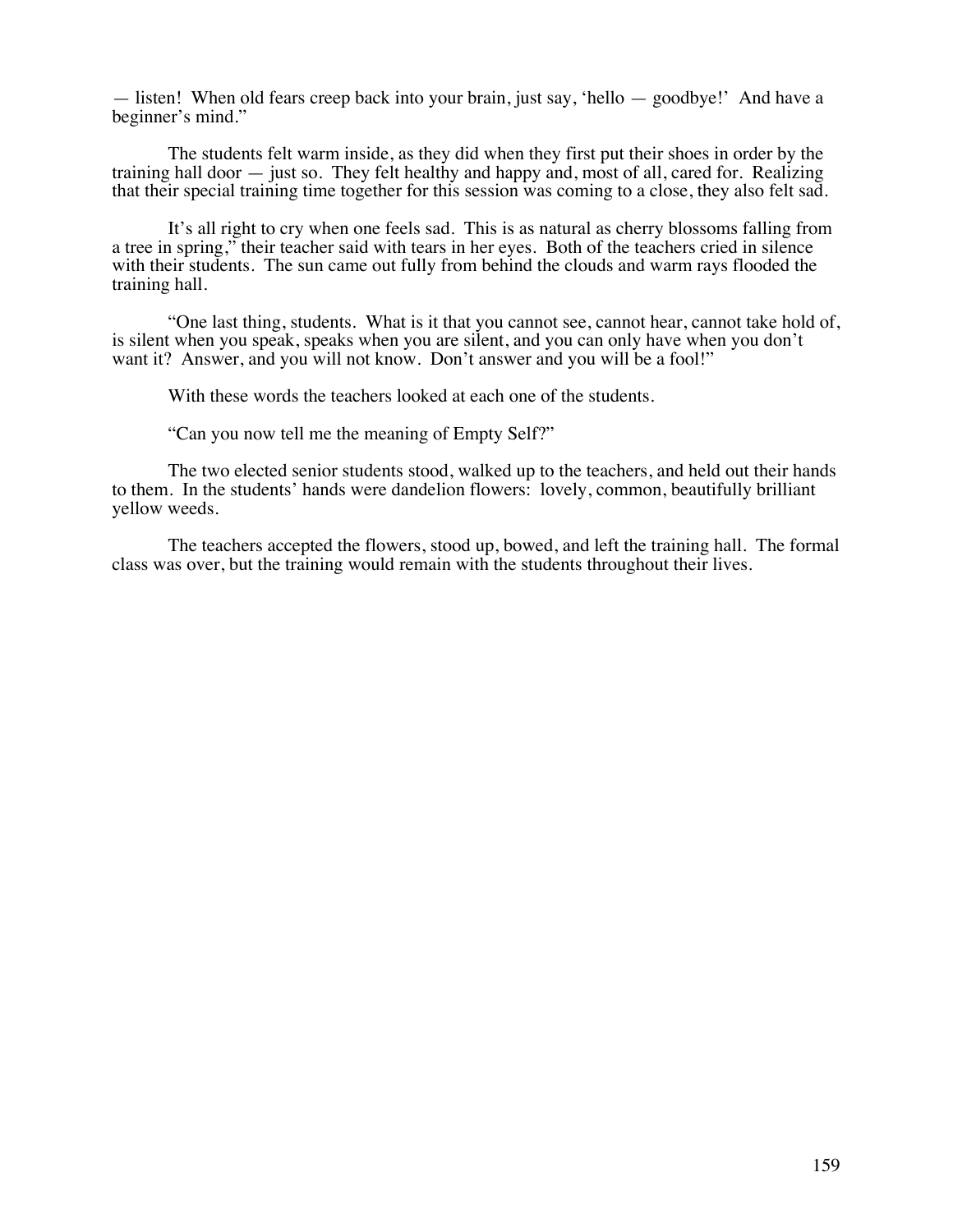— listen! When old fears creep back into your brain, just say, 'hello — goodbye!' And have a beginner's mind."

The students felt warm inside, as they did when they first put their shoes in order by the training hall door — just so. They felt healthy and happy and, most of all, cared for. Realizing that their special training time together for this session was coming to a close, they also felt sad.

It's all right to cry when one feels sad. This is as natural as cherry blossoms falling from a tree in spring," their teacher said with tears in her eyes. Both of the teachers cried in silence with their students. The sun came out fully from behind the clouds and warm rays flooded the training hall.

"One last thing, students. What is it that you cannot see, cannot hear, cannot take hold of, is silent when you speak, speaks when you are silent, and you can only have when you don't want it? Answer, and you will not know. Don't answer and you will be a fool!"

With these words the teachers looked at each one of the students.

"Can you now tell me the meaning of Empty Self?"

The two elected senior students stood, walked up to the teachers, and held out their hands to them. In the students' hands were dandelion flowers: lovely, common, beautifully brilliant yellow weeds.

The teachers accepted the flowers, stood up, bowed, and left the training hall. The formal class was over, but the training would remain with the students throughout their lives.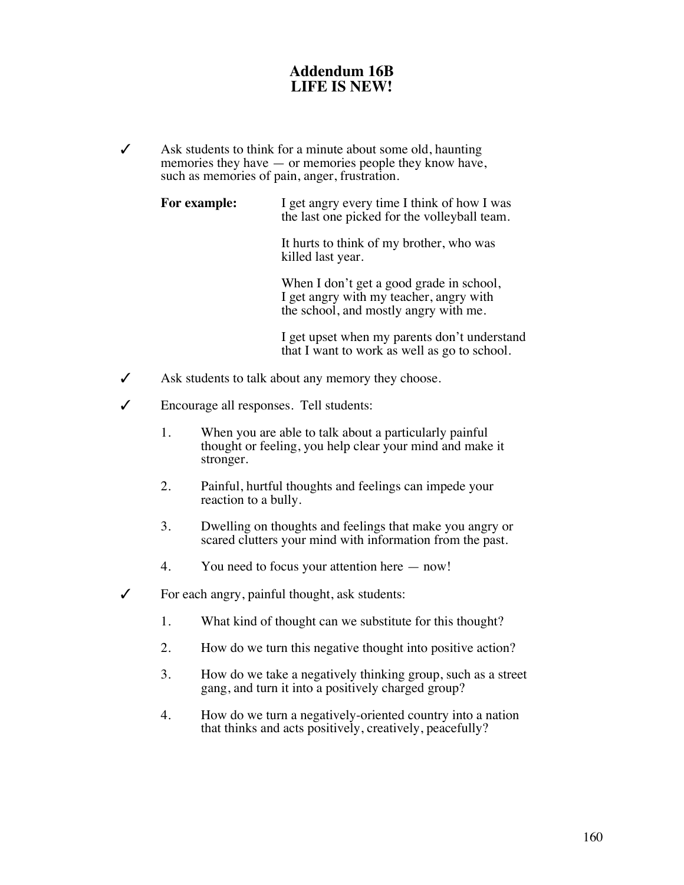# Addendum 16B
# LIFE IS NEW!

✓ Ask students to think for a minute about some old, haunting memories they have — or memories people they know have, such as memories of pain, anger, frustration.

**For example:**

I get angry every time I think of how I was the last one picked for the volleyball team.

It hurts to think of my brother, who was killed last year.

When I don't get a good grade in school, I get angry with my teacher, angry with the school, and mostly angry with me.

I get upset when my parents don't understand that I want to work as well as go to school.

✓ Ask students to talk about any memory they choose.

✓ Encourage all responses. Tell students:

1. When you are able to talk about a particularly painful thought or feeling, you help clear your mind and make it stronger.
2. Painful, hurtful thoughts and feelings can impede your reaction to a bully.
3. Dwelling on thoughts and feelings that make you angry or scared clutters your mind with information from the past.
4. You need to focus your attention here — now!

✓ For each angry, painful thought, ask students:

1. What kind of thought can we substitute for this thought?
2. How do we turn this negative thought into positive action?
3. How do we take a negatively thinking group, such as a street gang, and turn it into a positively charged group?
4. How do we turn a negatively-oriented country into a nation that thinks and acts positively, creatively, peacefully?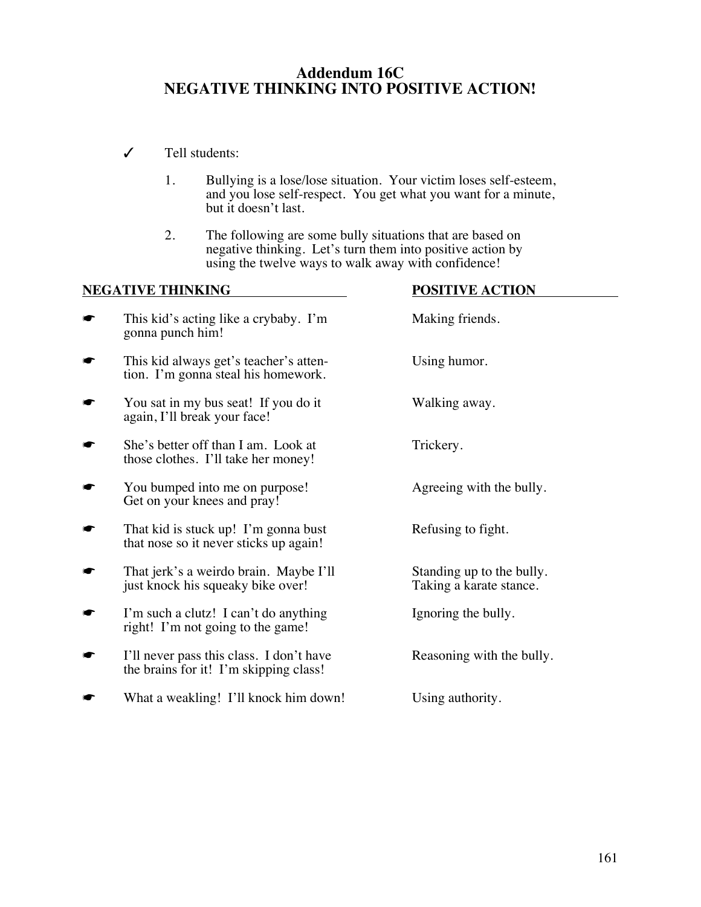# Addendum 16C
# NEGATIVE THINKING INTO POSITIVE ACTION!

✓ Tell students:

1. Bullying is a lose/lose situation. Your victim loses self-esteem, and you lose self-respect. You get what you want for a minute, but it doesn't last.

2. The following are some bully situations that are based on negative thinking. Let's turn them into positive action by using the twelve ways to walk away with confidence!

| NEGATIVE THINKING | POSITIVE ACTION |
| --- | --- |
| ☛ This kid's acting like a crybaby. I'm gonna punch him! | Making friends. |
| ☛ This kid always get's teacher's attention. I'm gonna steal his homework. | Using humor. |
| ☛ You sat in my bus seat! If you do it again, I'll break your face! | Walking away. |
| ☛ She's better off than I am. Look at those clothes. I'll take her money! | Trickery. |
| ☛ You bumped into me on purpose! Get on your knees and pray! | Agreeing with the bully. |
| ☛ That kid is stuck up! I'm gonna bust that nose so it never sticks up again! | Refusing to fight. |
| ☛ That jerk's a weirdo brain. Maybe I'll just knock his squeaky bike over! | Standing up to the bully. Taking a karate stance. |
| ☛ I'm such a clutz! I can't do anything right! I'm not going to the game! | Ignoring the bully. |
| ☛ I'll never pass this class. I don't have the brains for it! I'm skipping class! | Reasoning with the bully. |
| ☛ What a weakling! I'll knock him down! | Using authority. |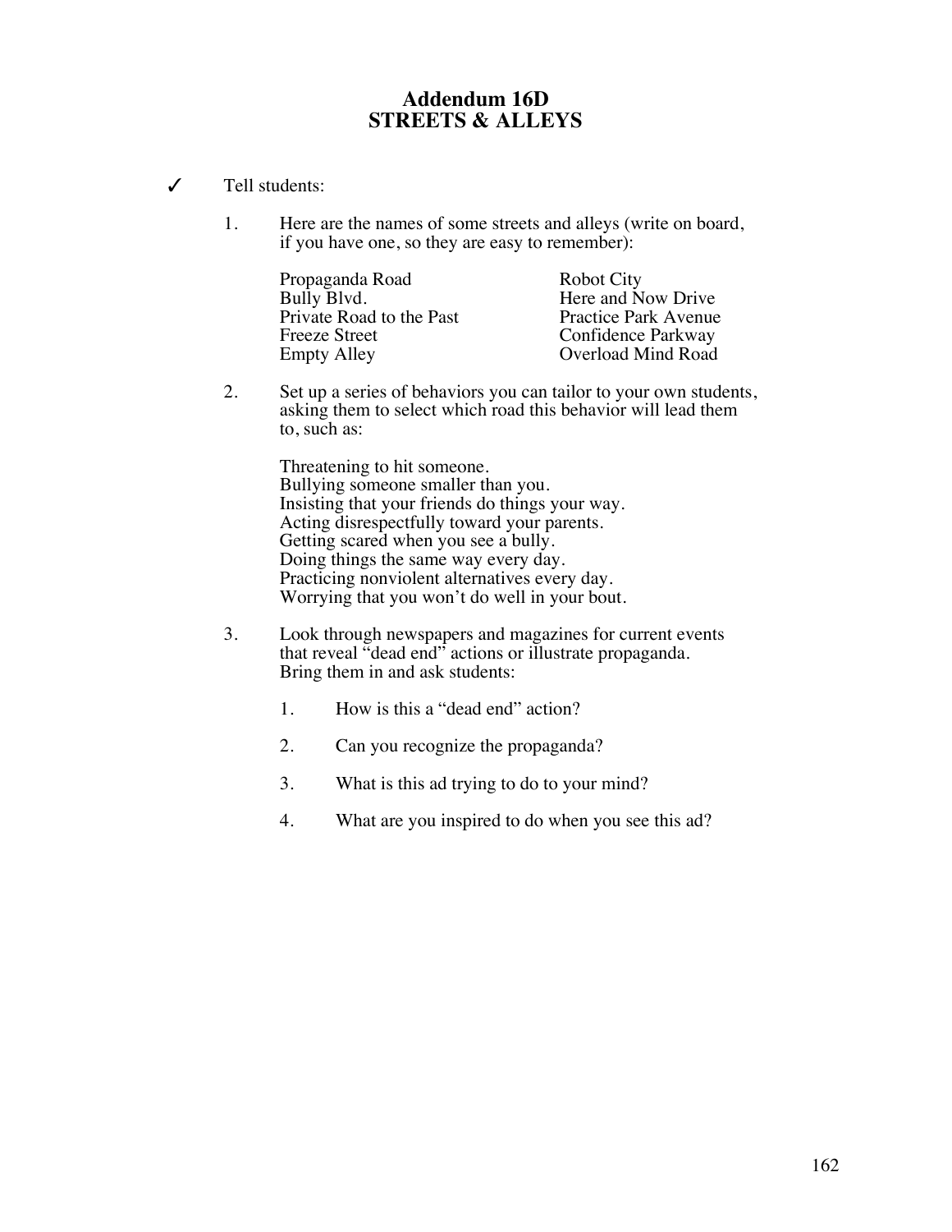# Addendum 16D
# STREETS & ALLEYS

✓ Tell students:

1. Here are the names of some streets and alleys (write on board, if you have one, so they are easy to remember):

| | |
|---|---|
| Propaganda Road | Robot City |
| Bully Blvd. | Here and Now Drive |
| Private Road to the Past | Practice Park Avenue |
| Freeze Street | Confidence Parkway |
| Empty Alley | Overload Mind Road |

2. Set up a series of behaviors you can tailor to your own students, asking them to select which road this behavior will lead them to, such as:

   Threatening to hit someone.
   Bullying someone smaller than you.
   Insisting that your friends do things your way.
   Acting disrespectfully toward your parents.
   Getting scared when you see a bully.
   Doing things the same way every day.
   Practicing nonviolent alternatives every day.
   Worrying that you won't do well in your bout.

3. Look through newspapers and magazines for current events that reveal "dead end" actions or illustrate propaganda. Bring them in and ask students:

   1. How is this a "dead end" action?

   2. Can you recognize the propaganda?

   3. What is this ad trying to do to your mind?

   4. What are you inspired to do when you see this ad?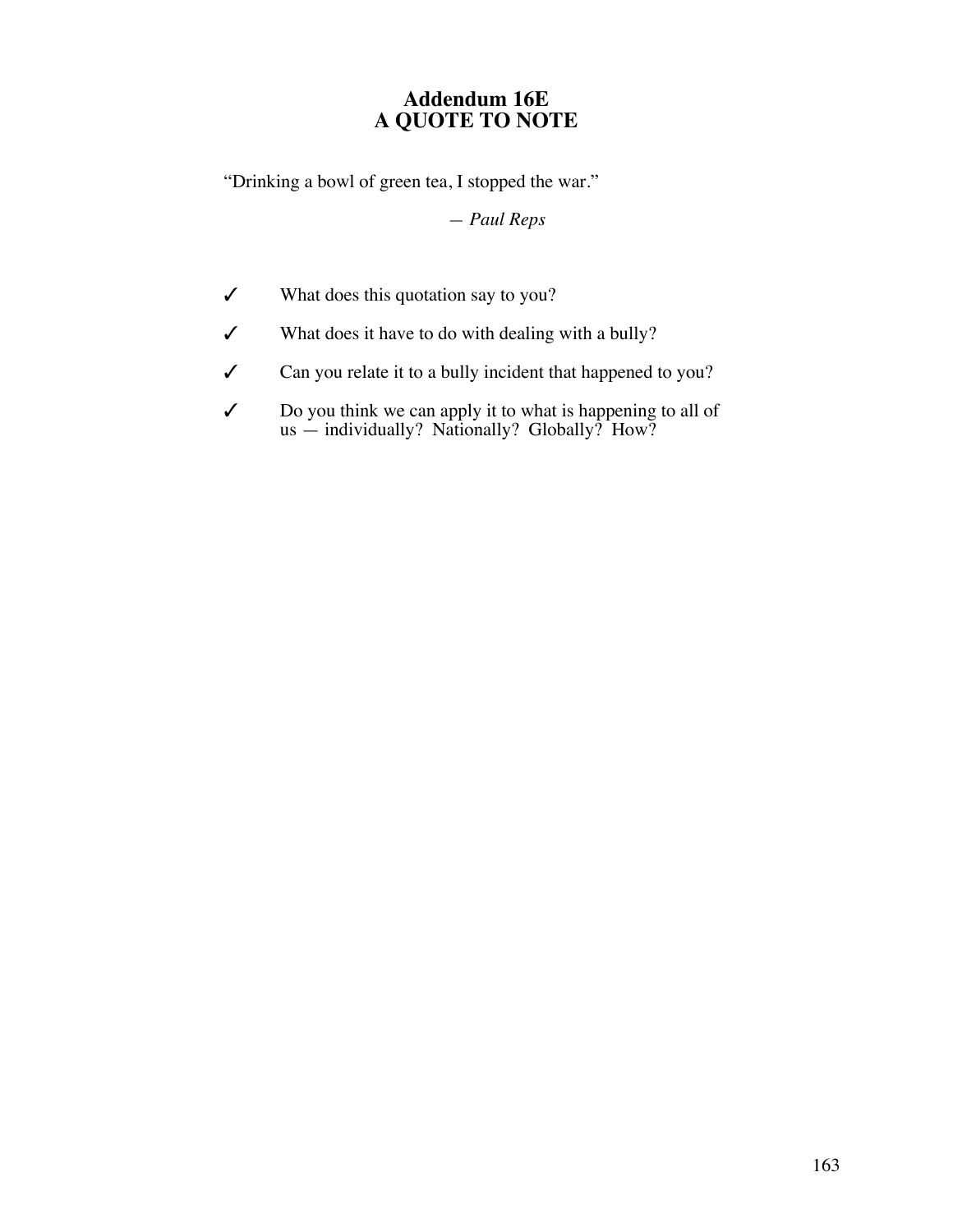# Addendum 16E
# A QUOTE TO NOTE

"Drinking a bowl of green tea, I stopped the war."

— *Paul Reps*

- ✓ What does this quotation say to you?
- ✓ What does it have to do with dealing with a bully?
- ✓ Can you relate it to a bully incident that happened to you?
- ✓ Do you think we can apply it to what is happening to all of us — individually? Nationally? Globally? How?